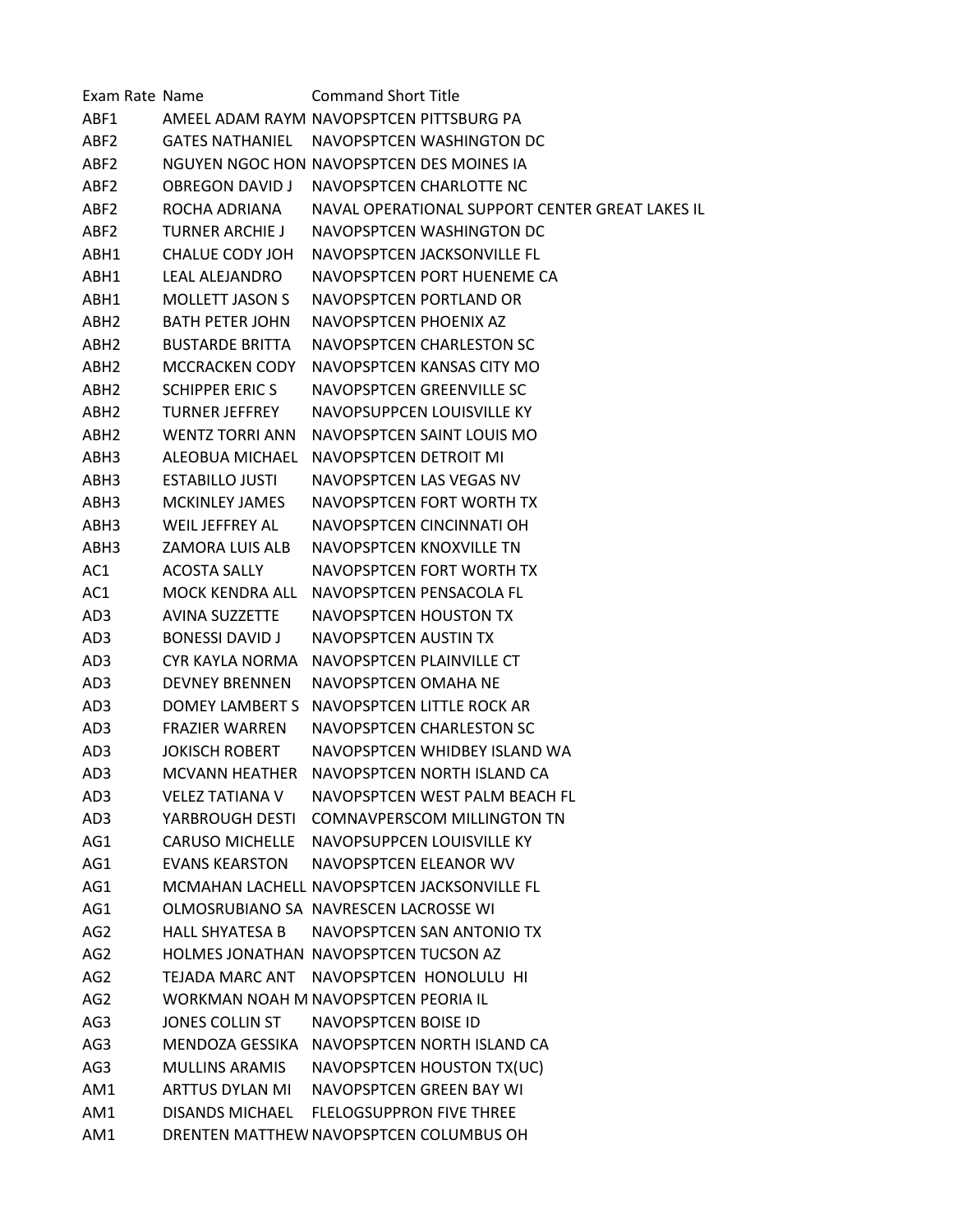| Exam Rate | Name | Command Short Title |
|---|---|---|
| ABF1 | AMEEL ADAM RAYM | NAVOPSPTCEN PITTSBURG PA |
| ABF2 | GATES NATHANIEL | NAVOPSPTCEN WASHINGTON DC |
| ABF2 | NGUYEN NGOC HON | NAVOPSPTCEN DES MOINES IA |
| ABF2 | OBREGON DAVID J | NAVOPSPTCEN CHARLOTTE NC |
| ABF2 | ROCHA ADRIANA | NAVAL OPERATIONAL SUPPORT CENTER GREAT LAKES IL |
| ABF2 | TURNER ARCHIE J | NAVOPSPTCEN WASHINGTON DC |
| ABH1 | CHALUE CODY JOH | NAVOPSPTCEN JACKSONVILLE FL |
| ABH1 | LEAL ALEJANDRO | NAVOPSPTCEN PORT HUENEME CA |
| ABH1 | MOLLETT JASON S | NAVOPSPTCEN PORTLAND OR |
| ABH2 | BATH PETER JOHN | NAVOPSPTCEN PHOENIX AZ |
| ABH2 | BUSTARDE BRITTA | NAVOPSPTCEN CHARLESTON SC |
| ABH2 | MCCRACKEN CODY | NAVOPSPTCEN KANSAS CITY MO |
| ABH2 | SCHIPPER ERIC S | NAVOPSPTCEN GREENVILLE SC |
| ABH2 | TURNER JEFFREY | NAVOPSUPPCEN LOUISVILLE KY |
| ABH2 | WENTZ TORRI ANN | NAVOPSPTCEN SAINT LOUIS MO |
| ABH3 | ALEOBUA MICHAEL | NAVOPSPTCEN DETROIT MI |
| ABH3 | ESTABILLO JUSTI | NAVOPSPTCEN LAS VEGAS NV |
| ABH3 | MCKINLEY JAMES | NAVOPSPTCEN FORT WORTH TX |
| ABH3 | WEIL JEFFREY AL | NAVOPSPTCEN CINCINNATI OH |
| ABH3 | ZAMORA LUIS ALB | NAVOPSPTCEN KNOXVILLE TN |
| AC1 | ACOSTA SALLY | NAVOPSPTCEN FORT WORTH TX |
| AC1 | MOCK KENDRA ALL | NAVOPSPTCEN PENSACOLA FL |
| AD3 | AVINA SUZZETTE | NAVOPSPTCEN HOUSTON TX |
| AD3 | BONESSI DAVID J | NAVOPSPTCEN AUSTIN TX |
| AD3 | CYR KAYLA NORMA | NAVOPSPTCEN PLAINVILLE CT |
| AD3 | DEVNEY BRENNEN | NAVOPSPTCEN OMAHA NE |
| AD3 | DOMEY LAMBERT S | NAVOPSPTCEN LITTLE ROCK AR |
| AD3 | FRAZIER WARREN | NAVOPSPTCEN CHARLESTON SC |
| AD3 | JOKISCH ROBERT | NAVOPSPTCEN WHIDBEY ISLAND WA |
| AD3 | MCVANN HEATHER | NAVOPSPTCEN NORTH ISLAND CA |
| AD3 | VELEZ TATIANA V | NAVOPSPTCEN WEST PALM BEACH FL |
| AD3 | YARBROUGH DESTI | COMNAVPERSCOM MILLINGTON TN |
| AG1 | CARUSO MICHELLE | NAVOPSUPPCEN LOUISVILLE KY |
| AG1 | EVANS KEARSTON | NAVOPSPTCEN ELEANOR WV |
| AG1 | MCMAHAN LACHELL | NAVOPSPTCEN JACKSONVILLE FL |
| AG1 | OLMOSRUBIANO SA | NAVRESCEN LACROSSE WI |
| AG2 | HALL SHYATESA B | NAVOPSPTCEN SAN ANTONIO TX |
| AG2 | HOLMES JONATHAN | NAVOPSPTCEN TUCSON AZ |
| AG2 | TEJADA MARC ANT | NAVOPSPTCEN HONOLULU HI |
| AG2 | WORKMAN NOAH M | NAVOPSPTCEN PEORIA IL |
| AG3 | JONES COLLIN ST | NAVOPSPTCEN BOISE ID |
| AG3 | MENDOZA GESSIKA | NAVOPSPTCEN NORTH ISLAND CA |
| AG3 | MULLINS ARAMIS | NAVOPSPTCEN HOUSTON TX(UC) |
| AM1 | ARTTUS DYLAN MI | NAVOPSPTCEN GREEN BAY WI |
| AM1 | DISANDS MICHAEL | FLELOGSUPPRON FIVE THREE |
| AM1 | DRENTEN MATTHEW | NAVOPSPTCEN COLUMBUS OH |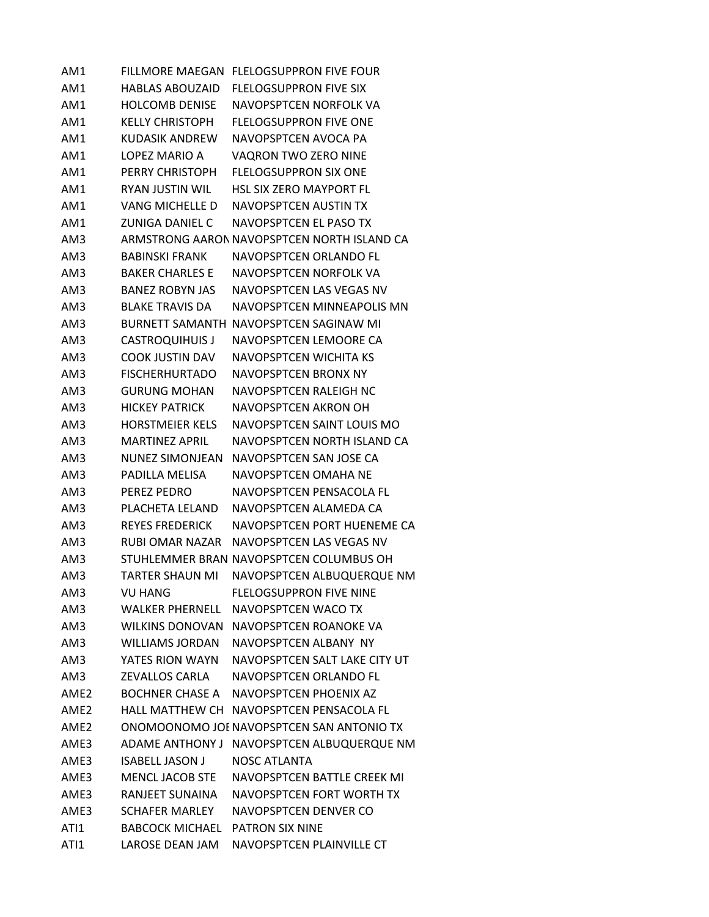| | | |
|---|---|---|
| AM1 | FILLMORE MAEGAN | FLELOGSUPPRON FIVE FOUR |
| AM1 | HABLAS ABOUZAID | FLELOGSUPPRON FIVE SIX |
| AM1 | HOLCOMB DENISE | NAVOPSPTCEN NORFOLK VA |
| AM1 | KELLY CHRISTOPH | FLELOGSUPPRON FIVE ONE |
| AM1 | KUDASIK ANDREW | NAVOPSPTCEN AVOCA PA |
| AM1 | LOPEZ MARIO A | VAQRON TWO ZERO NINE |
| AM1 | PERRY CHRISTOPH | FLELOGSUPPRON SIX ONE |
| AM1 | RYAN JUSTIN WIL | HSL SIX ZERO MAYPORT FL |
| AM1 | VANG MICHELLE D | NAVOPSPTCEN AUSTIN TX |
| AM1 | ZUNIGA DANIEL C | NAVOPSPTCEN EL PASO TX |
| AM3 | ARMSTRONG AARON | NAVOPSPTCEN NORTH ISLAND CA |
| AM3 | BABINSKI FRANK | NAVOPSPTCEN ORLANDO FL |
| AM3 | BAKER CHARLES E | NAVOPSPTCEN NORFOLK VA |
| AM3 | BANEZ ROBYN JAS | NAVOPSPTCEN LAS VEGAS NV |
| AM3 | BLAKE TRAVIS DA | NAVOPSPTCEN MINNEAPOLIS MN |
| AM3 | BURNETT SAMANTH | NAVOPSPTCEN SAGINAW MI |
| AM3 | CASTROQUIHUIS J | NAVOPSPTCEN LEMOORE CA |
| AM3 | COOK JUSTIN DAV | NAVOPSPTCEN WICHITA KS |
| AM3 | FISCHERHURTADO | NAVOPSPTCEN BRONX NY |
| AM3 | GURUNG MOHAN | NAVOPSPTCEN RALEIGH NC |
| AM3 | HICKEY PATRICK | NAVOPSPTCEN AKRON OH |
| AM3 | HORSTMEIER KELS | NAVOPSPTCEN SAINT LOUIS MO |
| AM3 | MARTINEZ APRIL | NAVOPSPTCEN NORTH ISLAND CA |
| AM3 | NUNEZ SIMONJEAN | NAVOPSPTCEN SAN JOSE CA |
| AM3 | PADILLA MELISA | NAVOPSPTCEN OMAHA NE |
| AM3 | PEREZ PEDRO | NAVOPSPTCEN PENSACOLA FL |
| AM3 | PLACHETA LELAND | NAVOPSPTCEN ALAMEDA CA |
| AM3 | REYES FREDERICK | NAVOPSPTCEN PORT HUENEME CA |
| AM3 | RUBI OMAR NAZAR | NAVOPSPTCEN LAS VEGAS NV |
| AM3 | STUHLEMMER BRAN | NAVOPSPTCEN COLUMBUS OH |
| AM3 | TARTER SHAUN MI | NAVOPSPTCEN ALBUQUERQUE NM |
| AM3 | VU HANG | FLELOGSUPPRON FIVE NINE |
| AM3 | WALKER PHERNELL | NAVOPSPTCEN WACO TX |
| AM3 | WILKINS DONOVAN | NAVOPSPTCEN ROANOKE VA |
| AM3 | WILLIAMS JORDAN | NAVOPSPTCEN ALBANY NY |
| AM3 | YATES RION WAYN | NAVOPSPTCEN SALT LAKE CITY UT |
| AM3 | ZEVALLOS CARLA | NAVOPSPTCEN ORLANDO FL |
| AME2 | BOCHNER CHASE A | NAVOPSPTCEN PHOENIX AZ |
| AME2 | HALL MATTHEW CH | NAVOPSPTCEN PENSACOLA FL |
| AME2 | ONOMOONOMO JOE | NAVOPSPTCEN SAN ANTONIO TX |
| AME3 | ADAME ANTHONY J | NAVOPSPTCEN ALBUQUERQUE NM |
| AME3 | ISABELL JASON J | NOSC ATLANTA |
| AME3 | MENCL JACOB STE | NAVOPSPTCEN BATTLE CREEK MI |
| AME3 | RANJEET SUNAINA | NAVOPSPTCEN FORT WORTH TX |
| AME3 | SCHAFER MARLEY | NAVOPSPTCEN DENVER CO |
| ATI1 | BABCOCK MICHAEL | PATRON SIX NINE |
| ATI1 | LAROSE DEAN JAM | NAVOPSPTCEN PLAINVILLE CT |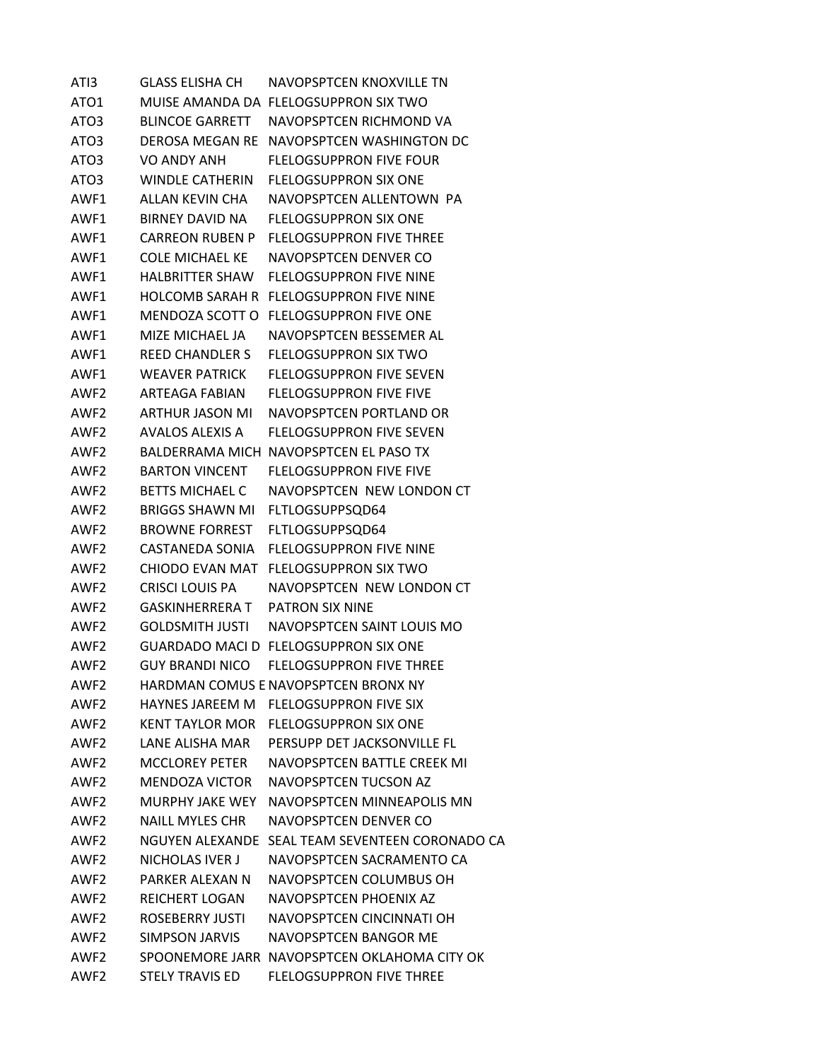| | | |
|---|---|---|
| ATI3 | GLASS ELISHA CH | NAVOPSPTCEN KNOXVILLE TN |
| ATO1 | MUISE AMANDA DA | FLELOGSUPPRON SIX TWO |
| ATO3 | BLINCOE GARRETT | NAVOPSPTCEN RICHMOND VA |
| ATO3 | DEROSA MEGAN RE | NAVOPSPTCEN WASHINGTON DC |
| ATO3 | VO ANDY ANH | FLELOGSUPPRON FIVE FOUR |
| ATO3 | WINDLE CATHERIN | FLELOGSUPPRON SIX ONE |
| AWF1 | ALLAN KEVIN CHA | NAVOPSPTCEN ALLENTOWN PA |
| AWF1 | BIRNEY DAVID NA | FLELOGSUPPRON SIX ONE |
| AWF1 | CARREON RUBEN P | FLELOGSUPPRON FIVE THREE |
| AWF1 | COLE MICHAEL KE | NAVOPSPTCEN DENVER CO |
| AWF1 | HALBRITTER SHAW | FLELOGSUPPRON FIVE NINE |
| AWF1 | HOLCOMB SARAH R | FLELOGSUPPRON FIVE NINE |
| AWF1 | MENDOZA SCOTT O | FLELOGSUPPRON FIVE ONE |
| AWF1 | MIZE MICHAEL JA | NAVOPSPTCEN BESSEMER AL |
| AWF1 | REED CHANDLER S | FLELOGSUPPRON SIX TWO |
| AWF1 | WEAVER PATRICK | FLELOGSUPPRON FIVE SEVEN |
| AWF2 | ARTEAGA FABIAN | FLELOGSUPPRON FIVE FIVE |
| AWF2 | ARTHUR JASON MI | NAVOPSPTCEN PORTLAND OR |
| AWF2 | AVALOS ALEXIS A | FLELOGSUPPRON FIVE SEVEN |
| AWF2 | BALDERRAMA MICH | NAVOPSPTCEN EL PASO TX |
| AWF2 | BARTON VINCENT | FLELOGSUPPRON FIVE FIVE |
| AWF2 | BETTS MICHAEL C | NAVOPSPTCEN NEW LONDON CT |
| AWF2 | BRIGGS SHAWN MI | FLTLOGSUPPSQD64 |
| AWF2 | BROWNE FORREST | FLTLOGSUPPSQD64 |
| AWF2 | CASTANEDA SONIA | FLELOGSUPPRON FIVE NINE |
| AWF2 | CHIODO EVAN MAT | FLELOGSUPPRON SIX TWO |
| AWF2 | CRISCI LOUIS PA | NAVOPSPTCEN NEW LONDON CT |
| AWF2 | GASKINHERRERA T | PATRON SIX NINE |
| AWF2 | GOLDSMITH JUSTI | NAVOPSPTCEN SAINT LOUIS MO |
| AWF2 | GUARDADO MACI D | FLELOGSUPPRON SIX ONE |
| AWF2 | GUY BRANDI NICO | FLELOGSUPPRON FIVE THREE |
| AWF2 | HARDMAN COMUS E | NAVOPSPTCEN BRONX NY |
| AWF2 | HAYNES JAREEM M | FLELOGSUPPRON FIVE SIX |
| AWF2 | KENT TAYLOR MOR | FLELOGSUPPRON SIX ONE |
| AWF2 | LANE ALISHA MAR | PERSUPP DET JACKSONVILLE FL |
| AWF2 | MCCLOREY PETER | NAVOPSPTCEN BATTLE CREEK MI |
| AWF2 | MENDOZA VICTOR | NAVOPSPTCEN TUCSON AZ |
| AWF2 | MURPHY JAKE WEY | NAVOPSPTCEN MINNEAPOLIS MN |
| AWF2 | NAILL MYLES CHR | NAVOPSPTCEN DENVER CO |
| AWF2 | NGUYEN ALEXANDE | SEAL TEAM SEVENTEEN CORONADO CA |
| AWF2 | NICHOLAS IVER J | NAVOPSPTCEN SACRAMENTO CA |
| AWF2 | PARKER ALEXAN N | NAVOPSPTCEN COLUMBUS OH |
| AWF2 | REICHERT LOGAN | NAVOPSPTCEN PHOENIX AZ |
| AWF2 | ROSEBERRY JUSTI | NAVOPSPTCEN CINCINNATI OH |
| AWF2 | SIMPSON JARVIS | NAVOPSPTCEN BANGOR ME |
| AWF2 | SPOONEMORE JARR | NAVOPSPTCEN OKLAHOMA CITY OK |
| AWF2 | STELY TRAVIS ED | FLELOGSUPPRON FIVE THREE |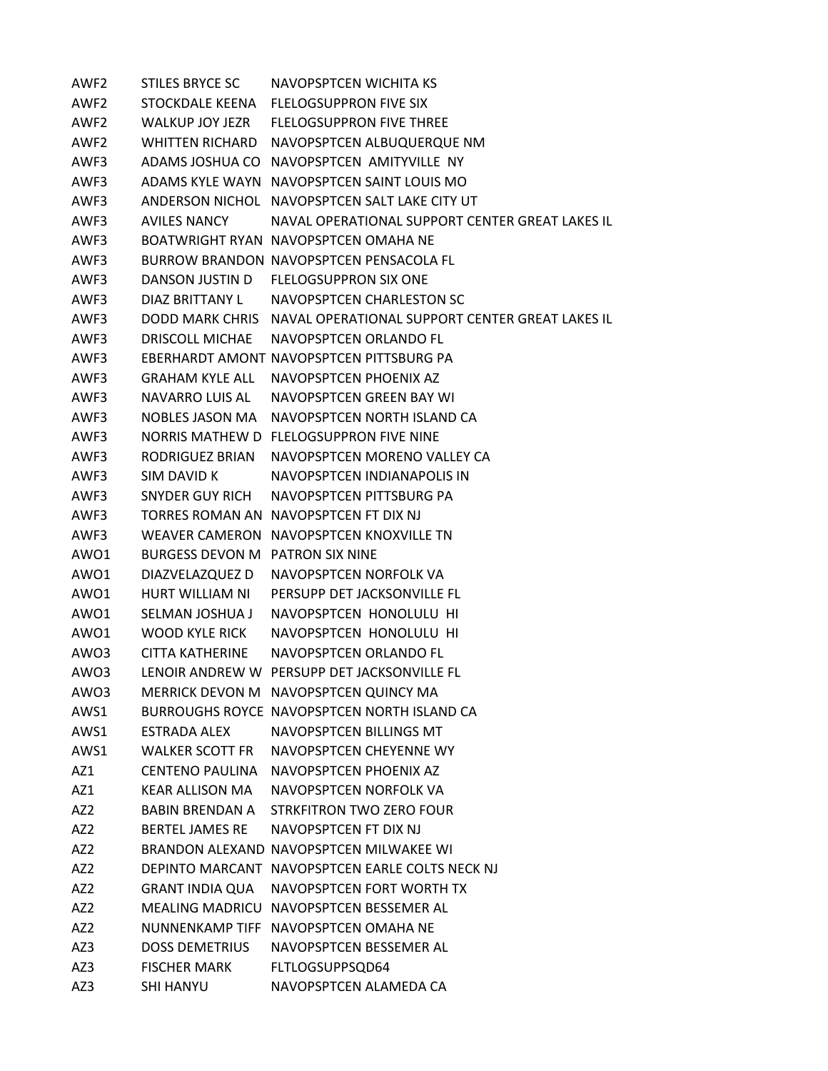| | | |
|---|---|---|
| AWF2 | STILES BRYCE SC | NAVOPSPTCEN WICHITA KS |
| AWF2 | STOCKDALE KEENA | FLELOGSUPPRON FIVE SIX |
| AWF2 | WALKUP JOY JEZR | FLELOGSUPPRON FIVE THREE |
| AWF2 | WHITTEN RICHARD | NAVOPSPTCEN ALBUQUERQUE NM |
| AWF3 | ADAMS JOSHUA CO | NAVOPSPTCEN AMITYVILLE NY |
| AWF3 | ADAMS KYLE WAYN | NAVOPSPTCEN SAINT LOUIS MO |
| AWF3 | ANDERSON NICHOL | NAVOPSPTCEN SALT LAKE CITY UT |
| AWF3 | AVILES NANCY | NAVAL OPERATIONAL SUPPORT CENTER GREAT LAKES IL |
| AWF3 | BOATWRIGHT RYAN | NAVOPSPTCEN OMAHA NE |
| AWF3 | BURROW BRANDON | NAVOPSPTCEN PENSACOLA FL |
| AWF3 | DANSON JUSTIN D | FLELOGSUPPRON SIX ONE |
| AWF3 | DIAZ BRITTANY L | NAVOPSPTCEN CHARLESTON SC |
| AWF3 | DODD MARK CHRIS | NAVAL OPERATIONAL SUPPORT CENTER GREAT LAKES IL |
| AWF3 | DRISCOLL MICHAE | NAVOPSPTCEN ORLANDO FL |
| AWF3 | EBERHARDT AMONT | NAVOPSPTCEN PITTSBURG PA |
| AWF3 | GRAHAM KYLE ALL | NAVOPSPTCEN PHOENIX AZ |
| AWF3 | NAVARRO LUIS AL | NAVOPSPTCEN GREEN BAY WI |
| AWF3 | NOBLES JASON MA | NAVOPSPTCEN NORTH ISLAND CA |
| AWF3 | NORRIS MATHEW D | FLELOGSUPPRON FIVE NINE |
| AWF3 | RODRIGUEZ BRIAN | NAVOPSPTCEN MORENO VALLEY CA |
| AWF3 | SIM DAVID K | NAVOPSPTCEN INDIANAPOLIS IN |
| AWF3 | SNYDER GUY RICH | NAVOPSPTCEN PITTSBURG PA |
| AWF3 | TORRES ROMAN AN | NAVOPSPTCEN FT DIX NJ |
| AWF3 | WEAVER CAMERON | NAVOPSPTCEN KNOXVILLE TN |
| AWO1 | BURGESS DEVON M | PATRON SIX NINE |
| AWO1 | DIAZVELAZQUEZ D | NAVOPSPTCEN NORFOLK VA |
| AWO1 | HURT WILLIAM NI | PERSUPP DET JACKSONVILLE FL |
| AWO1 | SELMAN JOSHUA J | NAVOPSPTCEN HONOLULU HI |
| AWO1 | WOOD KYLE RICK | NAVOPSPTCEN HONOLULU HI |
| AWO3 | CITTA KATHERINE | NAVOPSPTCEN ORLANDO FL |
| AWO3 | LENOIR ANDREW W | PERSUPP DET JACKSONVILLE FL |
| AWO3 | MERRICK DEVON M | NAVOPSPTCEN QUINCY MA |
| AWS1 | BURROUGHS ROYCE | NAVOPSPTCEN NORTH ISLAND CA |
| AWS1 | ESTRADA ALEX | NAVOPSPTCEN BILLINGS MT |
| AWS1 | WALKER SCOTT FR | NAVOPSPTCEN CHEYENNE WY |
| AZ1 | CENTENO PAULINA | NAVOPSPTCEN PHOENIX AZ |
| AZ1 | KEAR ALLISON MA | NAVOPSPTCEN NORFOLK VA |
| AZ2 | BABIN BRENDAN A | STRKFITRON TWO ZERO FOUR |
| AZ2 | BERTEL JAMES RE | NAVOPSPTCEN FT DIX NJ |
| AZ2 | BRANDON ALEXAND | NAVOPSPTCEN MILWAKEE WI |
| AZ2 | DEPINTO MARCANT | NAVOPSPTCEN EARLE COLTS NECK NJ |
| AZ2 | GRANT INDIA QUA | NAVOPSPTCEN FORT WORTH TX |
| AZ2 | MEALING MADRICU | NAVOPSPTCEN BESSEMER AL |
| AZ2 | NUNNENKAMP TIFF | NAVOPSPTCEN OMAHA NE |
| AZ3 | DOSS DEMETRIUS | NAVOPSPTCEN BESSEMER AL |
| AZ3 | FISCHER MARK | FLTLOGSUPPSQD64 |
| AZ3 | SHI HANYU | NAVOPSPTCEN ALAMEDA CA |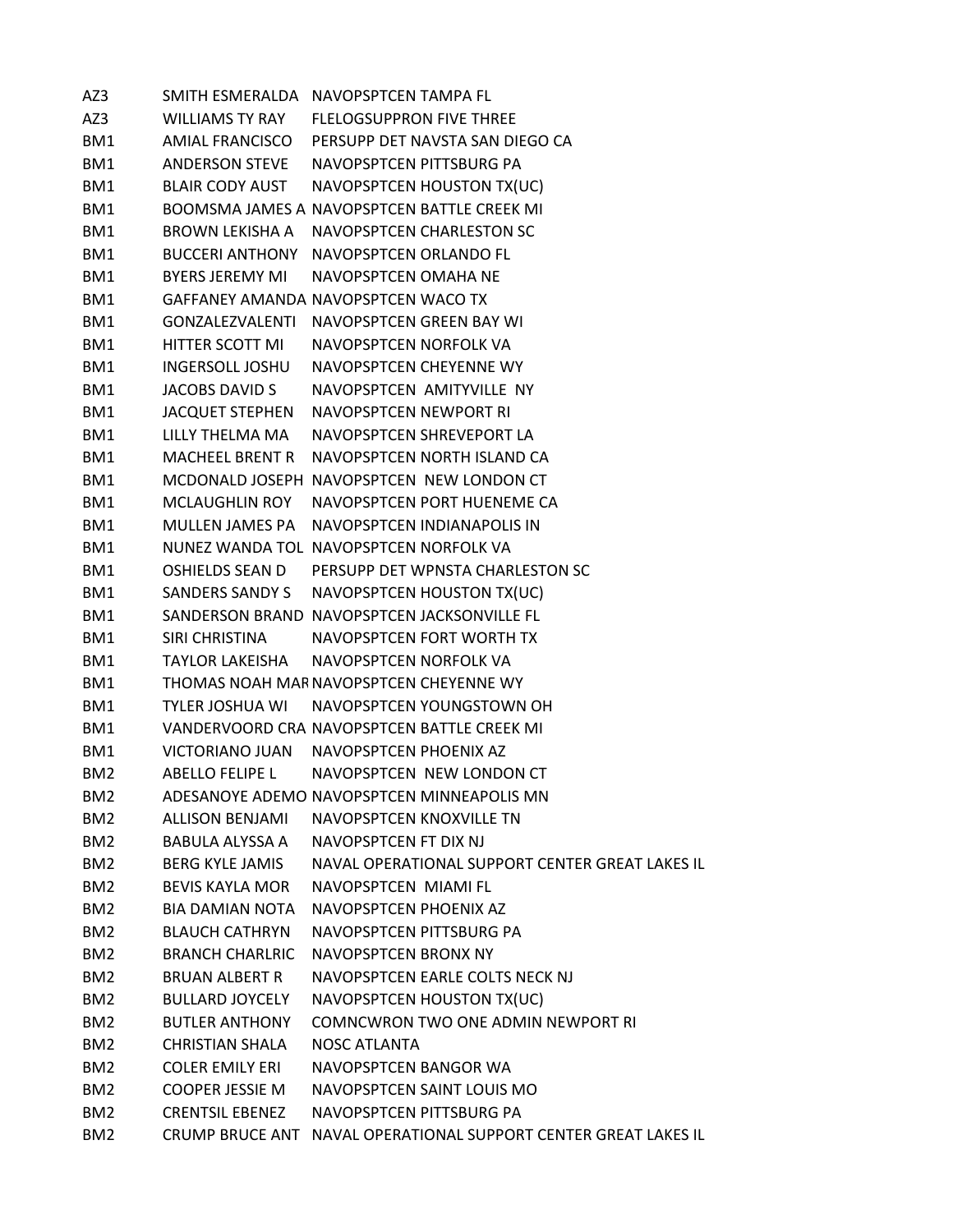| | | |
|---|---|---|
| AZ3 | SMITH ESMERALDA | NAVOPSPTCEN TAMPA FL |
| AZ3 | WILLIAMS TY RAY | FLELOGSUPPRON FIVE THREE |
| BM1 | AMIAL FRANCISCO | PERSUPP DET NAVSTA SAN DIEGO CA |
| BM1 | ANDERSON STEVE | NAVOPSPTCEN PITTSBURG PA |
| BM1 | BLAIR CODY AUST | NAVOPSPTCEN HOUSTON TX(UC) |
| BM1 | BOOMSMA JAMES A | NAVOPSPTCEN BATTLE CREEK MI |
| BM1 | BROWN LEKISHA A | NAVOPSPTCEN CHARLESTON SC |
| BM1 | BUCCERI ANTHONY | NAVOPSPTCEN ORLANDO FL |
| BM1 | BYERS JEREMY MI | NAVOPSPTCEN OMAHA NE |
| BM1 | GAFFANEY AMANDA | NAVOPSPTCEN WACO TX |
| BM1 | GONZALEZVALENTI | NAVOPSPTCEN GREEN BAY WI |
| BM1 | HITTER SCOTT MI | NAVOPSPTCEN NORFOLK VA |
| BM1 | INGERSOLL JOSHU | NAVOPSPTCEN CHEYENNE WY |
| BM1 | JACOBS DAVID S | NAVOPSPTCEN AMITYVILLE NY |
| BM1 | JACQUET STEPHEN | NAVOPSPTCEN NEWPORT RI |
| BM1 | LILLY THELMA MA | NAVOPSPTCEN SHREVEPORT LA |
| BM1 | MACHEEL BRENT R | NAVOPSPTCEN NORTH ISLAND CA |
| BM1 | MCDONALD JOSEPH | NAVOPSPTCEN NEW LONDON CT |
| BM1 | MCLAUGHLIN ROY | NAVOPSPTCEN PORT HUENEME CA |
| BM1 | MULLEN JAMES PA | NAVOPSPTCEN INDIANAPOLIS IN |
| BM1 | NUNEZ WANDA TOL | NAVOPSPTCEN NORFOLK VA |
| BM1 | OSHIELDS SEAN D | PERSUPP DET WPNSTA CHARLESTON SC |
| BM1 | SANDERS SANDY S | NAVOPSPTCEN HOUSTON TX(UC) |
| BM1 | SANDERSON BRAND | NAVOPSPTCEN JACKSONVILLE FL |
| BM1 | SIRI CHRISTINA | NAVOPSPTCEN FORT WORTH TX |
| BM1 | TAYLOR LAKEISHA | NAVOPSPTCEN NORFOLK VA |
| BM1 | THOMAS NOAH MAR | NAVOPSPTCEN CHEYENNE WY |
| BM1 | TYLER JOSHUA WI | NAVOPSPTCEN YOUNGSTOWN OH |
| BM1 | VANDERVOORD CRA | NAVOPSPTCEN BATTLE CREEK MI |
| BM1 | VICTORIANO JUAN | NAVOPSPTCEN PHOENIX AZ |
| BM2 | ABELLO FELIPE L | NAVOPSPTCEN NEW LONDON CT |
| BM2 | ADESANOYE ADEMO | NAVOPSPTCEN MINNEAPOLIS MN |
| BM2 | ALLISON BENJAMI | NAVOPSPTCEN KNOXVILLE TN |
| BM2 | BABULA ALYSSA A | NAVOPSPTCEN FT DIX NJ |
| BM2 | BERG KYLE JAMIS | NAVAL OPERATIONAL SUPPORT CENTER GREAT LAKES IL |
| BM2 | BEVIS KAYLA MOR | NAVOPSPTCEN MIAMI FL |
| BM2 | BIA DAMIAN NOTA | NAVOPSPTCEN PHOENIX AZ |
| BM2 | BLAUCH CATHRYN | NAVOPSPTCEN PITTSBURG PA |
| BM2 | BRANCH CHARLRIC | NAVOPSPTCEN BRONX NY |
| BM2 | BRUAN ALBERT R | NAVOPSPTCEN EARLE COLTS NECK NJ |
| BM2 | BULLARD JOYCELY | NAVOPSPTCEN HOUSTON TX(UC) |
| BM2 | BUTLER ANTHONY | COMNCWRON TWO ONE ADMIN NEWPORT RI |
| BM2 | CHRISTIAN SHALA | NOSC ATLANTA |
| BM2 | COLER EMILY ERI | NAVOPSPTCEN BANGOR WA |
| BM2 | COOPER JESSIE M | NAVOPSPTCEN SAINT LOUIS MO |
| BM2 | CRENTSIL EBENEZ | NAVOPSPTCEN PITTSBURG PA |
| BM2 | CRUMP BRUCE ANT | NAVAL OPERATIONAL SUPPORT CENTER GREAT LAKES IL |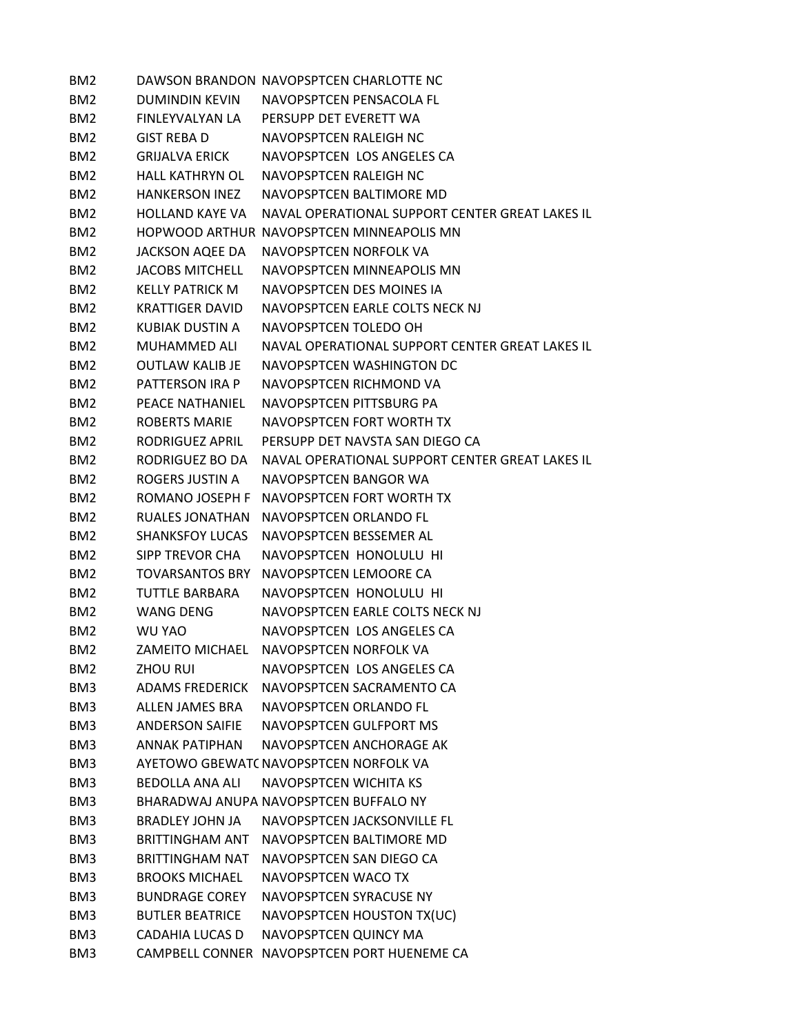| | | |
|---|---|---|
| BM2 | DAWSON BRANDON | NAVOPSPTCEN CHARLOTTE NC |
| BM2 | DUMINDIN KEVIN | NAVOPSPTCEN PENSACOLA FL |
| BM2 | FINLEYVALYAN LA | PERSUPP DET EVERETT WA |
| BM2 | GIST REBA D | NAVOPSPTCEN RALEIGH NC |
| BM2 | GRIJALVA ERICK | NAVOPSPTCEN LOS ANGELES CA |
| BM2 | HALL KATHRYN OL | NAVOPSPTCEN RALEIGH NC |
| BM2 | HANKERSON INEZ | NAVOPSPTCEN BALTIMORE MD |
| BM2 | HOLLAND KAYE VA | NAVAL OPERATIONAL SUPPORT CENTER GREAT LAKES IL |
| BM2 | HOPWOOD ARTHUR | NAVOPSPTCEN MINNEAPOLIS MN |
| BM2 | JACKSON AQEE DA | NAVOPSPTCEN NORFOLK VA |
| BM2 | JACOBS MITCHELL | NAVOPSPTCEN MINNEAPOLIS MN |
| BM2 | KELLY PATRICK M | NAVOPSPTCEN DES MOINES IA |
| BM2 | KRATTIGER DAVID | NAVOPSPTCEN EARLE COLTS NECK NJ |
| BM2 | KUBIAK DUSTIN A | NAVOPSPTCEN TOLEDO OH |
| BM2 | MUHAMMED ALI | NAVAL OPERATIONAL SUPPORT CENTER GREAT LAKES IL |
| BM2 | OUTLAW KALIB JE | NAVOPSPTCEN WASHINGTON DC |
| BM2 | PATTERSON IRA P | NAVOPSPTCEN RICHMOND VA |
| BM2 | PEACE NATHANIEL | NAVOPSPTCEN PITTSBURG PA |
| BM2 | ROBERTS MARIE | NAVOPSPTCEN FORT WORTH TX |
| BM2 | RODRIGUEZ APRIL | PERSUPP DET NAVSTA SAN DIEGO CA |
| BM2 | RODRIGUEZ BO DA | NAVAL OPERATIONAL SUPPORT CENTER GREAT LAKES IL |
| BM2 | ROGERS JUSTIN A | NAVOPSPTCEN BANGOR WA |
| BM2 | ROMANO JOSEPH F | NAVOPSPTCEN FORT WORTH TX |
| BM2 | RUALES JONATHAN | NAVOPSPTCEN ORLANDO FL |
| BM2 | SHANKSFOY LUCAS | NAVOPSPTCEN BESSEMER AL |
| BM2 | SIPP TREVOR CHA | NAVOPSPTCEN HONOLULU HI |
| BM2 | TOVARSANTOS BRY | NAVOPSPTCEN LEMOORE CA |
| BM2 | TUTTLE BARBARA | NAVOPSPTCEN HONOLULU HI |
| BM2 | WANG DENG | NAVOPSPTCEN EARLE COLTS NECK NJ |
| BM2 | WU YAO | NAVOPSPTCEN LOS ANGELES CA |
| BM2 | ZAMEITO MICHAEL | NAVOPSPTCEN NORFOLK VA |
| BM2 | ZHOU RUI | NAVOPSPTCEN LOS ANGELES CA |
| BM3 | ADAMS FREDERICK | NAVOPSPTCEN SACRAMENTO CA |
| BM3 | ALLEN JAMES BRA | NAVOPSPTCEN ORLANDO FL |
| BM3 | ANDERSON SAIFIE | NAVOPSPTCEN GULFPORT MS |
| BM3 | ANNAK PATIPHAN | NAVOPSPTCEN ANCHORAGE AK |
| BM3 | AYETOWO GBEWATC | NAVOPSPTCEN NORFOLK VA |
| BM3 | BEDOLLA ANA ALI | NAVOPSPTCEN WICHITA KS |
| BM3 | BHARADWAJ ANUPA | NAVOPSPTCEN BUFFALO NY |
| BM3 | BRADLEY JOHN JA | NAVOPSPTCEN JACKSONVILLE FL |
| BM3 | BRITTINGHAM ANT | NAVOPSPTCEN BALTIMORE MD |
| BM3 | BRITTINGHAM NAT | NAVOPSPTCEN SAN DIEGO CA |
| BM3 | BROOKS MICHAEL | NAVOPSPTCEN WACO TX |
| BM3 | BUNDRAGE COREY | NAVOPSPTCEN SYRACUSE NY |
| BM3 | BUTLER BEATRICE | NAVOPSPTCEN HOUSTON TX(UC) |
| BM3 | CADAHIA LUCAS D | NAVOPSPTCEN QUINCY MA |
| BM3 | CAMPBELL CONNER | NAVOPSPTCEN PORT HUENEME CA |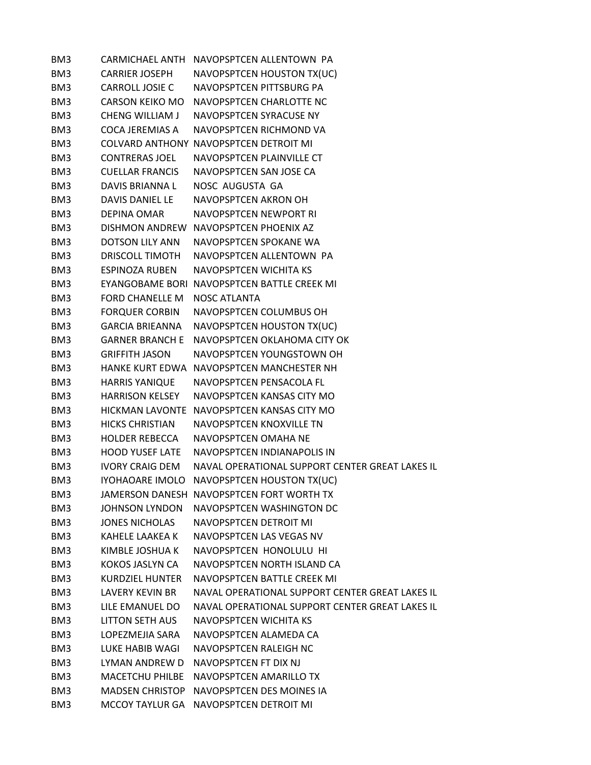| | | |
|---|---|---|
| BM3 | CARMICHAEL ANTH | NAVOPSPTCEN ALLENTOWN PA |
| BM3 | CARRIER JOSEPH | NAVOPSPTCEN HOUSTON TX(UC) |
| BM3 | CARROLL JOSIE C | NAVOPSPTCEN PITTSBURG PA |
| BM3 | CARSON KEIKO MO | NAVOPSPTCEN CHARLOTTE NC |
| BM3 | CHENG WILLIAM J | NAVOPSPTCEN SYRACUSE NY |
| BM3 | COCA JEREMIAS A | NAVOPSPTCEN RICHMOND VA |
| BM3 | COLVARD ANTHONY | NAVOPSPTCEN DETROIT MI |
| BM3 | CONTRERAS JOEL | NAVOPSPTCEN PLAINVILLE CT |
| BM3 | CUELLAR FRANCIS | NAVOPSPTCEN SAN JOSE CA |
| BM3 | DAVIS BRIANNA L | NOSC AUGUSTA GA |
| BM3 | DAVIS DANIEL LE | NAVOPSPTCEN AKRON OH |
| BM3 | DEPINA OMAR | NAVOPSPTCEN NEWPORT RI |
| BM3 | DISHMON ANDREW | NAVOPSPTCEN PHOENIX AZ |
| BM3 | DOTSON LILY ANN | NAVOPSPTCEN SPOKANE WA |
| BM3 | DRISCOLL TIMOTH | NAVOPSPTCEN ALLENTOWN PA |
| BM3 | ESPINOZA RUBEN | NAVOPSPTCEN WICHITA KS |
| BM3 | EYANGOBAME BORI | NAVOPSPTCEN BATTLE CREEK MI |
| BM3 | FORD CHANELLE M | NOSC ATLANTA |
| BM3 | FORQUER CORBIN | NAVOPSPTCEN COLUMBUS OH |
| BM3 | GARCIA BRIEANNA | NAVOPSPTCEN HOUSTON TX(UC) |
| BM3 | GARNER BRANCH E | NAVOPSPTCEN OKLAHOMA CITY OK |
| BM3 | GRIFFITH JASON | NAVOPSPTCEN YOUNGSTOWN OH |
| BM3 | HANKE KURT EDWA | NAVOPSPTCEN MANCHESTER NH |
| BM3 | HARRIS YANIQUE | NAVOPSPTCEN PENSACOLA FL |
| BM3 | HARRISON KELSEY | NAVOPSPTCEN KANSAS CITY MO |
| BM3 | HICKMAN LAVONTE | NAVOPSPTCEN KANSAS CITY MO |
| BM3 | HICKS CHRISTIAN | NAVOPSPTCEN KNOXVILLE TN |
| BM3 | HOLDER REBECCA | NAVOPSPTCEN OMAHA NE |
| BM3 | HOOD YUSEF LATE | NAVOPSPTCEN INDIANAPOLIS IN |
| BM3 | IVORY CRAIG DEM | NAVAL OPERATIONAL SUPPORT CENTER GREAT LAKES IL |
| BM3 | IYOHAOARE IMOLO | NAVOPSPTCEN HOUSTON TX(UC) |
| BM3 | JAMERSON DANESH | NAVOPSPTCEN FORT WORTH TX |
| BM3 | JOHNSON LYNDON | NAVOPSPTCEN WASHINGTON DC |
| BM3 | JONES NICHOLAS | NAVOPSPTCEN DETROIT MI |
| BM3 | KAHELE LAAKEA K | NAVOPSPTCEN LAS VEGAS NV |
| BM3 | KIMBLE JOSHUA K | NAVOPSPTCEN HONOLULU HI |
| BM3 | KOKOS JASLYN CA | NAVOPSPTCEN NORTH ISLAND CA |
| BM3 | KURDZIEL HUNTER | NAVOPSPTCEN BATTLE CREEK MI |
| BM3 | LAVERY KEVIN BR | NAVAL OPERATIONAL SUPPORT CENTER GREAT LAKES IL |
| BM3 | LILE EMANUEL DO | NAVAL OPERATIONAL SUPPORT CENTER GREAT LAKES IL |
| BM3 | LITTON SETH AUS | NAVOPSPTCEN WICHITA KS |
| BM3 | LOPEZMEJIA SARA | NAVOPSPTCEN ALAMEDA CA |
| BM3 | LUKE HABIB WAGI | NAVOPSPTCEN RALEIGH NC |
| BM3 | LYMAN ANDREW D | NAVOPSPTCEN FT DIX NJ |
| BM3 | MACETCHU PHILBE | NAVOPSPTCEN AMARILLO TX |
| BM3 | MADSEN CHRISTOP | NAVOPSPTCEN DES MOINES IA |
| BM3 | MCCOY TAYLUR GA | NAVOPSPTCEN DETROIT MI |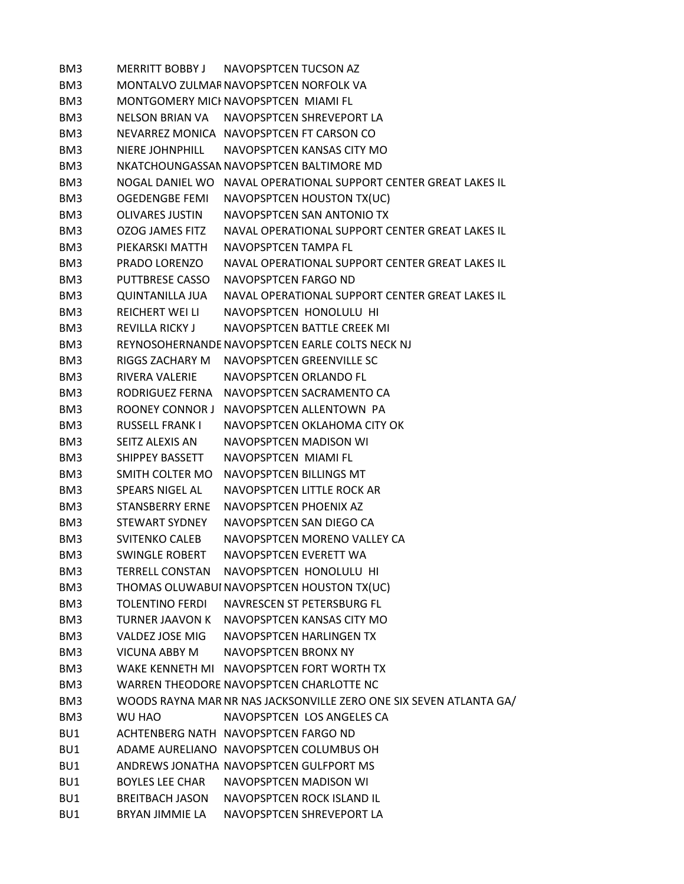| | | |
|---|---|---|
| BM3 | MERRITT BOBBY J | NAVOPSPTCEN TUCSON AZ |
| BM3 | MONTALVO ZULMAR | NAVOPSPTCEN NORFOLK VA |
| BM3 | MONTGOMERY MICH | NAVOPSPTCEN MIAMI FL |
| BM3 | NELSON BRIAN VA | NAVOPSPTCEN SHREVEPORT LA |
| BM3 | NEVARREZ MONICA | NAVOPSPTCEN FT CARSON CO |
| BM3 | NIERE JOHNPHILL | NAVOPSPTCEN KANSAS CITY MO |
| BM3 | NKATCHOUNGASSAN | NAVOPSPTCEN BALTIMORE MD |
| BM3 | NOGAL DANIEL WO | NAVAL OPERATIONAL SUPPORT CENTER GREAT LAKES IL |
| BM3 | OGEDENGBE FEMI | NAVOPSPTCEN HOUSTON TX(UC) |
| BM3 | OLIVARES JUSTIN | NAVOPSPTCEN SAN ANTONIO TX |
| BM3 | OZOG JAMES FITZ | NAVAL OPERATIONAL SUPPORT CENTER GREAT LAKES IL |
| BM3 | PIEKARSKI MATTH | NAVOPSPTCEN TAMPA FL |
| BM3 | PRADO LORENZO | NAVAL OPERATIONAL SUPPORT CENTER GREAT LAKES IL |
| BM3 | PUTTBRESE CASSO | NAVOPSPTCEN FARGO ND |
| BM3 | QUINTANILLA JUA | NAVAL OPERATIONAL SUPPORT CENTER GREAT LAKES IL |
| BM3 | REICHERT WEI LI | NAVOPSPTCEN HONOLULU HI |
| BM3 | REVILLA RICKY J | NAVOPSPTCEN BATTLE CREEK MI |
| BM3 | REYNOSOHERNANDE | NAVOPSPTCEN EARLE COLTS NECK NJ |
| BM3 | RIGGS ZACHARY M | NAVOPSPTCEN GREENVILLE SC |
| BM3 | RIVERA VALERIE | NAVOPSPTCEN ORLANDO FL |
| BM3 | RODRIGUEZ FERNA | NAVOPSPTCEN SACRAMENTO CA |
| BM3 | ROONEY CONNOR J | NAVOPSPTCEN ALLENTOWN PA |
| BM3 | RUSSELL FRANK I | NAVOPSPTCEN OKLAHOMA CITY OK |
| BM3 | SEITZ ALEXIS AN | NAVOPSPTCEN MADISON WI |
| BM3 | SHIPPEY BASSETT | NAVOPSPTCEN MIAMI FL |
| BM3 | SMITH COLTER MO | NAVOPSPTCEN BILLINGS MT |
| BM3 | SPEARS NIGEL AL | NAVOPSPTCEN LITTLE ROCK AR |
| BM3 | STANSBERRY ERNE | NAVOPSPTCEN PHOENIX AZ |
| BM3 | STEWART SYDNEY | NAVOPSPTCEN SAN DIEGO CA |
| BM3 | SVITENKO CALEB | NAVOPSPTCEN MORENO VALLEY CA |
| BM3 | SWINGLE ROBERT | NAVOPSPTCEN EVERETT WA |
| BM3 | TERRELL CONSTAN | NAVOPSPTCEN HONOLULU HI |
| BM3 | THOMAS OLUWABUI | NAVOPSPTCEN HOUSTON TX(UC) |
| BM3 | TOLENTINO FERDI | NAVRESCEN ST PETERSBURG FL |
| BM3 | TURNER JAAVON K | NAVOPSPTCEN KANSAS CITY MO |
| BM3 | VALDEZ JOSE MIG | NAVOPSPTCEN HARLINGEN TX |
| BM3 | VICUNA ABBY M | NAVOPSPTCEN BRONX NY |
| BM3 | WAKE KENNETH MI | NAVOPSPTCEN FORT WORTH TX |
| BM3 | WARREN THEODORE | NAVOPSPTCEN CHARLOTTE NC |
| BM3 | WOODS RAYNA MAR | NR NAS JACKSONVILLE ZERO ONE SIX SEVEN ATLANTA GA/ |
| BM3 | WU HAO | NAVOPSPTCEN LOS ANGELES CA |
| BU1 | ACHTENBERG NATH | NAVOPSPTCEN FARGO ND |
| BU1 | ADAME AURELIANO | NAVOPSPTCEN COLUMBUS OH |
| BU1 | ANDREWS JONATHA | NAVOPSPTCEN GULFPORT MS |
| BU1 | BOYLES LEE CHAR | NAVOPSPTCEN MADISON WI |
| BU1 | BREITBACH JASON | NAVOPSPTCEN ROCK ISLAND IL |
| BU1 | BRYAN JIMMIE LA | NAVOPSPTCEN SHREVEPORT LA |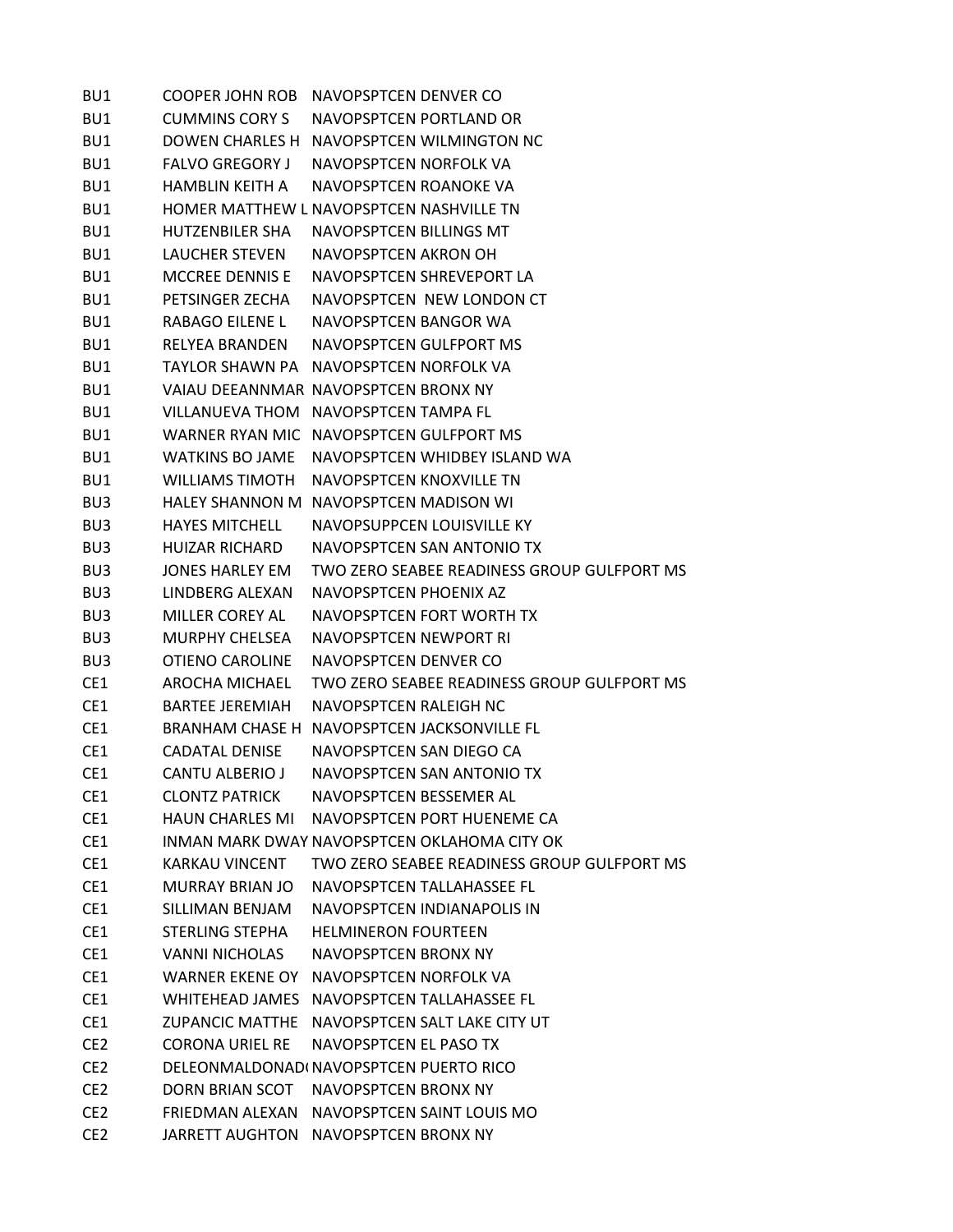| | | |
|---|---|---|
| BU1 | COOPER JOHN ROB | NAVOPSPTCEN DENVER CO |
| BU1 | CUMMINS CORY S | NAVOPSPTCEN PORTLAND OR |
| BU1 | DOWEN CHARLES H | NAVOPSPTCEN WILMINGTON NC |
| BU1 | FALVO GREGORY J | NAVOPSPTCEN NORFOLK VA |
| BU1 | HAMBLIN KEITH A | NAVOPSPTCEN ROANOKE VA |
| BU1 | HOMER MATTHEW L | NAVOPSPTCEN NASHVILLE TN |
| BU1 | HUTZENBILER SHA | NAVOPSPTCEN BILLINGS MT |
| BU1 | LAUCHER STEVEN | NAVOPSPTCEN AKRON OH |
| BU1 | MCCREE DENNIS E | NAVOPSPTCEN SHREVEPORT LA |
| BU1 | PETSINGER ZECHA | NAVOPSPTCEN  NEW LONDON CT |
| BU1 | RABAGO EILENE L | NAVOPSPTCEN BANGOR WA |
| BU1 | RELYEA BRANDEN | NAVOPSPTCEN GULFPORT MS |
| BU1 | TAYLOR SHAWN PA | NAVOPSPTCEN NORFOLK VA |
| BU1 | VAIAU DEEANNMAR | NAVOPSPTCEN BRONX NY |
| BU1 | VILLANUEVA THOM | NAVOPSPTCEN TAMPA FL |
| BU1 | WARNER RYAN MIC | NAVOPSPTCEN GULFPORT MS |
| BU1 | WATKINS BO JAME | NAVOPSPTCEN WHIDBEY ISLAND WA |
| BU1 | WILLIAMS TIMOTH | NAVOPSPTCEN KNOXVILLE TN |
| BU3 | HALEY SHANNON M | NAVOPSPTCEN MADISON WI |
| BU3 | HAYES MITCHELL | NAVOPSUPPCEN LOUISVILLE KY |
| BU3 | HUIZAR RICHARD | NAVOPSPTCEN SAN ANTONIO TX |
| BU3 | JONES HARLEY EM | TWO ZERO SEABEE READINESS GROUP GULFPORT MS |
| BU3 | LINDBERG ALEXAN | NAVOPSPTCEN PHOENIX AZ |
| BU3 | MILLER COREY AL | NAVOPSPTCEN FORT WORTH TX |
| BU3 | MURPHY CHELSEA | NAVOPSPTCEN NEWPORT RI |
| BU3 | OTIENO CAROLINE | NAVOPSPTCEN DENVER CO |
| CE1 | AROCHA MICHAEL | TWO ZERO SEABEE READINESS GROUP GULFPORT MS |
| CE1 | BARTEE JEREMIAH | NAVOPSPTCEN RALEIGH NC |
| CE1 | BRANHAM CHASE H | NAVOPSPTCEN JACKSONVILLE FL |
| CE1 | CADATAL DENISE | NAVOPSPTCEN SAN DIEGO CA |
| CE1 | CANTU ALBERIO J | NAVOPSPTCEN SAN ANTONIO TX |
| CE1 | CLONTZ PATRICK | NAVOPSPTCEN BESSEMER AL |
| CE1 | HAUN CHARLES MI | NAVOPSPTCEN PORT HUENEME CA |
| CE1 | INMAN MARK DWAY | NAVOPSPTCEN OKLAHOMA CITY OK |
| CE1 | KARKAU VINCENT | TWO ZERO SEABEE READINESS GROUP GULFPORT MS |
| CE1 | MURRAY BRIAN JO | NAVOPSPTCEN TALLAHASSEE FL |
| CE1 | SILLIMAN BENJAM | NAVOPSPTCEN INDIANAPOLIS IN |
| CE1 | STERLING STEPHA | HELMINERON FOURTEEN |
| CE1 | VANNI NICHOLAS | NAVOPSPTCEN BRONX NY |
| CE1 | WARNER EKENE OY | NAVOPSPTCEN NORFOLK VA |
| CE1 | WHITEHEAD JAMES | NAVOPSPTCEN TALLAHASSEE FL |
| CE1 | ZUPANCIC MATTHE | NAVOPSPTCEN SALT LAKE CITY UT |
| CE2 | CORONA URIEL RE | NAVOPSPTCEN EL PASO TX |
| CE2 | DELEONMALDONADO | NAVOPSPTCEN PUERTO RICO |
| CE2 | DORN BRIAN SCOT | NAVOPSPTCEN BRONX NY |
| CE2 | FRIEDMAN ALEXAN | NAVOPSPTCEN SAINT LOUIS MO |
| CE2 | JARRETT AUGHTON | NAVOPSPTCEN BRONX NY |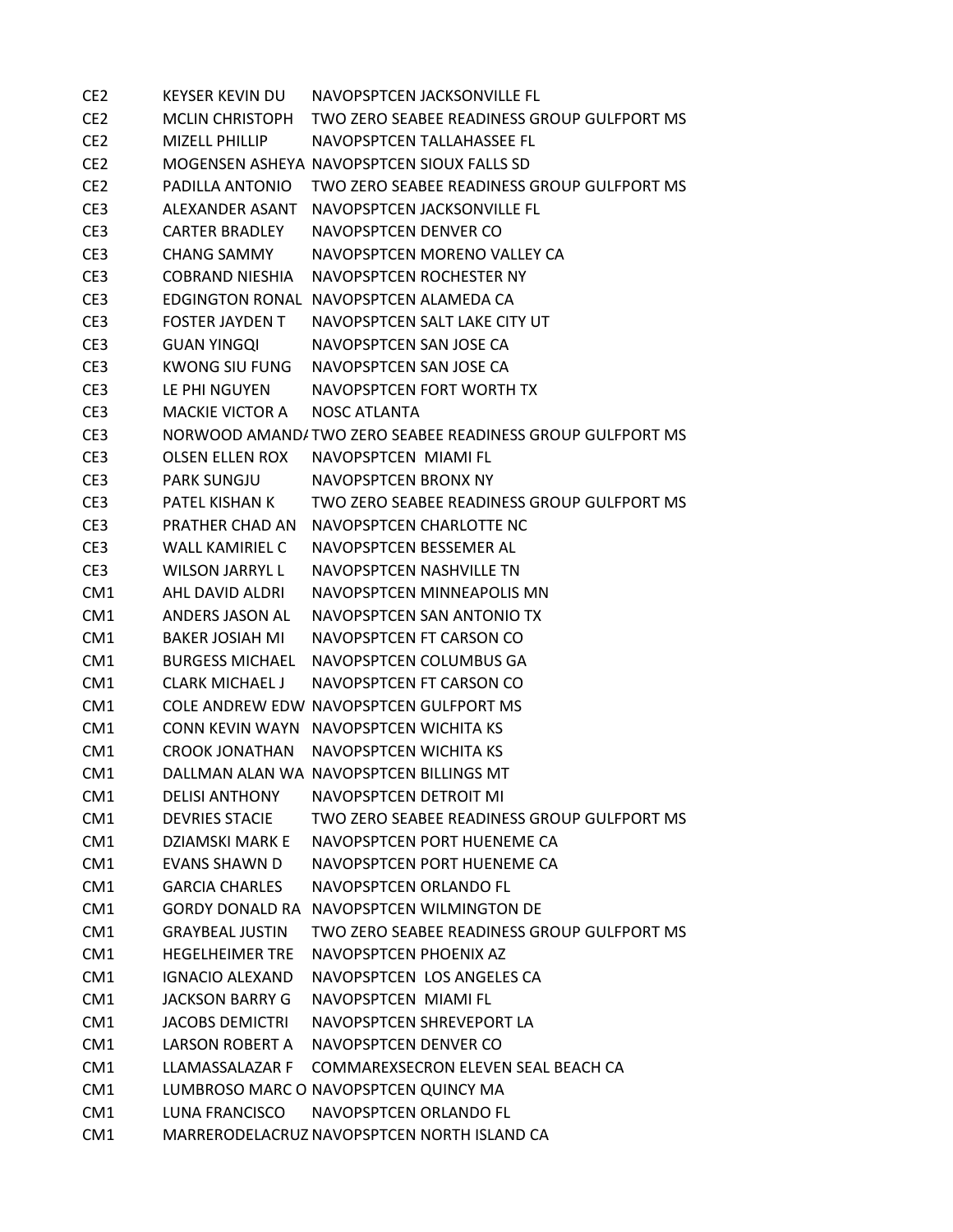| | | |
|---|---|---|
| CE2 | KEYSER KEVIN DU | NAVOPSPTCEN JACKSONVILLE FL |
| CE2 | MCLIN CHRISTOPH | TWO ZERO SEABEE READINESS GROUP GULFPORT MS |
| CE2 | MIZELL PHILLIP | NAVOPSPTCEN TALLAHASSEE FL |
| CE2 | MOGENSEN ASHEYA | NAVOPSPTCEN SIOUX FALLS SD |
| CE2 | PADILLA ANTONIO | TWO ZERO SEABEE READINESS GROUP GULFPORT MS |
| CE3 | ALEXANDER ASANT | NAVOPSPTCEN JACKSONVILLE FL |
| CE3 | CARTER BRADLEY | NAVOPSPTCEN DENVER CO |
| CE3 | CHANG SAMMY | NAVOPSPTCEN MORENO VALLEY CA |
| CE3 | COBRAND NIESHIA | NAVOPSPTCEN ROCHESTER NY |
| CE3 | EDGINGTON RONAL | NAVOPSPTCEN ALAMEDA CA |
| CE3 | FOSTER JAYDEN T | NAVOPSPTCEN SALT LAKE CITY UT |
| CE3 | GUAN YINGQI | NAVOPSPTCEN SAN JOSE CA |
| CE3 | KWONG SIU FUNG | NAVOPSPTCEN SAN JOSE CA |
| CE3 | LE PHI NGUYEN | NAVOPSPTCEN FORT WORTH TX |
| CE3 | MACKIE VICTOR A | NOSC ATLANTA |
| CE3 | NORWOOD AMANDA | TWO ZERO SEABEE READINESS GROUP GULFPORT MS |
| CE3 | OLSEN ELLEN ROX | NAVOPSPTCEN MIAMI FL |
| CE3 | PARK SUNGJU | NAVOPSPTCEN BRONX NY |
| CE3 | PATEL KISHAN K | TWO ZERO SEABEE READINESS GROUP GULFPORT MS |
| CE3 | PRATHER CHAD AN | NAVOPSPTCEN CHARLOTTE NC |
| CE3 | WALL KAMIRIEL C | NAVOPSPTCEN BESSEMER AL |
| CE3 | WILSON JARRYL L | NAVOPSPTCEN NASHVILLE TN |
| CM1 | AHL DAVID ALDRI | NAVOPSPTCEN MINNEAPOLIS MN |
| CM1 | ANDERS JASON AL | NAVOPSPTCEN SAN ANTONIO TX |
| CM1 | BAKER JOSIAH MI | NAVOPSPTCEN FT CARSON CO |
| CM1 | BURGESS MICHAEL | NAVOPSPTCEN COLUMBUS GA |
| CM1 | CLARK MICHAEL J | NAVOPSPTCEN FT CARSON CO |
| CM1 | COLE ANDREW EDW | NAVOPSPTCEN GULFPORT MS |
| CM1 | CONN KEVIN WAYN | NAVOPSPTCEN WICHITA KS |
| CM1 | CROOK JONATHAN | NAVOPSPTCEN WICHITA KS |
| CM1 | DALLMAN ALAN WA | NAVOPSPTCEN BILLINGS MT |
| CM1 | DELISI ANTHONY | NAVOPSPTCEN DETROIT MI |
| CM1 | DEVRIES STACIE | TWO ZERO SEABEE READINESS GROUP GULFPORT MS |
| CM1 | DZIAMSKI MARK E | NAVOPSPTCEN PORT HUENEME CA |
| CM1 | EVANS SHAWN D | NAVOPSPTCEN PORT HUENEME CA |
| CM1 | GARCIA CHARLES | NAVOPSPTCEN ORLANDO FL |
| CM1 | GORDY DONALD RA | NAVOPSPTCEN WILMINGTON DE |
| CM1 | GRAYBEAL JUSTIN | TWO ZERO SEABEE READINESS GROUP GULFPORT MS |
| CM1 | HEGELHEIMER TRE | NAVOPSPTCEN PHOENIX AZ |
| CM1 | IGNACIO ALEXAND | NAVOPSPTCEN LOS ANGELES CA |
| CM1 | JACKSON BARRY G | NAVOPSPTCEN MIAMI FL |
| CM1 | JACOBS DEMICTRI | NAVOPSPTCEN SHREVEPORT LA |
| CM1 | LARSON ROBERT A | NAVOPSPTCEN DENVER CO |
| CM1 | LLAMASSALAZAR F | COMMAREXSECRON ELEVEN SEAL BEACH CA |
| CM1 | LUMBROSO MARC O | NAVOPSPTCEN QUINCY MA |
| CM1 | LUNA FRANCISCO | NAVOPSPTCEN ORLANDO FL |
| CM1 | MARRERODELACRUZ | NAVOPSPTCEN NORTH ISLAND CA |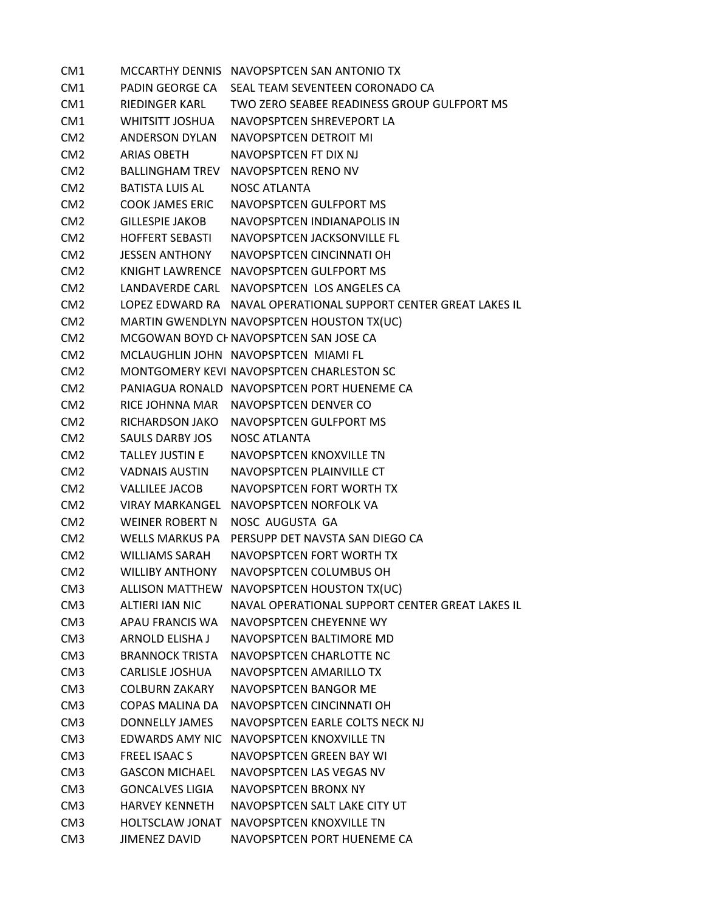| | | |
|---|---|---|
| CM1 | MCCARTHY DENNIS | NAVOPSPTCEN SAN ANTONIO TX |
| CM1 | PADIN GEORGE CA | SEAL TEAM SEVENTEEN CORONADO CA |
| CM1 | RIEDINGER KARL | TWO ZERO SEABEE READINESS GROUP GULFPORT MS |
| CM1 | WHITSITT JOSHUA | NAVOPSPTCEN SHREVEPORT LA |
| CM2 | ANDERSON DYLAN | NAVOPSPTCEN DETROIT MI |
| CM2 | ARIAS OBETH | NAVOPSPTCEN FT DIX NJ |
| CM2 | BALLINGHAM TREV | NAVOPSPTCEN RENO NV |
| CM2 | BATISTA LUIS AL | NOSC ATLANTA |
| CM2 | COOK JAMES ERIC | NAVOPSPTCEN GULFPORT MS |
| CM2 | GILLESPIE JAKOB | NAVOPSPTCEN INDIANAPOLIS IN |
| CM2 | HOFFERT SEBASTI | NAVOPSPTCEN JACKSONVILLE FL |
| CM2 | JESSEN ANTHONY | NAVOPSPTCEN CINCINNATI OH |
| CM2 | KNIGHT LAWRENCE | NAVOPSPTCEN GULFPORT MS |
| CM2 | LANDAVERDE CARL | NAVOPSPTCEN LOS ANGELES CA |
| CM2 | LOPEZ EDWARD RA | NAVAL OPERATIONAL SUPPORT CENTER GREAT LAKES IL |
| CM2 | MARTIN GWENDLYN | NAVOPSPTCEN HOUSTON TX(UC) |
| CM2 | MCGOWAN BOYD CH | NAVOPSPTCEN SAN JOSE CA |
| CM2 | MCLAUGHLIN JOHN | NAVOPSPTCEN MIAMI FL |
| CM2 | MONTGOMERY KEVI | NAVOPSPTCEN CHARLESTON SC |
| CM2 | PANIAGUA RONALD | NAVOPSPTCEN PORT HUENEME CA |
| CM2 | RICE JOHNNA MAR | NAVOPSPTCEN DENVER CO |
| CM2 | RICHARDSON JAKO | NAVOPSPTCEN GULFPORT MS |
| CM2 | SAULS DARBY JOS | NOSC ATLANTA |
| CM2 | TALLEY JUSTIN E | NAVOPSPTCEN KNOXVILLE TN |
| CM2 | VADNAIS AUSTIN | NAVOPSPTCEN PLAINVILLE CT |
| CM2 | VALLILEE JACOB | NAVOPSPTCEN FORT WORTH TX |
| CM2 | VIRAY MARKANGEL | NAVOPSPTCEN NORFOLK VA |
| CM2 | WEINER ROBERT N | NOSC AUGUSTA GA |
| CM2 | WELLS MARKUS PA | PERSUPP DET NAVSTA SAN DIEGO CA |
| CM2 | WILLIAMS SARAH | NAVOPSPTCEN FORT WORTH TX |
| CM2 | WILLIBY ANTHONY | NAVOPSPTCEN COLUMBUS OH |
| CM3 | ALLISON MATTHEW | NAVOPSPTCEN HOUSTON TX(UC) |
| CM3 | ALTIERI IAN NIC | NAVAL OPERATIONAL SUPPORT CENTER GREAT LAKES IL |
| CM3 | APAU FRANCIS WA | NAVOPSPTCEN CHEYENNE WY |
| CM3 | ARNOLD ELISHA J | NAVOPSPTCEN BALTIMORE MD |
| CM3 | BRANNOCK TRISTA | NAVOPSPTCEN CHARLOTTE NC |
| CM3 | CARLISLE JOSHUA | NAVOPSPTCEN AMARILLO TX |
| CM3 | COLBURN ZAKARY | NAVOPSPTCEN BANGOR ME |
| CM3 | COPAS MALINA DA | NAVOPSPTCEN CINCINNATI OH |
| CM3 | DONNELLY JAMES | NAVOPSPTCEN EARLE COLTS NECK NJ |
| CM3 | EDWARDS AMY NIC | NAVOPSPTCEN KNOXVILLE TN |
| CM3 | FREEL ISAAC S | NAVOPSPTCEN GREEN BAY WI |
| CM3 | GASCON MICHAEL | NAVOPSPTCEN LAS VEGAS NV |
| CM3 | GONCALVES LIGIA | NAVOPSPTCEN BRONX NY |
| CM3 | HARVEY KENNETH | NAVOPSPTCEN SALT LAKE CITY UT |
| CM3 | HOLTSCLAW JONAT | NAVOPSPTCEN KNOXVILLE TN |
| CM3 | JIMENEZ DAVID | NAVOPSPTCEN PORT HUENEME CA |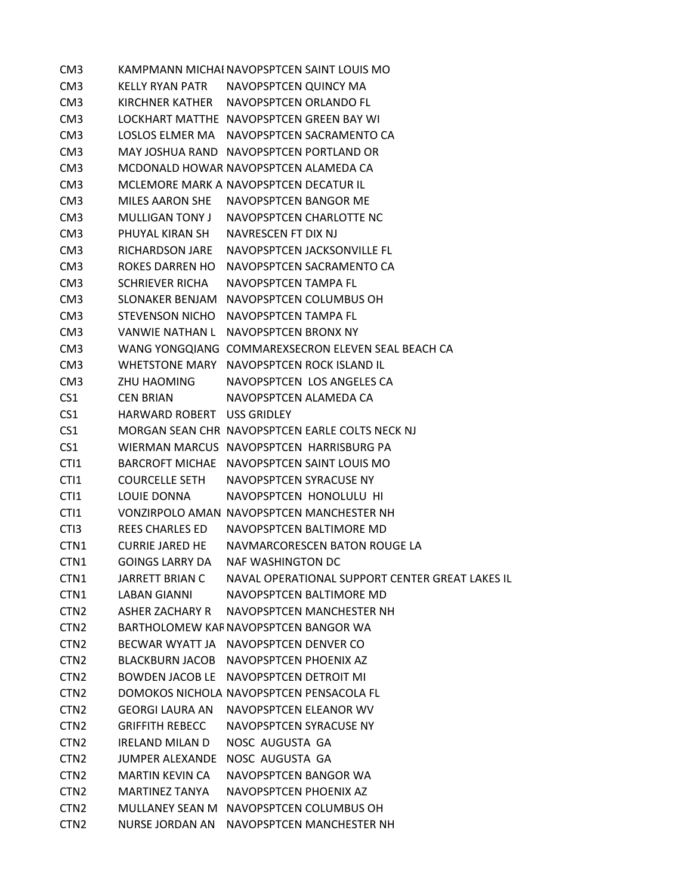| | | |
|---|---|---|
| CM3 | KAMPMANN MICHAI | NAVOPSPTCEN SAINT LOUIS MO |
| CM3 | KELLY RYAN PATR | NAVOPSPTCEN QUINCY MA |
| CM3 | KIRCHNER KATHER | NAVOPSPTCEN ORLANDO FL |
| CM3 | LOCKHART MATTHE | NAVOPSPTCEN GREEN BAY WI |
| CM3 | LOSLOS ELMER MA | NAVOPSPTCEN SACRAMENTO CA |
| CM3 | MAY JOSHUA RAND | NAVOPSPTCEN PORTLAND OR |
| CM3 | MCDONALD HOWAR | NAVOPSPTCEN ALAMEDA CA |
| CM3 | MCLEMORE MARK A | NAVOPSPTCEN DECATUR IL |
| CM3 | MILES AARON SHE | NAVOPSPTCEN BANGOR ME |
| CM3 | MULLIGAN TONY J | NAVOPSPTCEN CHARLOTTE NC |
| CM3 | PHUYAL KIRAN SH | NAVRESCEN FT DIX NJ |
| CM3 | RICHARDSON JARE | NAVOPSPTCEN JACKSONVILLE FL |
| CM3 | ROKES DARREN HO | NAVOPSPTCEN SACRAMENTO CA |
| CM3 | SCHRIEVER RICHA | NAVOPSPTCEN TAMPA FL |
| CM3 | SLONAKER BENJAM | NAVOPSPTCEN COLUMBUS OH |
| CM3 | STEVENSON NICHO | NAVOPSPTCEN TAMPA FL |
| CM3 | VANWIE NATHAN L | NAVOPSPTCEN BRONX NY |
| CM3 | WANG YONGQIANG | COMMAREXSECRON ELEVEN SEAL BEACH CA |
| CM3 | WHETSTONE MARY | NAVOPSPTCEN ROCK ISLAND IL |
| CM3 | ZHU HAOMING | NAVOPSPTCEN LOS ANGELES CA |
| CS1 | CEN BRIAN | NAVOPSPTCEN ALAMEDA CA |
| CS1 | HARWARD ROBERT | USS GRIDLEY |
| CS1 | MORGAN SEAN CHR | NAVOPSPTCEN EARLE COLTS NECK NJ |
| CS1 | WIERMAN MARCUS | NAVOPSPTCEN HARRISBURG PA |
| CTI1 | BARCROFT MICHAE | NAVOPSPTCEN SAINT LOUIS MO |
| CTI1 | COURCELLE SETH | NAVOPSPTCEN SYRACUSE NY |
| CTI1 | LOUIE DONNA | NAVOPSPTCEN HONOLULU HI |
| CTI1 | VONZIRPOLO AMAN | NAVOPSPTCEN MANCHESTER NH |
| CTI3 | REES CHARLES ED | NAVOPSPTCEN BALTIMORE MD |
| CTN1 | CURRIE JARED HE | NAVMARCORESCEN BATON ROUGE LA |
| CTN1 | GOINGS LARRY DA | NAF WASHINGTON DC |
| CTN1 | JARRETT BRIAN C | NAVAL OPERATIONAL SUPPORT CENTER GREAT LAKES IL |
| CTN1 | LABAN GIANNI | NAVOPSPTCEN BALTIMORE MD |
| CTN2 | ASHER ZACHARY R | NAVOPSPTCEN MANCHESTER NH |
| CTN2 | BARTHOLOMEW KAR | NAVOPSPTCEN BANGOR WA |
| CTN2 | BECWAR WYATT JA | NAVOPSPTCEN DENVER CO |
| CTN2 | BLACKBURN JACOB | NAVOPSPTCEN PHOENIX AZ |
| CTN2 | BOWDEN JACOB LE | NAVOPSPTCEN DETROIT MI |
| CTN2 | DOMOKOS NICHOLA | NAVOPSPTCEN PENSACOLA FL |
| CTN2 | GEORGI LAURA AN | NAVOPSPTCEN ELEANOR WV |
| CTN2 | GRIFFITH REBECC | NAVOPSPTCEN SYRACUSE NY |
| CTN2 | IRELAND MILAN D | NOSC AUGUSTA GA |
| CTN2 | JUMPER ALEXANDE | NOSC AUGUSTA GA |
| CTN2 | MARTIN KEVIN CA | NAVOPSPTCEN BANGOR WA |
| CTN2 | MARTINEZ TANYA | NAVOPSPTCEN PHOENIX AZ |
| CTN2 | MULLANEY SEAN M | NAVOPSPTCEN COLUMBUS OH |
| CTN2 | NURSE JORDAN AN | NAVOPSPTCEN MANCHESTER NH |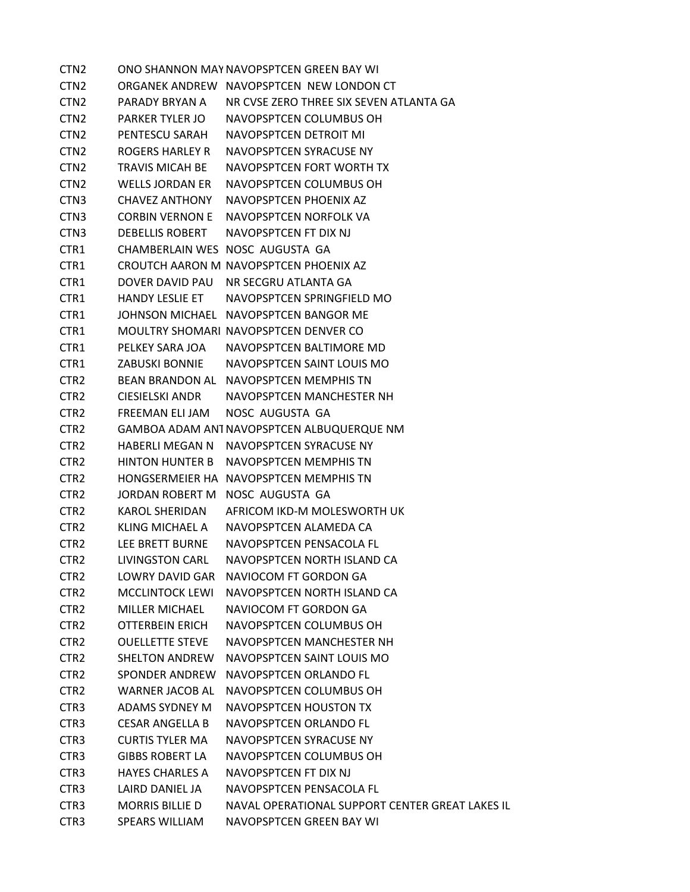| | | |
|---|---|---|
| CTN2 | ONO SHANNON MAY | NAVOPSPTCEN GREEN BAY WI |
| CTN2 | ORGANEK ANDREW | NAVOPSPTCEN NEW LONDON CT |
| CTN2 | PARADY BRYAN A | NR CVSE ZERO THREE SIX SEVEN ATLANTA GA |
| CTN2 | PARKER TYLER JO | NAVOPSPTCEN COLUMBUS OH |
| CTN2 | PENTESCU SARAH | NAVOPSPTCEN DETROIT MI |
| CTN2 | ROGERS HARLEY R | NAVOPSPTCEN SYRACUSE NY |
| CTN2 | TRAVIS MICAH BE | NAVOPSPTCEN FORT WORTH TX |
| CTN2 | WELLS JORDAN ER | NAVOPSPTCEN COLUMBUS OH |
| CTN3 | CHAVEZ ANTHONY | NAVOPSPTCEN PHOENIX AZ |
| CTN3 | CORBIN VERNON E | NAVOPSPTCEN NORFOLK VA |
| CTN3 | DEBELLIS ROBERT | NAVOPSPTCEN FT DIX NJ |
| CTR1 | CHAMBERLAIN WES | NOSC AUGUSTA GA |
| CTR1 | CROUTCH AARON M | NAVOPSPTCEN PHOENIX AZ |
| CTR1 | DOVER DAVID PAU | NR SECGRU ATLANTA GA |
| CTR1 | HANDY LESLIE ET | NAVOPSPTCEN SPRINGFIELD MO |
| CTR1 | JOHNSON MICHAEL | NAVOPSPTCEN BANGOR ME |
| CTR1 | MOULTRY SHOMARI | NAVOPSPTCEN DENVER CO |
| CTR1 | PELKEY SARA JOA | NAVOPSPTCEN BALTIMORE MD |
| CTR1 | ZABUSKI BONNIE | NAVOPSPTCEN SAINT LOUIS MO |
| CTR2 | BEAN BRANDON AL | NAVOPSPTCEN MEMPHIS TN |
| CTR2 | CIESIELSKI ANDR | NAVOPSPTCEN MANCHESTER NH |
| CTR2 | FREEMAN ELI JAM | NOSC AUGUSTA GA |
| CTR2 | GAMBOA ADAM ANT | NAVOPSPTCEN ALBUQUERQUE NM |
| CTR2 | HABERLI MEGAN N | NAVOPSPTCEN SYRACUSE NY |
| CTR2 | HINTON HUNTER B | NAVOPSPTCEN MEMPHIS TN |
| CTR2 | HONGSERMEIER HA | NAVOPSPTCEN MEMPHIS TN |
| CTR2 | JORDAN ROBERT M | NOSC AUGUSTA GA |
| CTR2 | KAROL SHERIDAN | AFRICOM IKD-M MOLESWORTH UK |
| CTR2 | KLING MICHAEL A | NAVOPSPTCEN ALAMEDA CA |
| CTR2 | LEE BRETT BURNE | NAVOPSPTCEN PENSACOLA FL |
| CTR2 | LIVINGSTON CARL | NAVOPSPTCEN NORTH ISLAND CA |
| CTR2 | LOWRY DAVID GAR | NAVIOCOM FT GORDON GA |
| CTR2 | MCCLINTOCK LEWI | NAVOPSPTCEN NORTH ISLAND CA |
| CTR2 | MILLER MICHAEL | NAVIOCOM FT GORDON GA |
| CTR2 | OTTERBEIN ERICH | NAVOPSPTCEN COLUMBUS OH |
| CTR2 | OUELLETTE STEVE | NAVOPSPTCEN MANCHESTER NH |
| CTR2 | SHELTON ANDREW | NAVOPSPTCEN SAINT LOUIS MO |
| CTR2 | SPONDER ANDREW | NAVOPSPTCEN ORLANDO FL |
| CTR2 | WARNER JACOB AL | NAVOPSPTCEN COLUMBUS OH |
| CTR3 | ADAMS SYDNEY M | NAVOPSPTCEN HOUSTON TX |
| CTR3 | CESAR ANGELLA B | NAVOPSPTCEN ORLANDO FL |
| CTR3 | CURTIS TYLER MA | NAVOPSPTCEN SYRACUSE NY |
| CTR3 | GIBBS ROBERT LA | NAVOPSPTCEN COLUMBUS OH |
| CTR3 | HAYES CHARLES A | NAVOPSPTCEN FT DIX NJ |
| CTR3 | LAIRD DANIEL JA | NAVOPSPTCEN PENSACOLA FL |
| CTR3 | MORRIS BILLIE D | NAVAL OPERATIONAL SUPPORT CENTER GREAT LAKES IL |
| CTR3 | SPEARS WILLIAM | NAVOPSPTCEN GREEN BAY WI |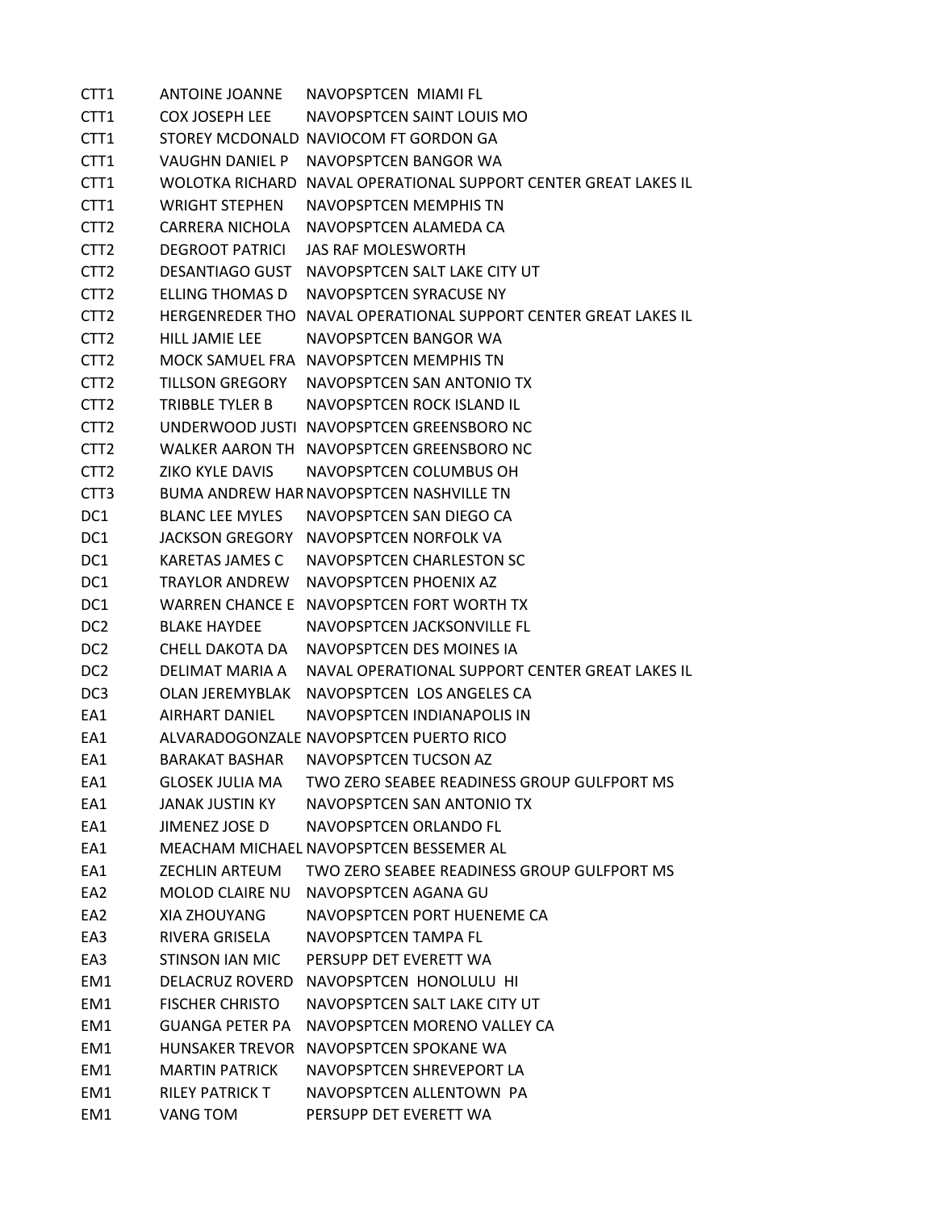| | | |
|---|---|---|
| CTT1 | ANTOINE JOANNE | NAVOPSPTCEN MIAMI FL |
| CTT1 | COX JOSEPH LEE | NAVOPSPTCEN SAINT LOUIS MO |
| CTT1 | STOREY MCDONALD | NAVIOCOM FT GORDON GA |
| CTT1 | VAUGHN DANIEL P | NAVOPSPTCEN BANGOR WA |
| CTT1 | WOLOTKA RICHARD | NAVAL OPERATIONAL SUPPORT CENTER GREAT LAKES IL |
| CTT1 | WRIGHT STEPHEN | NAVOPSPTCEN MEMPHIS TN |
| CTT2 | CARRERA NICHOLA | NAVOPSPTCEN ALAMEDA CA |
| CTT2 | DEGROOT PATRICI | JAS RAF MOLESWORTH |
| CTT2 | DESANTIAGO GUST | NAVOPSPTCEN SALT LAKE CITY UT |
| CTT2 | ELLING THOMAS D | NAVOPSPTCEN SYRACUSE NY |
| CTT2 | HERGENREDER THO | NAVAL OPERATIONAL SUPPORT CENTER GREAT LAKES IL |
| CTT2 | HILL JAMIE LEE | NAVOPSPTCEN BANGOR WA |
| CTT2 | MOCK SAMUEL FRA | NAVOPSPTCEN MEMPHIS TN |
| CTT2 | TILLSON GREGORY | NAVOPSPTCEN SAN ANTONIO TX |
| CTT2 | TRIBBLE TYLER B | NAVOPSPTCEN ROCK ISLAND IL |
| CTT2 | UNDERWOOD JUSTI | NAVOPSPTCEN GREENSBORO NC |
| CTT2 | WALKER AARON TH | NAVOPSPTCEN GREENSBORO NC |
| CTT2 | ZIKO KYLE DAVIS | NAVOPSPTCEN COLUMBUS OH |
| CTT3 | BUMA ANDREW HAR | NAVOPSPTCEN NASHVILLE TN |
| DC1 | BLANC LEE MYLES | NAVOPSPTCEN SAN DIEGO CA |
| DC1 | JACKSON GREGORY | NAVOPSPTCEN NORFOLK VA |
| DC1 | KARETAS JAMES C | NAVOPSPTCEN CHARLESTON SC |
| DC1 | TRAYLOR ANDREW | NAVOPSPTCEN PHOENIX AZ |
| DC1 | WARREN CHANCE E | NAVOPSPTCEN FORT WORTH TX |
| DC2 | BLAKE HAYDEE | NAVOPSPTCEN JACKSONVILLE FL |
| DC2 | CHELL DAKOTA DA | NAVOPSPTCEN DES MOINES IA |
| DC2 | DELIMAT MARIA A | NAVAL OPERATIONAL SUPPORT CENTER GREAT LAKES IL |
| DC3 | OLAN JEREMYBLAK | NAVOPSPTCEN LOS ANGELES CA |
| EA1 | AIRHART DANIEL | NAVOPSPTCEN INDIANAPOLIS IN |
| EA1 | ALVARADOGONZALE | NAVOPSPTCEN PUERTO RICO |
| EA1 | BARAKAT BASHAR | NAVOPSPTCEN TUCSON AZ |
| EA1 | GLOSEK JULIA MA | TWO ZERO SEABEE READINESS GROUP GULFPORT MS |
| EA1 | JANAK JUSTIN KY | NAVOPSPTCEN SAN ANTONIO TX |
| EA1 | JIMENEZ JOSE D | NAVOPSPTCEN ORLANDO FL |
| EA1 | MEACHAM MICHAEL | NAVOPSPTCEN BESSEMER AL |
| EA1 | ZECHLIN ARTEUM | TWO ZERO SEABEE READINESS GROUP GULFPORT MS |
| EA2 | MOLOD CLAIRE NU | NAVOPSPTCEN AGANA GU |
| EA2 | XIA ZHOUYANG | NAVOPSPTCEN PORT HUENEME CA |
| EA3 | RIVERA GRISELA | NAVOPSPTCEN TAMPA FL |
| EA3 | STINSON IAN MIC | PERSUPP DET EVERETT WA |
| EM1 | DELACRUZ ROVERD | NAVOPSPTCEN HONOLULU HI |
| EM1 | FISCHER CHRISTO | NAVOPSPTCEN SALT LAKE CITY UT |
| EM1 | GUANGA PETER PA | NAVOPSPTCEN MORENO VALLEY CA |
| EM1 | HUNSAKER TREVOR | NAVOPSPTCEN SPOKANE WA |
| EM1 | MARTIN PATRICK | NAVOPSPTCEN SHREVEPORT LA |
| EM1 | RILEY PATRICK T | NAVOPSPTCEN ALLENTOWN PA |
| EM1 | VANG TOM | PERSUPP DET EVERETT WA |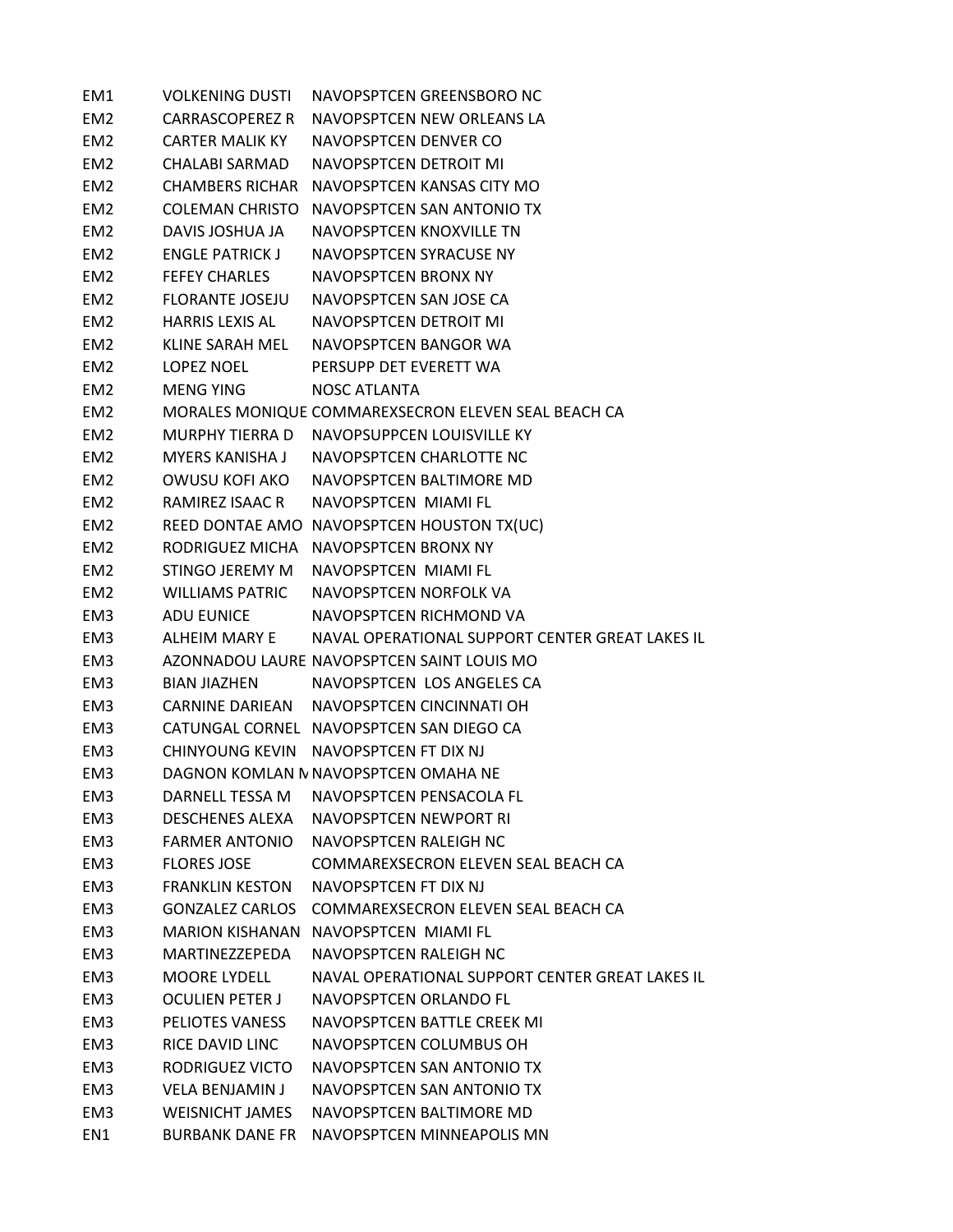| | | |
|---|---|---|
| EM1 | VOLKENING DUSTI | NAVOPSPTCEN GREENSBORO NC |
| EM2 | CARRASCOPEREZ R | NAVOPSPTCEN NEW ORLEANS LA |
| EM2 | CARTER MALIK KY | NAVOPSPTCEN DENVER CO |
| EM2 | CHALABI SARMAD | NAVOPSPTCEN DETROIT MI |
| EM2 | CHAMBERS RICHAR | NAVOPSPTCEN KANSAS CITY MO |
| EM2 | COLEMAN CHRISTO | NAVOPSPTCEN SAN ANTONIO TX |
| EM2 | DAVIS JOSHUA JA | NAVOPSPTCEN KNOXVILLE TN |
| EM2 | ENGLE PATRICK J | NAVOPSPTCEN SYRACUSE NY |
| EM2 | FEFEY CHARLES | NAVOPSPTCEN BRONX NY |
| EM2 | FLORANTE JOSEJU | NAVOPSPTCEN SAN JOSE CA |
| EM2 | HARRIS LEXIS AL | NAVOPSPTCEN DETROIT MI |
| EM2 | KLINE SARAH MEL | NAVOPSPTCEN BANGOR WA |
| EM2 | LOPEZ NOEL | PERSUPP DET EVERETT WA |
| EM2 | MENG YING | NOSC ATLANTA |
| EM2 | MORALES MONIQUE | COMMAREXSECRON ELEVEN SEAL BEACH CA |
| EM2 | MURPHY TIERRA D | NAVOPSUPPCEN LOUISVILLE KY |
| EM2 | MYERS KANISHA J | NAVOPSPTCEN CHARLOTTE NC |
| EM2 | OWUSU KOFI AKO | NAVOPSPTCEN BALTIMORE MD |
| EM2 | RAMIREZ ISAAC R | NAVOPSPTCEN MIAMI FL |
| EM2 | REED DONTAE AMO | NAVOPSPTCEN HOUSTON TX(UC) |
| EM2 | RODRIGUEZ MICHA | NAVOPSPTCEN BRONX NY |
| EM2 | STINGO JEREMY M | NAVOPSPTCEN MIAMI FL |
| EM2 | WILLIAMS PATRIC | NAVOPSPTCEN NORFOLK VA |
| EM3 | ADU EUNICE | NAVOPSPTCEN RICHMOND VA |
| EM3 | ALHEIM MARY E | NAVAL OPERATIONAL SUPPORT CENTER GREAT LAKES IL |
| EM3 | AZONNADOU LAURE | NAVOPSPTCEN SAINT LOUIS MO |
| EM3 | BIAN JIAZHEN | NAVOPSPTCEN LOS ANGELES CA |
| EM3 | CARNINE DARIEAN | NAVOPSPTCEN CINCINNATI OH |
| EM3 | CATUNGAL CORNEL | NAVOPSPTCEN SAN DIEGO CA |
| EM3 | CHINYOUNG KEVIN | NAVOPSPTCEN FT DIX NJ |
| EM3 | DAGNON KOMLAN N | NAVOPSPTCEN OMAHA NE |
| EM3 | DARNELL TESSA M | NAVOPSPTCEN PENSACOLA FL |
| EM3 | DESCHENES ALEXA | NAVOPSPTCEN NEWPORT RI |
| EM3 | FARMER ANTONIO | NAVOPSPTCEN RALEIGH NC |
| EM3 | FLORES JOSE | COMMAREXSECRON ELEVEN SEAL BEACH CA |
| EM3 | FRANKLIN KESTON | NAVOPSPTCEN FT DIX NJ |
| EM3 | GONZALEZ CARLOS | COMMAREXSECRON ELEVEN SEAL BEACH CA |
| EM3 | MARION KISHANAN | NAVOPSPTCEN MIAMI FL |
| EM3 | MARTINEZZEPEDA | NAVOPSPTCEN RALEIGH NC |
| EM3 | MOORE LYDELL | NAVAL OPERATIONAL SUPPORT CENTER GREAT LAKES IL |
| EM3 | OCULIEN PETER J | NAVOPSPTCEN ORLANDO FL |
| EM3 | PELIOTES VANESS | NAVOPSPTCEN BATTLE CREEK MI |
| EM3 | RICE DAVID LINC | NAVOPSPTCEN COLUMBUS OH |
| EM3 | RODRIGUEZ VICTO | NAVOPSPTCEN SAN ANTONIO TX |
| EM3 | VELA BENJAMIN J | NAVOPSPTCEN SAN ANTONIO TX |
| EM3 | WEISNICHT JAMES | NAVOPSPTCEN BALTIMORE MD |
| EN1 | BURBANK DANE FR | NAVOPSPTCEN MINNEAPOLIS MN |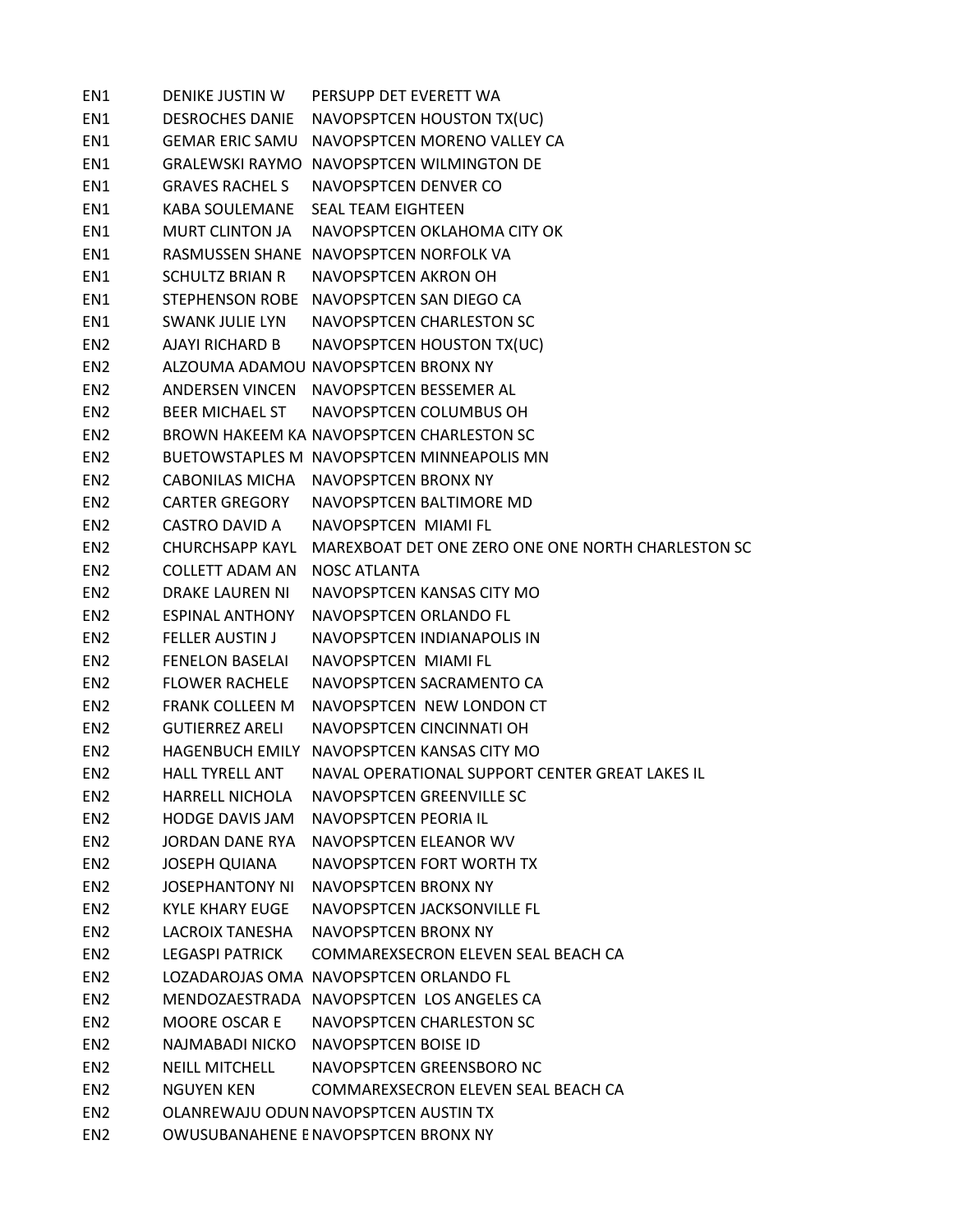| | | |
|---|---|---|
| EN1 | DENIKE JUSTIN W | PERSUPP DET EVERETT WA |
| EN1 | DESROCHES DANIE | NAVOPSPTCEN HOUSTON TX(UC) |
| EN1 | GEMAR ERIC SAMU | NAVOPSPTCEN MORENO VALLEY CA |
| EN1 | GRALEWSKI RAYMO | NAVOPSPTCEN WILMINGTON DE |
| EN1 | GRAVES RACHEL S | NAVOPSPTCEN DENVER CO |
| EN1 | KABA SOULEMANE | SEAL TEAM EIGHTEEN |
| EN1 | MURT CLINTON JA | NAVOPSPTCEN OKLAHOMA CITY OK |
| EN1 | RASMUSSEN SHANE | NAVOPSPTCEN NORFOLK VA |
| EN1 | SCHULTZ BRIAN R | NAVOPSPTCEN AKRON OH |
| EN1 | STEPHENSON ROBE | NAVOPSPTCEN SAN DIEGO CA |
| EN1 | SWANK JULIE LYN | NAVOPSPTCEN CHARLESTON SC |
| EN2 | AJAYI RICHARD B | NAVOPSPTCEN HOUSTON TX(UC) |
| EN2 | ALZOUMA ADAMOU | NAVOPSPTCEN BRONX NY |
| EN2 | ANDERSEN VINCEN | NAVOPSPTCEN BESSEMER AL |
| EN2 | BEER MICHAEL ST | NAVOPSPTCEN COLUMBUS OH |
| EN2 | BROWN HAKEEM KA | NAVOPSPTCEN CHARLESTON SC |
| EN2 | BUETOWSTAPLES M | NAVOPSPTCEN MINNEAPOLIS MN |
| EN2 | CABONILAS MICHA | NAVOPSPTCEN BRONX NY |
| EN2 | CARTER GREGORY | NAVOPSPTCEN BALTIMORE MD |
| EN2 | CASTRO DAVID A | NAVOPSPTCEN MIAMI FL |
| EN2 | CHURCHSAPP KAYL | MAREXBOAT DET ONE ZERO ONE ONE NORTH CHARLESTON SC |
| EN2 | COLLETT ADAM AN | NOSC ATLANTA |
| EN2 | DRAKE LAUREN NI | NAVOPSPTCEN KANSAS CITY MO |
| EN2 | ESPINAL ANTHONY | NAVOPSPTCEN ORLANDO FL |
| EN2 | FELLER AUSTIN J | NAVOPSPTCEN INDIANAPOLIS IN |
| EN2 | FENELON BASELAI | NAVOPSPTCEN MIAMI FL |
| EN2 | FLOWER RACHELE | NAVOPSPTCEN SACRAMENTO CA |
| EN2 | FRANK COLLEEN M | NAVOPSPTCEN NEW LONDON CT |
| EN2 | GUTIERREZ ARELI | NAVOPSPTCEN CINCINNATI OH |
| EN2 | HAGENBUCH EMILY | NAVOPSPTCEN KANSAS CITY MO |
| EN2 | HALL TYRELL ANT | NAVAL OPERATIONAL SUPPORT CENTER GREAT LAKES IL |
| EN2 | HARRELL NICHOLA | NAVOPSPTCEN GREENVILLE SC |
| EN2 | HODGE DAVIS JAM | NAVOPSPTCEN PEORIA IL |
| EN2 | JORDAN DANE RYA | NAVOPSPTCEN ELEANOR WV |
| EN2 | JOSEPH QUIANA | NAVOPSPTCEN FORT WORTH TX |
| EN2 | JOSEPHANTONY NI | NAVOPSPTCEN BRONX NY |
| EN2 | KYLE KHARY EUGE | NAVOPSPTCEN JACKSONVILLE FL |
| EN2 | LACROIX TANESHA | NAVOPSPTCEN BRONX NY |
| EN2 | LEGASPI PATRICK | COMMAREXSECRON ELEVEN SEAL BEACH CA |
| EN2 | LOZADAROJAS OMA | NAVOPSPTCEN ORLANDO FL |
| EN2 | MENDOZAESTRADA | NAVOPSPTCEN LOS ANGELES CA |
| EN2 | MOORE OSCAR E | NAVOPSPTCEN CHARLESTON SC |
| EN2 | NAJMABADI NICKO | NAVOPSPTCEN BOISE ID |
| EN2 | NEILL MITCHELL | NAVOPSPTCEN GREENSBORO NC |
| EN2 | NGUYEN KEN | COMMAREXSECRON ELEVEN SEAL BEACH CA |
| EN2 | OLANREWAJU ODUN | NAVOPSPTCEN AUSTIN TX |
| EN2 | OWUSUBANAHENE E | NAVOPSPTCEN BRONX NY |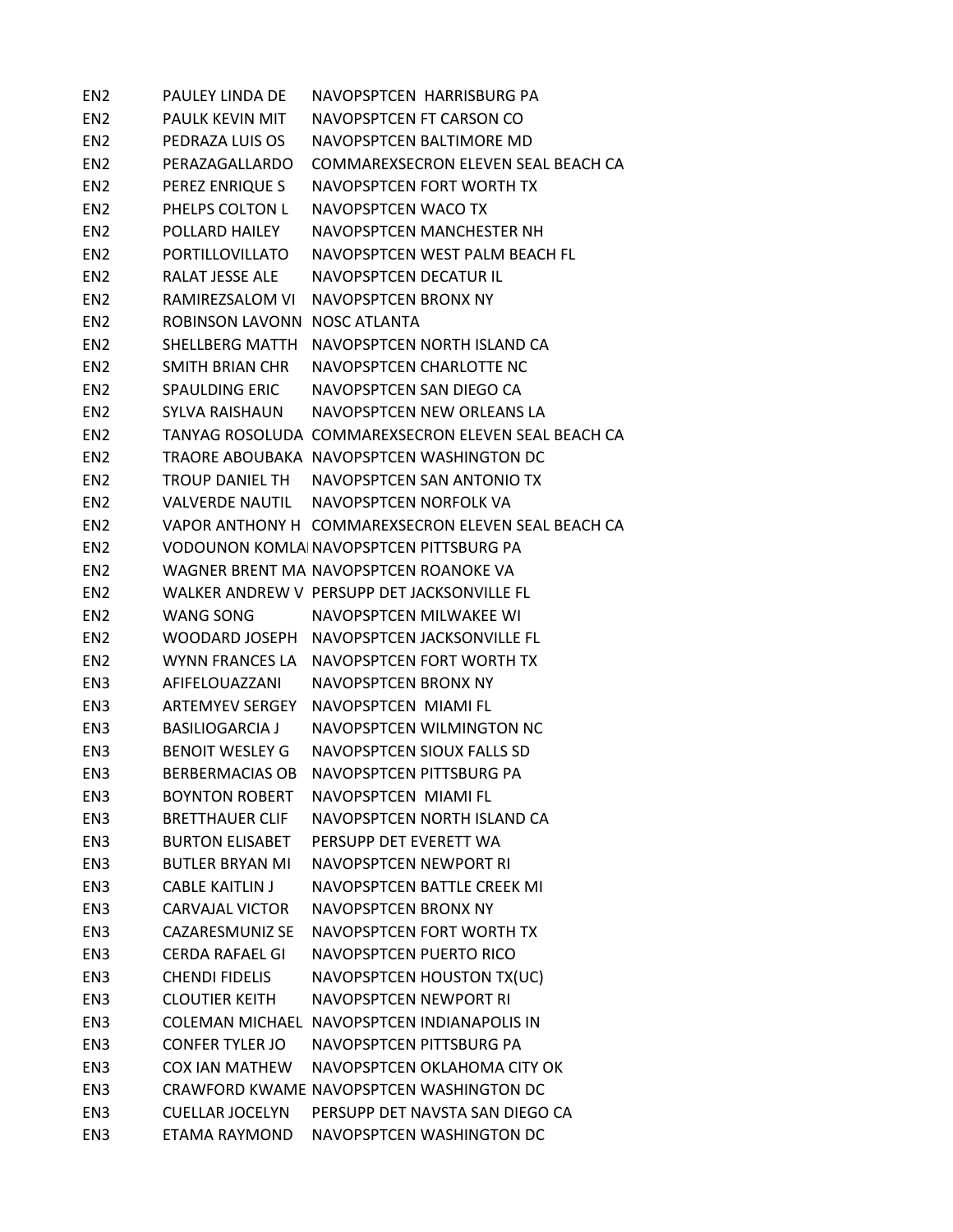| | | |
|---|---|---|
| EN2 | PAULEY LINDA DE | NAVOPSPTCEN HARRISBURG PA |
| EN2 | PAULK KEVIN MIT | NAVOPSPTCEN FT CARSON CO |
| EN2 | PEDRAZA LUIS OS | NAVOPSPTCEN BALTIMORE MD |
| EN2 | PERAZAGALLARDO | COMMAREXSECRON ELEVEN SEAL BEACH CA |
| EN2 | PEREZ ENRIQUE S | NAVOPSPTCEN FORT WORTH TX |
| EN2 | PHELPS COLTON L | NAVOPSPTCEN WACO TX |
| EN2 | POLLARD HAILEY | NAVOPSPTCEN MANCHESTER NH |
| EN2 | PORTILLOVILLATO | NAVOPSPTCEN WEST PALM BEACH FL |
| EN2 | RALAT JESSE ALE | NAVOPSPTCEN DECATUR IL |
| EN2 | RAMIREZSALOM VI | NAVOPSPTCEN BRONX NY |
| EN2 | ROBINSON LAVONN | NOSC ATLANTA |
| EN2 | SHELLBERG MATTH | NAVOPSPTCEN NORTH ISLAND CA |
| EN2 | SMITH BRIAN CHR | NAVOPSPTCEN CHARLOTTE NC |
| EN2 | SPAULDING ERIC | NAVOPSPTCEN SAN DIEGO CA |
| EN2 | SYLVA RAISHAUN | NAVOPSPTCEN NEW ORLEANS LA |
| EN2 | TANYAG ROSOLUDA | COMMAREXSECRON ELEVEN SEAL BEACH CA |
| EN2 | TRAORE ABOUBAKA | NAVOPSPTCEN WASHINGTON DC |
| EN2 | TROUP DANIEL TH | NAVOPSPTCEN SAN ANTONIO TX |
| EN2 | VALVERDE NAUTIL | NAVOPSPTCEN NORFOLK VA |
| EN2 | VAPOR ANTHONY H | COMMAREXSECRON ELEVEN SEAL BEACH CA |
| EN2 | VODOUNON KOMLA | NAVOPSPTCEN PITTSBURG PA |
| EN2 | WAGNER BRENT MA | NAVOPSPTCEN ROANOKE VA |
| EN2 | WALKER ANDREW V | PERSUPP DET JACKSONVILLE FL |
| EN2 | WANG SONG | NAVOPSPTCEN MILWAKEE WI |
| EN2 | WOODARD JOSEPH | NAVOPSPTCEN JACKSONVILLE FL |
| EN2 | WYNN FRANCES LA | NAVOPSPTCEN FORT WORTH TX |
| EN3 | AFIFELOUAZZANI | NAVOPSPTCEN BRONX NY |
| EN3 | ARTEMYEV SERGEY | NAVOPSPTCEN MIAMI FL |
| EN3 | BASILIOGARCIA J | NAVOPSPTCEN WILMINGTON NC |
| EN3 | BENOIT WESLEY G | NAVOPSPTCEN SIOUX FALLS SD |
| EN3 | BERBERMACIAS OB | NAVOPSPTCEN PITTSBURG PA |
| EN3 | BOYNTON ROBERT | NAVOPSPTCEN MIAMI FL |
| EN3 | BRETTHAUER CLIF | NAVOPSPTCEN NORTH ISLAND CA |
| EN3 | BURTON ELISABET | PERSUPP DET EVERETT WA |
| EN3 | BUTLER BRYAN MI | NAVOPSPTCEN NEWPORT RI |
| EN3 | CABLE KAITLIN J | NAVOPSPTCEN BATTLE CREEK MI |
| EN3 | CARVAJAL VICTOR | NAVOPSPTCEN BRONX NY |
| EN3 | CAZARESMUNIZ SE | NAVOPSPTCEN FORT WORTH TX |
| EN3 | CERDA RAFAEL GI | NAVOPSPTCEN PUERTO RICO |
| EN3 | CHENDI FIDELIS | NAVOPSPTCEN HOUSTON TX(UC) |
| EN3 | CLOUTIER KEITH | NAVOPSPTCEN NEWPORT RI |
| EN3 | COLEMAN MICHAEL | NAVOPSPTCEN INDIANAPOLIS IN |
| EN3 | CONFER TYLER JO | NAVOPSPTCEN PITTSBURG PA |
| EN3 | COX IAN MATHEW | NAVOPSPTCEN OKLAHOMA CITY OK |
| EN3 | CRAWFORD KWAME | NAVOPSPTCEN WASHINGTON DC |
| EN3 | CUELLAR JOCELYN | PERSUPP DET NAVSTA SAN DIEGO CA |
| EN3 | ETAMA RAYMOND | NAVOPSPTCEN WASHINGTON DC |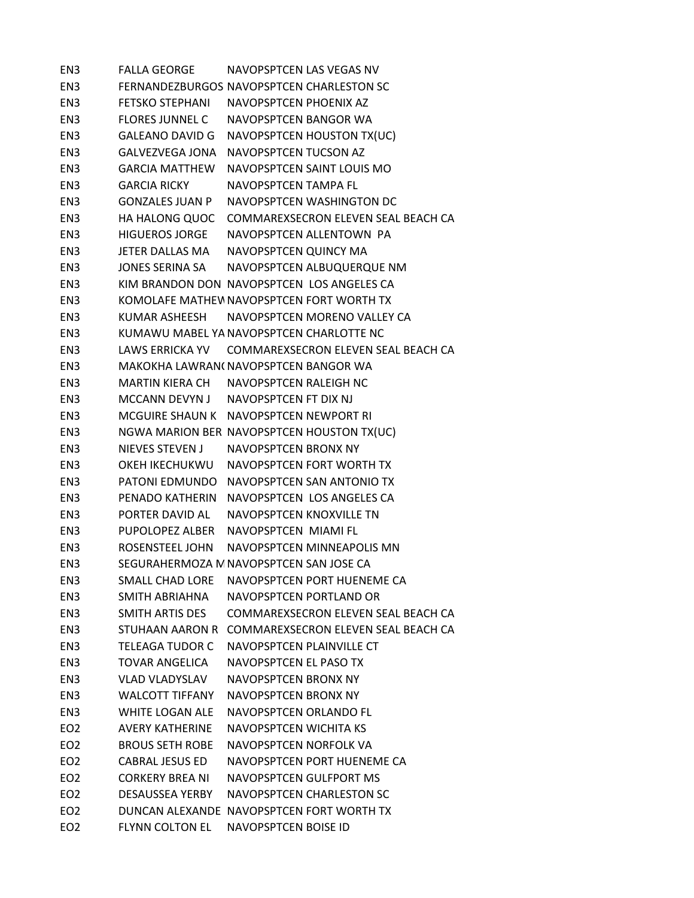| | | |
|---|---|---|
| EN3 | FALLA GEORGE | NAVOPSPTCEN LAS VEGAS NV |
| EN3 | FERNANDEZBURGOS | NAVOPSPTCEN CHARLESTON SC |
| EN3 | FETSKO STEPHANI | NAVOPSPTCEN PHOENIX AZ |
| EN3 | FLORES JUNNEL C | NAVOPSPTCEN BANGOR WA |
| EN3 | GALEANO DAVID G | NAVOPSPTCEN HOUSTON TX(UC) |
| EN3 | GALVEZVEGA JONA | NAVOPSPTCEN TUCSON AZ |
| EN3 | GARCIA MATTHEW | NAVOPSPTCEN SAINT LOUIS MO |
| EN3 | GARCIA RICKY | NAVOPSPTCEN TAMPA FL |
| EN3 | GONZALES JUAN P | NAVOPSPTCEN WASHINGTON DC |
| EN3 | HA HALONG QUOC | COMMAREXSECRON ELEVEN SEAL BEACH CA |
| EN3 | HIGUEROS JORGE | NAVOPSPTCEN ALLENTOWN PA |
| EN3 | JETER DALLAS MA | NAVOPSPTCEN QUINCY MA |
| EN3 | JONES SERINA SA | NAVOPSPTCEN ALBUQUERQUE NM |
| EN3 | KIM BRANDON DON | NAVOPSPTCEN LOS ANGELES CA |
| EN3 | KOMOLAFE MATHEW | NAVOPSPTCEN FORT WORTH TX |
| EN3 | KUMAR ASHEESH | NAVOPSPTCEN MORENO VALLEY CA |
| EN3 | KUMAWU MABEL YA | NAVOPSPTCEN CHARLOTTE NC |
| EN3 | LAWS ERRICKA YV | COMMAREXSECRON ELEVEN SEAL BEACH CA |
| EN3 | MAKOKHA LAWRANC | NAVOPSPTCEN BANGOR WA |
| EN3 | MARTIN KIERA CH | NAVOPSPTCEN RALEIGH NC |
| EN3 | MCCANN DEVYN J | NAVOPSPTCEN FT DIX NJ |
| EN3 | MCGUIRE SHAUN K | NAVOPSPTCEN NEWPORT RI |
| EN3 | NGWA MARION BER | NAVOPSPTCEN HOUSTON TX(UC) |
| EN3 | NIEVES STEVEN J | NAVOPSPTCEN BRONX NY |
| EN3 | OKEH IKECHUKWU | NAVOPSPTCEN FORT WORTH TX |
| EN3 | PATONI EDMUNDO | NAVOPSPTCEN SAN ANTONIO TX |
| EN3 | PENADO KATHERIN | NAVOPSPTCEN LOS ANGELES CA |
| EN3 | PORTER DAVID AL | NAVOPSPTCEN KNOXVILLE TN |
| EN3 | PUPOLOPEZ ALBER | NAVOPSPTCEN MIAMI FL |
| EN3 | ROSENSTEEL JOHN | NAVOPSPTCEN MINNEAPOLIS MN |
| EN3 | SEGURAHERMOZA M | NAVOPSPTCEN SAN JOSE CA |
| EN3 | SMALL CHAD LORE | NAVOPSPTCEN PORT HUENEME CA |
| EN3 | SMITH ABRIAHNA | NAVOPSPTCEN PORTLAND OR |
| EN3 | SMITH ARTIS DES | COMMAREXSECRON ELEVEN SEAL BEACH CA |
| EN3 | STUHAAN AARON R | COMMAREXSECRON ELEVEN SEAL BEACH CA |
| EN3 | TELEAGA TUDOR C | NAVOPSPTCEN PLAINVILLE CT |
| EN3 | TOVAR ANGELICA | NAVOPSPTCEN EL PASO TX |
| EN3 | VLAD VLADYSLAV | NAVOPSPTCEN BRONX NY |
| EN3 | WALCOTT TIFFANY | NAVOPSPTCEN BRONX NY |
| EN3 | WHITE LOGAN ALE | NAVOPSPTCEN ORLANDO FL |
| EO2 | AVERY KATHERINE | NAVOPSPTCEN WICHITA KS |
| EO2 | BROUS SETH ROBE | NAVOPSPTCEN NORFOLK VA |
| EO2 | CABRAL JESUS ED | NAVOPSPTCEN PORT HUENEME CA |
| EO2 | CORKERY BREA NI | NAVOPSPTCEN GULFPORT MS |
| EO2 | DESAUSSEA YERBY | NAVOPSPTCEN CHARLESTON SC |
| EO2 | DUNCAN ALEXANDE | NAVOPSPTCEN FORT WORTH TX |
| EO2 | FLYNN COLTON EL | NAVOPSPTCEN BOISE ID |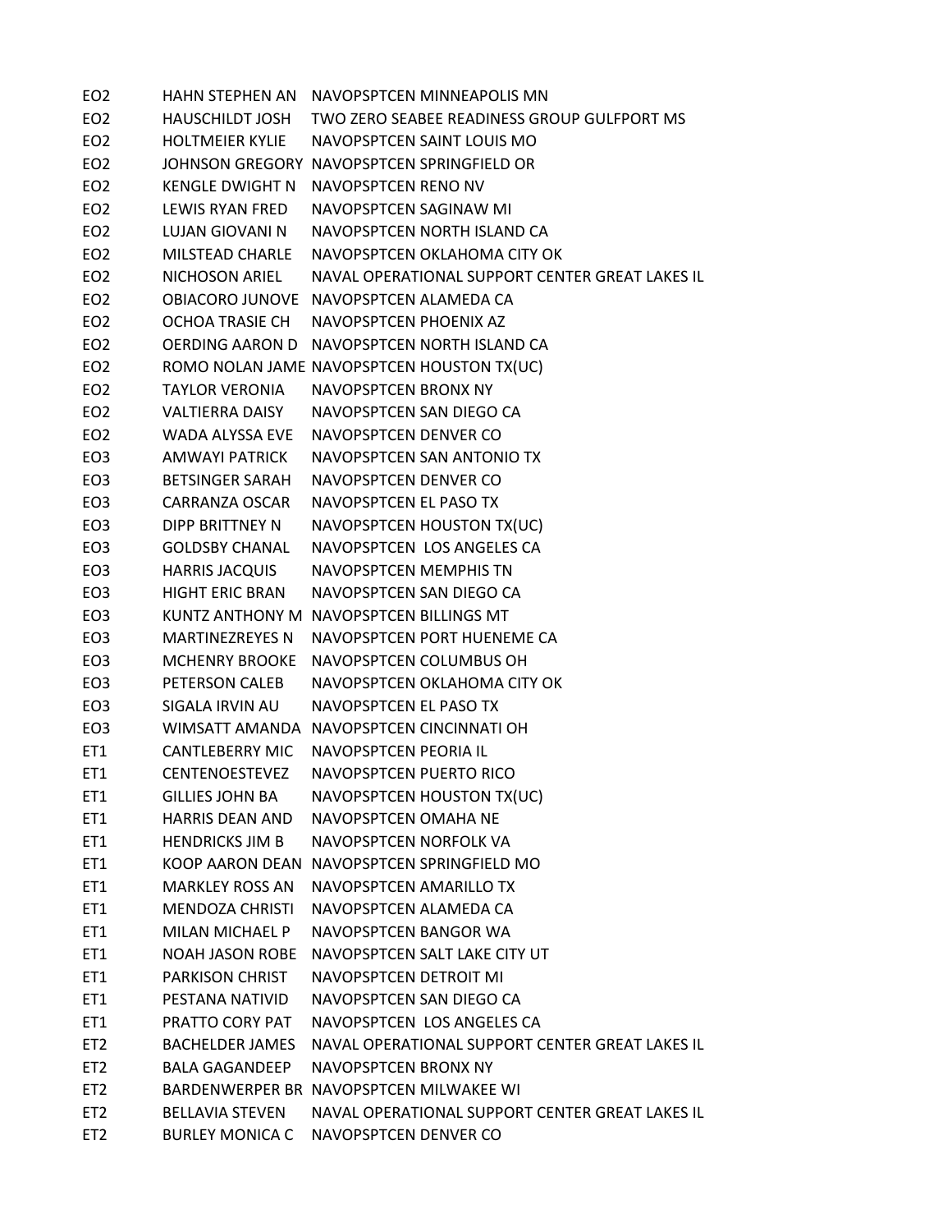| | | |
|---|---|---|
| EO2 | HAHN STEPHEN AN | NAVOPSPTCEN MINNEAPOLIS MN |
| EO2 | HAUSCHILDT JOSH | TWO ZERO SEABEE READINESS GROUP GULFPORT MS |
| EO2 | HOLTMEIER KYLIE | NAVOPSPTCEN SAINT LOUIS MO |
| EO2 | JOHNSON GREGORY | NAVOPSPTCEN SPRINGFIELD OR |
| EO2 | KENGLE DWIGHT N | NAVOPSPTCEN RENO NV |
| EO2 | LEWIS RYAN FRED | NAVOPSPTCEN SAGINAW MI |
| EO2 | LUJAN GIOVANI N | NAVOPSPTCEN NORTH ISLAND CA |
| EO2 | MILSTEAD CHARLE | NAVOPSPTCEN OKLAHOMA CITY OK |
| EO2 | NICHOSON ARIEL | NAVAL OPERATIONAL SUPPORT CENTER GREAT LAKES IL |
| EO2 | OBIACORO JUNOVE | NAVOPSPTCEN ALAMEDA CA |
| EO2 | OCHOA TRASIE CH | NAVOPSPTCEN PHOENIX AZ |
| EO2 | OERDING AARON D | NAVOPSPTCEN NORTH ISLAND CA |
| EO2 | ROMO NOLAN JAME | NAVOPSPTCEN HOUSTON TX(UC) |
| EO2 | TAYLOR VERONIA | NAVOPSPTCEN BRONX NY |
| EO2 | VALTIERRA DAISY | NAVOPSPTCEN SAN DIEGO CA |
| EO2 | WADA ALYSSA EVE | NAVOPSPTCEN DENVER CO |
| EO3 | AMWAYI PATRICK | NAVOPSPTCEN SAN ANTONIO TX |
| EO3 | BETSINGER SARAH | NAVOPSPTCEN DENVER CO |
| EO3 | CARRANZA OSCAR | NAVOPSPTCEN EL PASO TX |
| EO3 | DIPP BRITTNEY N | NAVOPSPTCEN HOUSTON TX(UC) |
| EO3 | GOLDSBY CHANAL | NAVOPSPTCEN  LOS ANGELES CA |
| EO3 | HARRIS JACQUIS | NAVOPSPTCEN MEMPHIS TN |
| EO3 | HIGHT ERIC BRAN | NAVOPSPTCEN SAN DIEGO CA |
| EO3 | KUNTZ ANTHONY M | NAVOPSPTCEN BILLINGS MT |
| EO3 | MARTINEZREYES N | NAVOPSPTCEN PORT HUENEME CA |
| EO3 | MCHENRY BROOKE | NAVOPSPTCEN COLUMBUS OH |
| EO3 | PETERSON CALEB | NAVOPSPTCEN OKLAHOMA CITY OK |
| EO3 | SIGALA IRVIN AU | NAVOPSPTCEN EL PASO TX |
| EO3 | WIMSATT AMANDA | NAVOPSPTCEN CINCINNATI OH |
| ET1 | CANTLEBERRY MIC | NAVOPSPTCEN PEORIA IL |
| ET1 | CENTENOESTEVEZ | NAVOPSPTCEN PUERTO RICO |
| ET1 | GILLIES JOHN BA | NAVOPSPTCEN HOUSTON TX(UC) |
| ET1 | HARRIS DEAN AND | NAVOPSPTCEN OMAHA NE |
| ET1 | HENDRICKS JIM B | NAVOPSPTCEN NORFOLK VA |
| ET1 | KOOP AARON DEAN | NAVOPSPTCEN SPRINGFIELD MO |
| ET1 | MARKLEY ROSS AN | NAVOPSPTCEN AMARILLO TX |
| ET1 | MENDOZA CHRISTI | NAVOPSPTCEN ALAMEDA CA |
| ET1 | MILAN MICHAEL P | NAVOPSPTCEN BANGOR WA |
| ET1 | NOAH JASON ROBE | NAVOPSPTCEN SALT LAKE CITY UT |
| ET1 | PARKISON CHRIST | NAVOPSPTCEN DETROIT MI |
| ET1 | PESTANA NATIVID | NAVOPSPTCEN SAN DIEGO CA |
| ET1 | PRATTO CORY PAT | NAVOPSPTCEN  LOS ANGELES CA |
| ET2 | BACHELDER JAMES | NAVAL OPERATIONAL SUPPORT CENTER GREAT LAKES IL |
| ET2 | BALA GAGANDEEP | NAVOPSPTCEN BRONX NY |
| ET2 | BARDENWERPER BR | NAVOPSPTCEN MILWAKEE WI |
| ET2 | BELLAVIA STEVEN | NAVAL OPERATIONAL SUPPORT CENTER GREAT LAKES IL |
| ET2 | BURLEY MONICA C | NAVOPSPTCEN DENVER CO |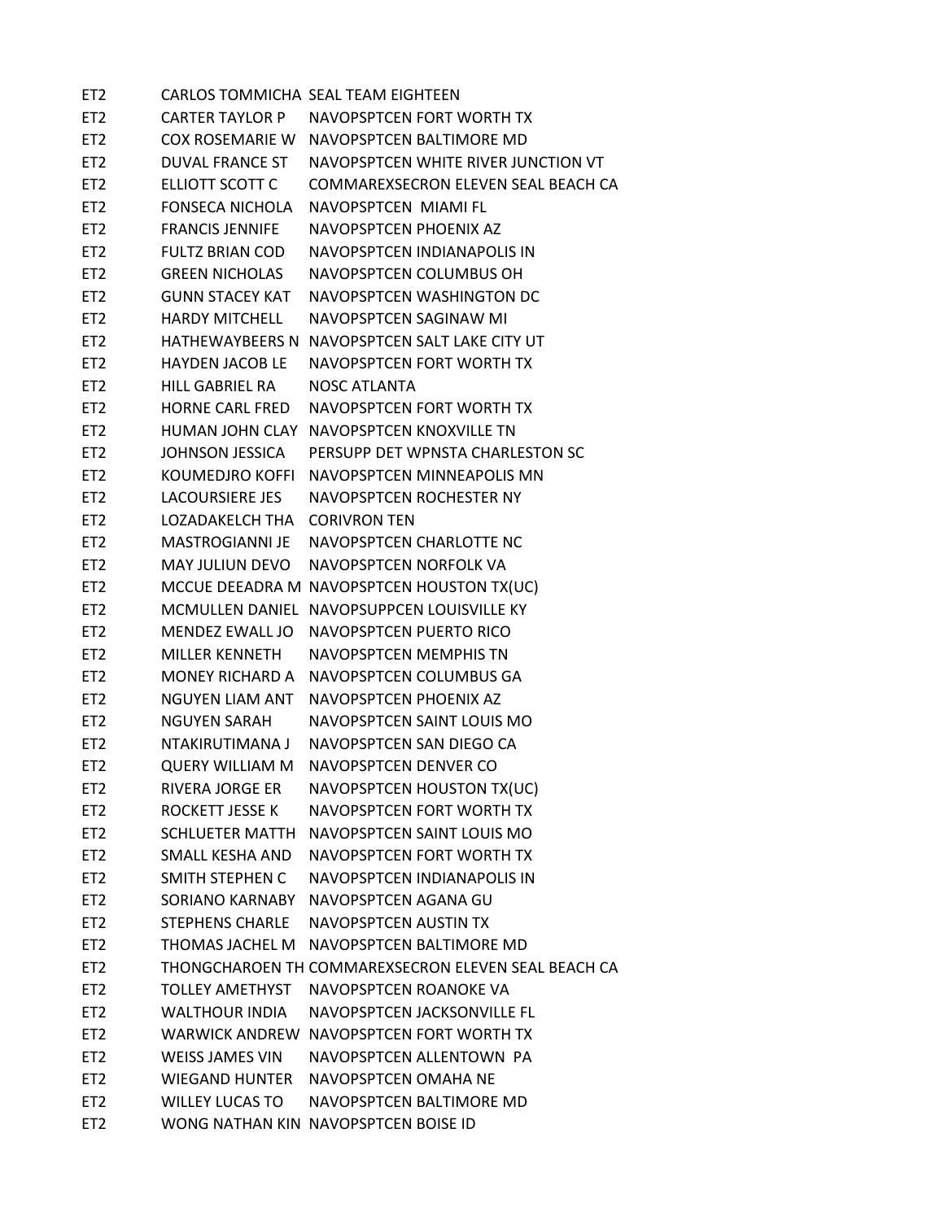| | | |
|---|---|---|
| ET2 | CARLOS TOMMICHA | SEAL TEAM EIGHTEEN |
| ET2 | CARTER TAYLOR P | NAVOPSPTCEN FORT WORTH TX |
| ET2 | COX ROSEMARIE W | NAVOPSPTCEN BALTIMORE MD |
| ET2 | DUVAL FRANCE ST | NAVOPSPTCEN WHITE RIVER JUNCTION VT |
| ET2 | ELLIOTT SCOTT C | COMMAREXSECRON ELEVEN SEAL BEACH CA |
| ET2 | FONSECA NICHOLA | NAVOPSPTCEN MIAMI FL |
| ET2 | FRANCIS JENNIFE | NAVOPSPTCEN PHOENIX AZ |
| ET2 | FULTZ BRIAN COD | NAVOPSPTCEN INDIANAPOLIS IN |
| ET2 | GREEN NICHOLAS | NAVOPSPTCEN COLUMBUS OH |
| ET2 | GUNN STACEY KAT | NAVOPSPTCEN WASHINGTON DC |
| ET2 | HARDY MITCHELL | NAVOPSPTCEN SAGINAW MI |
| ET2 | HATHEWAYBEERS N | NAVOPSPTCEN SALT LAKE CITY UT |
| ET2 | HAYDEN JACOB LE | NAVOPSPTCEN FORT WORTH TX |
| ET2 | HILL GABRIEL RA | NOSC ATLANTA |
| ET2 | HORNE CARL FRED | NAVOPSPTCEN FORT WORTH TX |
| ET2 | HUMAN JOHN CLAY | NAVOPSPTCEN KNOXVILLE TN |
| ET2 | JOHNSON JESSICA | PERSUPP DET WPNSTA CHARLESTON SC |
| ET2 | KOUMEDJRO KOFFI | NAVOPSPTCEN MINNEAPOLIS MN |
| ET2 | LACOURSIERE JES | NAVOPSPTCEN ROCHESTER NY |
| ET2 | LOZADAKELCH THA | CORIVRON TEN |
| ET2 | MASTROGIANNI JE | NAVOPSPTCEN CHARLOTTE NC |
| ET2 | MAY JULIUN DEVO | NAVOPSPTCEN NORFOLK VA |
| ET2 | MCCUE DEEADRA M | NAVOPSPTCEN HOUSTON TX(UC) |
| ET2 | MCMULLEN DANIEL | NAVOPSUPPCEN LOUISVILLE KY |
| ET2 | MENDEZ EWALL JO | NAVOPSPTCEN PUERTO RICO |
| ET2 | MILLER KENNETH | NAVOPSPTCEN MEMPHIS TN |
| ET2 | MONEY RICHARD A | NAVOPSPTCEN COLUMBUS GA |
| ET2 | NGUYEN LIAM ANT | NAVOPSPTCEN PHOENIX AZ |
| ET2 | NGUYEN SARAH | NAVOPSPTCEN SAINT LOUIS MO |
| ET2 | NTAKIRUTIMANA J | NAVOPSPTCEN SAN DIEGO CA |
| ET2 | QUERY WILLIAM M | NAVOPSPTCEN DENVER CO |
| ET2 | RIVERA JORGE ER | NAVOPSPTCEN HOUSTON TX(UC) |
| ET2 | ROCKETT JESSE K | NAVOPSPTCEN FORT WORTH TX |
| ET2 | SCHLUETER MATTH | NAVOPSPTCEN SAINT LOUIS MO |
| ET2 | SMALL KESHA AND | NAVOPSPTCEN FORT WORTH TX |
| ET2 | SMITH STEPHEN C | NAVOPSPTCEN INDIANAPOLIS IN |
| ET2 | SORIANO KARNABY | NAVOPSPTCEN AGANA GU |
| ET2 | STEPHENS CHARLE | NAVOPSPTCEN AUSTIN TX |
| ET2 | THOMAS JACHEL M | NAVOPSPTCEN BALTIMORE MD |
| ET2 | THONGCHAROEN TH | COMMAREXSECRON ELEVEN SEAL BEACH CA |
| ET2 | TOLLEY AMETHYST | NAVOPSPTCEN ROANOKE VA |
| ET2 | WALTHOUR INDIA | NAVOPSPTCEN JACKSONVILLE FL |
| ET2 | WARWICK ANDREW | NAVOPSPTCEN FORT WORTH TX |
| ET2 | WEISS JAMES VIN | NAVOPSPTCEN ALLENTOWN PA |
| ET2 | WIEGAND HUNTER | NAVOPSPTCEN OMAHA NE |
| ET2 | WILLEY LUCAS TO | NAVOPSPTCEN BALTIMORE MD |
| ET2 | WONG NATHAN KIN | NAVOPSPTCEN BOISE ID |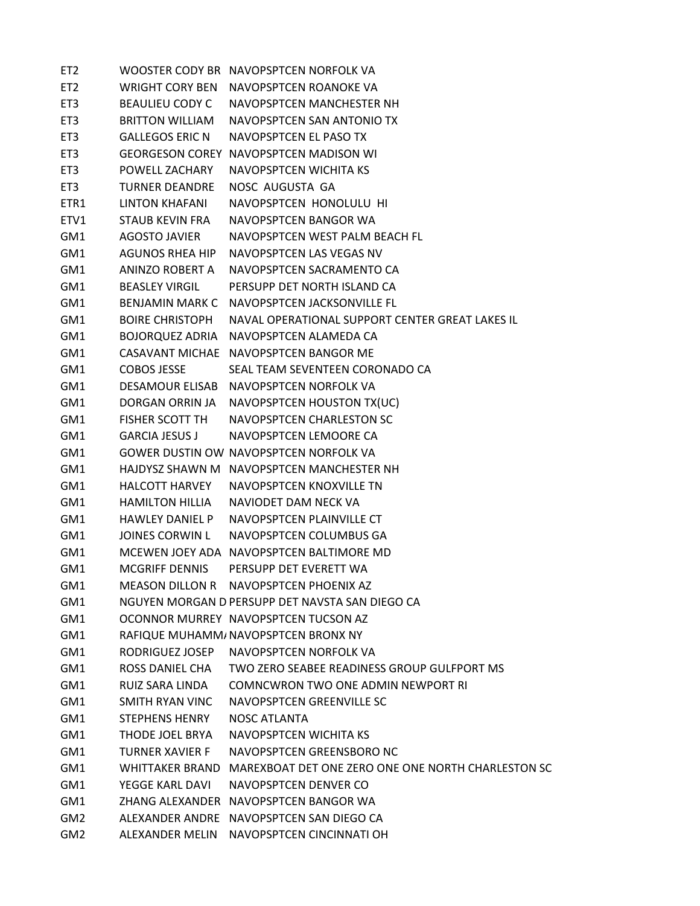| | | |
|---|---|---|
| ET2 | WOOSTER CODY BR | NAVOPSPTCEN NORFOLK VA |
| ET2 | WRIGHT CORY BEN | NAVOPSPTCEN ROANOKE VA |
| ET3 | BEAULIEU CODY C | NAVOPSPTCEN MANCHESTER NH |
| ET3 | BRITTON WILLIAM | NAVOPSPTCEN SAN ANTONIO TX |
| ET3 | GALLEGOS ERIC N | NAVOPSPTCEN EL PASO TX |
| ET3 | GEORGESON COREY | NAVOPSPTCEN MADISON WI |
| ET3 | POWELL ZACHARY | NAVOPSPTCEN WICHITA KS |
| ET3 | TURNER DEANDRE | NOSC AUGUSTA GA |
| ETR1 | LINTON KHAFANI | NAVOPSPTCEN HONOLULU HI |
| ETV1 | STAUB KEVIN FRA | NAVOPSPTCEN BANGOR WA |
| GM1 | AGOSTO JAVIER | NAVOPSPTCEN WEST PALM BEACH FL |
| GM1 | AGUNOS RHEA HIP | NAVOPSPTCEN LAS VEGAS NV |
| GM1 | ANINZO ROBERT A | NAVOPSPTCEN SACRAMENTO CA |
| GM1 | BEASLEY VIRGIL | PERSUPP DET NORTH ISLAND CA |
| GM1 | BENJAMIN MARK C | NAVOPSPTCEN JACKSONVILLE FL |
| GM1 | BOIRE CHRISTOPH | NAVAL OPERATIONAL SUPPORT CENTER GREAT LAKES IL |
| GM1 | BOJORQUEZ ADRIA | NAVOPSPTCEN ALAMEDA CA |
| GM1 | CASAVANT MICHAE | NAVOPSPTCEN BANGOR ME |
| GM1 | COBOS JESSE | SEAL TEAM SEVENTEEN CORONADO CA |
| GM1 | DESAMOUR ELISAB | NAVOPSPTCEN NORFOLK VA |
| GM1 | DORGAN ORRIN JA | NAVOPSPTCEN HOUSTON TX(UC) |
| GM1 | FISHER SCOTT TH | NAVOPSPTCEN CHARLESTON SC |
| GM1 | GARCIA JESUS J | NAVOPSPTCEN LEMOORE CA |
| GM1 | GOWER DUSTIN OW | NAVOPSPTCEN NORFOLK VA |
| GM1 | HAJDYSZ SHAWN M | NAVOPSPTCEN MANCHESTER NH |
| GM1 | HALCOTT HARVEY | NAVOPSPTCEN KNOXVILLE TN |
| GM1 | HAMILTON HILLIA | NAVIODET DAM NECK VA |
| GM1 | HAWLEY DANIEL P | NAVOPSPTCEN PLAINVILLE CT |
| GM1 | JOINES CORWIN L | NAVOPSPTCEN COLUMBUS GA |
| GM1 | MCEWEN JOEY ADA | NAVOPSPTCEN BALTIMORE MD |
| GM1 | MCGRIFF DENNIS | PERSUPP DET EVERETT WA |
| GM1 | MEASON DILLON R | NAVOPSPTCEN PHOENIX AZ |
| GM1 | NGUYEN MORGAN D | PERSUPP DET NAVSTA SAN DIEGO CA |
| GM1 | OCONNOR MURREY | NAVOPSPTCEN TUCSON AZ |
| GM1 | RAFIQUE MUHAMMA | NAVOPSPTCEN BRONX NY |
| GM1 | RODRIGUEZ JOSEP | NAVOPSPTCEN NORFOLK VA |
| GM1 | ROSS DANIEL CHA | TWO ZERO SEABEE READINESS GROUP GULFPORT MS |
| GM1 | RUIZ SARA LINDA | COMNCWRON TWO ONE ADMIN NEWPORT RI |
| GM1 | SMITH RYAN VINC | NAVOPSPTCEN GREENVILLE SC |
| GM1 | STEPHENS HENRY | NOSC ATLANTA |
| GM1 | THODE JOEL BRYA | NAVOPSPTCEN WICHITA KS |
| GM1 | TURNER XAVIER F | NAVOPSPTCEN GREENSBORO NC |
| GM1 | WHITTAKER BRAND | MAREXBOAT DET ONE ZERO ONE ONE NORTH CHARLESTON SC |
| GM1 | YEGGE KARL DAVI | NAVOPSPTCEN DENVER CO |
| GM1 | ZHANG ALEXANDER | NAVOPSPTCEN BANGOR WA |
| GM2 | ALEXANDER ANDRE | NAVOPSPTCEN SAN DIEGO CA |
| GM2 | ALEXANDER MELIN | NAVOPSPTCEN CINCINNATI OH |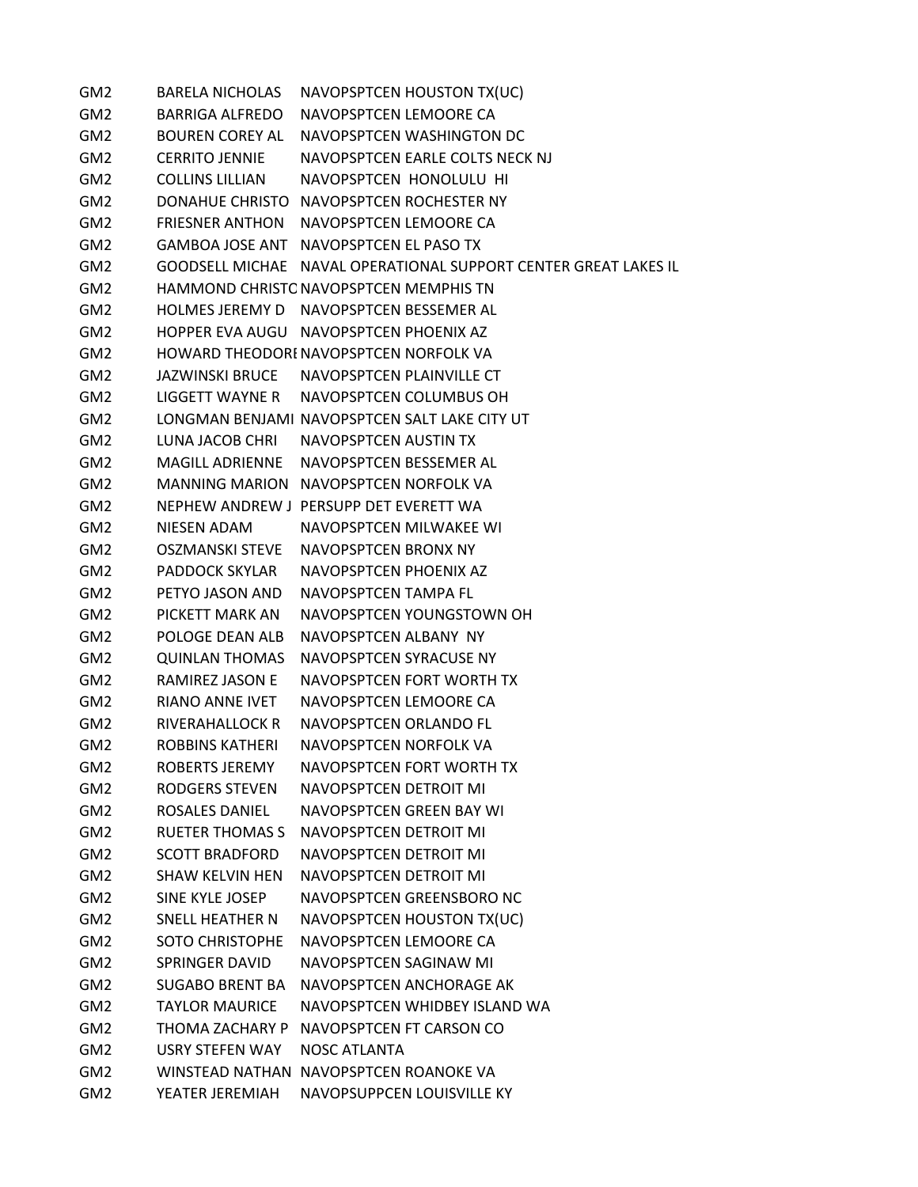| | | |
|---|---|---|
| GM2 | BARELA NICHOLAS | NAVOPSPTCEN HOUSTON TX(UC) |
| GM2 | BARRIGA ALFREDO | NAVOPSPTCEN LEMOORE CA |
| GM2 | BOUREN COREY AL | NAVOPSPTCEN WASHINGTON DC |
| GM2 | CERRITO JENNIE | NAVOPSPTCEN EARLE COLTS NECK NJ |
| GM2 | COLLINS LILLIAN | NAVOPSPTCEN HONOLULU HI |
| GM2 | DONAHUE CHRISTO | NAVOPSPTCEN ROCHESTER NY |
| GM2 | FRIESNER ANTHON | NAVOPSPTCEN LEMOORE CA |
| GM2 | GAMBOA JOSE ANT | NAVOPSPTCEN EL PASO TX |
| GM2 | GOODSELL MICHAE | NAVAL OPERATIONAL SUPPORT CENTER GREAT LAKES IL |
| GM2 | HAMMOND CHRISTO | NAVOPSPTCEN MEMPHIS TN |
| GM2 | HOLMES JEREMY D | NAVOPSPTCEN BESSEMER AL |
| GM2 | HOPPER EVA AUGU | NAVOPSPTCEN PHOENIX AZ |
| GM2 | HOWARD THEODORE | NAVOPSPTCEN NORFOLK VA |
| GM2 | JAZWINSKI BRUCE | NAVOPSPTCEN PLAINVILLE CT |
| GM2 | LIGGETT WAYNE R | NAVOPSPTCEN COLUMBUS OH |
| GM2 | LONGMAN BENJAMI | NAVOPSPTCEN SALT LAKE CITY UT |
| GM2 | LUNA JACOB CHRI | NAVOPSPTCEN AUSTIN TX |
| GM2 | MAGILL ADRIENNE | NAVOPSPTCEN BESSEMER AL |
| GM2 | MANNING MARION | NAVOPSPTCEN NORFOLK VA |
| GM2 | NEPHEW ANDREW J | PERSUPP DET EVERETT WA |
| GM2 | NIESEN ADAM | NAVOPSPTCEN MILWAKEE WI |
| GM2 | OSZMANSKI STEVE | NAVOPSPTCEN BRONX NY |
| GM2 | PADDOCK SKYLAR | NAVOPSPTCEN PHOENIX AZ |
| GM2 | PETYO JASON AND | NAVOPSPTCEN TAMPA FL |
| GM2 | PICKETT MARK AN | NAVOPSPTCEN YOUNGSTOWN OH |
| GM2 | POLOGE DEAN ALB | NAVOPSPTCEN ALBANY NY |
| GM2 | QUINLAN THOMAS | NAVOPSPTCEN SYRACUSE NY |
| GM2 | RAMIREZ JASON E | NAVOPSPTCEN FORT WORTH TX |
| GM2 | RIANO ANNE IVET | NAVOPSPTCEN LEMOORE CA |
| GM2 | RIVERAHALLOCK R | NAVOPSPTCEN ORLANDO FL |
| GM2 | ROBBINS KATHERI | NAVOPSPTCEN NORFOLK VA |
| GM2 | ROBERTS JEREMY | NAVOPSPTCEN FORT WORTH TX |
| GM2 | RODGERS STEVEN | NAVOPSPTCEN DETROIT MI |
| GM2 | ROSALES DANIEL | NAVOPSPTCEN GREEN BAY WI |
| GM2 | RUETER THOMAS S | NAVOPSPTCEN DETROIT MI |
| GM2 | SCOTT BRADFORD | NAVOPSPTCEN DETROIT MI |
| GM2 | SHAW KELVIN HEN | NAVOPSPTCEN DETROIT MI |
| GM2 | SINE KYLE JOSEP | NAVOPSPTCEN GREENSBORO NC |
| GM2 | SNELL HEATHER N | NAVOPSPTCEN HOUSTON TX(UC) |
| GM2 | SOTO CHRISTOPHE | NAVOPSPTCEN LEMOORE CA |
| GM2 | SPRINGER DAVID | NAVOPSPTCEN SAGINAW MI |
| GM2 | SUGABO BRENT BA | NAVOPSPTCEN ANCHORAGE AK |
| GM2 | TAYLOR MAURICE | NAVOPSPTCEN WHIDBEY ISLAND WA |
| GM2 | THOMA ZACHARY P | NAVOPSPTCEN FT CARSON CO |
| GM2 | USRY STEFEN WAY | NOSC ATLANTA |
| GM2 | WINSTEAD NATHAN | NAVOPSPTCEN ROANOKE VA |
| GM2 | YEATER JEREMIAH | NAVOPSUPPCEN LOUISVILLE KY |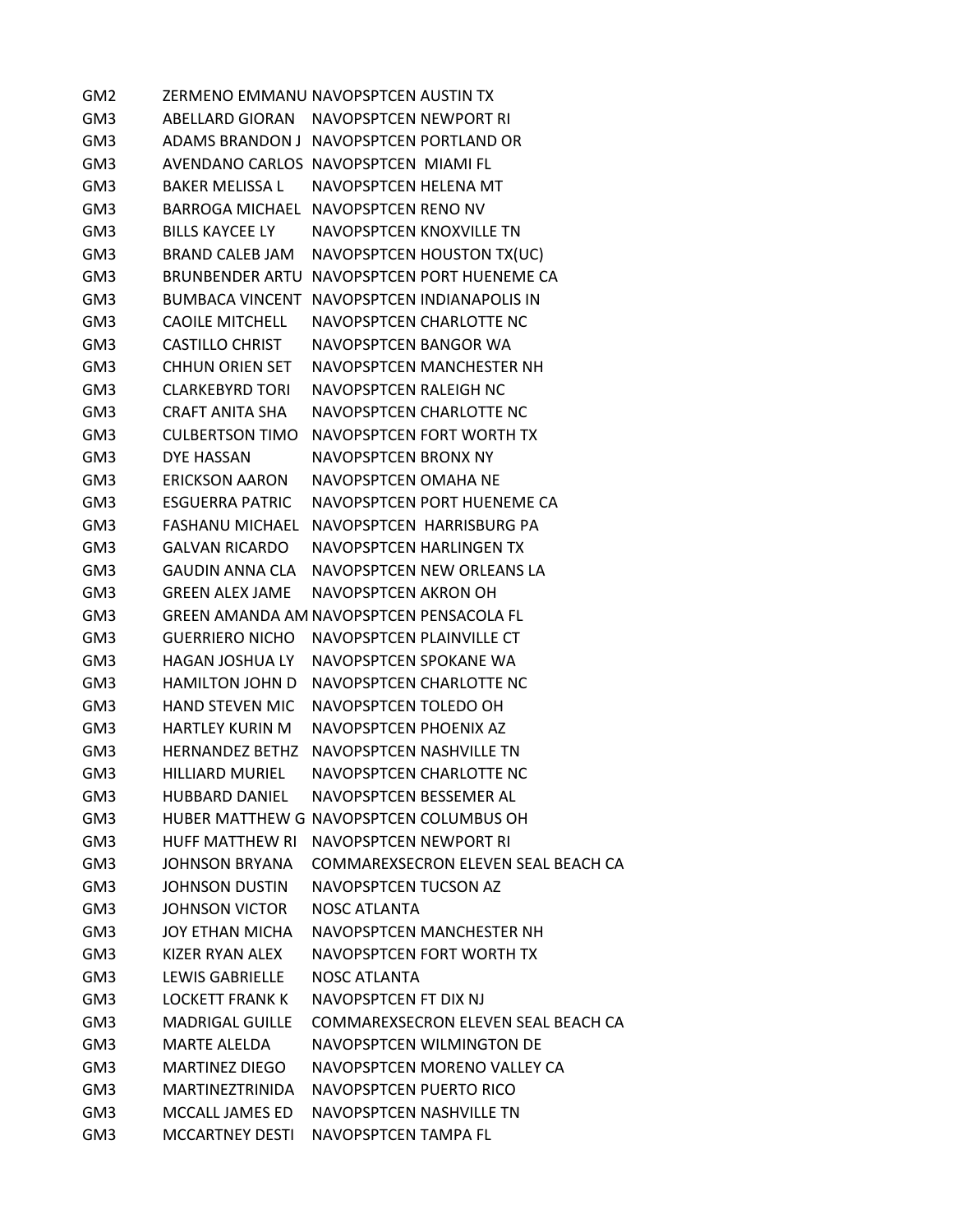| | | |
|---|---|---|
| GM2 | ZERMENO EMMANU | NAVOPSPTCEN AUSTIN TX |
| GM3 | ABELLARD GIORAN | NAVOPSPTCEN NEWPORT RI |
| GM3 | ADAMS BRANDON J | NAVOPSPTCEN PORTLAND OR |
| GM3 | AVENDANO CARLOS | NAVOPSPTCEN MIAMI FL |
| GM3 | BAKER MELISSA L | NAVOPSPTCEN HELENA MT |
| GM3 | BARROGA MICHAEL | NAVOPSPTCEN RENO NV |
| GM3 | BILLS KAYCEE LY | NAVOPSPTCEN KNOXVILLE TN |
| GM3 | BRAND CALEB JAM | NAVOPSPTCEN HOUSTON TX(UC) |
| GM3 | BRUNBENDER ARTU | NAVOPSPTCEN PORT HUENEME CA |
| GM3 | BUMBACA VINCENT | NAVOPSPTCEN INDIANAPOLIS IN |
| GM3 | CAOILE MITCHELL | NAVOPSPTCEN CHARLOTTE NC |
| GM3 | CASTILLO CHRIST | NAVOPSPTCEN BANGOR WA |
| GM3 | CHHUN ORIEN SET | NAVOPSPTCEN MANCHESTER NH |
| GM3 | CLARKEBYRD TORI | NAVOPSPTCEN RALEIGH NC |
| GM3 | CRAFT ANITA SHA | NAVOPSPTCEN CHARLOTTE NC |
| GM3 | CULBERTSON TIMO | NAVOPSPTCEN FORT WORTH TX |
| GM3 | DYE HASSAN | NAVOPSPTCEN BRONX NY |
| GM3 | ERICKSON AARON | NAVOPSPTCEN OMAHA NE |
| GM3 | ESGUERRA PATRIC | NAVOPSPTCEN PORT HUENEME CA |
| GM3 | FASHANU MICHAEL | NAVOPSPTCEN HARRISBURG PA |
| GM3 | GALVAN RICARDO | NAVOPSPTCEN HARLINGEN TX |
| GM3 | GAUDIN ANNA CLA | NAVOPSPTCEN NEW ORLEANS LA |
| GM3 | GREEN ALEX JAME | NAVOPSPTCEN AKRON OH |
| GM3 | GREEN AMANDA AM | NAVOPSPTCEN PENSACOLA FL |
| GM3 | GUERRIERO NICHO | NAVOPSPTCEN PLAINVILLE CT |
| GM3 | HAGAN JOSHUA LY | NAVOPSPTCEN SPOKANE WA |
| GM3 | HAMILTON JOHN D | NAVOPSPTCEN CHARLOTTE NC |
| GM3 | HAND STEVEN MIC | NAVOPSPTCEN TOLEDO OH |
| GM3 | HARTLEY KURIN M | NAVOPSPTCEN PHOENIX AZ |
| GM3 | HERNANDEZ BETHZ | NAVOPSPTCEN NASHVILLE TN |
| GM3 | HILLIARD MURIEL | NAVOPSPTCEN CHARLOTTE NC |
| GM3 | HUBBARD DANIEL | NAVOPSPTCEN BESSEMER AL |
| GM3 | HUBER MATTHEW G | NAVOPSPTCEN COLUMBUS OH |
| GM3 | HUFF MATTHEW RI | NAVOPSPTCEN NEWPORT RI |
| GM3 | JOHNSON BRYANA | COMMAREXSECRON ELEVEN SEAL BEACH CA |
| GM3 | JOHNSON DUSTIN | NAVOPSPTCEN TUCSON AZ |
| GM3 | JOHNSON VICTOR | NOSC ATLANTA |
| GM3 | JOY ETHAN MICHA | NAVOPSPTCEN MANCHESTER NH |
| GM3 | KIZER RYAN ALEX | NAVOPSPTCEN FORT WORTH TX |
| GM3 | LEWIS GABRIELLE | NOSC ATLANTA |
| GM3 | LOCKETT FRANK K | NAVOPSPTCEN FT DIX NJ |
| GM3 | MADRIGAL GUILLE | COMMAREXSECRON ELEVEN SEAL BEACH CA |
| GM3 | MARTE ALELDA | NAVOPSPTCEN WILMINGTON DE |
| GM3 | MARTINEZ DIEGO | NAVOPSPTCEN MORENO VALLEY CA |
| GM3 | MARTINEZTRINIDA | NAVOPSPTCEN PUERTO RICO |
| GM3 | MCCALL JAMES ED | NAVOPSPTCEN NASHVILLE TN |
| GM3 | MCCARTNEY DESTI | NAVOPSPTCEN TAMPA FL |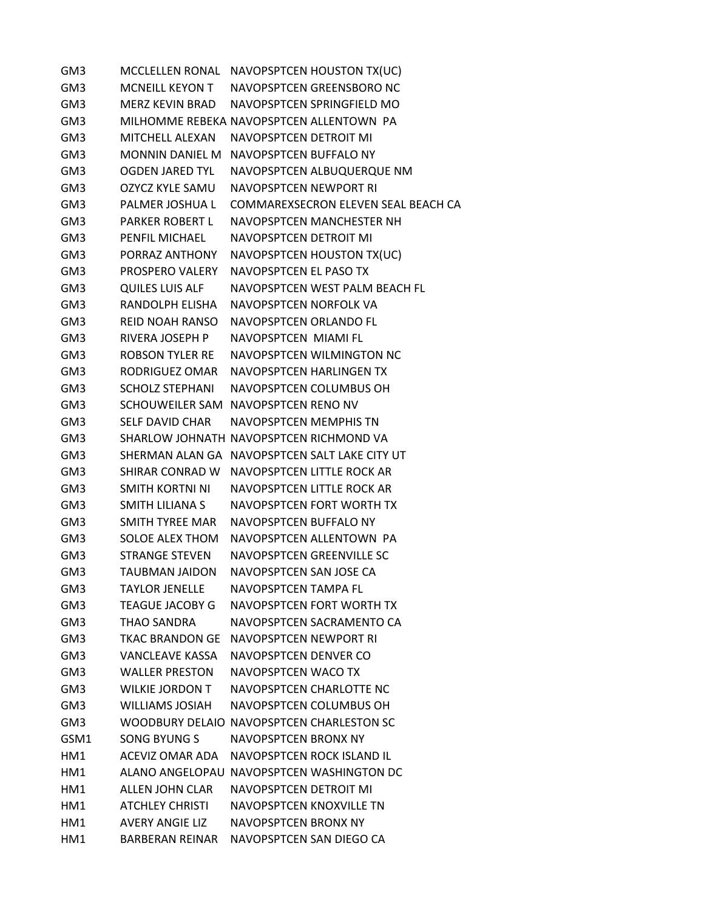| | | |
|---|---|---|
| GM3 | MCCLELLEN RONAL | NAVOPSPTCEN HOUSTON TX(UC) |
| GM3 | MCNEILL KEYON T | NAVOPSPTCEN GREENSBORO NC |
| GM3 | MERZ KEVIN BRAD | NAVOPSPTCEN SPRINGFIELD MO |
| GM3 | MILHOMME REBEKA | NAVOPSPTCEN ALLENTOWN PA |
| GM3 | MITCHELL ALEXAN | NAVOPSPTCEN DETROIT MI |
| GM3 | MONNIN DANIEL M | NAVOPSPTCEN BUFFALO NY |
| GM3 | OGDEN JARED TYL | NAVOPSPTCEN ALBUQUERQUE NM |
| GM3 | OZYCZ KYLE SAMU | NAVOPSPTCEN NEWPORT RI |
| GM3 | PALMER JOSHUA L | COMMAREXSECRON ELEVEN SEAL BEACH CA |
| GM3 | PARKER ROBERT L | NAVOPSPTCEN MANCHESTER NH |
| GM3 | PENFIL MICHAEL | NAVOPSPTCEN DETROIT MI |
| GM3 | PORRAZ ANTHONY | NAVOPSPTCEN HOUSTON TX(UC) |
| GM3 | PROSPERO VALERY | NAVOPSPTCEN EL PASO TX |
| GM3 | QUILES LUIS ALF | NAVOPSPTCEN WEST PALM BEACH FL |
| GM3 | RANDOLPH ELISHA | NAVOPSPTCEN NORFOLK VA |
| GM3 | REID NOAH RANSO | NAVOPSPTCEN ORLANDO FL |
| GM3 | RIVERA JOSEPH P | NAVOPSPTCEN MIAMI FL |
| GM3 | ROBSON TYLER RE | NAVOPSPTCEN WILMINGTON NC |
| GM3 | RODRIGUEZ OMAR | NAVOPSPTCEN HARLINGEN TX |
| GM3 | SCHOLZ STEPHANI | NAVOPSPTCEN COLUMBUS OH |
| GM3 | SCHOUWEILER SAM | NAVOPSPTCEN RENO NV |
| GM3 | SELF DAVID CHAR | NAVOPSPTCEN MEMPHIS TN |
| GM3 | SHARLOW JOHNATH | NAVOPSPTCEN RICHMOND VA |
| GM3 | SHERMAN ALAN GA | NAVOPSPTCEN SALT LAKE CITY UT |
| GM3 | SHIRAR CONRAD W | NAVOPSPTCEN LITTLE ROCK AR |
| GM3 | SMITH KORTNI NI | NAVOPSPTCEN LITTLE ROCK AR |
| GM3 | SMITH LILIANA S | NAVOPSPTCEN FORT WORTH TX |
| GM3 | SMITH TYREE MAR | NAVOPSPTCEN BUFFALO NY |
| GM3 | SOLOE ALEX THOM | NAVOPSPTCEN ALLENTOWN PA |
| GM3 | STRANGE STEVEN | NAVOPSPTCEN GREENVILLE SC |
| GM3 | TAUBMAN JAIDON | NAVOPSPTCEN SAN JOSE CA |
| GM3 | TAYLOR JENELLE | NAVOPSPTCEN TAMPA FL |
| GM3 | TEAGUE JACOBY G | NAVOPSPTCEN FORT WORTH TX |
| GM3 | THAO SANDRA | NAVOPSPTCEN SACRAMENTO CA |
| GM3 | TKAC BRANDON GE | NAVOPSPTCEN NEWPORT RI |
| GM3 | VANCLEAVE KASSA | NAVOPSPTCEN DENVER CO |
| GM3 | WALLER PRESTON | NAVOPSPTCEN WACO TX |
| GM3 | WILKIE JORDON T | NAVOPSPTCEN CHARLOTTE NC |
| GM3 | WILLIAMS JOSIAH | NAVOPSPTCEN COLUMBUS OH |
| GM3 | WOODBURY DELAIO | NAVOPSPTCEN CHARLESTON SC |
| GSM1 | SONG BYUNG S | NAVOPSPTCEN BRONX NY |
| HM1 | ACEVIZ OMAR ADA | NAVOPSPTCEN ROCK ISLAND IL |
| HM1 | ALANO ANGELOPAU | NAVOPSPTCEN WASHINGTON DC |
| HM1 | ALLEN JOHN CLAR | NAVOPSPTCEN DETROIT MI |
| HM1 | ATCHLEY CHRISTI | NAVOPSPTCEN KNOXVILLE TN |
| HM1 | AVERY ANGIE LIZ | NAVOPSPTCEN BRONX NY |
| HM1 | BARBERAN REINAR | NAVOPSPTCEN SAN DIEGO CA |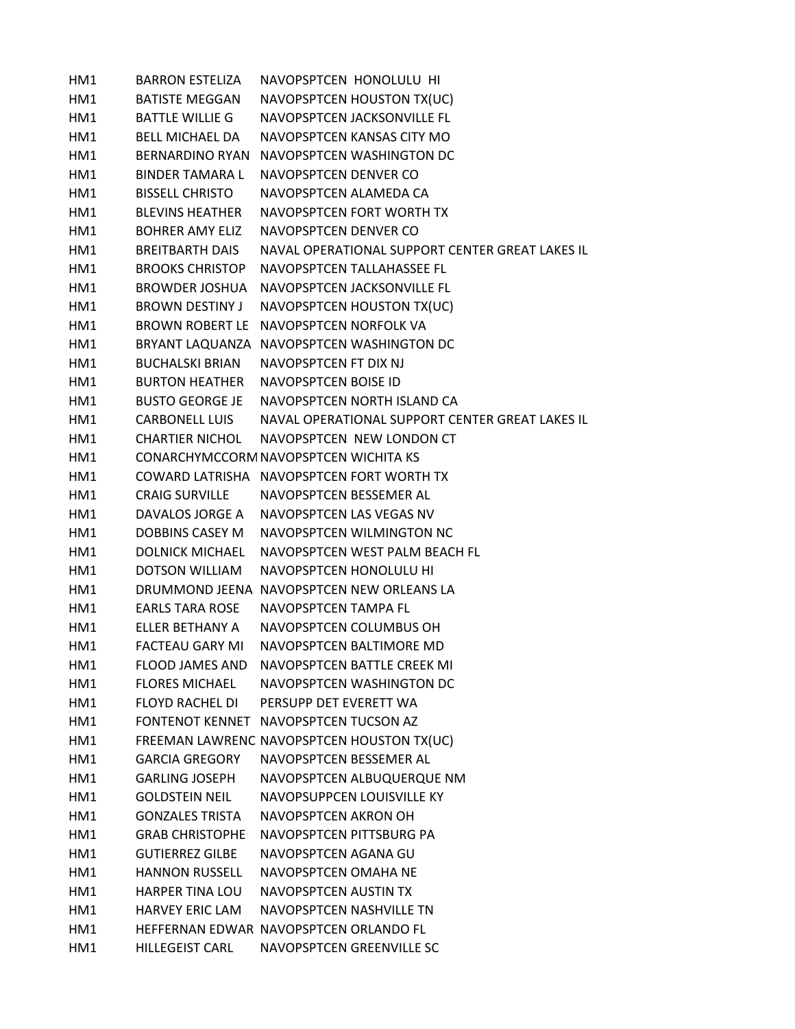| | | |
|---|---|---|
| HM1 | BARRON ESTELIZA | NAVOPSPTCEN HONOLULU HI |
| HM1 | BATISTE MEGGAN | NAVOPSPTCEN HOUSTON TX(UC) |
| HM1 | BATTLE WILLIE G | NAVOPSPTCEN JACKSONVILLE FL |
| HM1 | BELL MICHAEL DA | NAVOPSPTCEN KANSAS CITY MO |
| HM1 | BERNARDINO RYAN | NAVOPSPTCEN WASHINGTON DC |
| HM1 | BINDER TAMARA L | NAVOPSPTCEN DENVER CO |
| HM1 | BISSELL CHRISTO | NAVOPSPTCEN ALAMEDA CA |
| HM1 | BLEVINS HEATHER | NAVOPSPTCEN FORT WORTH TX |
| HM1 | BOHRER AMY ELIZ | NAVOPSPTCEN DENVER CO |
| HM1 | BREITBARTH DAIS | NAVAL OPERATIONAL SUPPORT CENTER GREAT LAKES IL |
| HM1 | BROOKS CHRISTOP | NAVOPSPTCEN TALLAHASSEE FL |
| HM1 | BROWDER JOSHUA | NAVOPSPTCEN JACKSONVILLE FL |
| HM1 | BROWN DESTINY J | NAVOPSPTCEN HOUSTON TX(UC) |
| HM1 | BROWN ROBERT LE | NAVOPSPTCEN NORFOLK VA |
| HM1 | BRYANT LAQUANZA | NAVOPSPTCEN WASHINGTON DC |
| HM1 | BUCHALSKI BRIAN | NAVOPSPTCEN FT DIX NJ |
| HM1 | BURTON HEATHER | NAVOPSPTCEN BOISE ID |
| HM1 | BUSTO GEORGE JE | NAVOPSPTCEN NORTH ISLAND CA |
| HM1 | CARBONELL LUIS | NAVAL OPERATIONAL SUPPORT CENTER GREAT LAKES IL |
| HM1 | CHARTIER NICHOL | NAVOPSPTCEN NEW LONDON CT |
| HM1 | CONARCHYMCCORM | NAVOPSPTCEN WICHITA KS |
| HM1 | COWARD LATRISHA | NAVOPSPTCEN FORT WORTH TX |
| HM1 | CRAIG SURVILLE | NAVOPSPTCEN BESSEMER AL |
| HM1 | DAVALOS JORGE A | NAVOPSPTCEN LAS VEGAS NV |
| HM1 | DOBBINS CASEY M | NAVOPSPTCEN WILMINGTON NC |
| HM1 | DOLNICK MICHAEL | NAVOPSPTCEN WEST PALM BEACH FL |
| HM1 | DOTSON WILLIAM | NAVOPSPTCEN HONOLULU HI |
| HM1 | DRUMMOND JEENA | NAVOPSPTCEN NEW ORLEANS LA |
| HM1 | EARLS TARA ROSE | NAVOPSPTCEN TAMPA FL |
| HM1 | ELLER BETHANY A | NAVOPSPTCEN COLUMBUS OH |
| HM1 | FACTEAU GARY MI | NAVOPSPTCEN BALTIMORE MD |
| HM1 | FLOOD JAMES AND | NAVOPSPTCEN BATTLE CREEK MI |
| HM1 | FLORES MICHAEL | NAVOPSPTCEN WASHINGTON DC |
| HM1 | FLOYD RACHEL DI | PERSUPP DET EVERETT WA |
| HM1 | FONTENOT KENNET | NAVOPSPTCEN TUCSON AZ |
| HM1 | FREEMAN LAWRENC | NAVOPSPTCEN HOUSTON TX(UC) |
| HM1 | GARCIA GREGORY | NAVOPSPTCEN BESSEMER AL |
| HM1 | GARLING JOSEPH | NAVOPSPTCEN ALBUQUERQUE NM |
| HM1 | GOLDSTEIN NEIL | NAVOPSUPPCEN LOUISVILLE KY |
| HM1 | GONZALES TRISTA | NAVOPSPTCEN AKRON OH |
| HM1 | GRAB CHRISTOPHE | NAVOPSPTCEN PITTSBURG PA |
| HM1 | GUTIERREZ GILBE | NAVOPSPTCEN AGANA GU |
| HM1 | HANNON RUSSELL | NAVOPSPTCEN OMAHA NE |
| HM1 | HARPER TINA LOU | NAVOPSPTCEN AUSTIN TX |
| HM1 | HARVEY ERIC LAM | NAVOPSPTCEN NASHVILLE TN |
| HM1 | HEFFERNAN EDWAR | NAVOPSPTCEN ORLANDO FL |
| HM1 | HILLEGEIST CARL | NAVOPSPTCEN GREENVILLE SC |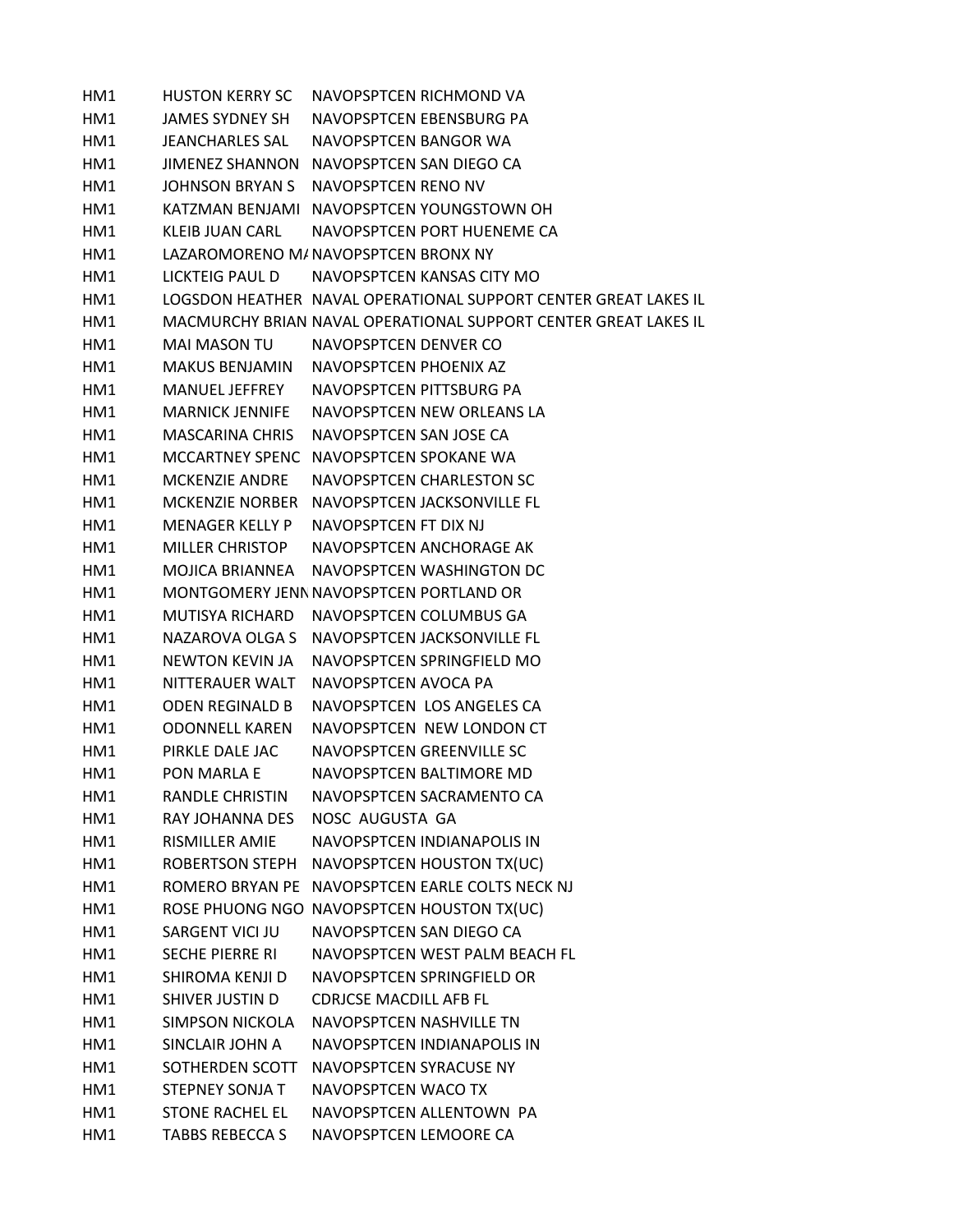| | | |
|---|---|---|
| HM1 | HUSTON KERRY SC | NAVOPSPTCEN RICHMOND VA |
| HM1 | JAMES SYDNEY SH | NAVOPSPTCEN EBENSBURG PA |
| HM1 | JEANCHARLES SAL | NAVOPSPTCEN BANGOR WA |
| HM1 | JIMENEZ SHANNON | NAVOPSPTCEN SAN DIEGO CA |
| HM1 | JOHNSON BRYAN S | NAVOPSPTCEN RENO NV |
| HM1 | KATZMAN BENJAMI | NAVOPSPTCEN YOUNGSTOWN OH |
| HM1 | KLEIB JUAN CARL | NAVOPSPTCEN PORT HUENEME CA |
| HM1 | LAZAROMORENO MA | NAVOPSPTCEN BRONX NY |
| HM1 | LICKTEIG PAUL D | NAVOPSPTCEN KANSAS CITY MO |
| HM1 | LOGSDON HEATHER | NAVAL OPERATIONAL SUPPORT CENTER GREAT LAKES IL |
| HM1 | MACMURCHY BRIAN | NAVAL OPERATIONAL SUPPORT CENTER GREAT LAKES IL |
| HM1 | MAI MASON TU | NAVOPSPTCEN DENVER CO |
| HM1 | MAKUS BENJAMIN | NAVOPSPTCEN PHOENIX AZ |
| HM1 | MANUEL JEFFREY | NAVOPSPTCEN PITTSBURG PA |
| HM1 | MARNICK JENNIFE | NAVOPSPTCEN NEW ORLEANS LA |
| HM1 | MASCARINA CHRIS | NAVOPSPTCEN SAN JOSE CA |
| HM1 | MCCARTNEY SPENC | NAVOPSPTCEN SPOKANE WA |
| HM1 | MCKENZIE ANDRE | NAVOPSPTCEN CHARLESTON SC |
| HM1 | MCKENZIE NORBER | NAVOPSPTCEN JACKSONVILLE FL |
| HM1 | MENAGER KELLY P | NAVOPSPTCEN FT DIX NJ |
| HM1 | MILLER CHRISTOP | NAVOPSPTCEN ANCHORAGE AK |
| HM1 | MOJICA BRIANNEA | NAVOPSPTCEN WASHINGTON DC |
| HM1 | MONTGOMERY JENN | NAVOPSPTCEN PORTLAND OR |
| HM1 | MUTISYA RICHARD | NAVOPSPTCEN COLUMBUS GA |
| HM1 | NAZAROVA OLGA S | NAVOPSPTCEN JACKSONVILLE FL |
| HM1 | NEWTON KEVIN JA | NAVOPSPTCEN SPRINGFIELD MO |
| HM1 | NITTERAUER WALT | NAVOPSPTCEN AVOCA PA |
| HM1 | ODEN REGINALD B | NAVOPSPTCEN LOS ANGELES CA |
| HM1 | ODONNELL KAREN | NAVOPSPTCEN NEW LONDON CT |
| HM1 | PIRKLE DALE JAC | NAVOPSPTCEN GREENVILLE SC |
| HM1 | PON MARLA E | NAVOPSPTCEN BALTIMORE MD |
| HM1 | RANDLE CHRISTIN | NAVOPSPTCEN SACRAMENTO CA |
| HM1 | RAY JOHANNA DES | NOSC AUGUSTA GA |
| HM1 | RISMILLER AMIE | NAVOPSPTCEN INDIANAPOLIS IN |
| HM1 | ROBERTSON STEPH | NAVOPSPTCEN HOUSTON TX(UC) |
| HM1 | ROMERO BRYAN PE | NAVOPSPTCEN EARLE COLTS NECK NJ |
| HM1 | ROSE PHUONG NGO | NAVOPSPTCEN HOUSTON TX(UC) |
| HM1 | SARGENT VICI JU | NAVOPSPTCEN SAN DIEGO CA |
| HM1 | SECHE PIERRE RI | NAVOPSPTCEN WEST PALM BEACH FL |
| HM1 | SHIROMA KENJI D | NAVOPSPTCEN SPRINGFIELD OR |
| HM1 | SHIVER JUSTIN D | CDRJCSE MACDILL AFB FL |
| HM1 | SIMPSON NICKOLA | NAVOPSPTCEN NASHVILLE TN |
| HM1 | SINCLAIR JOHN A | NAVOPSPTCEN INDIANAPOLIS IN |
| HM1 | SOTHERDEN SCOTT | NAVOPSPTCEN SYRACUSE NY |
| HM1 | STEPNEY SONJA T | NAVOPSPTCEN WACO TX |
| HM1 | STONE RACHEL EL | NAVOPSPTCEN ALLENTOWN PA |
| HM1 | TABBS REBECCA S | NAVOPSPTCEN LEMOORE CA |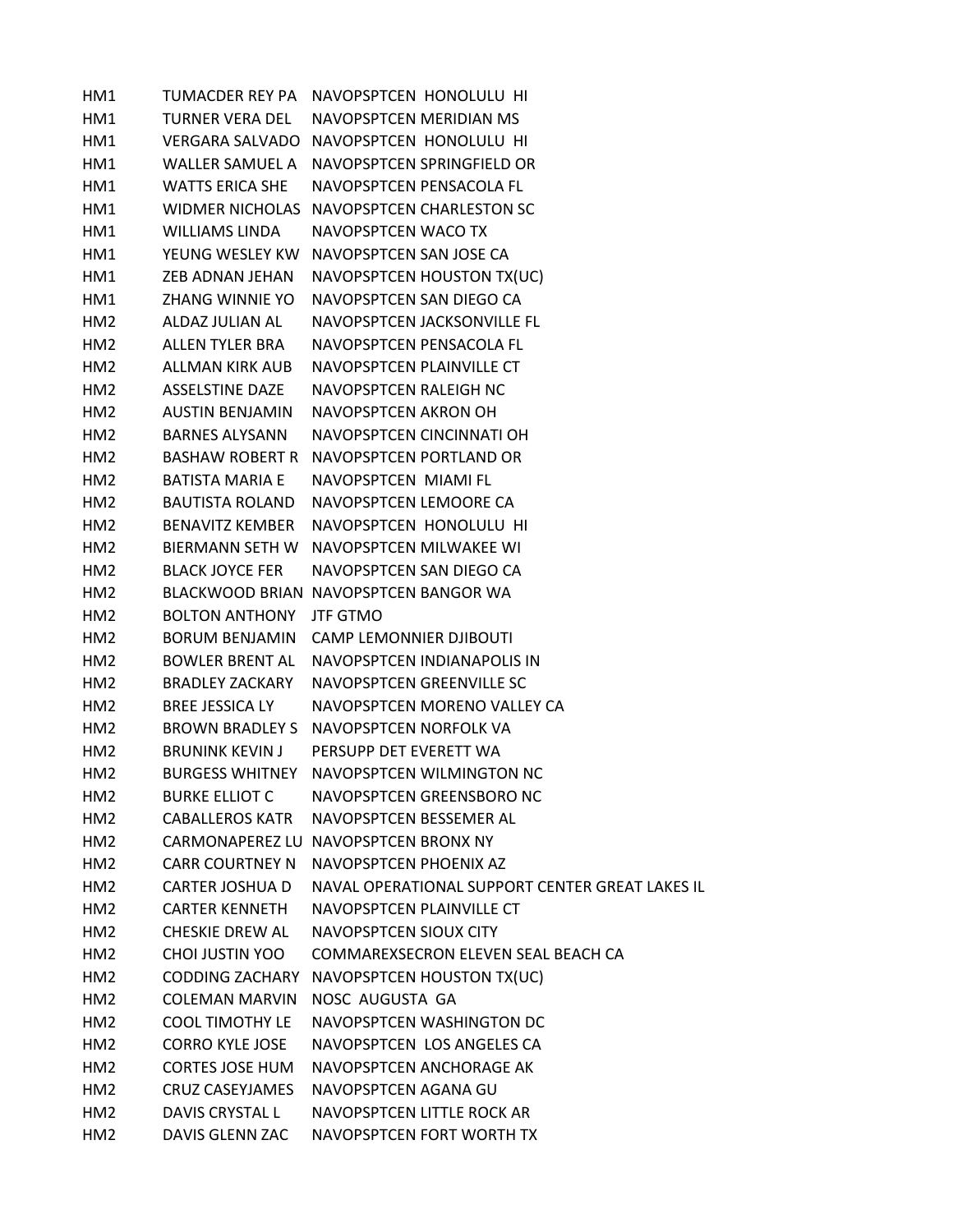| | | |
|---|---|---|
| HM1 | TUMACDER REY PA | NAVOPSPTCEN  HONOLULU  HI |
| HM1 | TURNER VERA DEL | NAVOPSPTCEN MERIDIAN MS |
| HM1 | VERGARA SALVADO | NAVOPSPTCEN  HONOLULU  HI |
| HM1 | WALLER SAMUEL A | NAVOPSPTCEN SPRINGFIELD OR |
| HM1 | WATTS ERICA SHE | NAVOPSPTCEN PENSACOLA FL |
| HM1 | WIDMER NICHOLAS | NAVOPSPTCEN CHARLESTON SC |
| HM1 | WILLIAMS LINDA | NAVOPSPTCEN WACO TX |
| HM1 | YEUNG WESLEY KW | NAVOPSPTCEN SAN JOSE CA |
| HM1 | ZEB ADNAN JEHAN | NAVOPSPTCEN HOUSTON TX(UC) |
| HM1 | ZHANG WINNIE YO | NAVOPSPTCEN SAN DIEGO CA |
| HM2 | ALDAZ JULIAN AL | NAVOPSPTCEN JACKSONVILLE FL |
| HM2 | ALLEN TYLER BRA | NAVOPSPTCEN PENSACOLA FL |
| HM2 | ALLMAN KIRK AUB | NAVOPSPTCEN PLAINVILLE CT |
| HM2 | ASSELSTINE DAZE | NAVOPSPTCEN RALEIGH NC |
| HM2 | AUSTIN BENJAMIN | NAVOPSPTCEN AKRON OH |
| HM2 | BARNES ALYSANN | NAVOPSPTCEN CINCINNATI OH |
| HM2 | BASHAW ROBERT R | NAVOPSPTCEN PORTLAND OR |
| HM2 | BATISTA MARIA E | NAVOPSPTCEN  MIAMI FL |
| HM2 | BAUTISTA ROLAND | NAVOPSPTCEN LEMOORE CA |
| HM2 | BENAVITZ KEMBER | NAVOPSPTCEN  HONOLULU  HI |
| HM2 | BIERMANN SETH W | NAVOPSPTCEN MILWAKEE WI |
| HM2 | BLACK JOYCE FER | NAVOPSPTCEN SAN DIEGO CA |
| HM2 | BLACKWOOD BRIAN | NAVOPSPTCEN BANGOR WA |
| HM2 | BOLTON ANTHONY | JTF GTMO |
| HM2 | BORUM BENJAMIN | CAMP LEMONNIER DJIBOUTI |
| HM2 | BOWLER BRENT AL | NAVOPSPTCEN INDIANAPOLIS IN |
| HM2 | BRADLEY ZACKARY | NAVOPSPTCEN GREENVILLE SC |
| HM2 | BREE JESSICA LY | NAVOPSPTCEN MORENO VALLEY CA |
| HM2 | BROWN BRADLEY S | NAVOPSPTCEN NORFOLK VA |
| HM2 | BRUNINK KEVIN J | PERSUPP DET EVERETT WA |
| HM2 | BURGESS WHITNEY | NAVOPSPTCEN WILMINGTON NC |
| HM2 | BURKE ELLIOT C | NAVOPSPTCEN GREENSBORO NC |
| HM2 | CABALLEROS KATR | NAVOPSPTCEN BESSEMER AL |
| HM2 | CARMONAPEREZ LU | NAVOPSPTCEN BRONX NY |
| HM2 | CARR COURTNEY N | NAVOPSPTCEN PHOENIX AZ |
| HM2 | CARTER JOSHUA D | NAVAL OPERATIONAL SUPPORT CENTER GREAT LAKES IL |
| HM2 | CARTER KENNETH | NAVOPSPTCEN PLAINVILLE CT |
| HM2 | CHESKIE DREW AL | NAVOPSPTCEN SIOUX CITY |
| HM2 | CHOI JUSTIN YOO | COMMAREXSECRON ELEVEN SEAL BEACH CA |
| HM2 | CODDING ZACHARY | NAVOPSPTCEN HOUSTON TX(UC) |
| HM2 | COLEMAN MARVIN | NOSC  AUGUSTA  GA |
| HM2 | COOL TIMOTHY LE | NAVOPSPTCEN WASHINGTON DC |
| HM2 | CORRO KYLE JOSE | NAVOPSPTCEN  LOS ANGELES CA |
| HM2 | CORTES JOSE HUM | NAVOPSPTCEN ANCHORAGE AK |
| HM2 | CRUZ CASEYJAMES | NAVOPSPTCEN AGANA GU |
| HM2 | DAVIS CRYSTAL L | NAVOPSPTCEN LITTLE ROCK AR |
| HM2 | DAVIS GLENN ZAC | NAVOPSPTCEN FORT WORTH TX |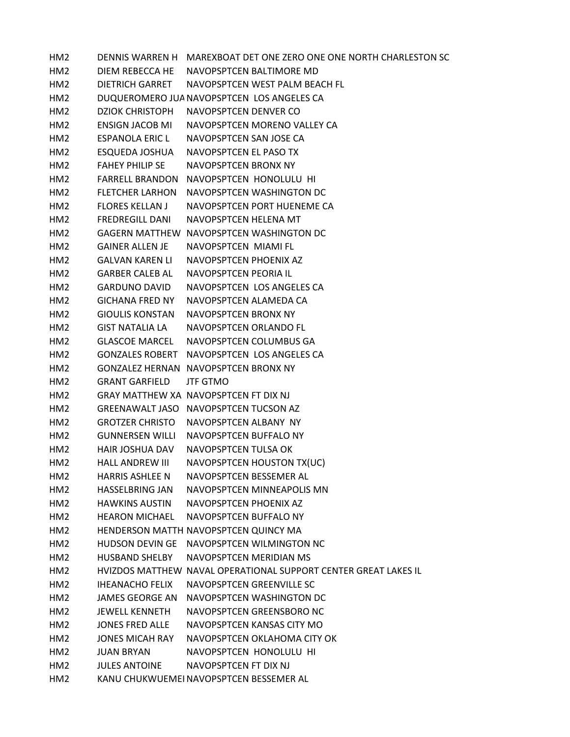| | | |
|---|---|---|
| HM2 | DENNIS WARREN H | MAREXBOAT DET ONE ZERO ONE ONE NORTH CHARLESTON SC |
| HM2 | DIEM REBECCA HE | NAVOPSPTCEN BALTIMORE MD |
| HM2 | DIETRICH GARRET | NAVOPSPTCEN WEST PALM BEACH FL |
| HM2 | DUQUEROMERO JUA | NAVOPSPTCEN LOS ANGELES CA |
| HM2 | DZIOK CHRISTOPH | NAVOPSPTCEN DENVER CO |
| HM2 | ENSIGN JACOB MI | NAVOPSPTCEN MORENO VALLEY CA |
| HM2 | ESPANOLA ERIC L | NAVOPSPTCEN SAN JOSE CA |
| HM2 | ESQUEDA JOSHUA | NAVOPSPTCEN EL PASO TX |
| HM2 | FAHEY PHILIP SE | NAVOPSPTCEN BRONX NY |
| HM2 | FARRELL BRANDON | NAVOPSPTCEN HONOLULU HI |
| HM2 | FLETCHER LARHON | NAVOPSPTCEN WASHINGTON DC |
| HM2 | FLORES KELLAN J | NAVOPSPTCEN PORT HUENEME CA |
| HM2 | FREDREGILL DANI | NAVOPSPTCEN HELENA MT |
| HM2 | GAGERN MATTHEW | NAVOPSPTCEN WASHINGTON DC |
| HM2 | GAINER ALLEN JE | NAVOPSPTCEN MIAMI FL |
| HM2 | GALVAN KAREN LI | NAVOPSPTCEN PHOENIX AZ |
| HM2 | GARBER CALEB AL | NAVOPSPTCEN PEORIA IL |
| HM2 | GARDUNO DAVID | NAVOPSPTCEN LOS ANGELES CA |
| HM2 | GICHANA FRED NY | NAVOPSPTCEN ALAMEDA CA |
| HM2 | GIOULIS KONSTAN | NAVOPSPTCEN BRONX NY |
| HM2 | GIST NATALIA LA | NAVOPSPTCEN ORLANDO FL |
| HM2 | GLASCOE MARCEL | NAVOPSPTCEN COLUMBUS GA |
| HM2 | GONZALES ROBERT | NAVOPSPTCEN LOS ANGELES CA |
| HM2 | GONZALEZ HERNAN | NAVOPSPTCEN BRONX NY |
| HM2 | GRANT GARFIELD | JTF GTMO |
| HM2 | GRAY MATTHEW XA | NAVOPSPTCEN FT DIX NJ |
| HM2 | GREENAWALT JASO | NAVOPSPTCEN TUCSON AZ |
| HM2 | GROTZER CHRISTO | NAVOPSPTCEN ALBANY NY |
| HM2 | GUNNERSEN WILLI | NAVOPSPTCEN BUFFALO NY |
| HM2 | HAIR JOSHUA DAV | NAVOPSPTCEN TULSA OK |
| HM2 | HALL ANDREW III | NAVOPSPTCEN HOUSTON TX(UC) |
| HM2 | HARRIS ASHLEE N | NAVOPSPTCEN BESSEMER AL |
| HM2 | HASSELBRING JAN | NAVOPSPTCEN MINNEAPOLIS MN |
| HM2 | HAWKINS AUSTIN | NAVOPSPTCEN PHOENIX AZ |
| HM2 | HEARON MICHAEL | NAVOPSPTCEN BUFFALO NY |
| HM2 | HENDERSON MATTH | NAVOPSPTCEN QUINCY MA |
| HM2 | HUDSON DEVIN GE | NAVOPSPTCEN WILMINGTON NC |
| HM2 | HUSBAND SHELBY | NAVOPSPTCEN MERIDIAN MS |
| HM2 | HVIZDOS MATTHEW | NAVAL OPERATIONAL SUPPORT CENTER GREAT LAKES IL |
| HM2 | IHEANACHO FELIX | NAVOPSPTCEN GREENVILLE SC |
| HM2 | JAMES GEORGE AN | NAVOPSPTCEN WASHINGTON DC |
| HM2 | JEWELL KENNETH | NAVOPSPTCEN GREENSBORO NC |
| HM2 | JONES FRED ALLE | NAVOPSPTCEN KANSAS CITY MO |
| HM2 | JONES MICAH RAY | NAVOPSPTCEN OKLAHOMA CITY OK |
| HM2 | JUAN BRYAN | NAVOPSPTCEN HONOLULU HI |
| HM2 | JULES ANTOINE | NAVOPSPTCEN FT DIX NJ |
| HM2 | KANU CHUKWUEMEI | NAVOPSPTCEN BESSEMER AL |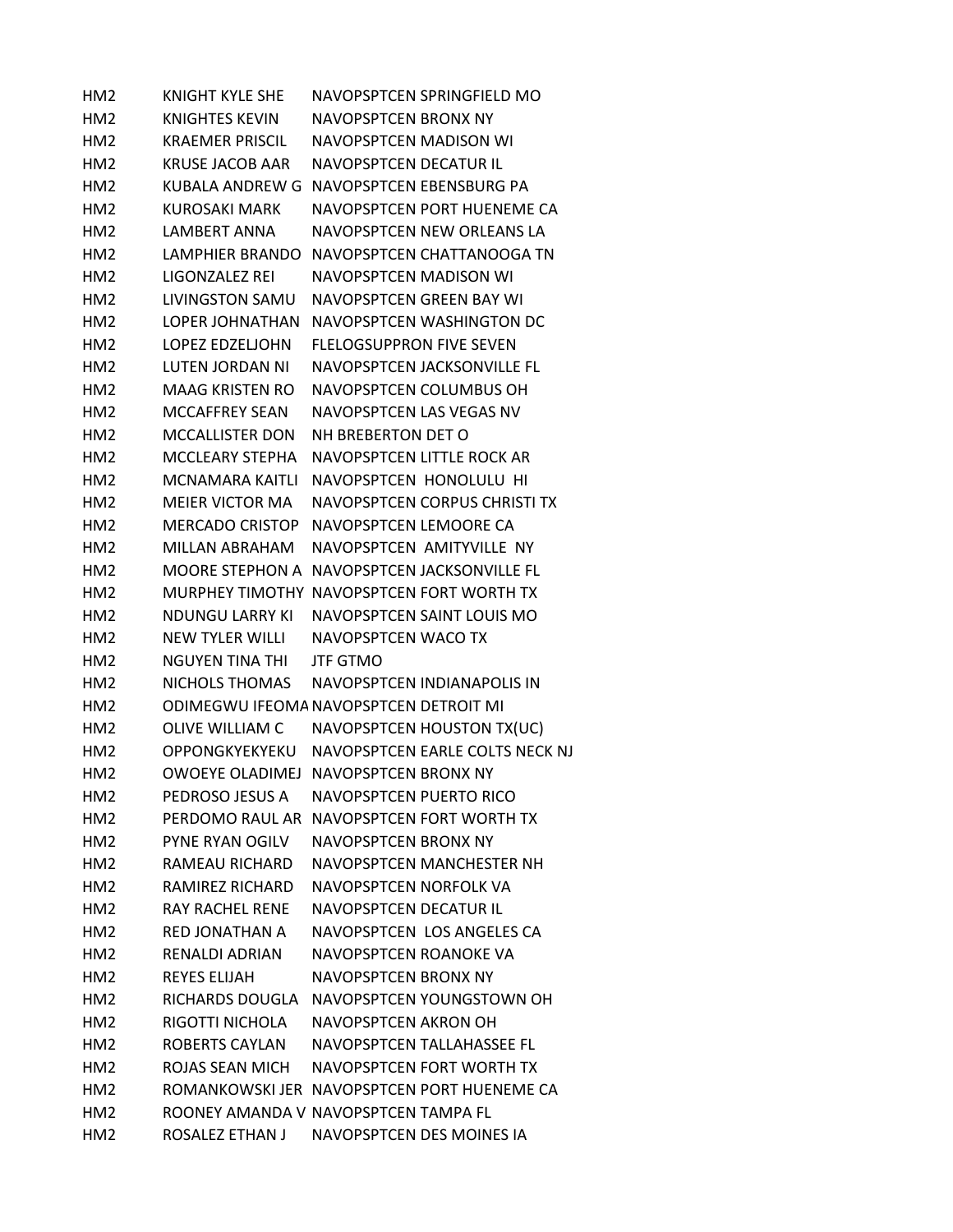| | | |
|---|---|---|
| HM2 | KNIGHT KYLE SHE | NAVOPSPTCEN SPRINGFIELD MO |
| HM2 | KNIGHTES KEVIN | NAVOPSPTCEN BRONX NY |
| HM2 | KRAEMER PRISCIL | NAVOPSPTCEN MADISON WI |
| HM2 | KRUSE JACOB AAR | NAVOPSPTCEN DECATUR IL |
| HM2 | KUBALA ANDREW G | NAVOPSPTCEN EBENSBURG PA |
| HM2 | KUROSAKI MARK | NAVOPSPTCEN PORT HUENEME CA |
| HM2 | LAMBERT ANNA | NAVOPSPTCEN NEW ORLEANS LA |
| HM2 | LAMPHIER BRANDO | NAVOPSPTCEN CHATTANOOGA TN |
| HM2 | LIGONZALEZ REI | NAVOPSPTCEN MADISON WI |
| HM2 | LIVINGSTON SAMU | NAVOPSPTCEN GREEN BAY WI |
| HM2 | LOPER JOHNATHAN | NAVOPSPTCEN WASHINGTON DC |
| HM2 | LOPEZ EDZELJOHN | FLELOGSUPPRON FIVE SEVEN |
| HM2 | LUTEN JORDAN NI | NAVOPSPTCEN JACKSONVILLE FL |
| HM2 | MAAG KRISTEN RO | NAVOPSPTCEN COLUMBUS OH |
| HM2 | MCCAFFREY SEAN | NAVOPSPTCEN LAS VEGAS NV |
| HM2 | MCCALLISTER DON | NH BREBERTON DET O |
| HM2 | MCCLEARY STEPHA | NAVOPSPTCEN LITTLE ROCK AR |
| HM2 | MCNAMARA KAITLI | NAVOPSPTCEN HONOLULU HI |
| HM2 | MEIER VICTOR MA | NAVOPSPTCEN CORPUS CHRISTI TX |
| HM2 | MERCADO CRISTOP | NAVOPSPTCEN LEMOORE CA |
| HM2 | MILLAN ABRAHAM | NAVOPSPTCEN AMITYVILLE NY |
| HM2 | MOORE STEPHON A | NAVOPSPTCEN JACKSONVILLE FL |
| HM2 | MURPHEY TIMOTHY | NAVOPSPTCEN FORT WORTH TX |
| HM2 | NDUNGU LARRY KI | NAVOPSPTCEN SAINT LOUIS MO |
| HM2 | NEW TYLER WILLI | NAVOPSPTCEN WACO TX |
| HM2 | NGUYEN TINA THI | JTF GTMO |
| HM2 | NICHOLS THOMAS | NAVOPSPTCEN INDIANAPOLIS IN |
| HM2 | ODIMEGWU IFEOMA | NAVOPSPTCEN DETROIT MI |
| HM2 | OLIVE WILLIAM C | NAVOPSPTCEN HOUSTON TX(UC) |
| HM2 | OPPONGKYEKYEKU | NAVOPSPTCEN EARLE COLTS NECK NJ |
| HM2 | OWOEYE OLADIMEJ | NAVOPSPTCEN BRONX NY |
| HM2 | PEDROSO JESUS A | NAVOPSPTCEN PUERTO RICO |
| HM2 | PERDOMO RAUL AR | NAVOPSPTCEN FORT WORTH TX |
| HM2 | PYNE RYAN OGILV | NAVOPSPTCEN BRONX NY |
| HM2 | RAMEAU RICHARD | NAVOPSPTCEN MANCHESTER NH |
| HM2 | RAMIREZ RICHARD | NAVOPSPTCEN NORFOLK VA |
| HM2 | RAY RACHEL RENE | NAVOPSPTCEN DECATUR IL |
| HM2 | RED JONATHAN A | NAVOPSPTCEN LOS ANGELES CA |
| HM2 | RENALDI ADRIAN | NAVOPSPTCEN ROANOKE VA |
| HM2 | REYES ELIJAH | NAVOPSPTCEN BRONX NY |
| HM2 | RICHARDS DOUGLA | NAVOPSPTCEN YOUNGSTOWN OH |
| HM2 | RIGOTTI NICHOLA | NAVOPSPTCEN AKRON OH |
| HM2 | ROBERTS CAYLAN | NAVOPSPTCEN TALLAHASSEE FL |
| HM2 | ROJAS SEAN MICH | NAVOPSPTCEN FORT WORTH TX |
| HM2 | ROMANKOWSKI JER | NAVOPSPTCEN PORT HUENEME CA |
| HM2 | ROONEY AMANDA V | NAVOPSPTCEN TAMPA FL |
| HM2 | ROSALEZ ETHAN J | NAVOPSPTCEN DES MOINES IA |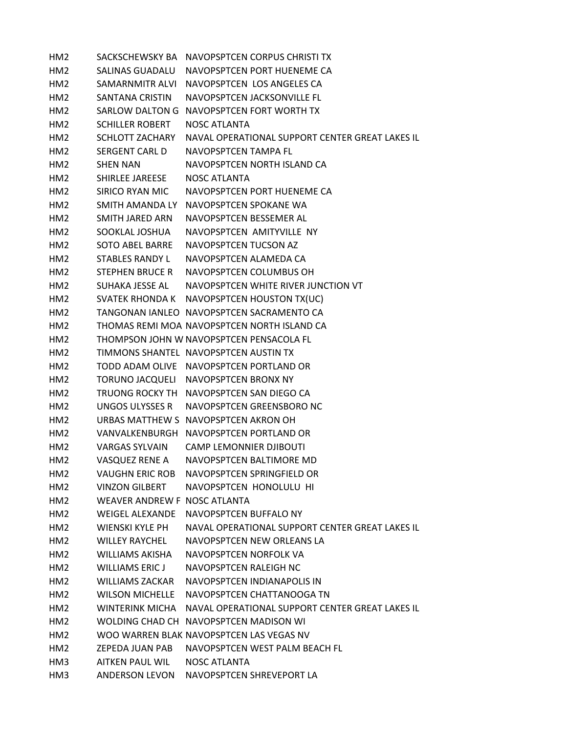| | | |
|---|---|---|
| HM2 | SACKSCHEWSKY BA | NAVOPSPTCEN CORPUS CHRISTI TX |
| HM2 | SALINAS GUADALU | NAVOPSPTCEN PORT HUENEME CA |
| HM2 | SAMARNMITR ALVI | NAVOPSPTCEN LOS ANGELES CA |
| HM2 | SANTANA CRISTIN | NAVOPSPTCEN JACKSONVILLE FL |
| HM2 | SARLOW DALTON G | NAVOPSPTCEN FORT WORTH TX |
| HM2 | SCHILLER ROBERT | NOSC ATLANTA |
| HM2 | SCHLOTT ZACHARY | NAVAL OPERATIONAL SUPPORT CENTER GREAT LAKES IL |
| HM2 | SERGENT CARL D | NAVOPSPTCEN TAMPA FL |
| HM2 | SHEN NAN | NAVOPSPTCEN NORTH ISLAND CA |
| HM2 | SHIRLEE JAREESE | NOSC ATLANTA |
| HM2 | SIRICO RYAN MIC | NAVOPSPTCEN PORT HUENEME CA |
| HM2 | SMITH AMANDA LY | NAVOPSPTCEN SPOKANE WA |
| HM2 | SMITH JARED ARN | NAVOPSPTCEN BESSEMER AL |
| HM2 | SOOKLAL JOSHUA | NAVOPSPTCEN AMITYVILLE NY |
| HM2 | SOTO ABEL BARRE | NAVOPSPTCEN TUCSON AZ |
| HM2 | STABLES RANDY L | NAVOPSPTCEN ALAMEDA CA |
| HM2 | STEPHEN BRUCE R | NAVOPSPTCEN COLUMBUS OH |
| HM2 | SUHAKA JESSE AL | NAVOPSPTCEN WHITE RIVER JUNCTION VT |
| HM2 | SVATEK RHONDA K | NAVOPSPTCEN HOUSTON TX(UC) |
| HM2 | TANGONAN IANLEO | NAVOPSPTCEN SACRAMENTO CA |
| HM2 | THOMAS REMI MOA | NAVOPSPTCEN NORTH ISLAND CA |
| HM2 | THOMPSON JOHN W | NAVOPSPTCEN PENSACOLA FL |
| HM2 | TIMMONS SHANTEL | NAVOPSPTCEN AUSTIN TX |
| HM2 | TODD ADAM OLIVE | NAVOPSPTCEN PORTLAND OR |
| HM2 | TORUNO JACQUELI | NAVOPSPTCEN BRONX NY |
| HM2 | TRUONG ROCKY TH | NAVOPSPTCEN SAN DIEGO CA |
| HM2 | UNGOS ULYSSES R | NAVOPSPTCEN GREENSBORO NC |
| HM2 | URBAS MATTHEW S | NAVOPSPTCEN AKRON OH |
| HM2 | VANVALKENBURGH | NAVOPSPTCEN PORTLAND OR |
| HM2 | VARGAS SYLVAIN | CAMP LEMONNIER DJIBOUTI |
| HM2 | VASQUEZ RENE A | NAVOPSPTCEN BALTIMORE MD |
| HM2 | VAUGHN ERIC ROB | NAVOPSPTCEN SPRINGFIELD OR |
| HM2 | VINZON GILBERT | NAVOPSPTCEN HONOLULU HI |
| HM2 | WEAVER ANDREW F | NOSC ATLANTA |
| HM2 | WEIGEL ALEXANDE | NAVOPSPTCEN BUFFALO NY |
| HM2 | WIENSKI KYLE PH | NAVAL OPERATIONAL SUPPORT CENTER GREAT LAKES IL |
| HM2 | WILLEY RAYCHEL | NAVOPSPTCEN NEW ORLEANS LA |
| HM2 | WILLIAMS AKISHA | NAVOPSPTCEN NORFOLK VA |
| HM2 | WILLIAMS ERIC J | NAVOPSPTCEN RALEIGH NC |
| HM2 | WILLIAMS ZACKAR | NAVOPSPTCEN INDIANAPOLIS IN |
| HM2 | WILSON MICHELLE | NAVOPSPTCEN CHATTANOOGA TN |
| HM2 | WINTERINK MICHA | NAVAL OPERATIONAL SUPPORT CENTER GREAT LAKES IL |
| HM2 | WOLDING CHAD CH | NAVOPSPTCEN MADISON WI |
| HM2 | WOO WARREN BLAK | NAVOPSPTCEN LAS VEGAS NV |
| HM2 | ZEPEDA JUAN PAB | NAVOPSPTCEN WEST PALM BEACH FL |
| HM3 | AITKEN PAUL WIL | NOSC ATLANTA |
| HM3 | ANDERSON LEVON | NAVOPSPTCEN SHREVEPORT LA |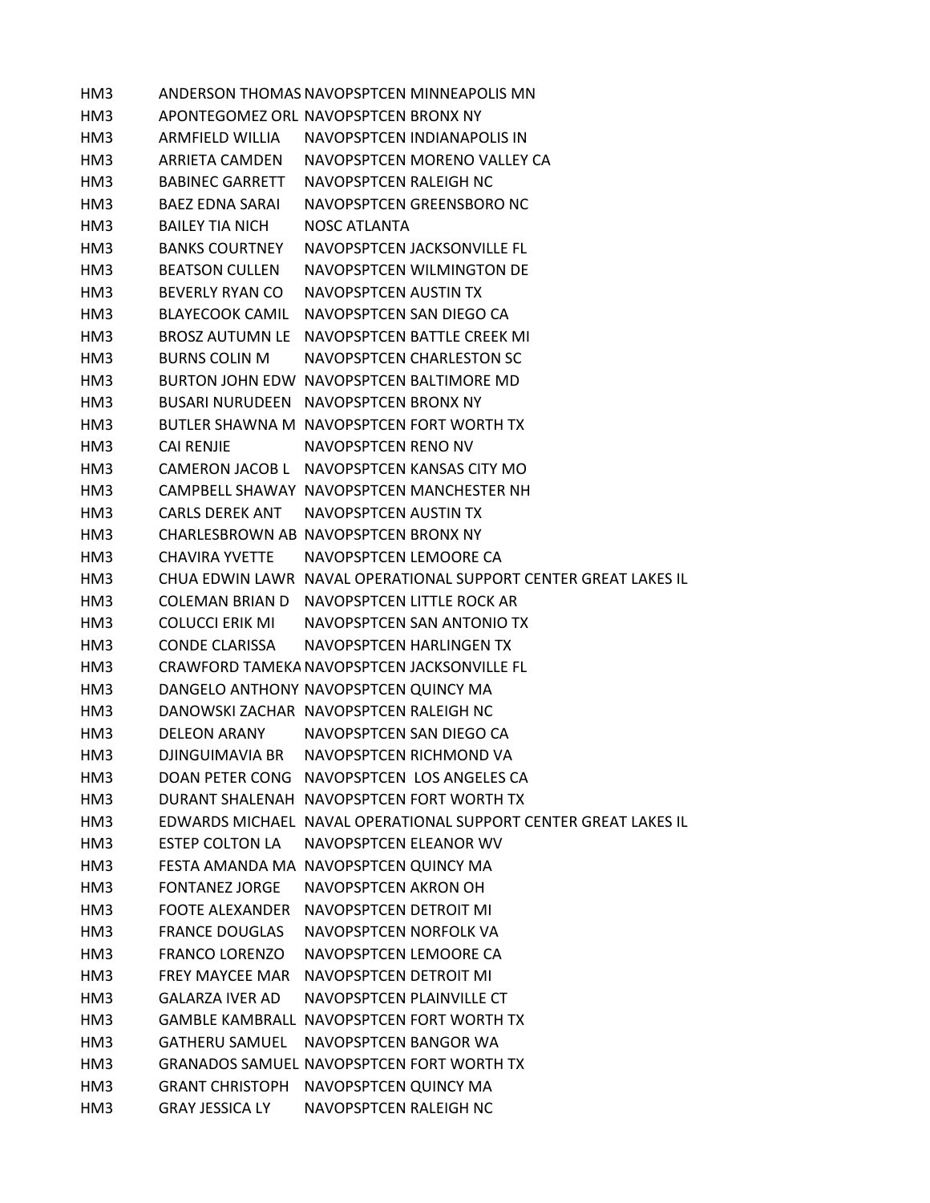| | | |
|---|---|---|
| HM3 | ANDERSON THOMAS | NAVOPSPTCEN MINNEAPOLIS MN |
| HM3 | APONTEGOMEZ ORL | NAVOPSPTCEN BRONX NY |
| HM3 | ARMFIELD WILLIA | NAVOPSPTCEN INDIANAPOLIS IN |
| HM3 | ARRIETA CAMDEN | NAVOPSPTCEN MORENO VALLEY CA |
| HM3 | BABINEC GARRETT | NAVOPSPTCEN RALEIGH NC |
| HM3 | BAEZ EDNA SARAI | NAVOPSPTCEN GREENSBORO NC |
| HM3 | BAILEY TIA NICH | NOSC ATLANTA |
| HM3 | BANKS COURTNEY | NAVOPSPTCEN JACKSONVILLE FL |
| HM3 | BEATSON CULLEN | NAVOPSPTCEN WILMINGTON DE |
| HM3 | BEVERLY RYAN CO | NAVOPSPTCEN AUSTIN TX |
| HM3 | BLAYECOOK CAMIL | NAVOPSPTCEN SAN DIEGO CA |
| HM3 | BROSZ AUTUMN LE | NAVOPSPTCEN BATTLE CREEK MI |
| HM3 | BURNS COLIN M | NAVOPSPTCEN CHARLESTON SC |
| HM3 | BURTON JOHN EDW | NAVOPSPTCEN BALTIMORE MD |
| HM3 | BUSARI NURUDEEN | NAVOPSPTCEN BRONX NY |
| HM3 | BUTLER SHAWNA M | NAVOPSPTCEN FORT WORTH TX |
| HM3 | CAI RENJIE | NAVOPSPTCEN RENO NV |
| HM3 | CAMERON JACOB L | NAVOPSPTCEN KANSAS CITY MO |
| HM3 | CAMPBELL SHAWAY | NAVOPSPTCEN MANCHESTER NH |
| HM3 | CARLS DEREK ANT | NAVOPSPTCEN AUSTIN TX |
| HM3 | CHARLESBROWN AB | NAVOPSPTCEN BRONX NY |
| HM3 | CHAVIRA YVETTE | NAVOPSPTCEN LEMOORE CA |
| HM3 | CHUA EDWIN LAWR | NAVAL OPERATIONAL SUPPORT CENTER GREAT LAKES IL |
| HM3 | COLEMAN BRIAN D | NAVOPSPTCEN LITTLE ROCK AR |
| HM3 | COLUCCI ERIK MI | NAVOPSPTCEN SAN ANTONIO TX |
| HM3 | CONDE CLARISSA | NAVOPSPTCEN HARLINGEN TX |
| HM3 | CRAWFORD TAMEKA | NAVOPSPTCEN JACKSONVILLE FL |
| HM3 | DANGELO ANTHONY | NAVOPSPTCEN QUINCY MA |
| HM3 | DANOWSKI ZACHAR | NAVOPSPTCEN RALEIGH NC |
| HM3 | DELEON ARANY | NAVOPSPTCEN SAN DIEGO CA |
| HM3 | DJINGUIMAVIA BR | NAVOPSPTCEN RICHMOND VA |
| HM3 | DOAN PETER CONG | NAVOPSPTCEN LOS ANGELES CA |
| HM3 | DURANT SHALENAH | NAVOPSPTCEN FORT WORTH TX |
| HM3 | EDWARDS MICHAEL | NAVAL OPERATIONAL SUPPORT CENTER GREAT LAKES IL |
| HM3 | ESTEP COLTON LA | NAVOPSPTCEN ELEANOR WV |
| HM3 | FESTA AMANDA MA | NAVOPSPTCEN QUINCY MA |
| HM3 | FONTANEZ JORGE | NAVOPSPTCEN AKRON OH |
| HM3 | FOOTE ALEXANDER | NAVOPSPTCEN DETROIT MI |
| HM3 | FRANCE DOUGLAS | NAVOPSPTCEN NORFOLK VA |
| HM3 | FRANCO LORENZO | NAVOPSPTCEN LEMOORE CA |
| HM3 | FREY MAYCEE MAR | NAVOPSPTCEN DETROIT MI |
| HM3 | GALARZA IVER AD | NAVOPSPTCEN PLAINVILLE CT |
| HM3 | GAMBLE KAMBRALL | NAVOPSPTCEN FORT WORTH TX |
| HM3 | GATHERU SAMUEL | NAVOPSPTCEN BANGOR WA |
| HM3 | GRANADOS SAMUEL | NAVOPSPTCEN FORT WORTH TX |
| HM3 | GRANT CHRISTOPH | NAVOPSPTCEN QUINCY MA |
| HM3 | GRAY JESSICA LY | NAVOPSPTCEN RALEIGH NC |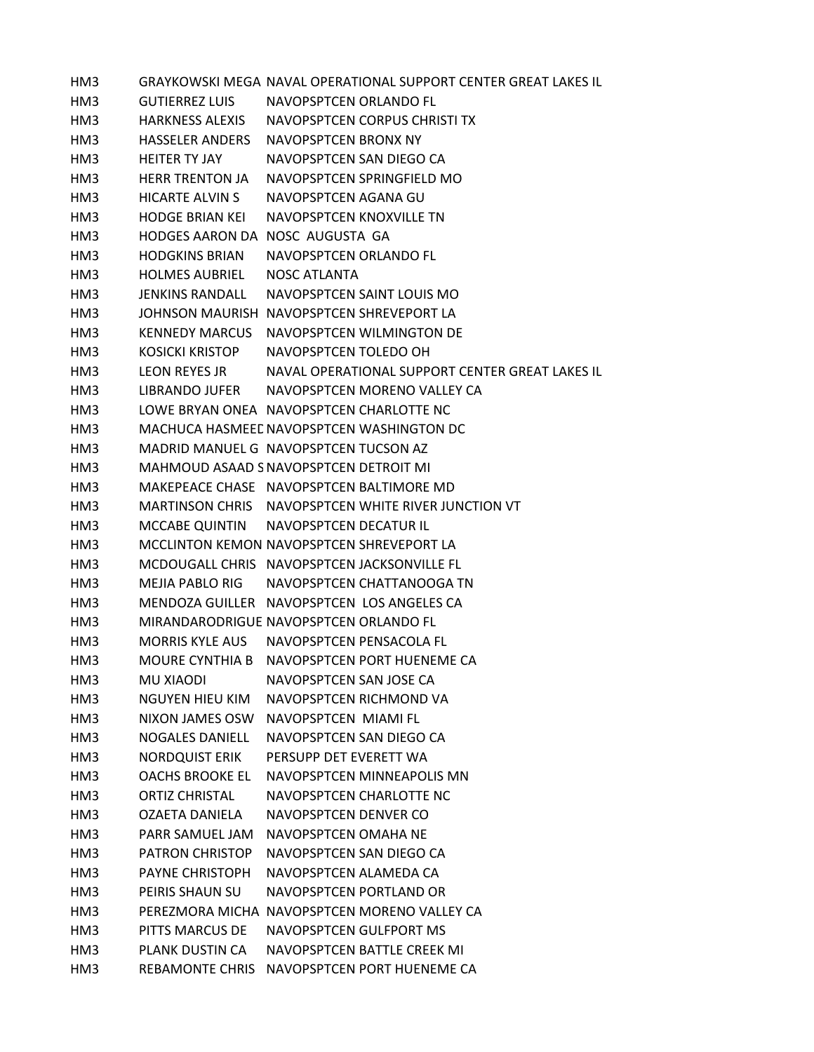| | | |
|---|---|---|
| HM3 | GRAYKOWSKI MEGA | NAVAL OPERATIONAL SUPPORT CENTER GREAT LAKES IL |
| HM3 | GUTIERREZ LUIS | NAVOPSPTCEN ORLANDO FL |
| HM3 | HARKNESS ALEXIS | NAVOPSPTCEN CORPUS CHRISTI TX |
| HM3 | HASSELER ANDERS | NAVOPSPTCEN BRONX NY |
| HM3 | HEITER TY JAY | NAVOPSPTCEN SAN DIEGO CA |
| HM3 | HERR TRENTON JA | NAVOPSPTCEN SPRINGFIELD MO |
| HM3 | HICARTE ALVIN S | NAVOPSPTCEN AGANA GU |
| HM3 | HODGE BRIAN KEI | NAVOPSPTCEN KNOXVILLE TN |
| HM3 | HODGES AARON DA | NOSC AUGUSTA GA |
| HM3 | HODGKINS BRIAN | NAVOPSPTCEN ORLANDO FL |
| HM3 | HOLMES AUBRIEL | NOSC ATLANTA |
| HM3 | JENKINS RANDALL | NAVOPSPTCEN SAINT LOUIS MO |
| HM3 | JOHNSON MAURISH | NAVOPSPTCEN SHREVEPORT LA |
| HM3 | KENNEDY MARCUS | NAVOPSPTCEN WILMINGTON DE |
| HM3 | KOSICKI KRISTOP | NAVOPSPTCEN TOLEDO OH |
| HM3 | LEON REYES JR | NAVAL OPERATIONAL SUPPORT CENTER GREAT LAKES IL |
| HM3 | LIBRANDO JUFER | NAVOPSPTCEN MORENO VALLEY CA |
| HM3 | LOWE BRYAN ONEA | NAVOPSPTCEN CHARLOTTE NC |
| HM3 | MACHUCA HASMEED | NAVOPSPTCEN WASHINGTON DC |
| HM3 | MADRID MANUEL G | NAVOPSPTCEN TUCSON AZ |
| HM3 | MAHMOUD ASAAD S | NAVOPSPTCEN DETROIT MI |
| HM3 | MAKEPEACE CHASE | NAVOPSPTCEN BALTIMORE MD |
| HM3 | MARTINSON CHRIS | NAVOPSPTCEN WHITE RIVER JUNCTION VT |
| HM3 | MCCABE QUINTIN | NAVOPSPTCEN DECATUR IL |
| HM3 | MCCLINTON KEMON | NAVOPSPTCEN SHREVEPORT LA |
| HM3 | MCDOUGALL CHRIS | NAVOPSPTCEN JACKSONVILLE FL |
| HM3 | MEJIA PABLO RIG | NAVOPSPTCEN CHATTANOOGA TN |
| HM3 | MENDOZA GUILLER | NAVOPSPTCEN LOS ANGELES CA |
| HM3 | MIRANDARODRIGUE | NAVOPSPTCEN ORLANDO FL |
| HM3 | MORRIS KYLE AUS | NAVOPSPTCEN PENSACOLA FL |
| HM3 | MOURE CYNTHIA B | NAVOPSPTCEN PORT HUENEME CA |
| HM3 | MU XIAODI | NAVOPSPTCEN SAN JOSE CA |
| HM3 | NGUYEN HIEU KIM | NAVOPSPTCEN RICHMOND VA |
| HM3 | NIXON JAMES OSW | NAVOPSPTCEN MIAMI FL |
| HM3 | NOGALES DANIELL | NAVOPSPTCEN SAN DIEGO CA |
| HM3 | NORDQUIST ERIK | PERSUPP DET EVERETT WA |
| HM3 | OACHS BROOKE EL | NAVOPSPTCEN MINNEAPOLIS MN |
| HM3 | ORTIZ CHRISTAL | NAVOPSPTCEN CHARLOTTE NC |
| HM3 | OZAETA DANIELA | NAVOPSPTCEN DENVER CO |
| HM3 | PARR SAMUEL JAM | NAVOPSPTCEN OMAHA NE |
| HM3 | PATRON CHRISTOP | NAVOPSPTCEN SAN DIEGO CA |
| HM3 | PAYNE CHRISTOPH | NAVOPSPTCEN ALAMEDA CA |
| HM3 | PEIRIS SHAUN SU | NAVOPSPTCEN PORTLAND OR |
| HM3 | PEREZMORA MICHA | NAVOPSPTCEN MORENO VALLEY CA |
| HM3 | PITTS MARCUS DE | NAVOPSPTCEN GULFPORT MS |
| HM3 | PLANK DUSTIN CA | NAVOPSPTCEN BATTLE CREEK MI |
| HM3 | REBAMONTE CHRIS | NAVOPSPTCEN PORT HUENEME CA |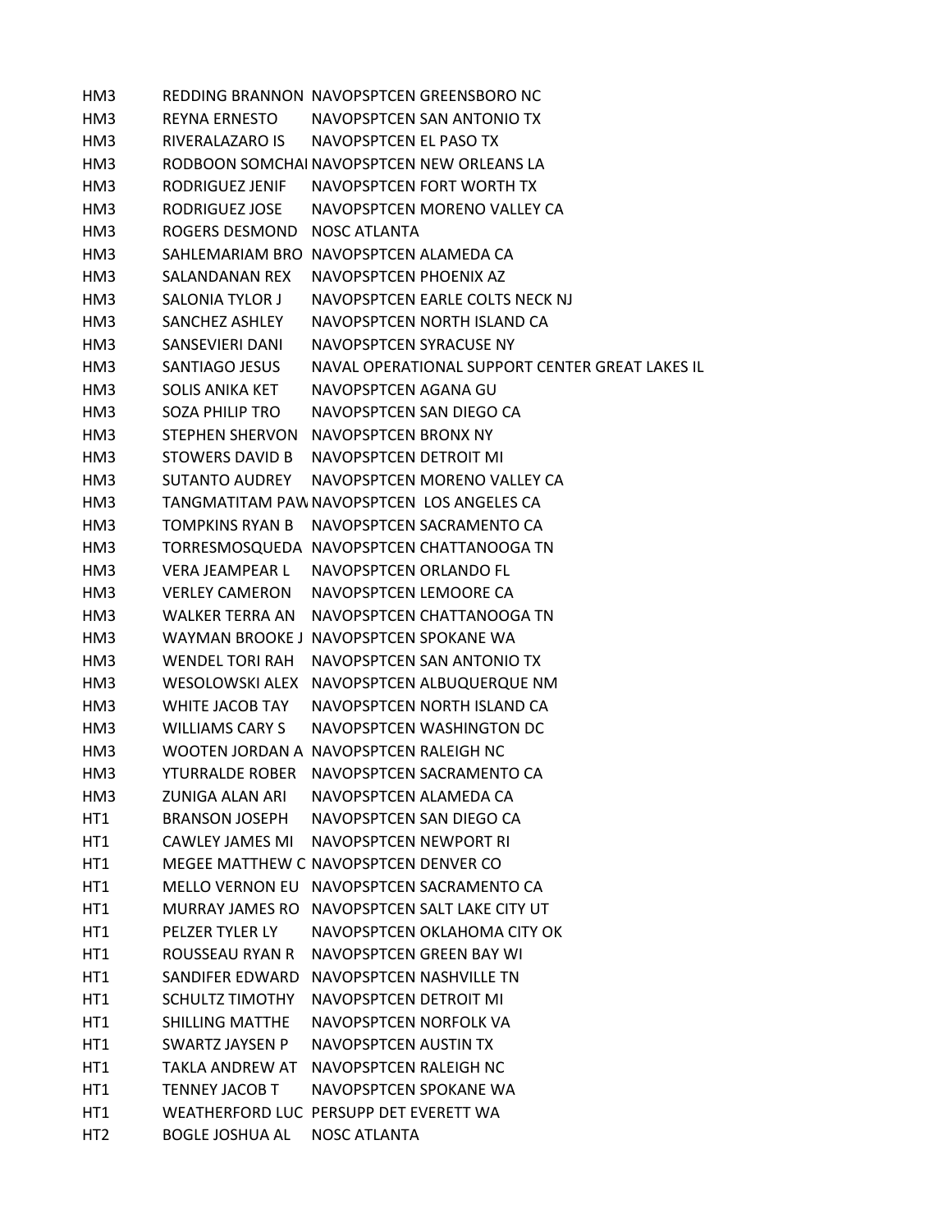| | | |
|---|---|---|
| HM3 | REDDING BRANNON | NAVOPSPTCEN GREENSBORO NC |
| HM3 | REYNA ERNESTO | NAVOPSPTCEN SAN ANTONIO TX |
| HM3 | RIVERALAZARO IS | NAVOPSPTCEN EL PASO TX |
| HM3 | RODBOON SOMCHAI | NAVOPSPTCEN NEW ORLEANS LA |
| HM3 | RODRIGUEZ JENIF | NAVOPSPTCEN FORT WORTH TX |
| HM3 | RODRIGUEZ JOSE | NAVOPSPTCEN MORENO VALLEY CA |
| HM3 | ROGERS DESMOND | NOSC ATLANTA |
| HM3 | SAHLEMARIAM BRO | NAVOPSPTCEN ALAMEDA CA |
| HM3 | SALANDANAN REX | NAVOPSPTCEN PHOENIX AZ |
| HM3 | SALONIA TYLOR J | NAVOPSPTCEN EARLE COLTS NECK NJ |
| HM3 | SANCHEZ ASHLEY | NAVOPSPTCEN NORTH ISLAND CA |
| HM3 | SANSEVIERI DANI | NAVOPSPTCEN SYRACUSE NY |
| HM3 | SANTIAGO JESUS | NAVAL OPERATIONAL SUPPORT CENTER GREAT LAKES IL |
| HM3 | SOLIS ANIKA KET | NAVOPSPTCEN AGANA GU |
| HM3 | SOZA PHILIP TRO | NAVOPSPTCEN SAN DIEGO CA |
| HM3 | STEPHEN SHERVON | NAVOPSPTCEN BRONX NY |
| HM3 | STOWERS DAVID B | NAVOPSPTCEN DETROIT MI |
| HM3 | SUTANTO AUDREY | NAVOPSPTCEN MORENO VALLEY CA |
| HM3 | TANGMATITAM PAW | NAVOPSPTCEN LOS ANGELES CA |
| HM3 | TOMPKINS RYAN B | NAVOPSPTCEN SACRAMENTO CA |
| HM3 | TORRESMOSQUEDA | NAVOPSPTCEN CHATTANOOGA TN |
| HM3 | VERA JEAMPEAR L | NAVOPSPTCEN ORLANDO FL |
| HM3 | VERLEY CAMERON | NAVOPSPTCEN LEMOORE CA |
| HM3 | WALKER TERRA AN | NAVOPSPTCEN CHATTANOOGA TN |
| HM3 | WAYMAN BROOKE J | NAVOPSPTCEN SPOKANE WA |
| HM3 | WENDEL TORI RAH | NAVOPSPTCEN SAN ANTONIO TX |
| HM3 | WESOLOWSKI ALEX | NAVOPSPTCEN ALBUQUERQUE NM |
| HM3 | WHITE JACOB TAY | NAVOPSPTCEN NORTH ISLAND CA |
| HM3 | WILLIAMS CARY S | NAVOPSPTCEN WASHINGTON DC |
| HM3 | WOOTEN JORDAN A | NAVOPSPTCEN RALEIGH NC |
| HM3 | YTURRALDE ROBER | NAVOPSPTCEN SACRAMENTO CA |
| HM3 | ZUNIGA ALAN ARI | NAVOPSPTCEN ALAMEDA CA |
| HT1 | BRANSON JOSEPH | NAVOPSPTCEN SAN DIEGO CA |
| HT1 | CAWLEY JAMES MI | NAVOPSPTCEN NEWPORT RI |
| HT1 | MEGEE MATTHEW C | NAVOPSPTCEN DENVER CO |
| HT1 | MELLO VERNON EU | NAVOPSPTCEN SACRAMENTO CA |
| HT1 | MURRAY JAMES RO | NAVOPSPTCEN SALT LAKE CITY UT |
| HT1 | PELZER TYLER LY | NAVOPSPTCEN OKLAHOMA CITY OK |
| HT1 | ROUSSEAU RYAN R | NAVOPSPTCEN GREEN BAY WI |
| HT1 | SANDIFER EDWARD | NAVOPSPTCEN NASHVILLE TN |
| HT1 | SCHULTZ TIMOTHY | NAVOPSPTCEN DETROIT MI |
| HT1 | SHILLING MATTHE | NAVOPSPTCEN NORFOLK VA |
| HT1 | SWARTZ JAYSEN P | NAVOPSPTCEN AUSTIN TX |
| HT1 | TAKLA ANDREW AT | NAVOPSPTCEN RALEIGH NC |
| HT1 | TENNEY JACOB T | NAVOPSPTCEN SPOKANE WA |
| HT1 | WEATHERFORD LUC | PERSUPP DET EVERETT WA |
| HT2 | BOGLE JOSHUA AL | NOSC ATLANTA |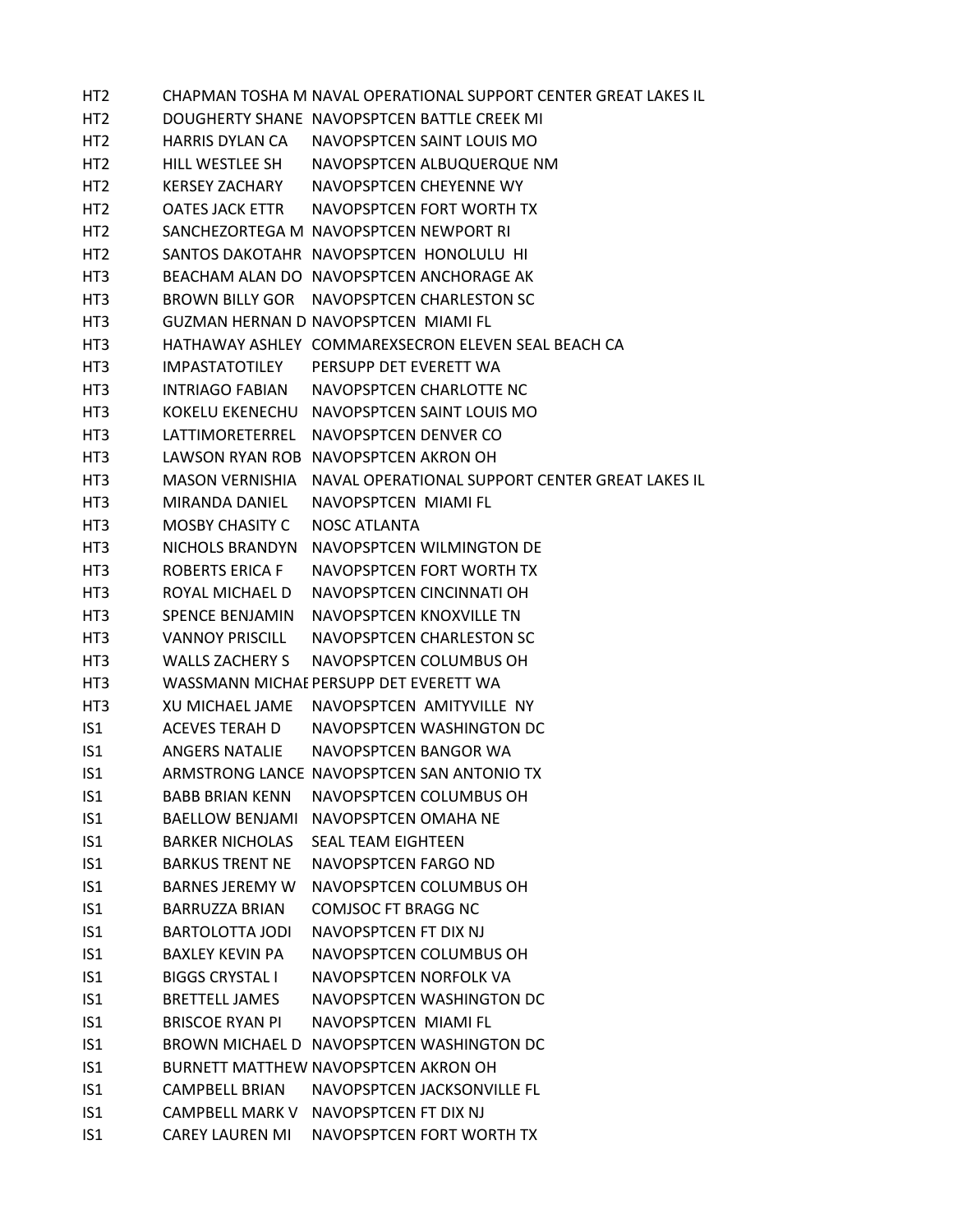| | | |
|---|---|---|
| HT2 | CHAPMAN TOSHA M | NAVAL OPERATIONAL SUPPORT CENTER GREAT LAKES IL |
| HT2 | DOUGHERTY SHANE | NAVOPSPTCEN BATTLE CREEK MI |
| HT2 | HARRIS DYLAN CA | NAVOPSPTCEN SAINT LOUIS MO |
| HT2 | HILL WESTLEE SH | NAVOPSPTCEN ALBUQUERQUE NM |
| HT2 | KERSEY ZACHARY | NAVOPSPTCEN CHEYENNE WY |
| HT2 | OATES JACK ETTR | NAVOPSPTCEN FORT WORTH TX |
| HT2 | SANCHEZORTEGA M | NAVOPSPTCEN NEWPORT RI |
| HT2 | SANTOS DAKOTAHR | NAVOPSPTCEN HONOLULU HI |
| HT3 | BEACHAM ALAN DO | NAVOPSPTCEN ANCHORAGE AK |
| HT3 | BROWN BILLY GOR | NAVOPSPTCEN CHARLESTON SC |
| HT3 | GUZMAN HERNAN D | NAVOPSPTCEN MIAMI FL |
| HT3 | HATHAWAY ASHLEY | COMMAREXSECRON ELEVEN SEAL BEACH CA |
| HT3 | IMPASTATOTILEY | PERSUPP DET EVERETT WA |
| HT3 | INTRIAGO FABIAN | NAVOPSPTCEN CHARLOTTE NC |
| HT3 | KOKELU EKENECHU | NAVOPSPTCEN SAINT LOUIS MO |
| HT3 | LATTIMORETERREL | NAVOPSPTCEN DENVER CO |
| HT3 | LAWSON RYAN ROB | NAVOPSPTCEN AKRON OH |
| HT3 | MASON VERNISHIA | NAVAL OPERATIONAL SUPPORT CENTER GREAT LAKES IL |
| HT3 | MIRANDA DANIEL | NAVOPSPTCEN MIAMI FL |
| HT3 | MOSBY CHASITY C | NOSC ATLANTA |
| HT3 | NICHOLS BRANDYN | NAVOPSPTCEN WILMINGTON DE |
| HT3 | ROBERTS ERICA F | NAVOPSPTCEN FORT WORTH TX |
| HT3 | ROYAL MICHAEL D | NAVOPSPTCEN CINCINNATI OH |
| HT3 | SPENCE BENJAMIN | NAVOPSPTCEN KNOXVILLE TN |
| HT3 | VANNOY PRISCILL | NAVOPSPTCEN CHARLESTON SC |
| HT3 | WALLS ZACHERY S | NAVOPSPTCEN COLUMBUS OH |
| HT3 | WASSMANN MICHAE | PERSUPP DET EVERETT WA |
| HT3 | XU MICHAEL JAME | NAVOPSPTCEN AMITYVILLE NY |
| IS1 | ACEVES TERAH D | NAVOPSPTCEN WASHINGTON DC |
| IS1 | ANGERS NATALIE | NAVOPSPTCEN BANGOR WA |
| IS1 | ARMSTRONG LANCE | NAVOPSPTCEN SAN ANTONIO TX |
| IS1 | BABB BRIAN KENN | NAVOPSPTCEN COLUMBUS OH |
| IS1 | BAELLOW BENJAMI | NAVOPSPTCEN OMAHA NE |
| IS1 | BARKER NICHOLAS | SEAL TEAM EIGHTEEN |
| IS1 | BARKUS TRENT NE | NAVOPSPTCEN FARGO ND |
| IS1 | BARNES JEREMY W | NAVOPSPTCEN COLUMBUS OH |
| IS1 | BARRUZZA BRIAN | COMJSOC FT BRAGG NC |
| IS1 | BARTOLOTTA JODI | NAVOPSPTCEN FT DIX NJ |
| IS1 | BAXLEY KEVIN PA | NAVOPSPTCEN COLUMBUS OH |
| IS1 | BIGGS CRYSTAL I | NAVOPSPTCEN NORFOLK VA |
| IS1 | BRETTELL JAMES | NAVOPSPTCEN WASHINGTON DC |
| IS1 | BRISCOE RYAN PI | NAVOPSPTCEN MIAMI FL |
| IS1 | BROWN MICHAEL D | NAVOPSPTCEN WASHINGTON DC |
| IS1 | BURNETT MATTHEW | NAVOPSPTCEN AKRON OH |
| IS1 | CAMPBELL BRIAN | NAVOPSPTCEN JACKSONVILLE FL |
| IS1 | CAMPBELL MARK V | NAVOPSPTCEN FT DIX NJ |
| IS1 | CAREY LAUREN MI | NAVOPSPTCEN FORT WORTH TX |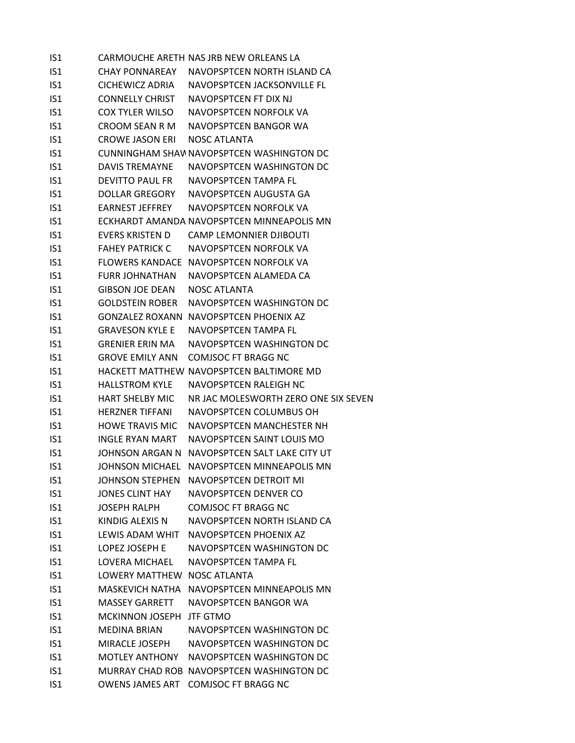| | | |
|---|---|---|
| IS1 | CARMOUCHE ARETH | NAS JRB NEW ORLEANS LA |
| IS1 | CHAY PONNAREAY | NAVOPSPTCEN NORTH ISLAND CA |
| IS1 | CICHEWICZ ADRIA | NAVOPSPTCEN JACKSONVILLE FL |
| IS1 | CONNELLY CHRIST | NAVOPSPTCEN FT DIX NJ |
| IS1 | COX TYLER WILSO | NAVOPSPTCEN NORFOLK VA |
| IS1 | CROOM SEAN R M | NAVOPSPTCEN BANGOR WA |
| IS1 | CROWE JASON ERI | NOSC ATLANTA |
| IS1 | CUNNINGHAM SHAW | NAVOPSPTCEN WASHINGTON DC |
| IS1 | DAVIS TREMAYNE | NAVOPSPTCEN WASHINGTON DC |
| IS1 | DEVITTO PAUL FR | NAVOPSPTCEN TAMPA FL |
| IS1 | DOLLAR GREGORY | NAVOPSPTCEN AUGUSTA GA |
| IS1 | EARNEST JEFFREY | NAVOPSPTCEN NORFOLK VA |
| IS1 | ECKHARDT AMANDA | NAVOPSPTCEN MINNEAPOLIS MN |
| IS1 | EVERS KRISTEN D | CAMP LEMONNIER DJIBOUTI |
| IS1 | FAHEY PATRICK C | NAVOPSPTCEN NORFOLK VA |
| IS1 | FLOWERS KANDACE | NAVOPSPTCEN NORFOLK VA |
| IS1 | FURR JOHNATHAN | NAVOPSPTCEN ALAMEDA CA |
| IS1 | GIBSON JOE DEAN | NOSC ATLANTA |
| IS1 | GOLDSTEIN ROBER | NAVOPSPTCEN WASHINGTON DC |
| IS1 | GONZALEZ ROXANN | NAVOPSPTCEN PHOENIX AZ |
| IS1 | GRAVESON KYLE E | NAVOPSPTCEN TAMPA FL |
| IS1 | GRENIER ERIN MA | NAVOPSPTCEN WASHINGTON DC |
| IS1 | GROVE EMILY ANN | COMJSOC FT BRAGG NC |
| IS1 | HACKETT MATTHEW | NAVOPSPTCEN BALTIMORE MD |
| IS1 | HALLSTROM KYLE | NAVOPSPTCEN RALEIGH NC |
| IS1 | HART SHELBY MIC | NR JAC MOLESWORTH ZERO ONE SIX SEVEN |
| IS1 | HERZNER TIFFANI | NAVOPSPTCEN COLUMBUS OH |
| IS1 | HOWE TRAVIS MIC | NAVOPSPTCEN MANCHESTER NH |
| IS1 | INGLE RYAN MART | NAVOPSPTCEN SAINT LOUIS MO |
| IS1 | JOHNSON ARGAN N | NAVOPSPTCEN SALT LAKE CITY UT |
| IS1 | JOHNSON MICHAEL | NAVOPSPTCEN MINNEAPOLIS MN |
| IS1 | JOHNSON STEPHEN | NAVOPSPTCEN DETROIT MI |
| IS1 | JONES CLINT HAY | NAVOPSPTCEN DENVER CO |
| IS1 | JOSEPH RALPH | COMJSOC FT BRAGG NC |
| IS1 | KINDIG ALEXIS N | NAVOPSPTCEN NORTH ISLAND CA |
| IS1 | LEWIS ADAM WHIT | NAVOPSPTCEN PHOENIX AZ |
| IS1 | LOPEZ JOSEPH E | NAVOPSPTCEN WASHINGTON DC |
| IS1 | LOVERA MICHAEL | NAVOPSPTCEN TAMPA FL |
| IS1 | LOWERY MATTHEW | NOSC ATLANTA |
| IS1 | MASKEVICH NATHA | NAVOPSPTCEN MINNEAPOLIS MN |
| IS1 | MASSEY GARRETT | NAVOPSPTCEN BANGOR WA |
| IS1 | MCKINNON JOSEPH | JTF GTMO |
| IS1 | MEDINA BRIAN | NAVOPSPTCEN WASHINGTON DC |
| IS1 | MIRACLE JOSEPH | NAVOPSPTCEN WASHINGTON DC |
| IS1 | MOTLEY ANTHONY | NAVOPSPTCEN WASHINGTON DC |
| IS1 | MURRAY CHAD ROB | NAVOPSPTCEN WASHINGTON DC |
| IS1 | OWENS JAMES ART | COMJSOC FT BRAGG NC |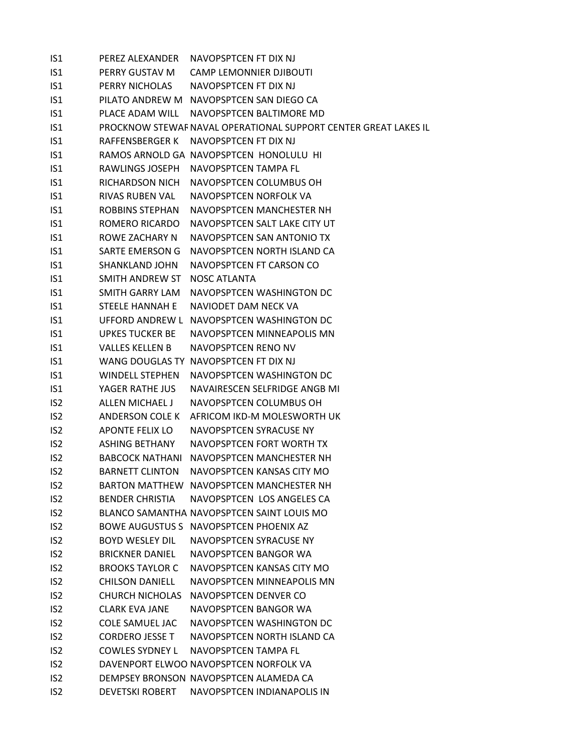| | | |
|---|---|---|
| IS1 | PEREZ ALEXANDER | NAVOPSPTCEN FT DIX NJ |
| IS1 | PERRY GUSTAV M | CAMP LEMONNIER DJIBOUTI |
| IS1 | PERRY NICHOLAS | NAVOPSPTCEN FT DIX NJ |
| IS1 | PILATO ANDREW M | NAVOPSPTCEN SAN DIEGO CA |
| IS1 | PLACE ADAM WILL | NAVOPSPTCEN BALTIMORE MD |
| IS1 | PROCKNOW STEWAF | NAVAL OPERATIONAL SUPPORT CENTER GREAT LAKES IL |
| IS1 | RAFFENSBERGER K | NAVOPSPTCEN FT DIX NJ |
| IS1 | RAMOS ARNOLD GA | NAVOPSPTCEN HONOLULU HI |
| IS1 | RAWLINGS JOSEPH | NAVOPSPTCEN TAMPA FL |
| IS1 | RICHARDSON NICH | NAVOPSPTCEN COLUMBUS OH |
| IS1 | RIVAS RUBEN VAL | NAVOPSPTCEN NORFOLK VA |
| IS1 | ROBBINS STEPHAN | NAVOPSPTCEN MANCHESTER NH |
| IS1 | ROMERO RICARDO | NAVOPSPTCEN SALT LAKE CITY UT |
| IS1 | ROWE ZACHARY N | NAVOPSPTCEN SAN ANTONIO TX |
| IS1 | SARTE EMERSON G | NAVOPSPTCEN NORTH ISLAND CA |
| IS1 | SHANKLAND JOHN | NAVOPSPTCEN FT CARSON CO |
| IS1 | SMITH ANDREW ST | NOSC ATLANTA |
| IS1 | SMITH GARRY LAM | NAVOPSPTCEN WASHINGTON DC |
| IS1 | STEELE HANNAH E | NAVIODET DAM NECK VA |
| IS1 | UFFORD ANDREW L | NAVOPSPTCEN WASHINGTON DC |
| IS1 | UPKES TUCKER BE | NAVOPSPTCEN MINNEAPOLIS MN |
| IS1 | VALLES KELLEN B | NAVOPSPTCEN RENO NV |
| IS1 | WANG DOUGLAS TY | NAVOPSPTCEN FT DIX NJ |
| IS1 | WINDELL STEPHEN | NAVOPSPTCEN WASHINGTON DC |
| IS1 | YAGER RATHE JUS | NAVAIRESCEN SELFRIDGE ANGB MI |
| IS2 | ALLEN MICHAEL J | NAVOPSPTCEN COLUMBUS OH |
| IS2 | ANDERSON COLE K | AFRICOM IKD-M MOLESWORTH UK |
| IS2 | APONTE FELIX LO | NAVOPSPTCEN SYRACUSE NY |
| IS2 | ASHING BETHANY | NAVOPSPTCEN FORT WORTH TX |
| IS2 | BABCOCK NATHANI | NAVOPSPTCEN MANCHESTER NH |
| IS2 | BARNETT CLINTON | NAVOPSPTCEN KANSAS CITY MO |
| IS2 | BARTON MATTHEW | NAVOPSPTCEN MANCHESTER NH |
| IS2 | BENDER CHRISTIA | NAVOPSPTCEN LOS ANGELES CA |
| IS2 | BLANCO SAMANTHA | NAVOPSPTCEN SAINT LOUIS MO |
| IS2 | BOWE AUGUSTUS S | NAVOPSPTCEN PHOENIX AZ |
| IS2 | BOYD WESLEY DIL | NAVOPSPTCEN SYRACUSE NY |
| IS2 | BRICKNER DANIEL | NAVOPSPTCEN BANGOR WA |
| IS2 | BROOKS TAYLOR C | NAVOPSPTCEN KANSAS CITY MO |
| IS2 | CHILSON DANIELL | NAVOPSPTCEN MINNEAPOLIS MN |
| IS2 | CHURCH NICHOLAS | NAVOPSPTCEN DENVER CO |
| IS2 | CLARK EVA JANE | NAVOPSPTCEN BANGOR WA |
| IS2 | COLE SAMUEL JAC | NAVOPSPTCEN WASHINGTON DC |
| IS2 | CORDERO JESSE T | NAVOPSPTCEN NORTH ISLAND CA |
| IS2 | COWLES SYDNEY L | NAVOPSPTCEN TAMPA FL |
| IS2 | DAVENPORT ELWOO | NAVOPSPTCEN NORFOLK VA |
| IS2 | DEMPSEY BRONSON | NAVOPSPTCEN ALAMEDA CA |
| IS2 | DEVETSKI ROBERT | NAVOPSPTCEN INDIANAPOLIS IN |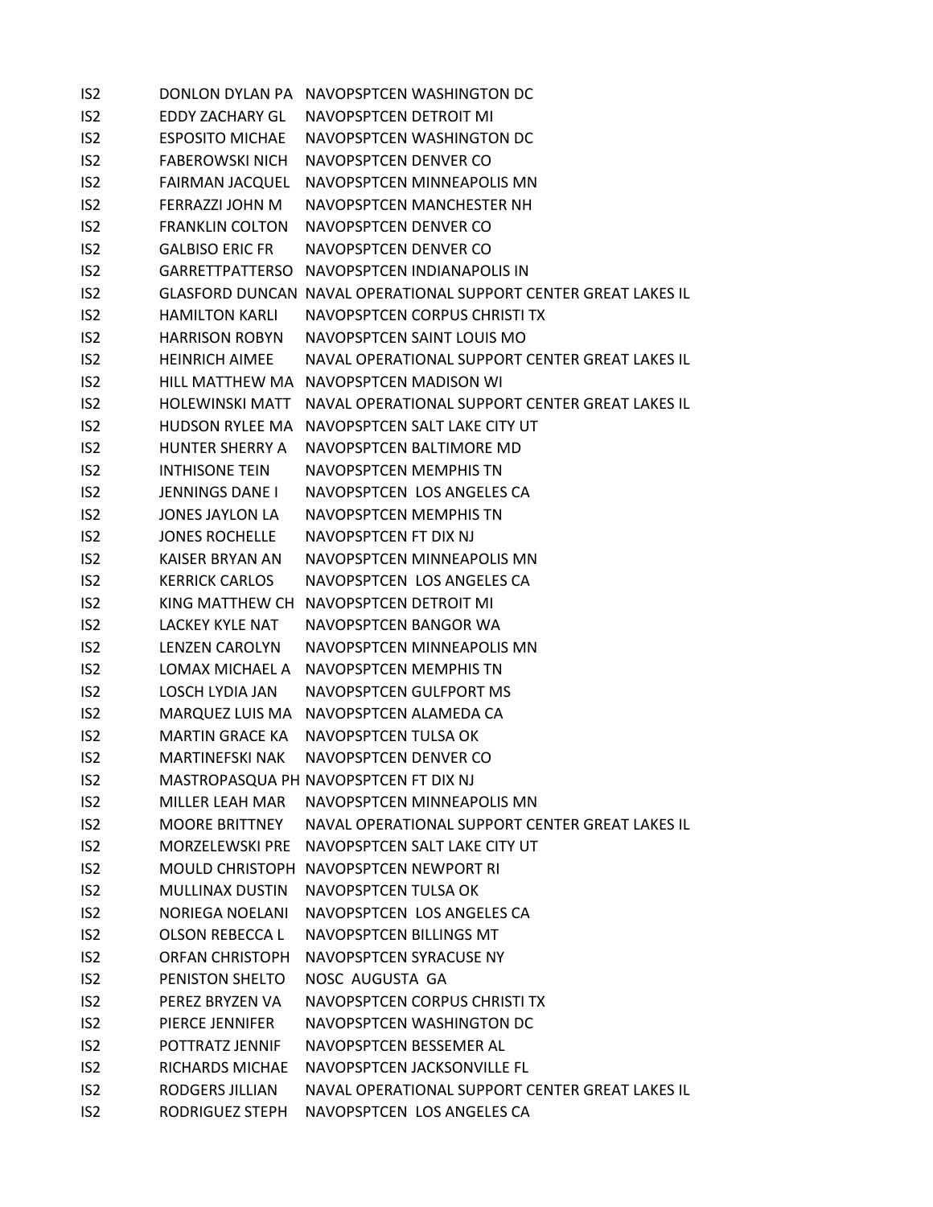| | | |
|---|---|---|
| IS2 | DONLON DYLAN PA | NAVOPSPTCEN WASHINGTON DC |
| IS2 | EDDY ZACHARY GL | NAVOPSPTCEN DETROIT MI |
| IS2 | ESPOSITO MICHAE | NAVOPSPTCEN WASHINGTON DC |
| IS2 | FABEROWSKI NICH | NAVOPSPTCEN DENVER CO |
| IS2 | FAIRMAN JACQUEL | NAVOPSPTCEN MINNEAPOLIS MN |
| IS2 | FERRAZZI JOHN M | NAVOPSPTCEN MANCHESTER NH |
| IS2 | FRANKLIN COLTON | NAVOPSPTCEN DENVER CO |
| IS2 | GALBISO ERIC FR | NAVOPSPTCEN DENVER CO |
| IS2 | GARRETTPATTERSO | NAVOPSPTCEN INDIANAPOLIS IN |
| IS2 | GLASFORD DUNCAN | NAVAL OPERATIONAL SUPPORT CENTER GREAT LAKES IL |
| IS2 | HAMILTON KARLI | NAVOPSPTCEN CORPUS CHRISTI TX |
| IS2 | HARRISON ROBYN | NAVOPSPTCEN SAINT LOUIS MO |
| IS2 | HEINRICH AIMEE | NAVAL OPERATIONAL SUPPORT CENTER GREAT LAKES IL |
| IS2 | HILL MATTHEW MA | NAVOPSPTCEN MADISON WI |
| IS2 | HOLEWINSKI MATT | NAVAL OPERATIONAL SUPPORT CENTER GREAT LAKES IL |
| IS2 | HUDSON RYLEE MA | NAVOPSPTCEN SALT LAKE CITY UT |
| IS2 | HUNTER SHERRY A | NAVOPSPTCEN BALTIMORE MD |
| IS2 | INTHISONE TEIN | NAVOPSPTCEN MEMPHIS TN |
| IS2 | JENNINGS DANE I | NAVOPSPTCEN LOS ANGELES CA |
| IS2 | JONES JAYLON LA | NAVOPSPTCEN MEMPHIS TN |
| IS2 | JONES ROCHELLE | NAVOPSPTCEN FT DIX NJ |
| IS2 | KAISER BRYAN AN | NAVOPSPTCEN MINNEAPOLIS MN |
| IS2 | KERRICK CARLOS | NAVOPSPTCEN LOS ANGELES CA |
| IS2 | KING MATTHEW CH | NAVOPSPTCEN DETROIT MI |
| IS2 | LACKEY KYLE NAT | NAVOPSPTCEN BANGOR WA |
| IS2 | LENZEN CAROLYN | NAVOPSPTCEN MINNEAPOLIS MN |
| IS2 | LOMAX MICHAEL A | NAVOPSPTCEN MEMPHIS TN |
| IS2 | LOSCH LYDIA JAN | NAVOPSPTCEN GULFPORT MS |
| IS2 | MARQUEZ LUIS MA | NAVOPSPTCEN ALAMEDA CA |
| IS2 | MARTIN GRACE KA | NAVOPSPTCEN TULSA OK |
| IS2 | MARTINEFSKI NAK | NAVOPSPTCEN DENVER CO |
| IS2 | MASTROPASQUA PH | NAVOPSPTCEN FT DIX NJ |
| IS2 | MILLER LEAH MAR | NAVOPSPTCEN MINNEAPOLIS MN |
| IS2 | MOORE BRITTNEY | NAVAL OPERATIONAL SUPPORT CENTER GREAT LAKES IL |
| IS2 | MORZELEWSKI PRE | NAVOPSPTCEN SALT LAKE CITY UT |
| IS2 | MOULD CHRISTOPH | NAVOPSPTCEN NEWPORT RI |
| IS2 | MULLINAX DUSTIN | NAVOPSPTCEN TULSA OK |
| IS2 | NORIEGA NOELANI | NAVOPSPTCEN LOS ANGELES CA |
| IS2 | OLSON REBECCA L | NAVOPSPTCEN BILLINGS MT |
| IS2 | ORFAN CHRISTOPH | NAVOPSPTCEN SYRACUSE NY |
| IS2 | PENISTON SHELTO | NOSC AUGUSTA GA |
| IS2 | PEREZ BRYZEN VA | NAVOPSPTCEN CORPUS CHRISTI TX |
| IS2 | PIERCE JENNIFER | NAVOPSPTCEN WASHINGTON DC |
| IS2 | POTTRATZ JENNIF | NAVOPSPTCEN BESSEMER AL |
| IS2 | RICHARDS MICHAE | NAVOPSPTCEN JACKSONVILLE FL |
| IS2 | RODGERS JILLIAN | NAVAL OPERATIONAL SUPPORT CENTER GREAT LAKES IL |
| IS2 | RODRIGUEZ STEPH | NAVOPSPTCEN LOS ANGELES CA |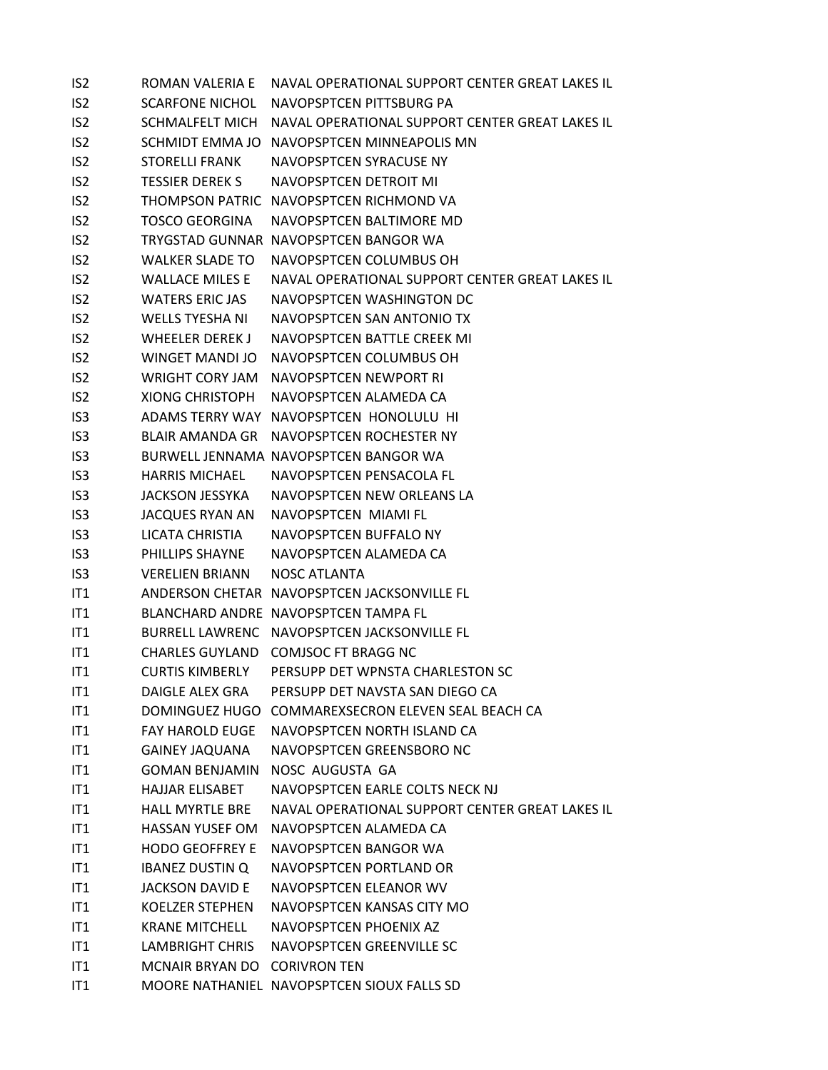| | | |
|---|---|---|
| IS2 | ROMAN VALERIA E | NAVAL OPERATIONAL SUPPORT CENTER GREAT LAKES IL |
| IS2 | SCARFONE NICHOL | NAVOPSPTCEN PITTSBURG PA |
| IS2 | SCHMALFELT MICH | NAVAL OPERATIONAL SUPPORT CENTER GREAT LAKES IL |
| IS2 | SCHMIDT EMMA JO | NAVOPSPTCEN MINNEAPOLIS MN |
| IS2 | STORELLI FRANK | NAVOPSPTCEN SYRACUSE NY |
| IS2 | TESSIER DEREK S | NAVOPSPTCEN DETROIT MI |
| IS2 | THOMPSON PATRIC | NAVOPSPTCEN RICHMOND VA |
| IS2 | TOSCO GEORGINA | NAVOPSPTCEN BALTIMORE MD |
| IS2 | TRYGSTAD GUNNAR | NAVOPSPTCEN BANGOR WA |
| IS2 | WALKER SLADE TO | NAVOPSPTCEN COLUMBUS OH |
| IS2 | WALLACE MILES E | NAVAL OPERATIONAL SUPPORT CENTER GREAT LAKES IL |
| IS2 | WATERS ERIC JAS | NAVOPSPTCEN WASHINGTON DC |
| IS2 | WELLS TYESHA NI | NAVOPSPTCEN SAN ANTONIO TX |
| IS2 | WHEELER DEREK J | NAVOPSPTCEN BATTLE CREEK MI |
| IS2 | WINGET MANDI JO | NAVOPSPTCEN COLUMBUS OH |
| IS2 | WRIGHT CORY JAM | NAVOPSPTCEN NEWPORT RI |
| IS2 | XIONG CHRISTOPH | NAVOPSPTCEN ALAMEDA CA |
| IS3 | ADAMS TERRY WAY | NAVOPSPTCEN HONOLULU HI |
| IS3 | BLAIR AMANDA GR | NAVOPSPTCEN ROCHESTER NY |
| IS3 | BURWELL JENNAMA | NAVOPSPTCEN BANGOR WA |
| IS3 | HARRIS MICHAEL | NAVOPSPTCEN PENSACOLA FL |
| IS3 | JACKSON JESSYKA | NAVOPSPTCEN NEW ORLEANS LA |
| IS3 | JACQUES RYAN AN | NAVOPSPTCEN MIAMI FL |
| IS3 | LICATA CHRISTIA | NAVOPSPTCEN BUFFALO NY |
| IS3 | PHILLIPS SHAYNE | NAVOPSPTCEN ALAMEDA CA |
| IS3 | VERELIEN BRIANN | NOSC ATLANTA |
| IT1 | ANDERSON CHETAR | NAVOPSPTCEN JACKSONVILLE FL |
| IT1 | BLANCHARD ANDRE | NAVOPSPTCEN TAMPA FL |
| IT1 | BURRELL LAWRENC | NAVOPSPTCEN JACKSONVILLE FL |
| IT1 | CHARLES GUYLAND | COMJSOC FT BRAGG NC |
| IT1 | CURTIS KIMBERLY | PERSUPP DET WPNSTA CHARLESTON SC |
| IT1 | DAIGLE ALEX GRA | PERSUPP DET NAVSTA SAN DIEGO CA |
| IT1 | DOMINGUEZ HUGO | COMMAREXSECRON ELEVEN SEAL BEACH CA |
| IT1 | FAY HAROLD EUGE | NAVOPSPTCEN NORTH ISLAND CA |
| IT1 | GAINEY JAQUANA | NAVOPSPTCEN GREENSBORO NC |
| IT1 | GOMAN BENJAMIN | NOSC AUGUSTA GA |
| IT1 | HAJJAR ELISABET | NAVOPSPTCEN EARLE COLTS NECK NJ |
| IT1 | HALL MYRTLE BRE | NAVAL OPERATIONAL SUPPORT CENTER GREAT LAKES IL |
| IT1 | HASSAN YUSEF OM | NAVOPSPTCEN ALAMEDA CA |
| IT1 | HODO GEOFFREY E | NAVOPSPTCEN BANGOR WA |
| IT1 | IBANEZ DUSTIN Q | NAVOPSPTCEN PORTLAND OR |
| IT1 | JACKSON DAVID E | NAVOPSPTCEN ELEANOR WV |
| IT1 | KOELZER STEPHEN | NAVOPSPTCEN KANSAS CITY MO |
| IT1 | KRANE MITCHELL | NAVOPSPTCEN PHOENIX AZ |
| IT1 | LAMBRIGHT CHRIS | NAVOPSPTCEN GREENVILLE SC |
| IT1 | MCNAIR BRYAN DO | CORIVRON TEN |
| IT1 | MOORE NATHANIEL | NAVOPSPTCEN SIOUX FALLS SD |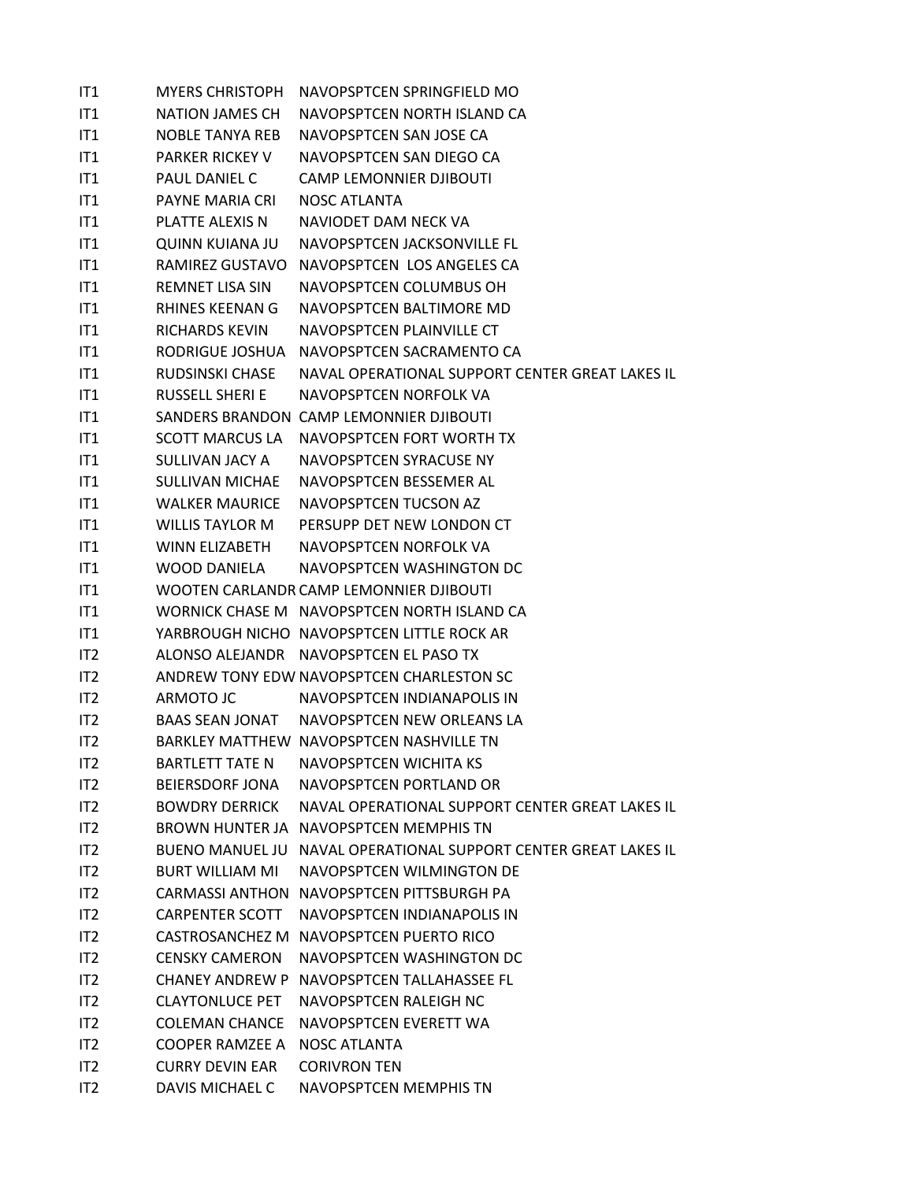| | | |
|---|---|---|
| IT1 | MYERS CHRISTOPH | NAVOPSPTCEN SPRINGFIELD MO |
| IT1 | NATION JAMES CH | NAVOPSPTCEN NORTH ISLAND CA |
| IT1 | NOBLE TANYA REB | NAVOPSPTCEN SAN JOSE CA |
| IT1 | PARKER RICKEY V | NAVOPSPTCEN SAN DIEGO CA |
| IT1 | PAUL DANIEL C | CAMP LEMONNIER DJIBOUTI |
| IT1 | PAYNE MARIA CRI | NOSC ATLANTA |
| IT1 | PLATTE ALEXIS N | NAVIODET DAM NECK VA |
| IT1 | QUINN KUIANA JU | NAVOPSPTCEN JACKSONVILLE FL |
| IT1 | RAMIREZ GUSTAVO | NAVOPSPTCEN LOS ANGELES CA |
| IT1 | REMNET LISA SIN | NAVOPSPTCEN COLUMBUS OH |
| IT1 | RHINES KEENAN G | NAVOPSPTCEN BALTIMORE MD |
| IT1 | RICHARDS KEVIN | NAVOPSPTCEN PLAINVILLE CT |
| IT1 | RODRIGUE JOSHUA | NAVOPSPTCEN SACRAMENTO CA |
| IT1 | RUDSINSKI CHASE | NAVAL OPERATIONAL SUPPORT CENTER GREAT LAKES IL |
| IT1 | RUSSELL SHERI E | NAVOPSPTCEN NORFOLK VA |
| IT1 | SANDERS BRANDON | CAMP LEMONNIER DJIBOUTI |
| IT1 | SCOTT MARCUS LA | NAVOPSPTCEN FORT WORTH TX |
| IT1 | SULLIVAN JACY A | NAVOPSPTCEN SYRACUSE NY |
| IT1 | SULLIVAN MICHAE | NAVOPSPTCEN BESSEMER AL |
| IT1 | WALKER MAURICE | NAVOPSPTCEN TUCSON AZ |
| IT1 | WILLIS TAYLOR M | PERSUPP DET NEW LONDON CT |
| IT1 | WINN ELIZABETH | NAVOPSPTCEN NORFOLK VA |
| IT1 | WOOD DANIELA | NAVOPSPTCEN WASHINGTON DC |
| IT1 | WOOTEN CARLANDR | CAMP LEMONNIER DJIBOUTI |
| IT1 | WORNICK CHASE M | NAVOPSPTCEN NORTH ISLAND CA |
| IT1 | YARBROUGH NICHO | NAVOPSPTCEN LITTLE ROCK AR |
| IT2 | ALONSO ALEJANDR | NAVOPSPTCEN EL PASO TX |
| IT2 | ANDREW TONY EDW | NAVOPSPTCEN CHARLESTON SC |
| IT2 | ARMOTO JC | NAVOPSPTCEN INDIANAPOLIS IN |
| IT2 | BAAS SEAN JONAT | NAVOPSPTCEN NEW ORLEANS LA |
| IT2 | BARKLEY MATTHEW | NAVOPSPTCEN NASHVILLE TN |
| IT2 | BARTLETT TATE N | NAVOPSPTCEN WICHITA KS |
| IT2 | BEIERSDORF JONA | NAVOPSPTCEN PORTLAND OR |
| IT2 | BOWDRY DERRICK | NAVAL OPERATIONAL SUPPORT CENTER GREAT LAKES IL |
| IT2 | BROWN HUNTER JA | NAVOPSPTCEN MEMPHIS TN |
| IT2 | BUENO MANUEL JU | NAVAL OPERATIONAL SUPPORT CENTER GREAT LAKES IL |
| IT2 | BURT WILLIAM MI | NAVOPSPTCEN WILMINGTON DE |
| IT2 | CARMASSI ANTHON | NAVOPSPTCEN PITTSBURGH PA |
| IT2 | CARPENTER SCOTT | NAVOPSPTCEN INDIANAPOLIS IN |
| IT2 | CASTROSANCHEZ M | NAVOPSPTCEN PUERTO RICO |
| IT2 | CENSKY CAMERON | NAVOPSPTCEN WASHINGTON DC |
| IT2 | CHANEY ANDREW P | NAVOPSPTCEN TALLAHASSEE FL |
| IT2 | CLAYTONLUCE PET | NAVOPSPTCEN RALEIGH NC |
| IT2 | COLEMAN CHANCE | NAVOPSPTCEN EVERETT WA |
| IT2 | COOPER RAMZEE A | NOSC ATLANTA |
| IT2 | CURRY DEVIN EAR | CORIVRON TEN |
| IT2 | DAVIS MICHAEL C | NAVOPSPTCEN MEMPHIS TN |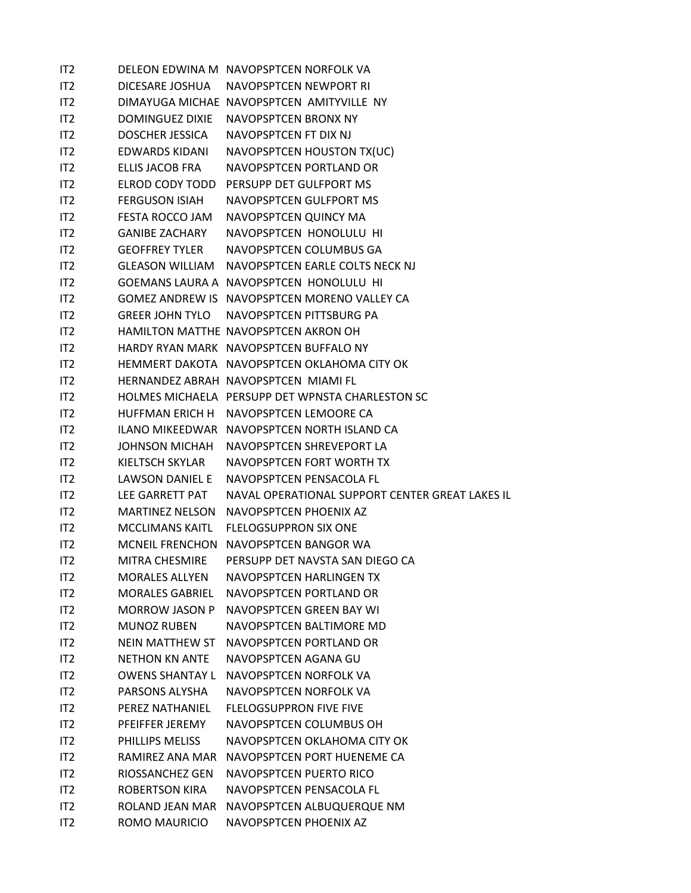| | | |
|---|---|---|
| IT2 | DELEON EDWINA M | NAVOPSPTCEN NORFOLK VA |
| IT2 | DICESARE JOSHUA | NAVOPSPTCEN NEWPORT RI |
| IT2 | DIMAYUGA MICHAE | NAVOPSPTCEN AMITYVILLE NY |
| IT2 | DOMINGUEZ DIXIE | NAVOPSPTCEN BRONX NY |
| IT2 | DOSCHER JESSICA | NAVOPSPTCEN FT DIX NJ |
| IT2 | EDWARDS KIDANI | NAVOPSPTCEN HOUSTON TX(UC) |
| IT2 | ELLIS JACOB FRA | NAVOPSPTCEN PORTLAND OR |
| IT2 | ELROD CODY TODD | PERSUPP DET GULFPORT MS |
| IT2 | FERGUSON ISIAH | NAVOPSPTCEN GULFPORT MS |
| IT2 | FESTA ROCCO JAM | NAVOPSPTCEN QUINCY MA |
| IT2 | GANIBE ZACHARY | NAVOPSPTCEN HONOLULU HI |
| IT2 | GEOFFREY TYLER | NAVOPSPTCEN COLUMBUS GA |
| IT2 | GLEASON WILLIAM | NAVOPSPTCEN EARLE COLTS NECK NJ |
| IT2 | GOEMANS LAURA A | NAVOPSPTCEN HONOLULU HI |
| IT2 | GOMEZ ANDREW IS | NAVOPSPTCEN MORENO VALLEY CA |
| IT2 | GREER JOHN TYLO | NAVOPSPTCEN PITTSBURG PA |
| IT2 | HAMILTON MATTHE | NAVOPSPTCEN AKRON OH |
| IT2 | HARDY RYAN MARK | NAVOPSPTCEN BUFFALO NY |
| IT2 | HEMMERT DAKOTA | NAVOPSPTCEN OKLAHOMA CITY OK |
| IT2 | HERNANDEZ ABRAH | NAVOPSPTCEN MIAMI FL |
| IT2 | HOLMES MICHAELA | PERSUPP DET WPNSTA CHARLESTON SC |
| IT2 | HUFFMAN ERICH H | NAVOPSPTCEN LEMOORE CA |
| IT2 | ILANO MIKEEDWAR | NAVOPSPTCEN NORTH ISLAND CA |
| IT2 | JOHNSON MICHAH | NAVOPSPTCEN SHREVEPORT LA |
| IT2 | KIELTSCH SKYLAR | NAVOPSPTCEN FORT WORTH TX |
| IT2 | LAWSON DANIEL E | NAVOPSPTCEN PENSACOLA FL |
| IT2 | LEE GARRETT PAT | NAVAL OPERATIONAL SUPPORT CENTER GREAT LAKES IL |
| IT2 | MARTINEZ NELSON | NAVOPSPTCEN PHOENIX AZ |
| IT2 | MCCLIMANS KAITL | FLELOGSUPPRON SIX ONE |
| IT2 | MCNEIL FRENCHON | NAVOPSPTCEN BANGOR WA |
| IT2 | MITRA CHESMIRE | PERSUPP DET NAVSTA SAN DIEGO CA |
| IT2 | MORALES ALLYEN | NAVOPSPTCEN HARLINGEN TX |
| IT2 | MORALES GABRIEL | NAVOPSPTCEN PORTLAND OR |
| IT2 | MORROW JASON P | NAVOPSPTCEN GREEN BAY WI |
| IT2 | MUNOZ RUBEN | NAVOPSPTCEN BALTIMORE MD |
| IT2 | NEIN MATTHEW ST | NAVOPSPTCEN PORTLAND OR |
| IT2 | NETHON KN ANTE | NAVOPSPTCEN AGANA GU |
| IT2 | OWENS SHANTAY L | NAVOPSPTCEN NORFOLK VA |
| IT2 | PARSONS ALYSHA | NAVOPSPTCEN NORFOLK VA |
| IT2 | PEREZ NATHANIEL | FLELOGSUPPRON FIVE FIVE |
| IT2 | PFEIFFER JEREMY | NAVOPSPTCEN COLUMBUS OH |
| IT2 | PHILLIPS MELISS | NAVOPSPTCEN OKLAHOMA CITY OK |
| IT2 | RAMIREZ ANA MAR | NAVOPSPTCEN PORT HUENEME CA |
| IT2 | RIOSSANCHEZ GEN | NAVOPSPTCEN PUERTO RICO |
| IT2 | ROBERTSON KIRA | NAVOPSPTCEN PENSACOLA FL |
| IT2 | ROLAND JEAN MAR | NAVOPSPTCEN ALBUQUERQUE NM |
| IT2 | ROMO MAURICIO | NAVOPSPTCEN PHOENIX AZ |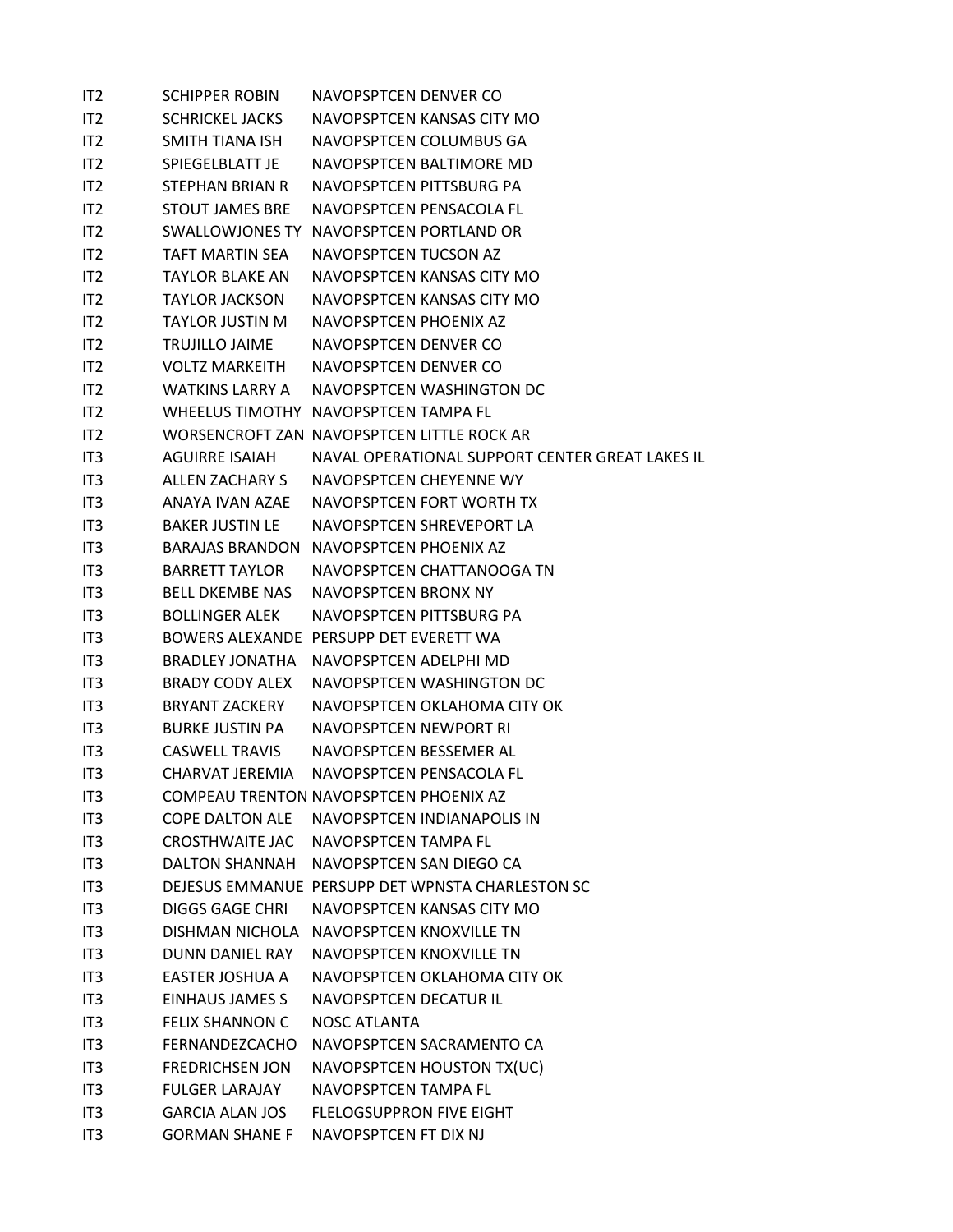| | | |
|---|---|---|
| IT2 | SCHIPPER ROBIN | NAVOPSPTCEN DENVER CO |
| IT2 | SCHRICKEL JACKS | NAVOPSPTCEN KANSAS CITY MO |
| IT2 | SMITH TIANA ISH | NAVOPSPTCEN COLUMBUS GA |
| IT2 | SPIEGELBLATT JE | NAVOPSPTCEN BALTIMORE MD |
| IT2 | STEPHAN BRIAN R | NAVOPSPTCEN PITTSBURG PA |
| IT2 | STOUT JAMES BRE | NAVOPSPTCEN PENSACOLA FL |
| IT2 | SWALLOWJONES TY | NAVOPSPTCEN PORTLAND OR |
| IT2 | TAFT MARTIN SEA | NAVOPSPTCEN TUCSON AZ |
| IT2 | TAYLOR BLAKE AN | NAVOPSPTCEN KANSAS CITY MO |
| IT2 | TAYLOR JACKSON | NAVOPSPTCEN KANSAS CITY MO |
| IT2 | TAYLOR JUSTIN M | NAVOPSPTCEN PHOENIX AZ |
| IT2 | TRUJILLO JAIME | NAVOPSPTCEN DENVER CO |
| IT2 | VOLTZ MARKEITH | NAVOPSPTCEN DENVER CO |
| IT2 | WATKINS LARRY A | NAVOPSPTCEN WASHINGTON DC |
| IT2 | WHEELUS TIMOTHY | NAVOPSPTCEN TAMPA FL |
| IT2 | WORSENCROFT ZAN | NAVOPSPTCEN LITTLE ROCK AR |
| IT3 | AGUIRRE ISAIAH | NAVAL OPERATIONAL SUPPORT CENTER GREAT LAKES IL |
| IT3 | ALLEN ZACHARY S | NAVOPSPTCEN CHEYENNE WY |
| IT3 | ANAYA IVAN AZAE | NAVOPSPTCEN FORT WORTH TX |
| IT3 | BAKER JUSTIN LE | NAVOPSPTCEN SHREVEPORT LA |
| IT3 | BARAJAS BRANDON | NAVOPSPTCEN PHOENIX AZ |
| IT3 | BARRETT TAYLOR | NAVOPSPTCEN CHATTANOOGA TN |
| IT3 | BELL DKEMBE NAS | NAVOPSPTCEN BRONX NY |
| IT3 | BOLLINGER ALEK | NAVOPSPTCEN PITTSBURG PA |
| IT3 | BOWERS ALEXANDE | PERSUPP DET EVERETT WA |
| IT3 | BRADLEY JONATHA | NAVOPSPTCEN ADELPHI MD |
| IT3 | BRADY CODY ALEX | NAVOPSPTCEN WASHINGTON DC |
| IT3 | BRYANT ZACKERY | NAVOPSPTCEN OKLAHOMA CITY OK |
| IT3 | BURKE JUSTIN PA | NAVOPSPTCEN NEWPORT RI |
| IT3 | CASWELL TRAVIS | NAVOPSPTCEN BESSEMER AL |
| IT3 | CHARVAT JEREMIA | NAVOPSPTCEN PENSACOLA FL |
| IT3 | COMPEAU TRENTON | NAVOPSPTCEN PHOENIX AZ |
| IT3 | COPE DALTON ALE | NAVOPSPTCEN INDIANAPOLIS IN |
| IT3 | CROSTHWAITE JAC | NAVOPSPTCEN TAMPA FL |
| IT3 | DALTON SHANNAH | NAVOPSPTCEN SAN DIEGO CA |
| IT3 | DEJESUS EMMANUE | PERSUPP DET WPNSTA CHARLESTON SC |
| IT3 | DIGGS GAGE CHRI | NAVOPSPTCEN KANSAS CITY MO |
| IT3 | DISHMAN NICHOLA | NAVOPSPTCEN KNOXVILLE TN |
| IT3 | DUNN DANIEL RAY | NAVOPSPTCEN KNOXVILLE TN |
| IT3 | EASTER JOSHUA A | NAVOPSPTCEN OKLAHOMA CITY OK |
| IT3 | EINHAUS JAMES S | NAVOPSPTCEN DECATUR IL |
| IT3 | FELIX SHANNON C | NOSC ATLANTA |
| IT3 | FERNANDEZCACHO | NAVOPSPTCEN SACRAMENTO CA |
| IT3 | FREDRICHSEN JON | NAVOPSPTCEN HOUSTON TX(UC) |
| IT3 | FULGER LARAJAY | NAVOPSPTCEN TAMPA FL |
| IT3 | GARCIA ALAN JOS | FLELOGSUPPRON FIVE EIGHT |
| IT3 | GORMAN SHANE F | NAVOPSPTCEN FT DIX NJ |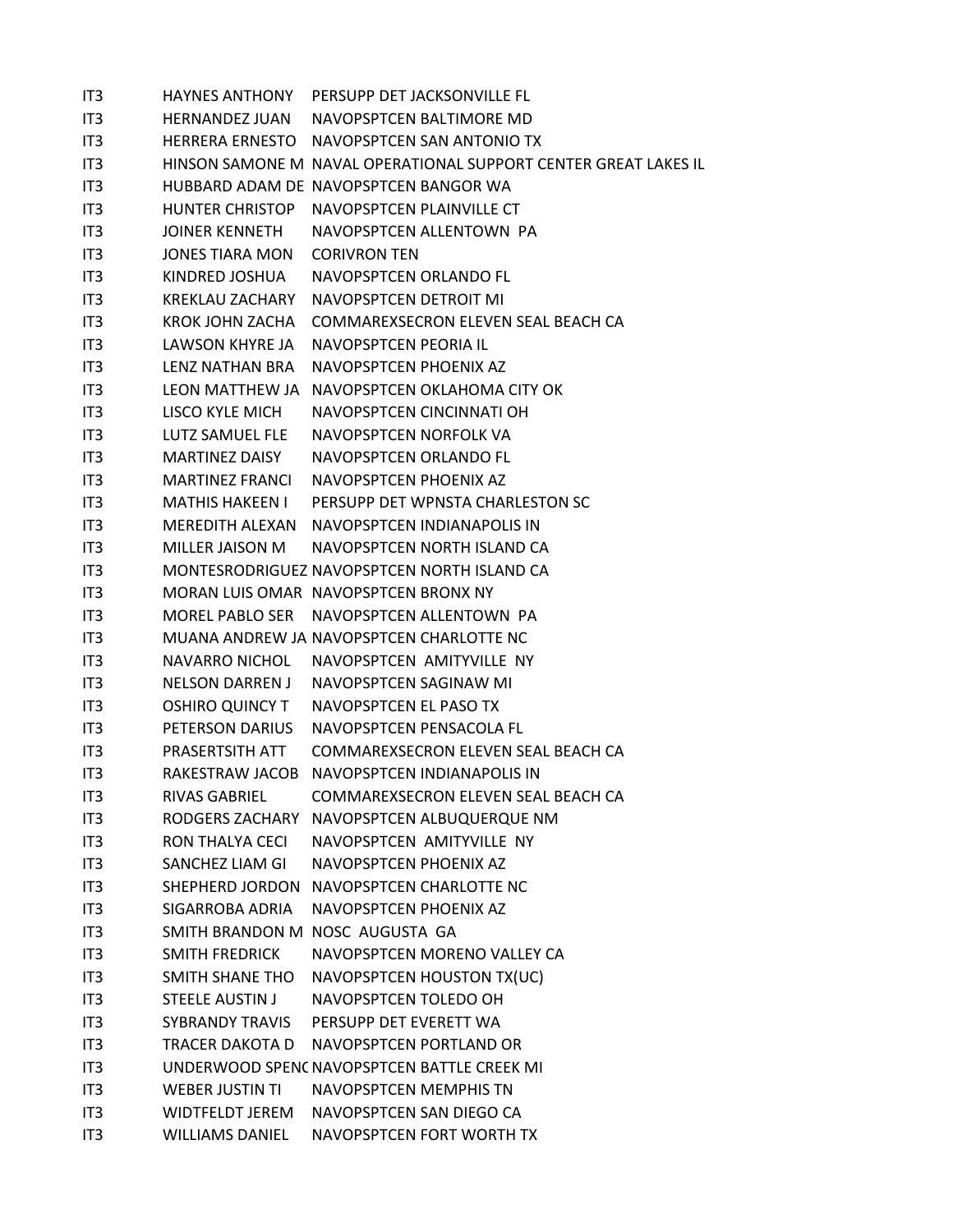| | | |
|---|---|---|
| IT3 | HAYNES ANTHONY | PERSUPP DET JACKSONVILLE FL |
| IT3 | HERNANDEZ JUAN | NAVOPSPTCEN BALTIMORE MD |
| IT3 | HERRERA ERNESTO | NAVOPSPTCEN SAN ANTONIO TX |
| IT3 | HINSON SAMONE M | NAVAL OPERATIONAL SUPPORT CENTER GREAT LAKES IL |
| IT3 | HUBBARD ADAM DE | NAVOPSPTCEN BANGOR WA |
| IT3 | HUNTER CHRISTOP | NAVOPSPTCEN PLAINVILLE CT |
| IT3 | JOINER KENNETH | NAVOPSPTCEN ALLENTOWN PA |
| IT3 | JONES TIARA MON | CORIVRON TEN |
| IT3 | KINDRED JOSHUA | NAVOPSPTCEN ORLANDO FL |
| IT3 | KREKLAU ZACHARY | NAVOPSPTCEN DETROIT MI |
| IT3 | KROK JOHN ZACHA | COMMAREXSECRON ELEVEN SEAL BEACH CA |
| IT3 | LAWSON KHYRE JA | NAVOPSPTCEN PEORIA IL |
| IT3 | LENZ NATHAN BRA | NAVOPSPTCEN PHOENIX AZ |
| IT3 | LEON MATTHEW JA | NAVOPSPTCEN OKLAHOMA CITY OK |
| IT3 | LISCO KYLE MICH | NAVOPSPTCEN CINCINNATI OH |
| IT3 | LUTZ SAMUEL FLE | NAVOPSPTCEN NORFOLK VA |
| IT3 | MARTINEZ DAISY | NAVOPSPTCEN ORLANDO FL |
| IT3 | MARTINEZ FRANCI | NAVOPSPTCEN PHOENIX AZ |
| IT3 | MATHIS HAKEEN I | PERSUPP DET WPNSTA CHARLESTON SC |
| IT3 | MEREDITH ALEXAN | NAVOPSPTCEN INDIANAPOLIS IN |
| IT3 | MILLER JAISON M | NAVOPSPTCEN NORTH ISLAND CA |
| IT3 | MONTESRODRIGUEZ | NAVOPSPTCEN NORTH ISLAND CA |
| IT3 | MORAN LUIS OMAR | NAVOPSPTCEN BRONX NY |
| IT3 | MOREL PABLO SER | NAVOPSPTCEN ALLENTOWN PA |
| IT3 | MUANA ANDREW JA | NAVOPSPTCEN CHARLOTTE NC |
| IT3 | NAVARRO NICHOL | NAVOPSPTCEN AMITYVILLE NY |
| IT3 | NELSON DARREN J | NAVOPSPTCEN SAGINAW MI |
| IT3 | OSHIRO QUINCY T | NAVOPSPTCEN EL PASO TX |
| IT3 | PETERSON DARIUS | NAVOPSPTCEN PENSACOLA FL |
| IT3 | PRASERTSITH ATT | COMMAREXSECRON ELEVEN SEAL BEACH CA |
| IT3 | RAKESTRAW JACOB | NAVOPSPTCEN INDIANAPOLIS IN |
| IT3 | RIVAS GABRIEL | COMMAREXSECRON ELEVEN SEAL BEACH CA |
| IT3 | RODGERS ZACHARY | NAVOPSPTCEN ALBUQUERQUE NM |
| IT3 | RON THALYA CECI | NAVOPSPTCEN AMITYVILLE NY |
| IT3 | SANCHEZ LIAM GI | NAVOPSPTCEN PHOENIX AZ |
| IT3 | SHEPHERD JORDON | NAVOPSPTCEN CHARLOTTE NC |
| IT3 | SIGARROBA ADRIA | NAVOPSPTCEN PHOENIX AZ |
| IT3 | SMITH BRANDON M | NOSC AUGUSTA GA |
| IT3 | SMITH FREDRICK | NAVOPSPTCEN MORENO VALLEY CA |
| IT3 | SMITH SHANE THO | NAVOPSPTCEN HOUSTON TX(UC) |
| IT3 | STEELE AUSTIN J | NAVOPSPTCEN TOLEDO OH |
| IT3 | SYBRANDY TRAVIS | PERSUPP DET EVERETT WA |
| IT3 | TRACER DAKOTA D | NAVOPSPTCEN PORTLAND OR |
| IT3 | UNDERWOOD SPENC | NAVOPSPTCEN BATTLE CREEK MI |
| IT3 | WEBER JUSTIN TI | NAVOPSPTCEN MEMPHIS TN |
| IT3 | WIDTFELDT JEREM | NAVOPSPTCEN SAN DIEGO CA |
| IT3 | WILLIAMS DANIEL | NAVOPSPTCEN FORT WORTH TX |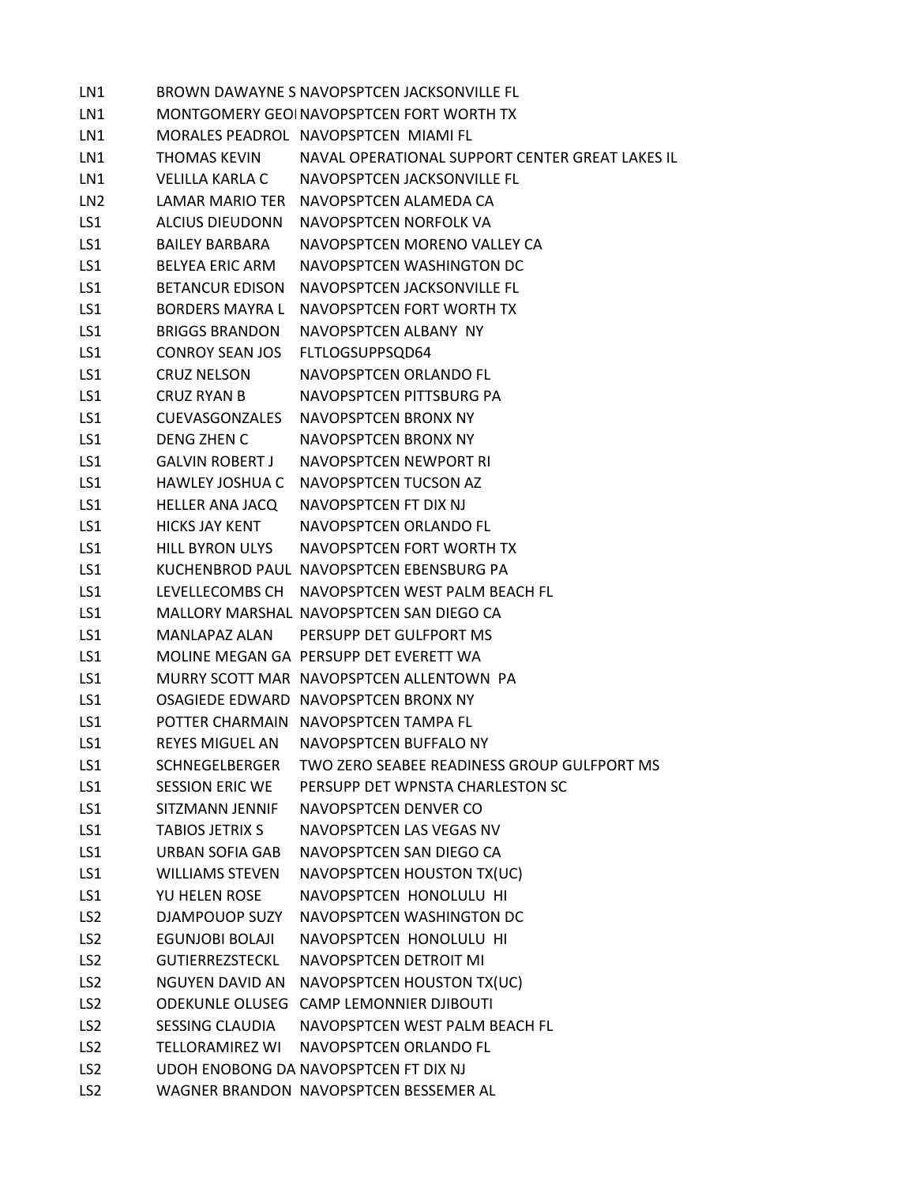| | | |
|---|---|---|
| LN1 | BROWN DAWAYNE S | NAVOPSPTCEN JACKSONVILLE FL |
| LN1 | MONTGOMERY GEOI | NAVOPSPTCEN FORT WORTH TX |
| LN1 | MORALES PEADROL | NAVOPSPTCEN MIAMI FL |
| LN1 | THOMAS KEVIN | NAVAL OPERATIONAL SUPPORT CENTER GREAT LAKES IL |
| LN1 | VELILLA KARLA C | NAVOPSPTCEN JACKSONVILLE FL |
| LN2 | LAMAR MARIO TER | NAVOPSPTCEN ALAMEDA CA |
| LS1 | ALCIUS DIEUDONN | NAVOPSPTCEN NORFOLK VA |
| LS1 | BAILEY BARBARA | NAVOPSPTCEN MORENO VALLEY CA |
| LS1 | BELYEA ERIC ARM | NAVOPSPTCEN WASHINGTON DC |
| LS1 | BETANCUR EDISON | NAVOPSPTCEN JACKSONVILLE FL |
| LS1 | BORDERS MAYRA L | NAVOPSPTCEN FORT WORTH TX |
| LS1 | BRIGGS BRANDON | NAVOPSPTCEN ALBANY NY |
| LS1 | CONROY SEAN JOS | FLTLOGSUPPSQD64 |
| LS1 | CRUZ NELSON | NAVOPSPTCEN ORLANDO FL |
| LS1 | CRUZ RYAN B | NAVOPSPTCEN PITTSBURG PA |
| LS1 | CUEVASGONZALES | NAVOPSPTCEN BRONX NY |
| LS1 | DENG ZHEN C | NAVOPSPTCEN BRONX NY |
| LS1 | GALVIN ROBERT J | NAVOPSPTCEN NEWPORT RI |
| LS1 | HAWLEY JOSHUA C | NAVOPSPTCEN TUCSON AZ |
| LS1 | HELLER ANA JACQ | NAVOPSPTCEN FT DIX NJ |
| LS1 | HICKS JAY KENT | NAVOPSPTCEN ORLANDO FL |
| LS1 | HILL BYRON ULYS | NAVOPSPTCEN FORT WORTH TX |
| LS1 | KUCHENBROD PAUL | NAVOPSPTCEN EBENSBURG PA |
| LS1 | LEVELLECOMBS CH | NAVOPSPTCEN WEST PALM BEACH FL |
| LS1 | MALLORY MARSHAL | NAVOPSPTCEN SAN DIEGO CA |
| LS1 | MANLAPAZ ALAN | PERSUPP DET GULFPORT MS |
| LS1 | MOLINE MEGAN GA | PERSUPP DET EVERETT WA |
| LS1 | MURRY SCOTT MAR | NAVOPSPTCEN ALLENTOWN PA |
| LS1 | OSAGIEDE EDWARD | NAVOPSPTCEN BRONX NY |
| LS1 | POTTER CHARMAIN | NAVOPSPTCEN TAMPA FL |
| LS1 | REYES MIGUEL AN | NAVOPSPTCEN BUFFALO NY |
| LS1 | SCHNEGELBERGER | TWO ZERO SEABEE READINESS GROUP GULFPORT MS |
| LS1 | SESSION ERIC WE | PERSUPP DET WPNSTA CHARLESTON SC |
| LS1 | SITZMANN JENNIF | NAVOPSPTCEN DENVER CO |
| LS1 | TABIOS JETRIX S | NAVOPSPTCEN LAS VEGAS NV |
| LS1 | URBAN SOFIA GAB | NAVOPSPTCEN SAN DIEGO CA |
| LS1 | WILLIAMS STEVEN | NAVOPSPTCEN HOUSTON TX(UC) |
| LS1 | YU HELEN ROSE | NAVOPSPTCEN HONOLULU HI |
| LS2 | DJAMPOUOP SUZY | NAVOPSPTCEN WASHINGTON DC |
| LS2 | EGUNJOBI BOLAJI | NAVOPSPTCEN HONOLULU HI |
| LS2 | GUTIERREZSTECKL | NAVOPSPTCEN DETROIT MI |
| LS2 | NGUYEN DAVID AN | NAVOPSPTCEN HOUSTON TX(UC) |
| LS2 | ODEKUNLE OLUSEG | CAMP LEMONNIER DJIBOUTI |
| LS2 | SESSING CLAUDIA | NAVOPSPTCEN WEST PALM BEACH FL |
| LS2 | TELLORAMIREZ WI | NAVOPSPTCEN ORLANDO FL |
| LS2 | UDOH ENOBONG DA | NAVOPSPTCEN FT DIX NJ |
| LS2 | WAGNER BRANDON | NAVOPSPTCEN BESSEMER AL |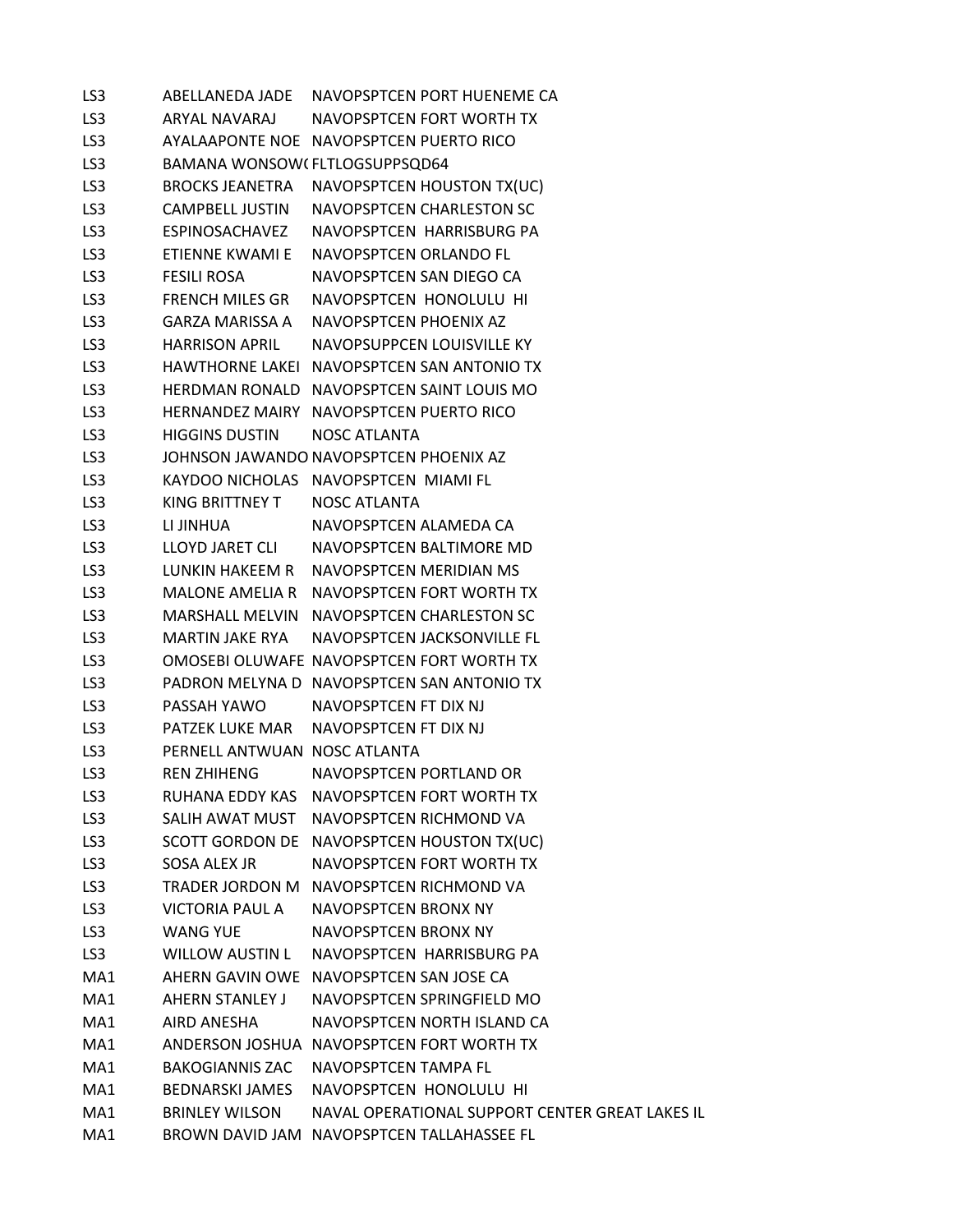| | | |
|---|---|---|
| LS3 | ABELLANEDA JADE | NAVOPSPTCEN PORT HUENEME CA |
| LS3 | ARYAL NAVARAJ | NAVOPSPTCEN FORT WORTH TX |
| LS3 | AYALAAPONTE NOE | NAVOPSPTCEN PUERTO RICO |
| LS3 | BAMANA WONSOW( | FLTLOGSUPPSQD64 |
| LS3 | BROCKS JEANETRA | NAVOPSPTCEN HOUSTON TX(UC) |
| LS3 | CAMPBELL JUSTIN | NAVOPSPTCEN CHARLESTON SC |
| LS3 | ESPINOSACHAVEZ | NAVOPSPTCEN HARRISBURG PA |
| LS3 | ETIENNE KWAMI E | NAVOPSPTCEN ORLANDO FL |
| LS3 | FESILI ROSA | NAVOPSPTCEN SAN DIEGO CA |
| LS3 | FRENCH MILES GR | NAVOPSPTCEN HONOLULU HI |
| LS3 | GARZA MARISSA A | NAVOPSPTCEN PHOENIX AZ |
| LS3 | HARRISON APRIL | NAVOPSUPPCEN LOUISVILLE KY |
| LS3 | HAWTHORNE LAKEI | NAVOPSPTCEN SAN ANTONIO TX |
| LS3 | HERDMAN RONALD | NAVOPSPTCEN SAINT LOUIS MO |
| LS3 | HERNANDEZ MAIRY | NAVOPSPTCEN PUERTO RICO |
| LS3 | HIGGINS DUSTIN | NOSC ATLANTA |
| LS3 | JOHNSON JAWANDO | NAVOPSPTCEN PHOENIX AZ |
| LS3 | KAYDOO NICHOLAS | NAVOPSPTCEN MIAMI FL |
| LS3 | KING BRITTNEY T | NOSC ATLANTA |
| LS3 | LI JINHUA | NAVOPSPTCEN ALAMEDA CA |
| LS3 | LLOYD JARET CLI | NAVOPSPTCEN BALTIMORE MD |
| LS3 | LUNKIN HAKEEM R | NAVOPSPTCEN MERIDIAN MS |
| LS3 | MALONE AMELIA R | NAVOPSPTCEN FORT WORTH TX |
| LS3 | MARSHALL MELVIN | NAVOPSPTCEN CHARLESTON SC |
| LS3 | MARTIN JAKE RYA | NAVOPSPTCEN JACKSONVILLE FL |
| LS3 | OMOSEBI OLUWAFE | NAVOPSPTCEN FORT WORTH TX |
| LS3 | PADRON MELYNA D | NAVOPSPTCEN SAN ANTONIO TX |
| LS3 | PASSAH YAWO | NAVOPSPTCEN FT DIX NJ |
| LS3 | PATZEK LUKE MAR | NAVOPSPTCEN FT DIX NJ |
| LS3 | PERNELL ANTWUAN | NOSC ATLANTA |
| LS3 | REN ZHIHENG | NAVOPSPTCEN PORTLAND OR |
| LS3 | RUHANA EDDY KAS | NAVOPSPTCEN FORT WORTH TX |
| LS3 | SALIH AWAT MUST | NAVOPSPTCEN RICHMOND VA |
| LS3 | SCOTT GORDON DE | NAVOPSPTCEN HOUSTON TX(UC) |
| LS3 | SOSA ALEX JR | NAVOPSPTCEN FORT WORTH TX |
| LS3 | TRADER JORDON M | NAVOPSPTCEN RICHMOND VA |
| LS3 | VICTORIA PAUL A | NAVOPSPTCEN BRONX NY |
| LS3 | WANG YUE | NAVOPSPTCEN BRONX NY |
| LS3 | WILLOW AUSTIN L | NAVOPSPTCEN HARRISBURG PA |
| MA1 | AHERN GAVIN OWE | NAVOPSPTCEN SAN JOSE CA |
| MA1 | AHERN STANLEY J | NAVOPSPTCEN SPRINGFIELD MO |
| MA1 | AIRD ANESHA | NAVOPSPTCEN NORTH ISLAND CA |
| MA1 | ANDERSON JOSHUA | NAVOPSPTCEN FORT WORTH TX |
| MA1 | BAKOGIANNIS ZAC | NAVOPSPTCEN TAMPA FL |
| MA1 | BEDNARSKI JAMES | NAVOPSPTCEN HONOLULU HI |
| MA1 | BRINLEY WILSON | NAVAL OPERATIONAL SUPPORT CENTER GREAT LAKES IL |
| MA1 | BROWN DAVID JAM | NAVOPSPTCEN TALLAHASSEE FL |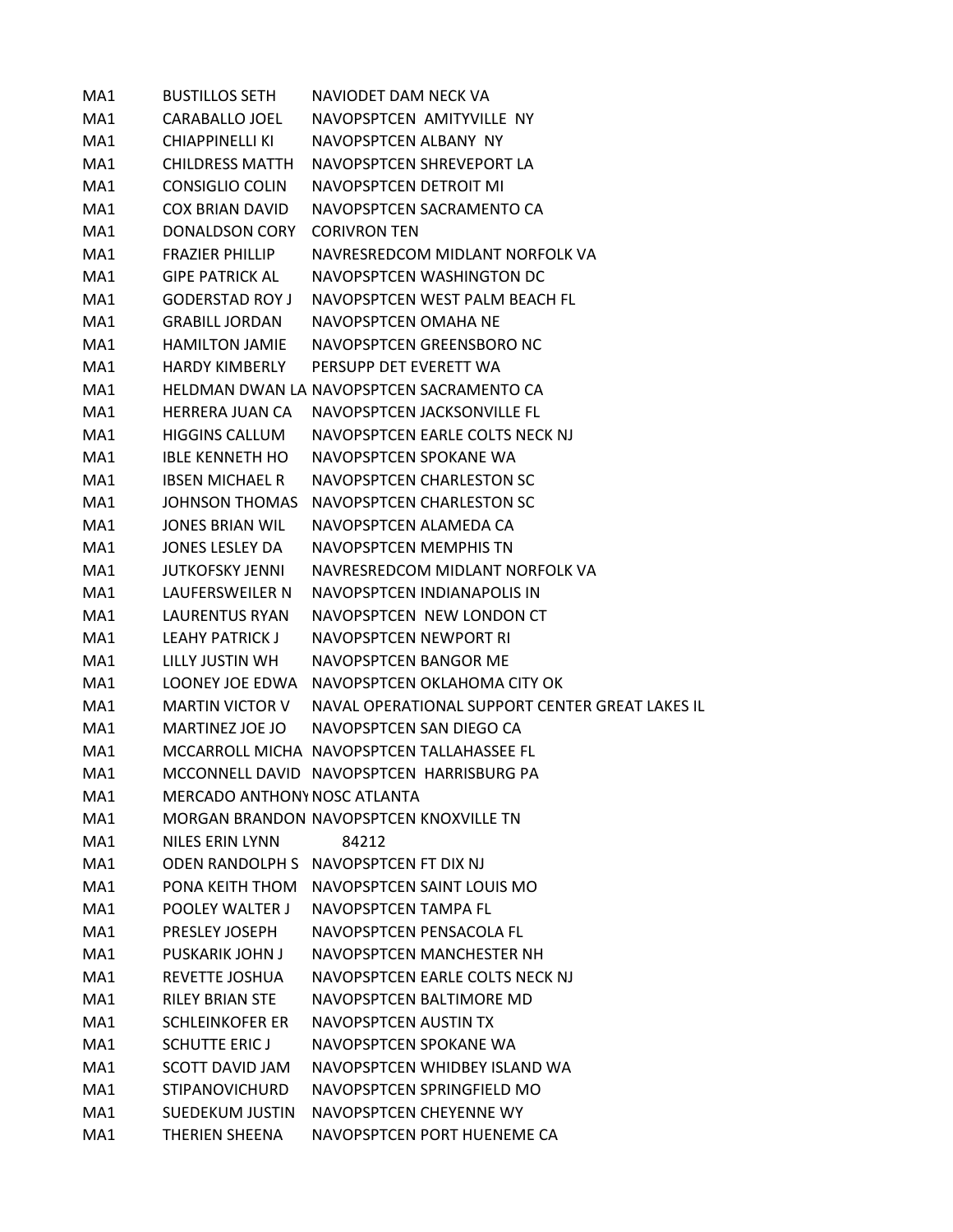| | | |
|---|---|---|
| MA1 | BUSTILLOS SETH | NAVIODET DAM NECK VA |
| MA1 | CARABALLO JOEL | NAVOPSPTCEN AMITYVILLE NY |
| MA1 | CHIAPPINELLI KI | NAVOPSPTCEN ALBANY NY |
| MA1 | CHILDRESS MATTH | NAVOPSPTCEN SHREVEPORT LA |
| MA1 | CONSIGLIO COLIN | NAVOPSPTCEN DETROIT MI |
| MA1 | COX BRIAN DAVID | NAVOPSPTCEN SACRAMENTO CA |
| MA1 | DONALDSON CORY | CORIVRON TEN |
| MA1 | FRAZIER PHILLIP | NAVRESREDCOM MIDLANT NORFOLK VA |
| MA1 | GIPE PATRICK AL | NAVOPSPTCEN WASHINGTON DC |
| MA1 | GODERSTAD ROY J | NAVOPSPTCEN WEST PALM BEACH FL |
| MA1 | GRABILL JORDAN | NAVOPSPTCEN OMAHA NE |
| MA1 | HAMILTON JAMIE | NAVOPSPTCEN GREENSBORO NC |
| MA1 | HARDY KIMBERLY | PERSUPP DET EVERETT WA |
| MA1 | HELDMAN DWAN LA | NAVOPSPTCEN SACRAMENTO CA |
| MA1 | HERRERA JUAN CA | NAVOPSPTCEN JACKSONVILLE FL |
| MA1 | HIGGINS CALLUM | NAVOPSPTCEN EARLE COLTS NECK NJ |
| MA1 | IBLE KENNETH HO | NAVOPSPTCEN SPOKANE WA |
| MA1 | IBSEN MICHAEL R | NAVOPSPTCEN CHARLESTON SC |
| MA1 | JOHNSON THOMAS | NAVOPSPTCEN CHARLESTON SC |
| MA1 | JONES BRIAN WIL | NAVOPSPTCEN ALAMEDA CA |
| MA1 | JONES LESLEY DA | NAVOPSPTCEN MEMPHIS TN |
| MA1 | JUTKOFSKY JENNI | NAVRESREDCOM MIDLANT NORFOLK VA |
| MA1 | LAUFERSWEILER N | NAVOPSPTCEN INDIANAPOLIS IN |
| MA1 | LAURENTUS RYAN | NAVOPSPTCEN NEW LONDON CT |
| MA1 | LEAHY PATRICK J | NAVOPSPTCEN NEWPORT RI |
| MA1 | LILLY JUSTIN WH | NAVOPSPTCEN BANGOR ME |
| MA1 | LOONEY JOE EDWA | NAVOPSPTCEN OKLAHOMA CITY OK |
| MA1 | MARTIN VICTOR V | NAVAL OPERATIONAL SUPPORT CENTER GREAT LAKES IL |
| MA1 | MARTINEZ JOE JO | NAVOPSPTCEN SAN DIEGO CA |
| MA1 | MCCARROLL MICHA | NAVOPSPTCEN TALLAHASSEE FL |
| MA1 | MCCONNELL DAVID | NAVOPSPTCEN HARRISBURG PA |
| MA1 | MERCADO ANTHONY | NOSC ATLANTA |
| MA1 | MORGAN BRANDON | NAVOPSPTCEN KNOXVILLE TN |
| MA1 | NILES ERIN LYNN | 84212 |
| MA1 | ODEN RANDOLPH S | NAVOPSPTCEN FT DIX NJ |
| MA1 | PONA KEITH THOM | NAVOPSPTCEN SAINT LOUIS MO |
| MA1 | POOLEY WALTER J | NAVOPSPTCEN TAMPA FL |
| MA1 | PRESLEY JOSEPH | NAVOPSPTCEN PENSACOLA FL |
| MA1 | PUSKARIK JOHN J | NAVOPSPTCEN MANCHESTER NH |
| MA1 | REVETTE JOSHUA | NAVOPSPTCEN EARLE COLTS NECK NJ |
| MA1 | RILEY BRIAN STE | NAVOPSPTCEN BALTIMORE MD |
| MA1 | SCHLEINKOFER ER | NAVOPSPTCEN AUSTIN TX |
| MA1 | SCHUTTE ERIC J | NAVOPSPTCEN SPOKANE WA |
| MA1 | SCOTT DAVID JAM | NAVOPSPTCEN WHIDBEY ISLAND WA |
| MA1 | STIPANOVICHURD | NAVOPSPTCEN SPRINGFIELD MO |
| MA1 | SUEDEKUM JUSTIN | NAVOPSPTCEN CHEYENNE WY |
| MA1 | THERIEN SHEENA | NAVOPSPTCEN PORT HUENEME CA |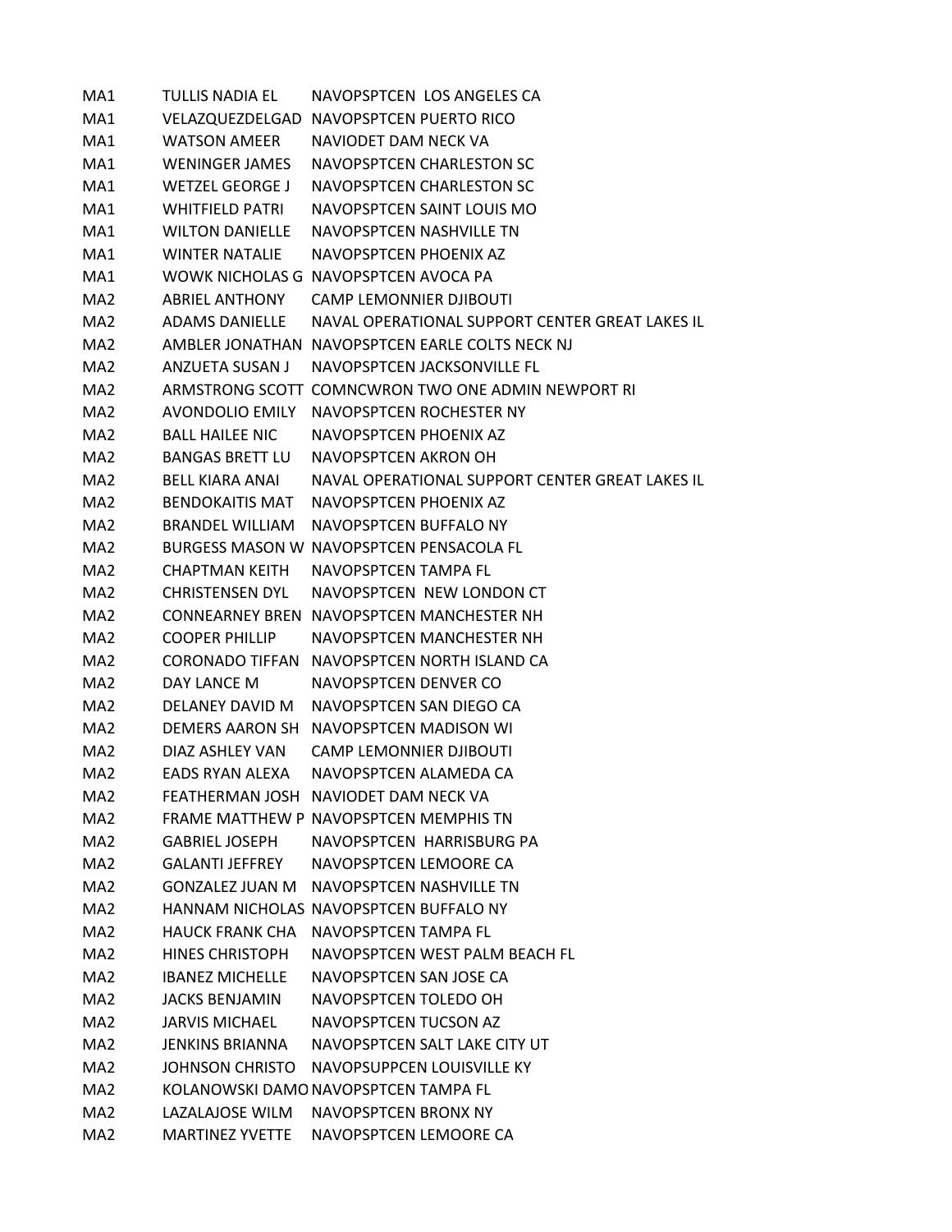| | | |
|---|---|---|
| MA1 | TULLIS NADIA EL | NAVOPSPTCEN LOS ANGELES CA |
| MA1 | VELAZQUEZDELGAD | NAVOPSPTCEN PUERTO RICO |
| MA1 | WATSON AMEER | NAVIODET DAM NECK VA |
| MA1 | WENINGER JAMES | NAVOPSPTCEN CHARLESTON SC |
| MA1 | WETZEL GEORGE J | NAVOPSPTCEN CHARLESTON SC |
| MA1 | WHITFIELD PATRI | NAVOPSPTCEN SAINT LOUIS MO |
| MA1 | WILTON DANIELLE | NAVOPSPTCEN NASHVILLE TN |
| MA1 | WINTER NATALIE | NAVOPSPTCEN PHOENIX AZ |
| MA1 | WOWK NICHOLAS G | NAVOPSPTCEN AVOCA PA |
| MA2 | ABRIEL ANTHONY | CAMP LEMONNIER DJIBOUTI |
| MA2 | ADAMS DANIELLE | NAVAL OPERATIONAL SUPPORT CENTER GREAT LAKES IL |
| MA2 | AMBLER JONATHAN | NAVOPSPTCEN EARLE COLTS NECK NJ |
| MA2 | ANZUETA SUSAN J | NAVOPSPTCEN JACKSONVILLE FL |
| MA2 | ARMSTRONG SCOTT | COMNCWRON TWO ONE ADMIN NEWPORT RI |
| MA2 | AVONDOLIO EMILY | NAVOPSPTCEN ROCHESTER NY |
| MA2 | BALL HAILEE NIC | NAVOPSPTCEN PHOENIX AZ |
| MA2 | BANGAS BRETT LU | NAVOPSPTCEN AKRON OH |
| MA2 | BELL KIARA ANAI | NAVAL OPERATIONAL SUPPORT CENTER GREAT LAKES IL |
| MA2 | BENDOKAITIS MAT | NAVOPSPTCEN PHOENIX AZ |
| MA2 | BRANDEL WILLIAM | NAVOPSPTCEN BUFFALO NY |
| MA2 | BURGESS MASON W | NAVOPSPTCEN PENSACOLA FL |
| MA2 | CHAPTMAN KEITH | NAVOPSPTCEN TAMPA FL |
| MA2 | CHRISTENSEN DYL | NAVOPSPTCEN NEW LONDON CT |
| MA2 | CONNEARNEY BREN | NAVOPSPTCEN MANCHESTER NH |
| MA2 | COOPER PHILLIP | NAVOPSPTCEN MANCHESTER NH |
| MA2 | CORONADO TIFFAN | NAVOPSPTCEN NORTH ISLAND CA |
| MA2 | DAY LANCE M | NAVOPSPTCEN DENVER CO |
| MA2 | DELANEY DAVID M | NAVOPSPTCEN SAN DIEGO CA |
| MA2 | DEMERS AARON SH | NAVOPSPTCEN MADISON WI |
| MA2 | DIAZ ASHLEY VAN | CAMP LEMONNIER DJIBOUTI |
| MA2 | EADS RYAN ALEXA | NAVOPSPTCEN ALAMEDA CA |
| MA2 | FEATHERMAN JOSH | NAVIODET DAM NECK VA |
| MA2 | FRAME MATTHEW P | NAVOPSPTCEN MEMPHIS TN |
| MA2 | GABRIEL JOSEPH | NAVOPSPTCEN HARRISBURG PA |
| MA2 | GALANTI JEFFREY | NAVOPSPTCEN LEMOORE CA |
| MA2 | GONZALEZ JUAN M | NAVOPSPTCEN NASHVILLE TN |
| MA2 | HANNAM NICHOLAS | NAVOPSPTCEN BUFFALO NY |
| MA2 | HAUCK FRANK CHA | NAVOPSPTCEN TAMPA FL |
| MA2 | HINES CHRISTOPH | NAVOPSPTCEN WEST PALM BEACH FL |
| MA2 | IBANEZ MICHELLE | NAVOPSPTCEN SAN JOSE CA |
| MA2 | JACKS BENJAMIN | NAVOPSPTCEN TOLEDO OH |
| MA2 | JARVIS MICHAEL | NAVOPSPTCEN TUCSON AZ |
| MA2 | JENKINS BRIANNA | NAVOPSPTCEN SALT LAKE CITY UT |
| MA2 | JOHNSON CHRISTO | NAVOPSUPPCEN LOUISVILLE KY |
| MA2 | KOLANOWSKI DAMO | NAVOPSPTCEN TAMPA FL |
| MA2 | LAZALAJOSE WILM | NAVOPSPTCEN BRONX NY |
| MA2 | MARTINEZ YVETTE | NAVOPSPTCEN LEMOORE CA |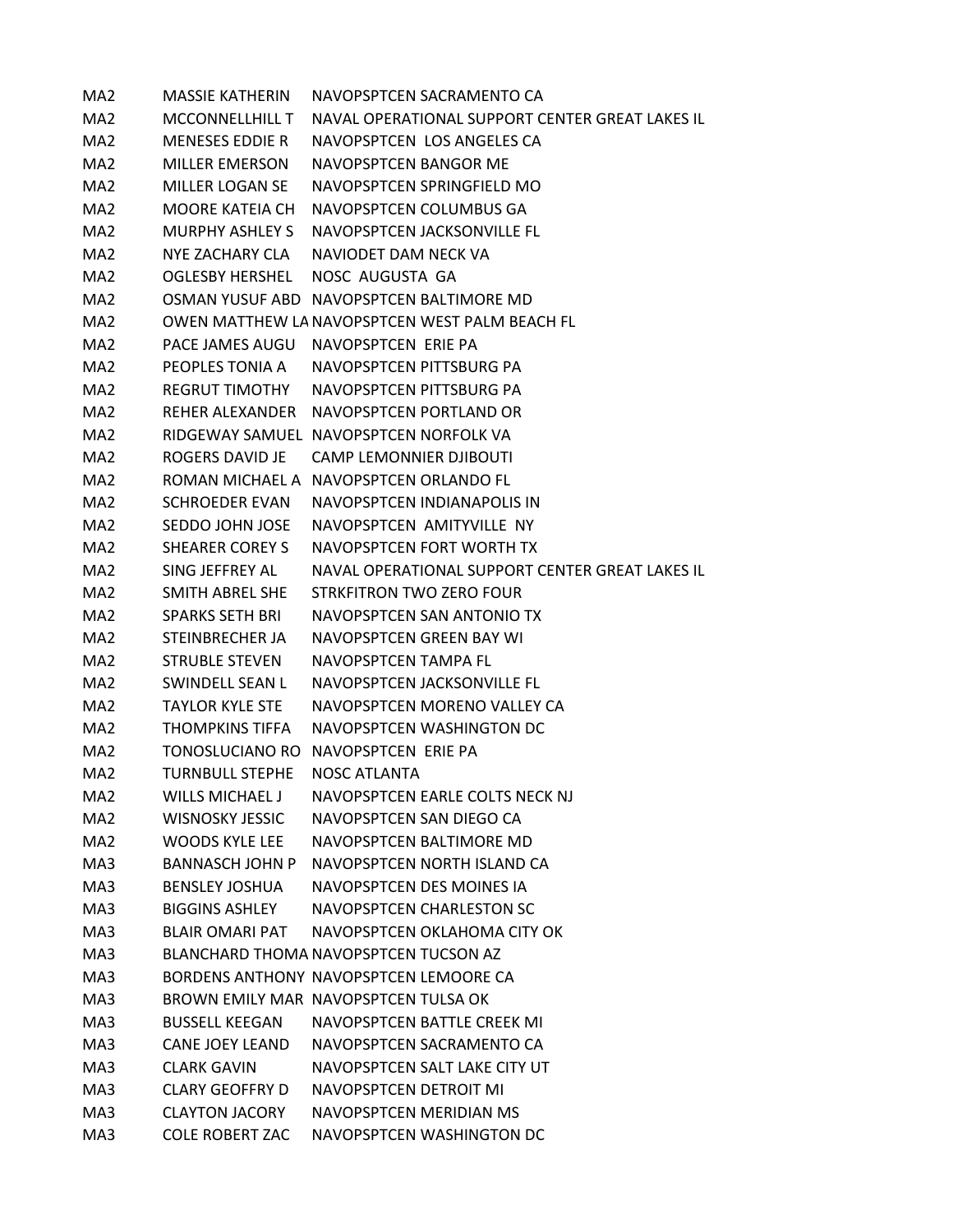| | | |
|---|---|---|
| MA2 | MASSIE KATHERIN | NAVOPSPTCEN SACRAMENTO CA |
| MA2 | MCCONNELLHILL T | NAVAL OPERATIONAL SUPPORT CENTER GREAT LAKES IL |
| MA2 | MENESES EDDIE R | NAVOPSPTCEN LOS ANGELES CA |
| MA2 | MILLER EMERSON | NAVOPSPTCEN BANGOR ME |
| MA2 | MILLER LOGAN SE | NAVOPSPTCEN SPRINGFIELD MO |
| MA2 | MOORE KATEIA CH | NAVOPSPTCEN COLUMBUS GA |
| MA2 | MURPHY ASHLEY S | NAVOPSPTCEN JACKSONVILLE FL |
| MA2 | NYE ZACHARY CLA | NAVIODET DAM NECK VA |
| MA2 | OGLESBY HERSHEL | NOSC AUGUSTA GA |
| MA2 | OSMAN YUSUF ABD | NAVOPSPTCEN BALTIMORE MD |
| MA2 | OWEN MATTHEW LA | NAVOPSPTCEN WEST PALM BEACH FL |
| MA2 | PACE JAMES AUGU | NAVOPSPTCEN ERIE PA |
| MA2 | PEOPLES TONIA A | NAVOPSPTCEN PITTSBURG PA |
| MA2 | REGRUT TIMOTHY | NAVOPSPTCEN PITTSBURG PA |
| MA2 | REHER ALEXANDER | NAVOPSPTCEN PORTLAND OR |
| MA2 | RIDGEWAY SAMUEL | NAVOPSPTCEN NORFOLK VA |
| MA2 | ROGERS DAVID JE | CAMP LEMONNIER DJIBOUTI |
| MA2 | ROMAN MICHAEL A | NAVOPSPTCEN ORLANDO FL |
| MA2 | SCHROEDER EVAN | NAVOPSPTCEN INDIANAPOLIS IN |
| MA2 | SEDDO JOHN JOSE | NAVOPSPTCEN AMITYVILLE NY |
| MA2 | SHEARER COREY S | NAVOPSPTCEN FORT WORTH TX |
| MA2 | SING JEFFREY AL | NAVAL OPERATIONAL SUPPORT CENTER GREAT LAKES IL |
| MA2 | SMITH ABREL SHE | STRKFITRON TWO ZERO FOUR |
| MA2 | SPARKS SETH BRI | NAVOPSPTCEN SAN ANTONIO TX |
| MA2 | STEINBRECHER JA | NAVOPSPTCEN GREEN BAY WI |
| MA2 | STRUBLE STEVEN | NAVOPSPTCEN TAMPA FL |
| MA2 | SWINDELL SEAN L | NAVOPSPTCEN JACKSONVILLE FL |
| MA2 | TAYLOR KYLE STE | NAVOPSPTCEN MORENO VALLEY CA |
| MA2 | THOMPKINS TIFFA | NAVOPSPTCEN WASHINGTON DC |
| MA2 | TONOSLUCIANO RO | NAVOPSPTCEN ERIE PA |
| MA2 | TURNBULL STEPHE | NOSC ATLANTA |
| MA2 | WILLS MICHAEL J | NAVOPSPTCEN EARLE COLTS NECK NJ |
| MA2 | WISNOSKY JESSIC | NAVOPSPTCEN SAN DIEGO CA |
| MA2 | WOODS KYLE LEE | NAVOPSPTCEN BALTIMORE MD |
| MA3 | BANNASCH JOHN P | NAVOPSPTCEN NORTH ISLAND CA |
| MA3 | BENSLEY JOSHUA | NAVOPSPTCEN DES MOINES IA |
| MA3 | BIGGINS ASHLEY | NAVOPSPTCEN CHARLESTON SC |
| MA3 | BLAIR OMARI PAT | NAVOPSPTCEN OKLAHOMA CITY OK |
| MA3 | BLANCHARD THOMA | NAVOPSPTCEN TUCSON AZ |
| MA3 | BORDENS ANTHONY | NAVOPSPTCEN LEMOORE CA |
| MA3 | BROWN EMILY MAR | NAVOPSPTCEN TULSA OK |
| MA3 | BUSSELL KEEGAN | NAVOPSPTCEN BATTLE CREEK MI |
| MA3 | CANE JOEY LEAND | NAVOPSPTCEN SACRAMENTO CA |
| MA3 | CLARK GAVIN | NAVOPSPTCEN SALT LAKE CITY UT |
| MA3 | CLARY GEOFFRY D | NAVOPSPTCEN DETROIT MI |
| MA3 | CLAYTON JACORY | NAVOPSPTCEN MERIDIAN MS |
| MA3 | COLE ROBERT ZAC | NAVOPSPTCEN WASHINGTON DC |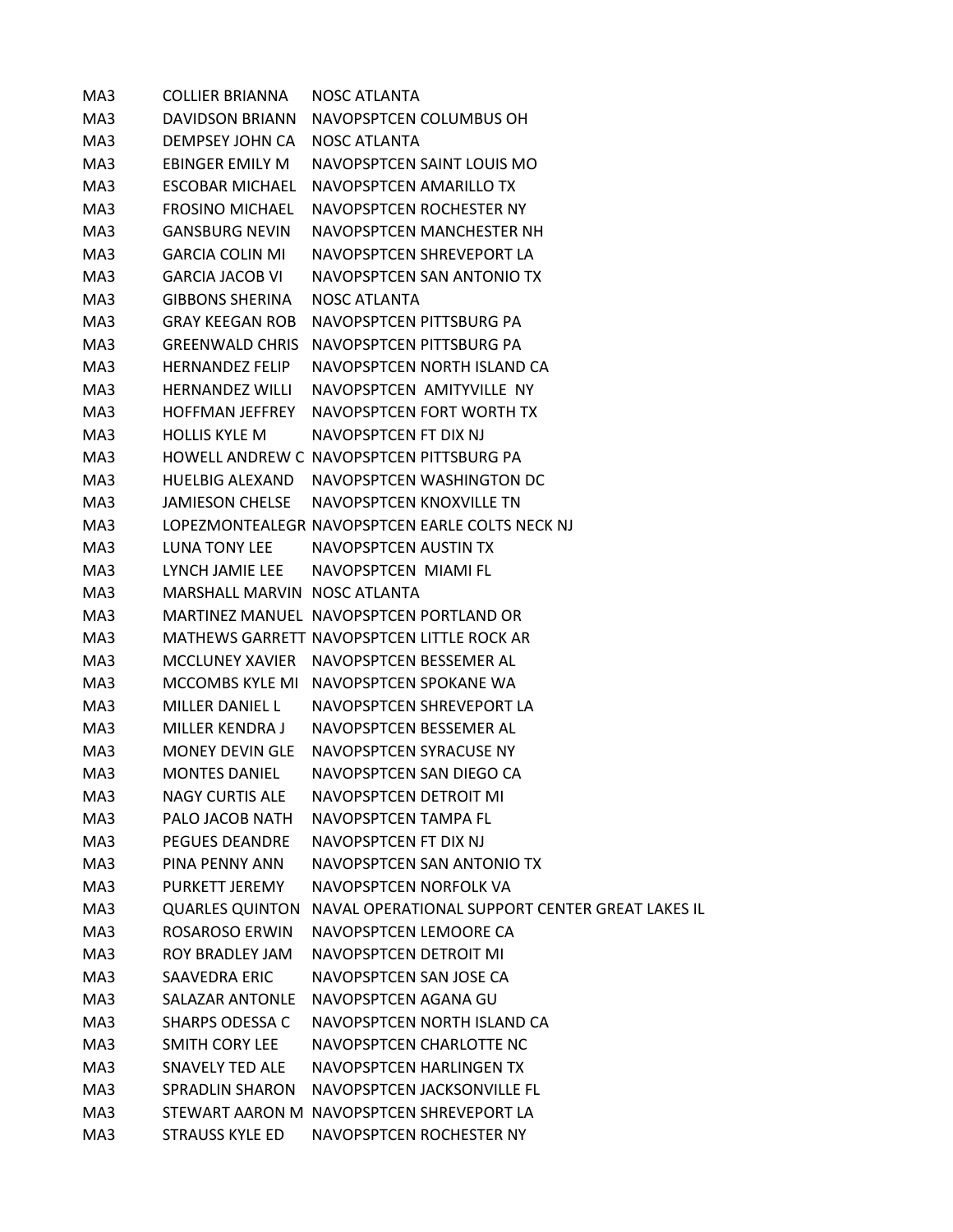| | | |
|---|---|---|
| MA3 | COLLIER BRIANNA | NOSC ATLANTA |
| MA3 | DAVIDSON BRIANN | NAVOPSPTCEN COLUMBUS OH |
| MA3 | DEMPSEY JOHN CA | NOSC ATLANTA |
| MA3 | EBINGER EMILY M | NAVOPSPTCEN SAINT LOUIS MO |
| MA3 | ESCOBAR MICHAEL | NAVOPSPTCEN AMARILLO TX |
| MA3 | FROSINO MICHAEL | NAVOPSPTCEN ROCHESTER NY |
| MA3 | GANSBURG NEVIN | NAVOPSPTCEN MANCHESTER NH |
| MA3 | GARCIA COLIN MI | NAVOPSPTCEN SHREVEPORT LA |
| MA3 | GARCIA JACOB VI | NAVOPSPTCEN SAN ANTONIO TX |
| MA3 | GIBBONS SHERINA | NOSC ATLANTA |
| MA3 | GRAY KEEGAN ROB | NAVOPSPTCEN PITTSBURG PA |
| MA3 | GREENWALD CHRIS | NAVOPSPTCEN PITTSBURG PA |
| MA3 | HERNANDEZ FELIP | NAVOPSPTCEN NORTH ISLAND CA |
| MA3 | HERNANDEZ WILLI | NAVOPSPTCEN AMITYVILLE NY |
| MA3 | HOFFMAN JEFFREY | NAVOPSPTCEN FORT WORTH TX |
| MA3 | HOLLIS KYLE M | NAVOPSPTCEN FT DIX NJ |
| MA3 | HOWELL ANDREW C | NAVOPSPTCEN PITTSBURG PA |
| MA3 | HUELBIG ALEXAND | NAVOPSPTCEN WASHINGTON DC |
| MA3 | JAMIESON CHELSE | NAVOPSPTCEN KNOXVILLE TN |
| MA3 | LOPEZMONTEALEGR | NAVOPSPTCEN EARLE COLTS NECK NJ |
| MA3 | LUNA TONY LEE | NAVOPSPTCEN AUSTIN TX |
| MA3 | LYNCH JAMIE LEE | NAVOPSPTCEN MIAMI FL |
| MA3 | MARSHALL MARVIN | NOSC ATLANTA |
| MA3 | MARTINEZ MANUEL | NAVOPSPTCEN PORTLAND OR |
| MA3 | MATHEWS GARRETT | NAVOPSPTCEN LITTLE ROCK AR |
| MA3 | MCCLUNEY XAVIER | NAVOPSPTCEN BESSEMER AL |
| MA3 | MCCOMBS KYLE MI | NAVOPSPTCEN SPOKANE WA |
| MA3 | MILLER DANIEL L | NAVOPSPTCEN SHREVEPORT LA |
| MA3 | MILLER KENDRA J | NAVOPSPTCEN BESSEMER AL |
| MA3 | MONEY DEVIN GLE | NAVOPSPTCEN SYRACUSE NY |
| MA3 | MONTES DANIEL | NAVOPSPTCEN SAN DIEGO CA |
| MA3 | NAGY CURTIS ALE | NAVOPSPTCEN DETROIT MI |
| MA3 | PALO JACOB NATH | NAVOPSPTCEN TAMPA FL |
| MA3 | PEGUES DEANDRE | NAVOPSPTCEN FT DIX NJ |
| MA3 | PINA PENNY ANN | NAVOPSPTCEN SAN ANTONIO TX |
| MA3 | PURKETT JEREMY | NAVOPSPTCEN NORFOLK VA |
| MA3 | QUARLES QUINTON | NAVAL OPERATIONAL SUPPORT CENTER GREAT LAKES IL |
| MA3 | ROSAROSO ERWIN | NAVOPSPTCEN LEMOORE CA |
| MA3 | ROY BRADLEY JAM | NAVOPSPTCEN DETROIT MI |
| MA3 | SAAVEDRA ERIC | NAVOPSPTCEN SAN JOSE CA |
| MA3 | SALAZAR ANTONLE | NAVOPSPTCEN AGANA GU |
| MA3 | SHARPS ODESSA C | NAVOPSPTCEN NORTH ISLAND CA |
| MA3 | SMITH CORY LEE | NAVOPSPTCEN CHARLOTTE NC |
| MA3 | SNAVELY TED ALE | NAVOPSPTCEN HARLINGEN TX |
| MA3 | SPRADLIN SHARON | NAVOPSPTCEN JACKSONVILLE FL |
| MA3 | STEWART AARON M | NAVOPSPTCEN SHREVEPORT LA |
| MA3 | STRAUSS KYLE ED | NAVOPSPTCEN ROCHESTER NY |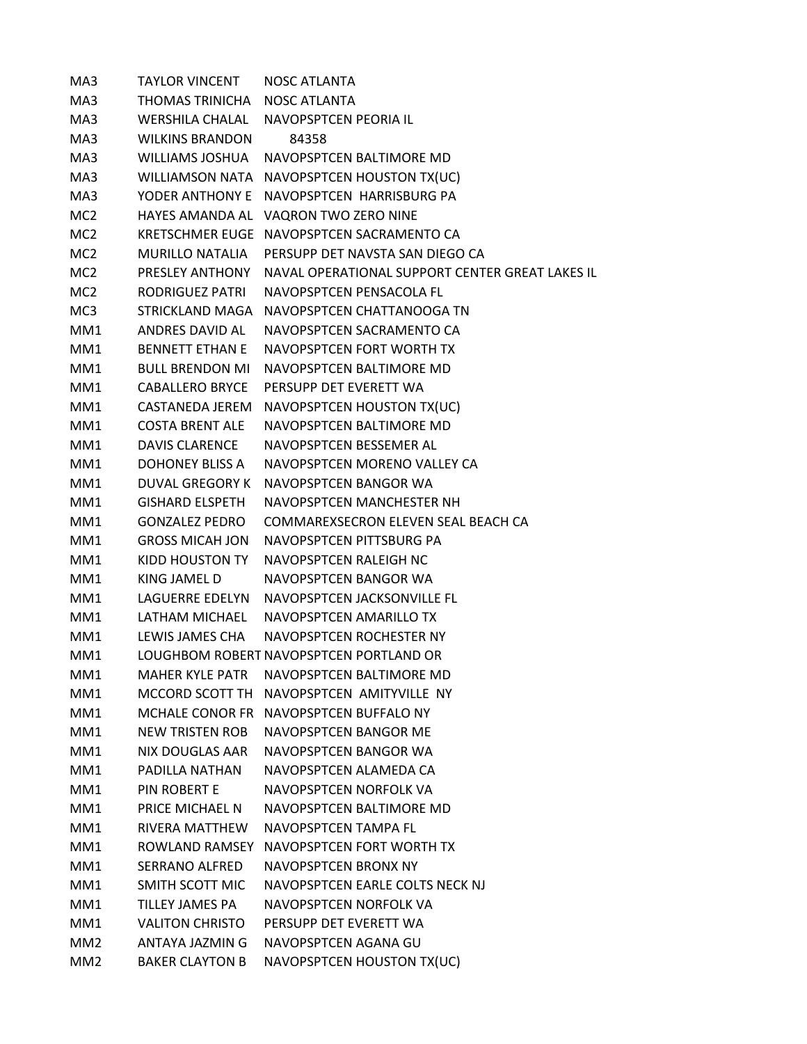| | | |
|---|---|---|
| MA3 | TAYLOR VINCENT | NOSC ATLANTA |
| MA3 | THOMAS TRINICHA | NOSC ATLANTA |
| MA3 | WERSHILA CHALAL | NAVOPSPTCEN PEORIA IL |
| MA3 | WILKINS BRANDON | 84358 |
| MA3 | WILLIAMS JOSHUA | NAVOPSPTCEN BALTIMORE MD |
| MA3 | WILLIAMSON NATA | NAVOPSPTCEN HOUSTON TX(UC) |
| MA3 | YODER ANTHONY E | NAVOPSPTCEN HARRISBURG PA |
| MC2 | HAYES AMANDA AL | VAQRON TWO ZERO NINE |
| MC2 | KRETSCHMER EUGE | NAVOPSPTCEN SACRAMENTO CA |
| MC2 | MURILLO NATALIA | PERSUPP DET NAVSTA SAN DIEGO CA |
| MC2 | PRESLEY ANTHONY | NAVAL OPERATIONAL SUPPORT CENTER GREAT LAKES IL |
| MC2 | RODRIGUEZ PATRI | NAVOPSPTCEN PENSACOLA FL |
| MC3 | STRICKLAND MAGA | NAVOPSPTCEN CHATTANOOGA TN |
| MM1 | ANDRES DAVID AL | NAVOPSPTCEN SACRAMENTO CA |
| MM1 | BENNETT ETHAN E | NAVOPSPTCEN FORT WORTH TX |
| MM1 | BULL BRENDON MI | NAVOPSPTCEN BALTIMORE MD |
| MM1 | CABALLERO BRYCE | PERSUPP DET EVERETT WA |
| MM1 | CASTANEDA JEREM | NAVOPSPTCEN HOUSTON TX(UC) |
| MM1 | COSTA BRENT ALE | NAVOPSPTCEN BALTIMORE MD |
| MM1 | DAVIS CLARENCE | NAVOPSPTCEN BESSEMER AL |
| MM1 | DOHONEY BLISS A | NAVOPSPTCEN MORENO VALLEY CA |
| MM1 | DUVAL GREGORY K | NAVOPSPTCEN BANGOR WA |
| MM1 | GISHARD ELSPETH | NAVOPSPTCEN MANCHESTER NH |
| MM1 | GONZALEZ PEDRO | COMMAREXSECRON ELEVEN SEAL BEACH CA |
| MM1 | GROSS MICAH JON | NAVOPSPTCEN PITTSBURG PA |
| MM1 | KIDD HOUSTON TY | NAVOPSPTCEN RALEIGH NC |
| MM1 | KING JAMEL D | NAVOPSPTCEN BANGOR WA |
| MM1 | LAGUERRE EDELYN | NAVOPSPTCEN JACKSONVILLE FL |
| MM1 | LATHAM MICHAEL | NAVOPSPTCEN AMARILLO TX |
| MM1 | LEWIS JAMES CHA | NAVOPSPTCEN ROCHESTER NY |
| MM1 | LOUGHBOM ROBERT | NAVOPSPTCEN PORTLAND OR |
| MM1 | MAHER KYLE PATR | NAVOPSPTCEN BALTIMORE MD |
| MM1 | MCCORD SCOTT TH | NAVOPSPTCEN AMITYVILLE NY |
| MM1 | MCHALE CONOR FR | NAVOPSPTCEN BUFFALO NY |
| MM1 | NEW TRISTEN ROB | NAVOPSPTCEN BANGOR ME |
| MM1 | NIX DOUGLAS AAR | NAVOPSPTCEN BANGOR WA |
| MM1 | PADILLA NATHAN | NAVOPSPTCEN ALAMEDA CA |
| MM1 | PIN ROBERT E | NAVOPSPTCEN NORFOLK VA |
| MM1 | PRICE MICHAEL N | NAVOPSPTCEN BALTIMORE MD |
| MM1 | RIVERA MATTHEW | NAVOPSPTCEN TAMPA FL |
| MM1 | ROWLAND RAMSEY | NAVOPSPTCEN FORT WORTH TX |
| MM1 | SERRANO ALFRED | NAVOPSPTCEN BRONX NY |
| MM1 | SMITH SCOTT MIC | NAVOPSPTCEN EARLE COLTS NECK NJ |
| MM1 | TILLEY JAMES PA | NAVOPSPTCEN NORFOLK VA |
| MM1 | VALITON CHRISTO | PERSUPP DET EVERETT WA |
| MM2 | ANTAYA JAZMIN G | NAVOPSPTCEN AGANA GU |
| MM2 | BAKER CLAYTON B | NAVOPSPTCEN HOUSTON TX(UC) |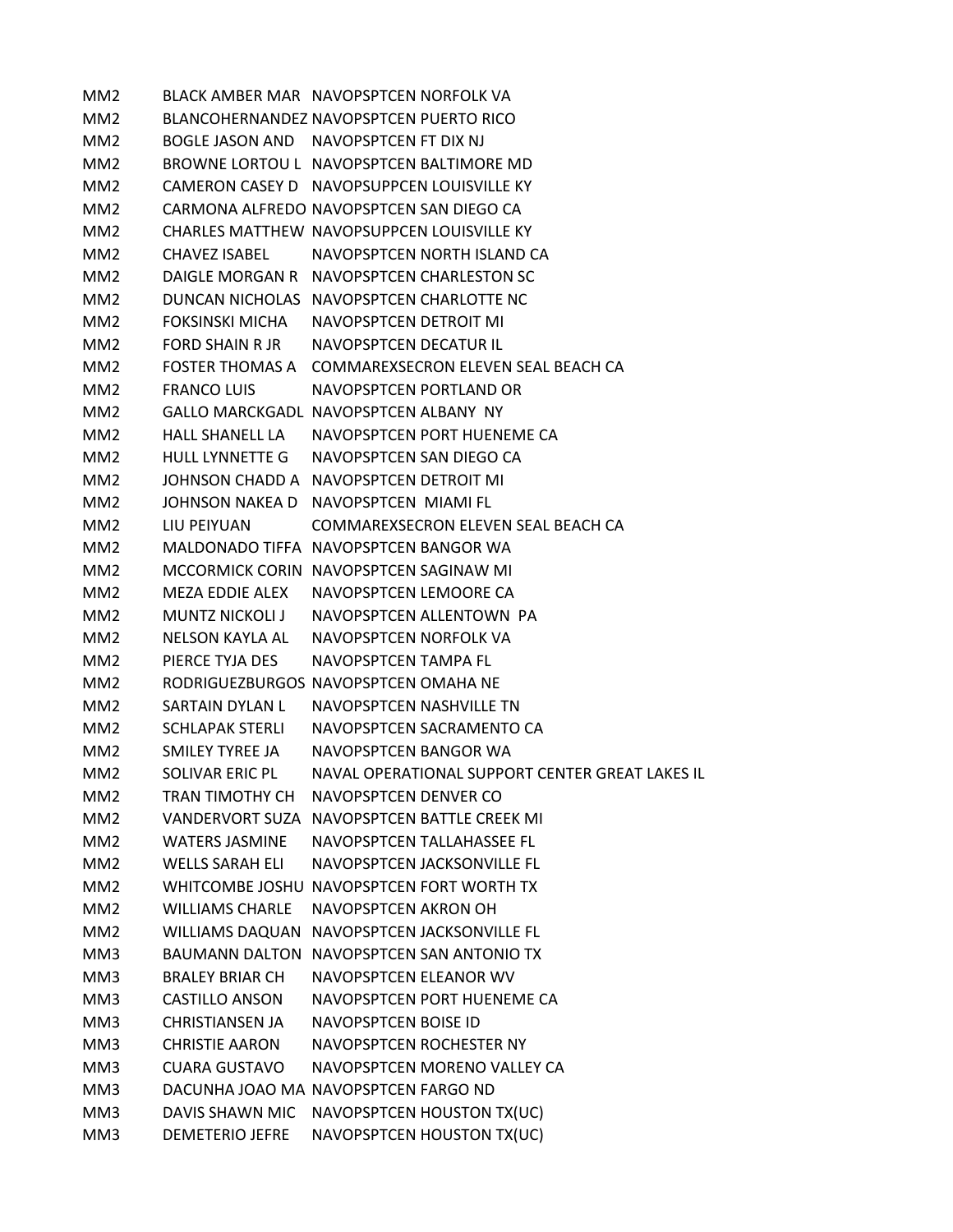| | | |
|---|---|---|
| MM2 | BLACK AMBER MAR | NAVOPSPTCEN NORFOLK VA |
| MM2 | BLANCOHERNANDEZ | NAVOPSPTCEN PUERTO RICO |
| MM2 | BOGLE JASON AND | NAVOPSPTCEN FT DIX NJ |
| MM2 | BROWNE LORTOU L | NAVOPSPTCEN BALTIMORE MD |
| MM2 | CAMERON CASEY D | NAVOPSUPPCEN LOUISVILLE KY |
| MM2 | CARMONA ALFREDO | NAVOPSPTCEN SAN DIEGO CA |
| MM2 | CHARLES MATTHEW | NAVOPSUPPCEN LOUISVILLE KY |
| MM2 | CHAVEZ ISABEL | NAVOPSPTCEN NORTH ISLAND CA |
| MM2 | DAIGLE MORGAN R | NAVOPSPTCEN CHARLESTON SC |
| MM2 | DUNCAN NICHOLAS | NAVOPSPTCEN CHARLOTTE NC |
| MM2 | FOKSINSKI MICHA | NAVOPSPTCEN DETROIT MI |
| MM2 | FORD SHAIN R JR | NAVOPSPTCEN DECATUR IL |
| MM2 | FOSTER THOMAS A | COMMAREXSECRON ELEVEN SEAL BEACH CA |
| MM2 | FRANCO LUIS | NAVOPSPTCEN PORTLAND OR |
| MM2 | GALLO MARCKGADL | NAVOPSPTCEN ALBANY NY |
| MM2 | HALL SHANELL LA | NAVOPSPTCEN PORT HUENEME CA |
| MM2 | HULL LYNNETTE G | NAVOPSPTCEN SAN DIEGO CA |
| MM2 | JOHNSON CHADD A | NAVOPSPTCEN DETROIT MI |
| MM2 | JOHNSON NAKEA D | NAVOPSPTCEN MIAMI FL |
| MM2 | LIU PEIYUAN | COMMAREXSECRON ELEVEN SEAL BEACH CA |
| MM2 | MALDONADO TIFFA | NAVOPSPTCEN BANGOR WA |
| MM2 | MCCORMICK CORIN | NAVOPSPTCEN SAGINAW MI |
| MM2 | MEZA EDDIE ALEX | NAVOPSPTCEN LEMOORE CA |
| MM2 | MUNTZ NICKOLI J | NAVOPSPTCEN ALLENTOWN PA |
| MM2 | NELSON KAYLA AL | NAVOPSPTCEN NORFOLK VA |
| MM2 | PIERCE TYJA DES | NAVOPSPTCEN TAMPA FL |
| MM2 | RODRIGUEZBURGOS | NAVOPSPTCEN OMAHA NE |
| MM2 | SARTAIN DYLAN L | NAVOPSPTCEN NASHVILLE TN |
| MM2 | SCHLAPAK STERLI | NAVOPSPTCEN SACRAMENTO CA |
| MM2 | SMILEY TYREE JA | NAVOPSPTCEN BANGOR WA |
| MM2 | SOLIVAR ERIC PL | NAVAL OPERATIONAL SUPPORT CENTER GREAT LAKES IL |
| MM2 | TRAN TIMOTHY CH | NAVOPSPTCEN DENVER CO |
| MM2 | VANDERVORT SUZA | NAVOPSPTCEN BATTLE CREEK MI |
| MM2 | WATERS JASMINE | NAVOPSPTCEN TALLAHASSEE FL |
| MM2 | WELLS SARAH ELI | NAVOPSPTCEN JACKSONVILLE FL |
| MM2 | WHITCOMBE JOSHU | NAVOPSPTCEN FORT WORTH TX |
| MM2 | WILLIAMS CHARLE | NAVOPSPTCEN AKRON OH |
| MM2 | WILLIAMS DAQUAN | NAVOPSPTCEN JACKSONVILLE FL |
| MM3 | BAUMANN DALTON | NAVOPSPTCEN SAN ANTONIO TX |
| MM3 | BRALEY BRIAR CH | NAVOPSPTCEN ELEANOR WV |
| MM3 | CASTILLO ANSON | NAVOPSPTCEN PORT HUENEME CA |
| MM3 | CHRISTIANSEN JA | NAVOPSPTCEN BOISE ID |
| MM3 | CHRISTIE AARON | NAVOPSPTCEN ROCHESTER NY |
| MM3 | CUARA GUSTAVO | NAVOPSPTCEN MORENO VALLEY CA |
| MM3 | DACUNHA JOAO MA | NAVOPSPTCEN FARGO ND |
| MM3 | DAVIS SHAWN MIC | NAVOPSPTCEN HOUSTON TX(UC) |
| MM3 | DEMETERIO JEFRE | NAVOPSPTCEN HOUSTON TX(UC) |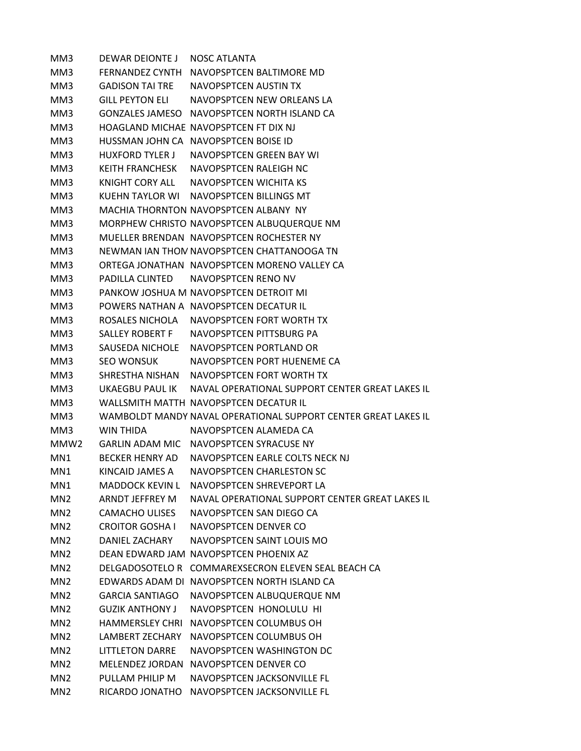| | | |
|---|---|---|
| MM3 | DEWAR DEIONTE J | NOSC ATLANTA |
| MM3 | FERNANDEZ CYNTH | NAVOPSPTCEN BALTIMORE MD |
| MM3 | GADISON TAI TRE | NAVOPSPTCEN AUSTIN TX |
| MM3 | GILL PEYTON ELI | NAVOPSPTCEN NEW ORLEANS LA |
| MM3 | GONZALES JAMESO | NAVOPSPTCEN NORTH ISLAND CA |
| MM3 | HOAGLAND MICHAE | NAVOPSPTCEN FT DIX NJ |
| MM3 | HUSSMAN JOHN CA | NAVOPSPTCEN BOISE ID |
| MM3 | HUXFORD TYLER J | NAVOPSPTCEN GREEN BAY WI |
| MM3 | KEITH FRANCHESK | NAVOPSPTCEN RALEIGH NC |
| MM3 | KNIGHT CORY ALL | NAVOPSPTCEN WICHITA KS |
| MM3 | KUEHN TAYLOR WI | NAVOPSPTCEN BILLINGS MT |
| MM3 | MACHIA THORNTON | NAVOPSPTCEN ALBANY NY |
| MM3 | MORPHEW CHRISTO | NAVOPSPTCEN ALBUQUERQUE NM |
| MM3 | MUELLER BRENDAN | NAVOPSPTCEN ROCHESTER NY |
| MM3 | NEWMAN IAN THOM | NAVOPSPTCEN CHATTANOOGA TN |
| MM3 | ORTEGA JONATHAN | NAVOPSPTCEN MORENO VALLEY CA |
| MM3 | PADILLA CLINTED | NAVOPSPTCEN RENO NV |
| MM3 | PANKOW JOSHUA M | NAVOPSPTCEN DETROIT MI |
| MM3 | POWERS NATHAN A | NAVOPSPTCEN DECATUR IL |
| MM3 | ROSALES NICHOLA | NAVOPSPTCEN FORT WORTH TX |
| MM3 | SALLEY ROBERT F | NAVOPSPTCEN PITTSBURG PA |
| MM3 | SAUSEDA NICHOLE | NAVOPSPTCEN PORTLAND OR |
| MM3 | SEO WONSUK | NAVOPSPTCEN PORT HUENEME CA |
| MM3 | SHRESTHA NISHAN | NAVOPSPTCEN FORT WORTH TX |
| MM3 | UKAEGBU PAUL IK | NAVAL OPERATIONAL SUPPORT CENTER GREAT LAKES IL |
| MM3 | WALLSMITH MATTH | NAVOPSPTCEN DECATUR IL |
| MM3 | WAMBOLDT MANDY | NAVAL OPERATIONAL SUPPORT CENTER GREAT LAKES IL |
| MM3 | WIN THIDA | NAVOPSPTCEN ALAMEDA CA |
| MMW2 | GARLIN ADAM MIC | NAVOPSPTCEN SYRACUSE NY |
| MN1 | BECKER HENRY AD | NAVOPSPTCEN EARLE COLTS NECK NJ |
| MN1 | KINCAID JAMES A | NAVOPSPTCEN CHARLESTON SC |
| MN1 | MADDOCK KEVIN L | NAVOPSPTCEN SHREVEPORT LA |
| MN2 | ARNDT JEFFREY M | NAVAL OPERATIONAL SUPPORT CENTER GREAT LAKES IL |
| MN2 | CAMACHO ULISES | NAVOPSPTCEN SAN DIEGO CA |
| MN2 | CROITOR GOSHA I | NAVOPSPTCEN DENVER CO |
| MN2 | DANIEL ZACHARY | NAVOPSPTCEN SAINT LOUIS MO |
| MN2 | DEAN EDWARD JAM | NAVOPSPTCEN PHOENIX AZ |
| MN2 | DELGADOSOTELO R | COMMAREXSECRON ELEVEN SEAL BEACH CA |
| MN2 | EDWARDS ADAM DI | NAVOPSPTCEN NORTH ISLAND CA |
| MN2 | GARCIA SANTIAGO | NAVOPSPTCEN ALBUQUERQUE NM |
| MN2 | GUZIK ANTHONY J | NAVOPSPTCEN HONOLULU HI |
| MN2 | HAMMERSLEY CHRI | NAVOPSPTCEN COLUMBUS OH |
| MN2 | LAMBERT ZECHARY | NAVOPSPTCEN COLUMBUS OH |
| MN2 | LITTLETON DARRE | NAVOPSPTCEN WASHINGTON DC |
| MN2 | MELENDEZ JORDAN | NAVOPSPTCEN DENVER CO |
| MN2 | PULLAM PHILIP M | NAVOPSPTCEN JACKSONVILLE FL |
| MN2 | RICARDO JONATHO | NAVOPSPTCEN JACKSONVILLE FL |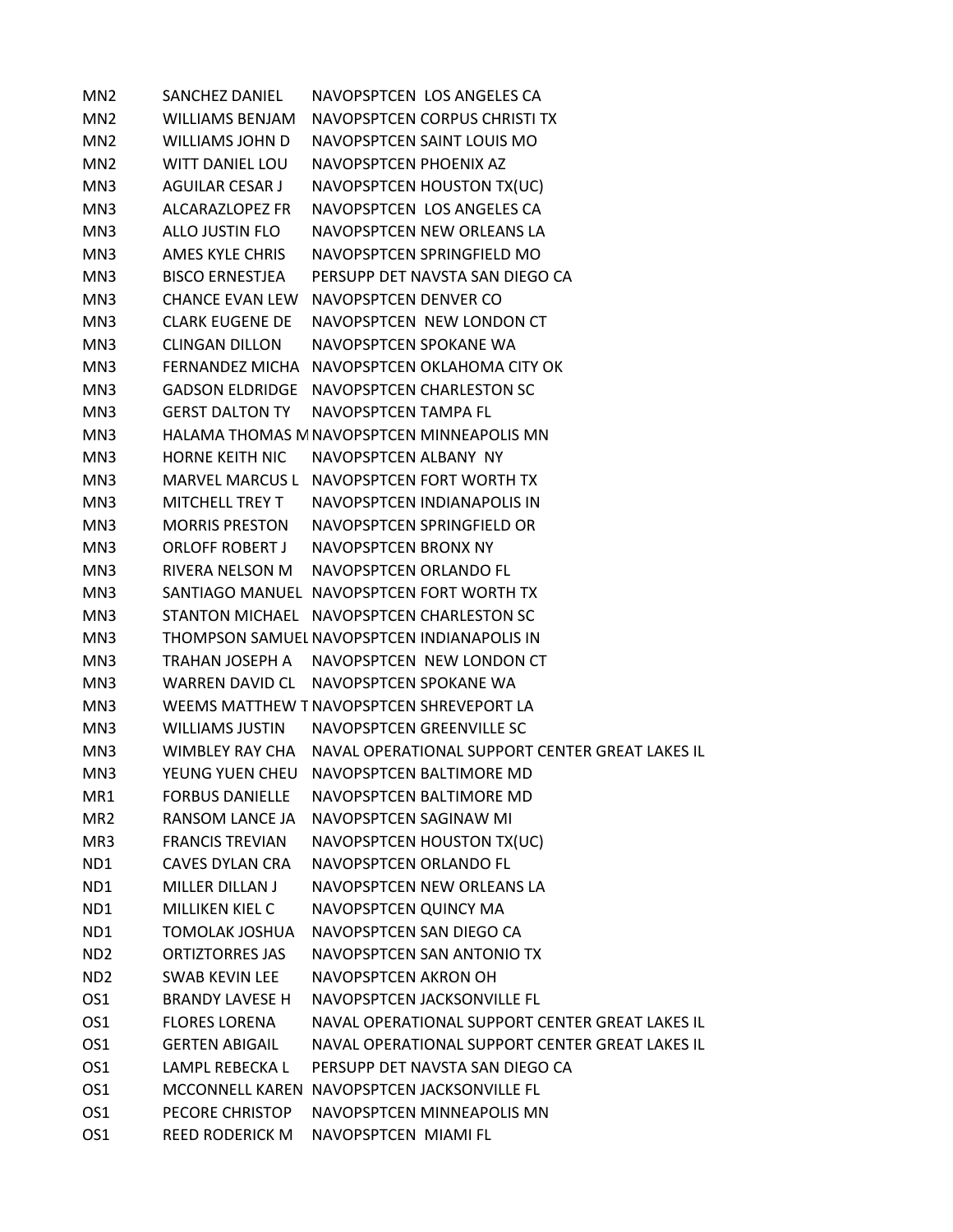| | | |
|---|---|---|
| MN2 | SANCHEZ DANIEL | NAVOPSPTCEN  LOS ANGELES CA |
| MN2 | WILLIAMS BENJAM | NAVOPSPTCEN CORPUS CHRISTI TX |
| MN2 | WILLIAMS JOHN D | NAVOPSPTCEN SAINT LOUIS MO |
| MN2 | WITT DANIEL LOU | NAVOPSPTCEN PHOENIX AZ |
| MN3 | AGUILAR CESAR J | NAVOPSPTCEN HOUSTON TX(UC) |
| MN3 | ALCARAZLOPEZ FR | NAVOPSPTCEN  LOS ANGELES CA |
| MN3 | ALLO JUSTIN FLO | NAVOPSPTCEN NEW ORLEANS LA |
| MN3 | AMES KYLE CHRIS | NAVOPSPTCEN SPRINGFIELD MO |
| MN3 | BISCO ERNESTJEA | PERSUPP DET NAVSTA SAN DIEGO CA |
| MN3 | CHANCE EVAN LEW | NAVOPSPTCEN DENVER CO |
| MN3 | CLARK EUGENE DE | NAVOPSPTCEN  NEW LONDON CT |
| MN3 | CLINGAN DILLON | NAVOPSPTCEN SPOKANE WA |
| MN3 | FERNANDEZ MICHA | NAVOPSPTCEN OKLAHOMA CITY OK |
| MN3 | GADSON ELDRIDGE | NAVOPSPTCEN CHARLESTON SC |
| MN3 | GERST DALTON TY | NAVOPSPTCEN TAMPA FL |
| MN3 | HALAMA THOMAS M | NAVOPSPTCEN MINNEAPOLIS MN |
| MN3 | HORNE KEITH NIC | NAVOPSPTCEN ALBANY  NY |
| MN3 | MARVEL MARCUS L | NAVOPSPTCEN FORT WORTH TX |
| MN3 | MITCHELL TREY T | NAVOPSPTCEN INDIANAPOLIS IN |
| MN3 | MORRIS PRESTON | NAVOPSPTCEN SPRINGFIELD OR |
| MN3 | ORLOFF ROBERT J | NAVOPSPTCEN BRONX NY |
| MN3 | RIVERA NELSON M | NAVOPSPTCEN ORLANDO FL |
| MN3 | SANTIAGO MANUEL | NAVOPSPTCEN FORT WORTH TX |
| MN3 | STANTON MICHAEL | NAVOPSPTCEN CHARLESTON SC |
| MN3 | THOMPSON SAMUEL | NAVOPSPTCEN INDIANAPOLIS IN |
| MN3 | TRAHAN JOSEPH A | NAVOPSPTCEN  NEW LONDON CT |
| MN3 | WARREN DAVID CL | NAVOPSPTCEN SPOKANE WA |
| MN3 | WEEMS MATTHEW T | NAVOPSPTCEN SHREVEPORT LA |
| MN3 | WILLIAMS JUSTIN | NAVOPSPTCEN GREENVILLE SC |
| MN3 | WIMBLEY RAY CHA | NAVAL OPERATIONAL SUPPORT CENTER GREAT LAKES IL |
| MN3 | YEUNG YUEN CHEU | NAVOPSPTCEN BALTIMORE MD |
| MR1 | FORBUS DANIELLE | NAVOPSPTCEN BALTIMORE MD |
| MR2 | RANSOM LANCE JA | NAVOPSPTCEN SAGINAW MI |
| MR3 | FRANCIS TREVIAN | NAVOPSPTCEN HOUSTON TX(UC) |
| ND1 | CAVES DYLAN CRA | NAVOPSPTCEN ORLANDO FL |
| ND1 | MILLER DILLAN J | NAVOPSPTCEN NEW ORLEANS LA |
| ND1 | MILLIKEN KIEL C | NAVOPSPTCEN QUINCY MA |
| ND1 | TOMOLAK JOSHUA | NAVOPSPTCEN SAN DIEGO CA |
| ND2 | ORTIZTORRES JAS | NAVOPSPTCEN SAN ANTONIO TX |
| ND2 | SWAB KEVIN LEE | NAVOPSPTCEN AKRON OH |
| OS1 | BRANDY LAVESE H | NAVOPSPTCEN JACKSONVILLE FL |
| OS1 | FLORES LORENA | NAVAL OPERATIONAL SUPPORT CENTER GREAT LAKES IL |
| OS1 | GERTEN ABIGAIL | NAVAL OPERATIONAL SUPPORT CENTER GREAT LAKES IL |
| OS1 | LAMPL REBECKA L | PERSUPP DET NAVSTA SAN DIEGO CA |
| OS1 | MCCONNELL KAREN | NAVOPSPTCEN JACKSONVILLE FL |
| OS1 | PECORE CHRISTOP | NAVOPSPTCEN MINNEAPOLIS MN |
| OS1 | REED RODERICK M | NAVOPSPTCEN  MIAMI FL |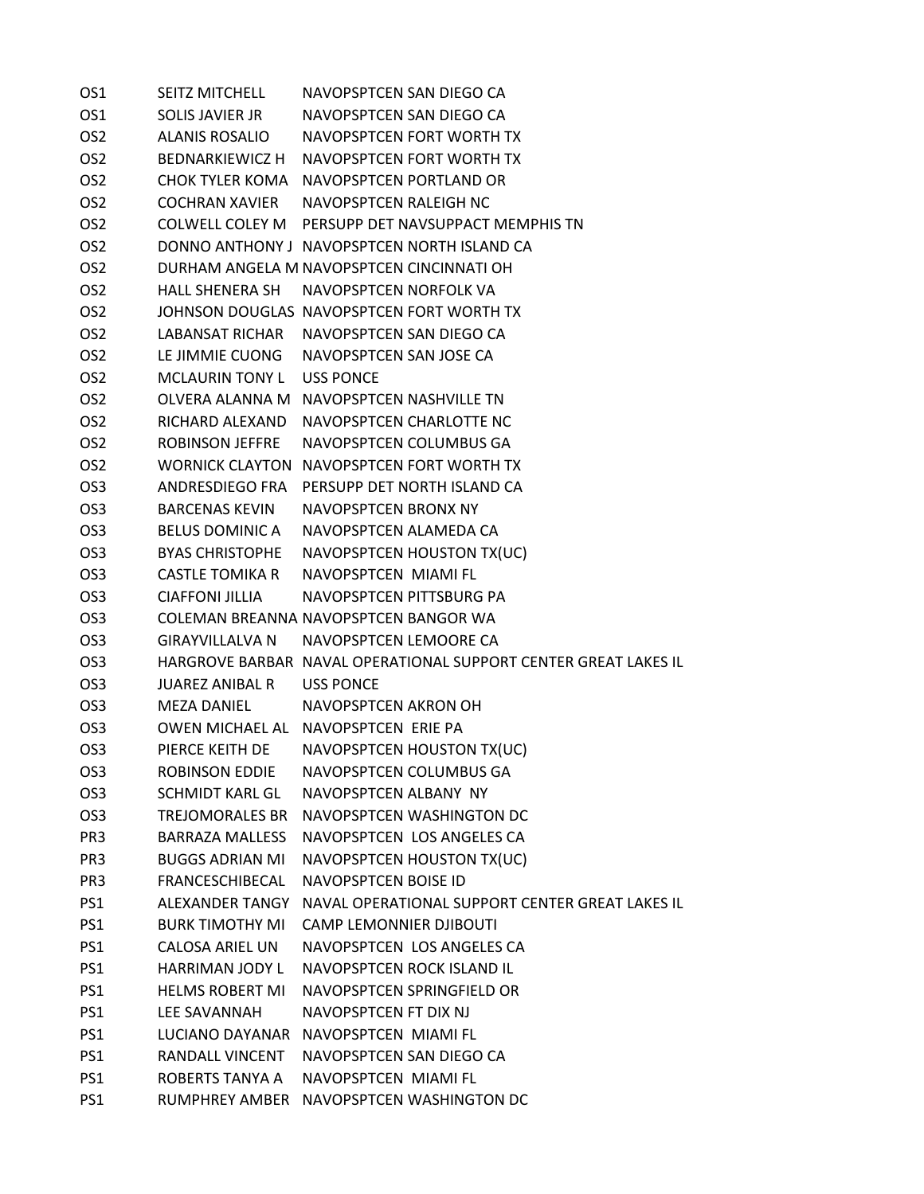| | | |
|---|---|---|
| OS1 | SEITZ MITCHELL | NAVOPSPTCEN SAN DIEGO CA |
| OS1 | SOLIS JAVIER JR | NAVOPSPTCEN SAN DIEGO CA |
| OS2 | ALANIS ROSALIO | NAVOPSPTCEN FORT WORTH TX |
| OS2 | BEDNARKIEWICZ H | NAVOPSPTCEN FORT WORTH TX |
| OS2 | CHOK TYLER KOMA | NAVOPSPTCEN PORTLAND OR |
| OS2 | COCHRAN XAVIER | NAVOPSPTCEN RALEIGH NC |
| OS2 | COLWELL COLEY M | PERSUPP DET NAVSUPPACT MEMPHIS TN |
| OS2 | DONNO ANTHONY J | NAVOPSPTCEN NORTH ISLAND CA |
| OS2 | DURHAM ANGELA M | NAVOPSPTCEN CINCINNATI OH |
| OS2 | HALL SHENERA SH | NAVOPSPTCEN NORFOLK VA |
| OS2 | JOHNSON DOUGLAS | NAVOPSPTCEN FORT WORTH TX |
| OS2 | LABANSAT RICHAR | NAVOPSPTCEN SAN DIEGO CA |
| OS2 | LE JIMMIE CUONG | NAVOPSPTCEN SAN JOSE CA |
| OS2 | MCLAURIN TONY L | USS PONCE |
| OS2 | OLVERA ALANNA M | NAVOPSPTCEN NASHVILLE TN |
| OS2 | RICHARD ALEXAND | NAVOPSPTCEN CHARLOTTE NC |
| OS2 | ROBINSON JEFFRE | NAVOPSPTCEN COLUMBUS GA |
| OS2 | WORNICK CLAYTON | NAVOPSPTCEN FORT WORTH TX |
| OS3 | ANDRESDIEGO FRA | PERSUPP DET NORTH ISLAND CA |
| OS3 | BARCENAS KEVIN | NAVOPSPTCEN BRONX NY |
| OS3 | BELUS DOMINIC A | NAVOPSPTCEN ALAMEDA CA |
| OS3 | BYAS CHRISTOPHE | NAVOPSPTCEN HOUSTON TX(UC) |
| OS3 | CASTLE TOMIKA R | NAVOPSPTCEN MIAMI FL |
| OS3 | CIAFFONI JILLIA | NAVOPSPTCEN PITTSBURG PA |
| OS3 | COLEMAN BREANNA | NAVOPSPTCEN BANGOR WA |
| OS3 | GIRAYVILLALVA N | NAVOPSPTCEN LEMOORE CA |
| OS3 | HARGROVE BARBAR | NAVAL OPERATIONAL SUPPORT CENTER GREAT LAKES IL |
| OS3 | JUAREZ ANIBAL R | USS PONCE |
| OS3 | MEZA DANIEL | NAVOPSPTCEN AKRON OH |
| OS3 | OWEN MICHAEL AL | NAVOPSPTCEN ERIE PA |
| OS3 | PIERCE KEITH DE | NAVOPSPTCEN HOUSTON TX(UC) |
| OS3 | ROBINSON EDDIE | NAVOPSPTCEN COLUMBUS GA |
| OS3 | SCHMIDT KARL GL | NAVOPSPTCEN ALBANY NY |
| OS3 | TREJOMORALES BR | NAVOPSPTCEN WASHINGTON DC |
| PR3 | BARRAZA MALLESS | NAVOPSPTCEN LOS ANGELES CA |
| PR3 | BUGGS ADRIAN MI | NAVOPSPTCEN HOUSTON TX(UC) |
| PR3 | FRANCESCHIBECAL | NAVOPSPTCEN BOISE ID |
| PS1 | ALEXANDER TANGY | NAVAL OPERATIONAL SUPPORT CENTER GREAT LAKES IL |
| PS1 | BURK TIMOTHY MI | CAMP LEMONNIER DJIBOUTI |
| PS1 | CALOSA ARIEL UN | NAVOPSPTCEN LOS ANGELES CA |
| PS1 | HARRIMAN JODY L | NAVOPSPTCEN ROCK ISLAND IL |
| PS1 | HELMS ROBERT MI | NAVOPSPTCEN SPRINGFIELD OR |
| PS1 | LEE SAVANNAH | NAVOPSPTCEN FT DIX NJ |
| PS1 | LUCIANO DAYANAR | NAVOPSPTCEN MIAMI FL |
| PS1 | RANDALL VINCENT | NAVOPSPTCEN SAN DIEGO CA |
| PS1 | ROBERTS TANYA A | NAVOPSPTCEN MIAMI FL |
| PS1 | RUMPHREY AMBER | NAVOPSPTCEN WASHINGTON DC |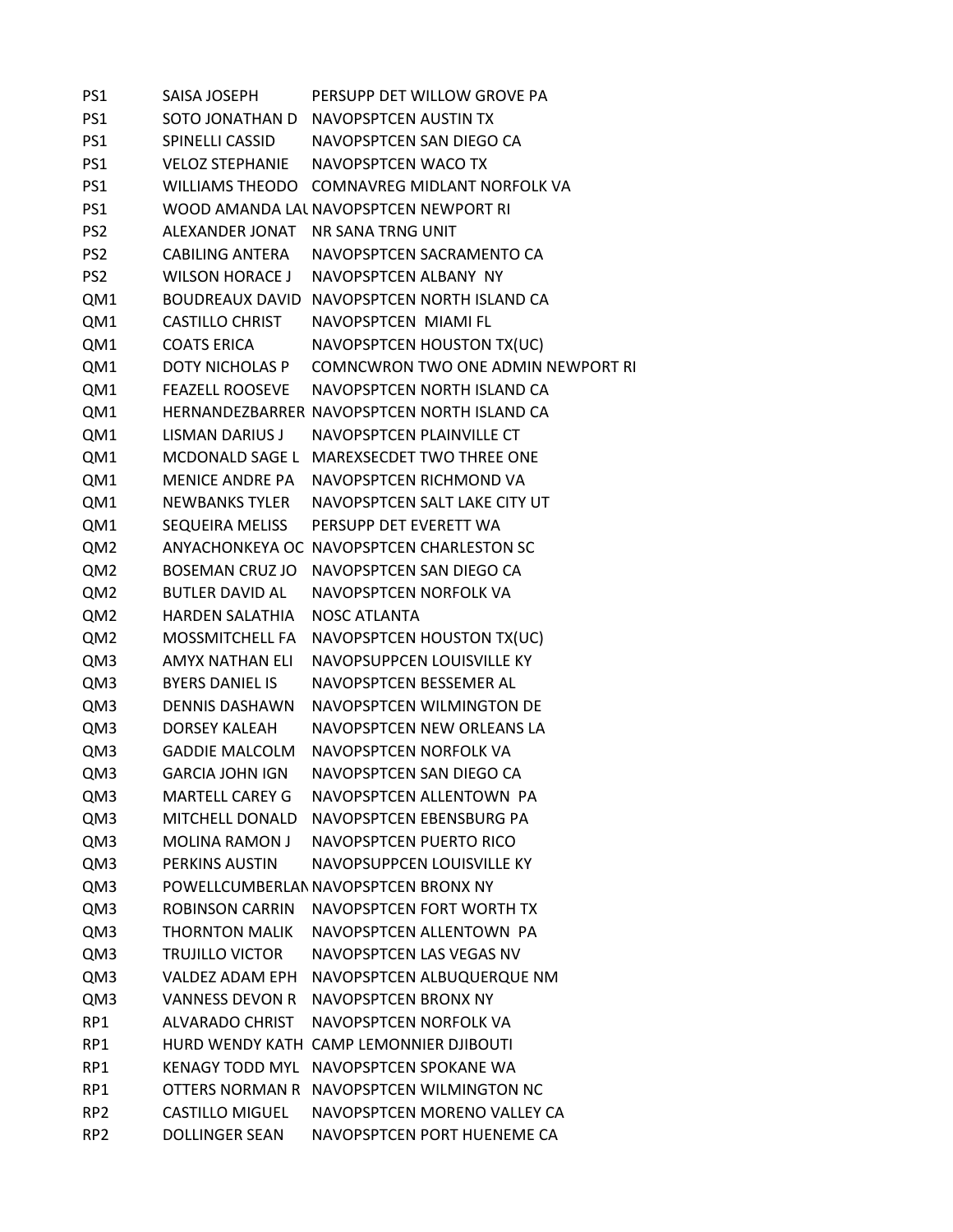| | | |
|---|---|---|
| PS1 | SAISA JOSEPH | PERSUPP DET WILLOW GROVE PA |
| PS1 | SOTO JONATHAN D | NAVOPSPTCEN AUSTIN TX |
| PS1 | SPINELLI CASSID | NAVOPSPTCEN SAN DIEGO CA |
| PS1 | VELOZ STEPHANIE | NAVOPSPTCEN WACO TX |
| PS1 | WILLIAMS THEODO | COMNAVREG MIDLANT NORFOLK VA |
| PS1 | WOOD AMANDA LAU | NAVOPSPTCEN NEWPORT RI |
| PS2 | ALEXANDER JONAT | NR SANA TRNG UNIT |
| PS2 | CABILING ANTERA | NAVOPSPTCEN SACRAMENTO CA |
| PS2 | WILSON HORACE J | NAVOPSPTCEN ALBANY NY |
| QM1 | BOUDREAUX DAVID | NAVOPSPTCEN NORTH ISLAND CA |
| QM1 | CASTILLO CHRIST | NAVOPSPTCEN MIAMI FL |
| QM1 | COATS ERICA | NAVOPSPTCEN HOUSTON TX(UC) |
| QM1 | DOTY NICHOLAS P | COMNCWRON TWO ONE ADMIN NEWPORT RI |
| QM1 | FEAZELL ROOSEVE | NAVOPSPTCEN NORTH ISLAND CA |
| QM1 | HERNANDEZBARRER | NAVOPSPTCEN NORTH ISLAND CA |
| QM1 | LISMAN DARIUS J | NAVOPSPTCEN PLAINVILLE CT |
| QM1 | MCDONALD SAGE L | MAREXSECDET TWO THREE ONE |
| QM1 | MENICE ANDRE PA | NAVOPSPTCEN RICHMOND VA |
| QM1 | NEWBANKS TYLER | NAVOPSPTCEN SALT LAKE CITY UT |
| QM1 | SEQUEIRA MELISS | PERSUPP DET EVERETT WA |
| QM2 | ANYACHONKEYA OC | NAVOPSPTCEN CHARLESTON SC |
| QM2 | BOSEMAN CRUZ JO | NAVOPSPTCEN SAN DIEGO CA |
| QM2 | BUTLER DAVID AL | NAVOPSPTCEN NORFOLK VA |
| QM2 | HARDEN SALATHIA | NOSC ATLANTA |
| QM2 | MOSSMITCHELL FA | NAVOPSPTCEN HOUSTON TX(UC) |
| QM3 | AMYX NATHAN ELI | NAVOPSUPPCEN LOUISVILLE KY |
| QM3 | BYERS DANIEL IS | NAVOPSPTCEN BESSEMER AL |
| QM3 | DENNIS DASHAWN | NAVOPSPTCEN WILMINGTON DE |
| QM3 | DORSEY KALEAH | NAVOPSPTCEN NEW ORLEANS LA |
| QM3 | GADDIE MALCOLM | NAVOPSPTCEN NORFOLK VA |
| QM3 | GARCIA JOHN IGN | NAVOPSPTCEN SAN DIEGO CA |
| QM3 | MARTELL CAREY G | NAVOPSPTCEN ALLENTOWN PA |
| QM3 | MITCHELL DONALD | NAVOPSPTCEN EBENSBURG PA |
| QM3 | MOLINA RAMON J | NAVOPSPTCEN PUERTO RICO |
| QM3 | PERKINS AUSTIN | NAVOPSUPPCEN LOUISVILLE KY |
| QM3 | POWELLCUMBERLAN | NAVOPSPTCEN BRONX NY |
| QM3 | ROBINSON CARRIN | NAVOPSPTCEN FORT WORTH TX |
| QM3 | THORNTON MALIK | NAVOPSPTCEN ALLENTOWN PA |
| QM3 | TRUJILLO VICTOR | NAVOPSPTCEN LAS VEGAS NV |
| QM3 | VALDEZ ADAM EPH | NAVOPSPTCEN ALBUQUERQUE NM |
| QM3 | VANNESS DEVON R | NAVOPSPTCEN BRONX NY |
| RP1 | ALVARADO CHRIST | NAVOPSPTCEN NORFOLK VA |
| RP1 | HURD WENDY KATH | CAMP LEMONNIER DJIBOUTI |
| RP1 | KENAGY TODD MYL | NAVOPSPTCEN SPOKANE WA |
| RP1 | OTTERS NORMAN R | NAVOPSPTCEN WILMINGTON NC |
| RP2 | CASTILLO MIGUEL | NAVOPSPTCEN MORENO VALLEY CA |
| RP2 | DOLLINGER SEAN | NAVOPSPTCEN PORT HUENEME CA |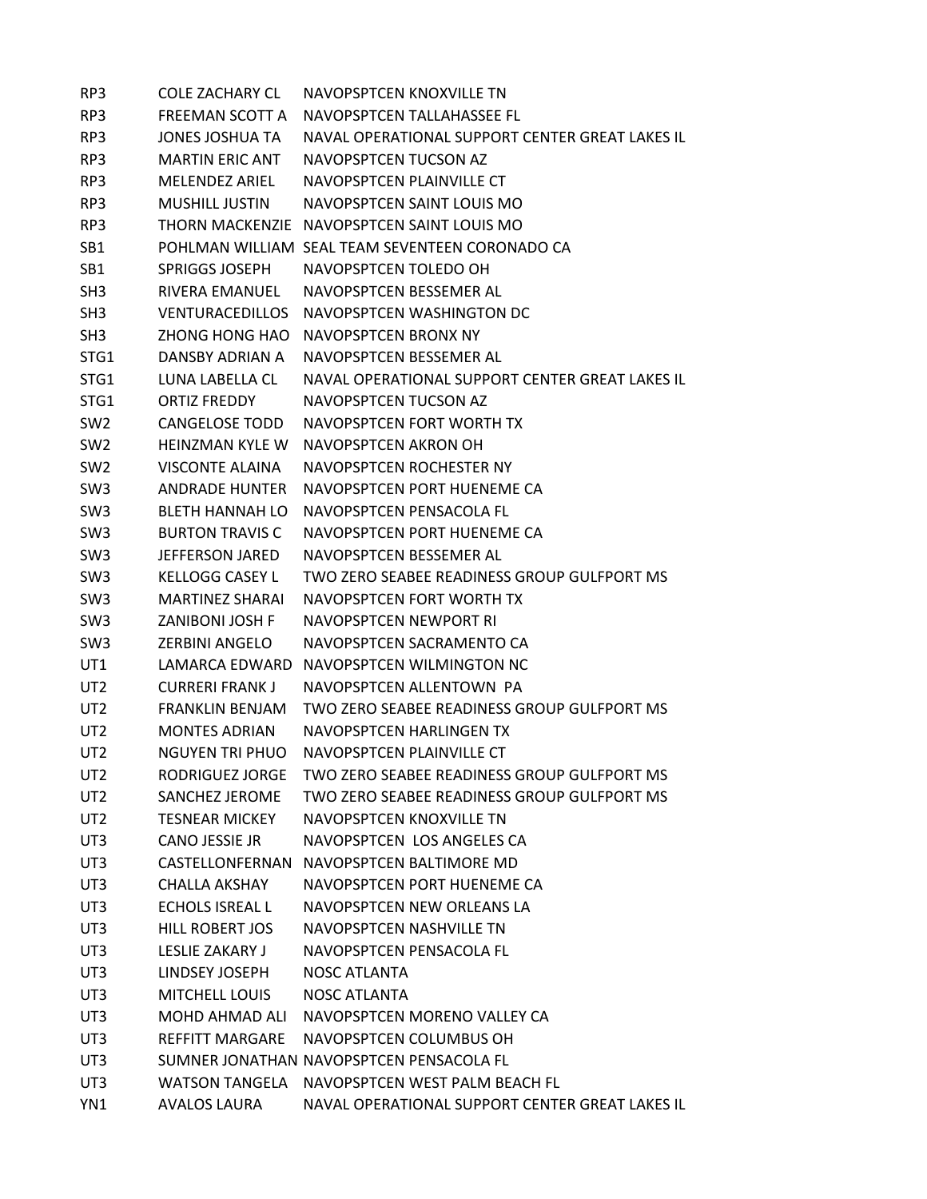| | | |
|---|---|---|
| RP3 | COLE ZACHARY CL | NAVOPSPTCEN KNOXVILLE TN |
| RP3 | FREEMAN SCOTT A | NAVOPSPTCEN TALLAHASSEE FL |
| RP3 | JONES JOSHUA TA | NAVAL OPERATIONAL SUPPORT CENTER GREAT LAKES IL |
| RP3 | MARTIN ERIC ANT | NAVOPSPTCEN TUCSON AZ |
| RP3 | MELENDEZ ARIEL | NAVOPSPTCEN PLAINVILLE CT |
| RP3 | MUSHILL JUSTIN | NAVOPSPTCEN SAINT LOUIS MO |
| RP3 | THORN MACKENZIE | NAVOPSPTCEN SAINT LOUIS MO |
| SB1 | POHLMAN WILLIAM | SEAL TEAM SEVENTEEN CORONADO CA |
| SB1 | SPRIGGS JOSEPH | NAVOPSPTCEN TOLEDO OH |
| SH3 | RIVERA EMANUEL | NAVOPSPTCEN BESSEMER AL |
| SH3 | VENTURACEDILLOS | NAVOPSPTCEN WASHINGTON DC |
| SH3 | ZHONG HONG HAO | NAVOPSPTCEN BRONX NY |
| STG1 | DANSBY ADRIAN A | NAVOPSPTCEN BESSEMER AL |
| STG1 | LUNA LABELLA CL | NAVAL OPERATIONAL SUPPORT CENTER GREAT LAKES IL |
| STG1 | ORTIZ FREDDY | NAVOPSPTCEN TUCSON AZ |
| SW2 | CANGELOSE TODD | NAVOPSPTCEN FORT WORTH TX |
| SW2 | HEINZMAN KYLE W | NAVOPSPTCEN AKRON OH |
| SW2 | VISCONTE ALAINA | NAVOPSPTCEN ROCHESTER NY |
| SW3 | ANDRADE HUNTER | NAVOPSPTCEN PORT HUENEME CA |
| SW3 | BLETH HANNAH LO | NAVOPSPTCEN PENSACOLA FL |
| SW3 | BURTON TRAVIS C | NAVOPSPTCEN PORT HUENEME CA |
| SW3 | JEFFERSON JARED | NAVOPSPTCEN BESSEMER AL |
| SW3 | KELLOGG CASEY L | TWO ZERO SEABEE READINESS GROUP GULFPORT MS |
| SW3 | MARTINEZ SHARAI | NAVOPSPTCEN FORT WORTH TX |
| SW3 | ZANIBONI JOSH F | NAVOPSPTCEN NEWPORT RI |
| SW3 | ZERBINI ANGELO | NAVOPSPTCEN SACRAMENTO CA |
| UT1 | LAMARCA EDWARD | NAVOPSPTCEN WILMINGTON NC |
| UT2 | CURRERI FRANK J | NAVOPSPTCEN ALLENTOWN PA |
| UT2 | FRANKLIN BENJAM | TWO ZERO SEABEE READINESS GROUP GULFPORT MS |
| UT2 | MONTES ADRIAN | NAVOPSPTCEN HARLINGEN TX |
| UT2 | NGUYEN TRI PHUO | NAVOPSPTCEN PLAINVILLE CT |
| UT2 | RODRIGUEZ JORGE | TWO ZERO SEABEE READINESS GROUP GULFPORT MS |
| UT2 | SANCHEZ JEROME | TWO ZERO SEABEE READINESS GROUP GULFPORT MS |
| UT2 | TESNEAR MICKEY | NAVOPSPTCEN KNOXVILLE TN |
| UT3 | CANO JESSIE JR | NAVOPSPTCEN LOS ANGELES CA |
| UT3 | CASTELLONFERNAN | NAVOPSPTCEN BALTIMORE MD |
| UT3 | CHALLA AKSHAY | NAVOPSPTCEN PORT HUENEME CA |
| UT3 | ECHOLS ISREAL L | NAVOPSPTCEN NEW ORLEANS LA |
| UT3 | HILL ROBERT JOS | NAVOPSPTCEN NASHVILLE TN |
| UT3 | LESLIE ZAKARY J | NAVOPSPTCEN PENSACOLA FL |
| UT3 | LINDSEY JOSEPH | NOSC ATLANTA |
| UT3 | MITCHELL LOUIS | NOSC ATLANTA |
| UT3 | MOHD AHMAD ALI | NAVOPSPTCEN MORENO VALLEY CA |
| UT3 | REFFITT MARGARE | NAVOPSPTCEN COLUMBUS OH |
| UT3 | SUMNER JONATHAN | NAVOPSPTCEN PENSACOLA FL |
| UT3 | WATSON TANGELA | NAVOPSPTCEN WEST PALM BEACH FL |
| YN1 | AVALOS LAURA | NAVAL OPERATIONAL SUPPORT CENTER GREAT LAKES IL |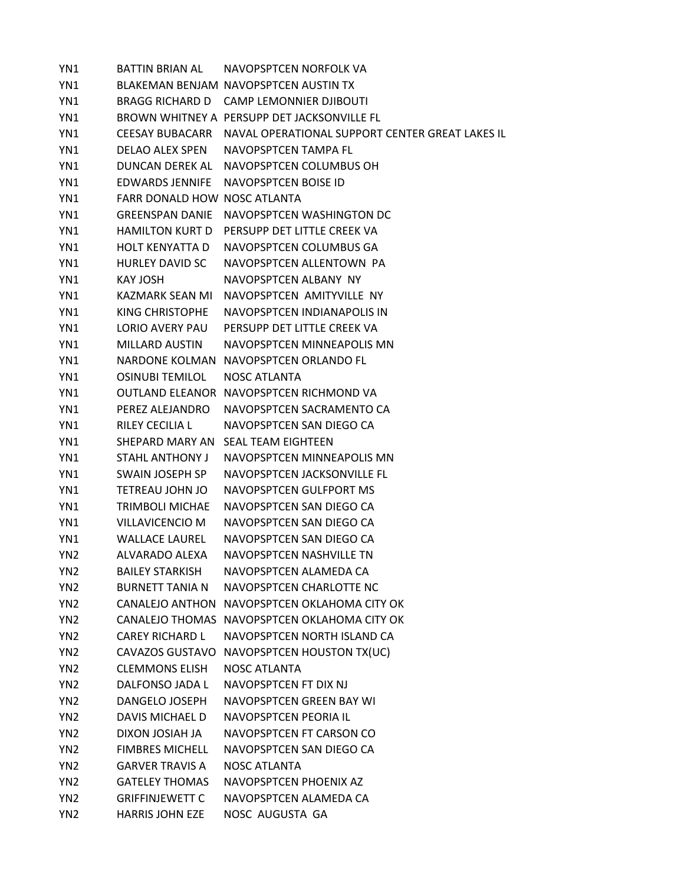| | | |
|---|---|---|
| YN1 | BATTIN BRIAN AL | NAVOPSPTCEN NORFOLK VA |
| YN1 | BLAKEMAN BENJAM | NAVOPSPTCEN AUSTIN TX |
| YN1 | BRAGG RICHARD D | CAMP LEMONNIER DJIBOUTI |
| YN1 | BROWN WHITNEY A | PERSUPP DET JACKSONVILLE FL |
| YN1 | CEESAY BUBACARR | NAVAL OPERATIONAL SUPPORT CENTER GREAT LAKES IL |
| YN1 | DELAO ALEX SPEN | NAVOPSPTCEN TAMPA FL |
| YN1 | DUNCAN DEREK AL | NAVOPSPTCEN COLUMBUS OH |
| YN1 | EDWARDS JENNIFE | NAVOPSPTCEN BOISE ID |
| YN1 | FARR DONALD HOW | NOSC ATLANTA |
| YN1 | GREENSPAN DANIE | NAVOPSPTCEN WASHINGTON DC |
| YN1 | HAMILTON KURT D | PERSUPP DET LITTLE CREEK VA |
| YN1 | HOLT KENYATTA D | NAVOPSPTCEN COLUMBUS GA |
| YN1 | HURLEY DAVID SC | NAVOPSPTCEN ALLENTOWN PA |
| YN1 | KAY JOSH | NAVOPSPTCEN ALBANY NY |
| YN1 | KAZMARK SEAN MI | NAVOPSPTCEN AMITYVILLE NY |
| YN1 | KING CHRISTOPHE | NAVOPSPTCEN INDIANAPOLIS IN |
| YN1 | LORIO AVERY PAU | PERSUPP DET LITTLE CREEK VA |
| YN1 | MILLARD AUSTIN | NAVOPSPTCEN MINNEAPOLIS MN |
| YN1 | NARDONE KOLMAN | NAVOPSPTCEN ORLANDO FL |
| YN1 | OSINUBI TEMILOL | NOSC ATLANTA |
| YN1 | OUTLAND ELEANOR | NAVOPSPTCEN RICHMOND VA |
| YN1 | PEREZ ALEJANDRO | NAVOPSPTCEN SACRAMENTO CA |
| YN1 | RILEY CECILIA L | NAVOPSPTCEN SAN DIEGO CA |
| YN1 | SHEPARD MARY AN | SEAL TEAM EIGHTEEN |
| YN1 | STAHL ANTHONY J | NAVOPSPTCEN MINNEAPOLIS MN |
| YN1 | SWAIN JOSEPH SP | NAVOPSPTCEN JACKSONVILLE FL |
| YN1 | TETREAU JOHN JO | NAVOPSPTCEN GULFPORT MS |
| YN1 | TRIMBOLI MICHAE | NAVOPSPTCEN SAN DIEGO CA |
| YN1 | VILLAVICENCIO M | NAVOPSPTCEN SAN DIEGO CA |
| YN1 | WALLACE LAUREL | NAVOPSPTCEN SAN DIEGO CA |
| YN2 | ALVARADO ALEXA | NAVOPSPTCEN NASHVILLE TN |
| YN2 | BAILEY STARKISH | NAVOPSPTCEN ALAMEDA CA |
| YN2 | BURNETT TANIA N | NAVOPSPTCEN CHARLOTTE NC |
| YN2 | CANALEJO ANTHON | NAVOPSPTCEN OKLAHOMA CITY OK |
| YN2 | CANALEJO THOMAS | NAVOPSPTCEN OKLAHOMA CITY OK |
| YN2 | CAREY RICHARD L | NAVOPSPTCEN NORTH ISLAND CA |
| YN2 | CAVAZOS GUSTAVO | NAVOPSPTCEN HOUSTON TX(UC) |
| YN2 | CLEMMONS ELISH | NOSC ATLANTA |
| YN2 | DALFONSO JADA L | NAVOPSPTCEN FT DIX NJ |
| YN2 | DANGELO JOSEPH | NAVOPSPTCEN GREEN BAY WI |
| YN2 | DAVIS MICHAEL D | NAVOPSPTCEN PEORIA IL |
| YN2 | DIXON JOSIAH JA | NAVOPSPTCEN FT CARSON CO |
| YN2 | FIMBRES MICHELL | NAVOPSPTCEN SAN DIEGO CA |
| YN2 | GARVER TRAVIS A | NOSC ATLANTA |
| YN2 | GATELEY THOMAS | NAVOPSPTCEN PHOENIX AZ |
| YN2 | GRIFFINJEWETT C | NAVOPSPTCEN ALAMEDA CA |
| YN2 | HARRIS JOHN EZE | NOSC AUGUSTA GA |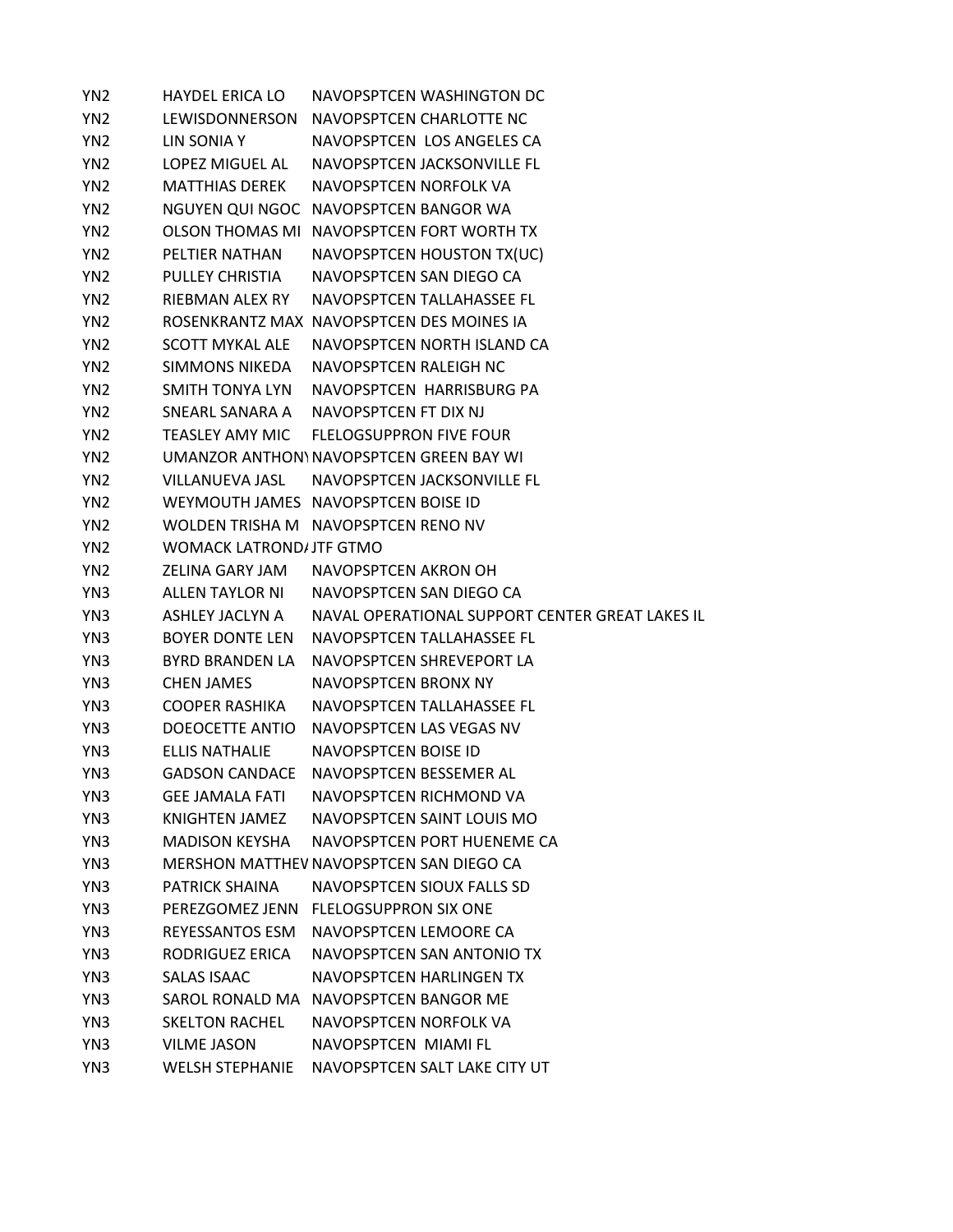| | | |
|---|---|---|
| YN2 | HAYDEL ERICA LO | NAVOPSPTCEN WASHINGTON DC |
| YN2 | LEWISDONNERSON | NAVOPSPTCEN CHARLOTTE NC |
| YN2 | LIN SONIA Y | NAVOPSPTCEN LOS ANGELES CA |
| YN2 | LOPEZ MIGUEL AL | NAVOPSPTCEN JACKSONVILLE FL |
| YN2 | MATTHIAS DEREK | NAVOPSPTCEN NORFOLK VA |
| YN2 | NGUYEN QUI NGOC | NAVOPSPTCEN BANGOR WA |
| YN2 | OLSON THOMAS MI | NAVOPSPTCEN FORT WORTH TX |
| YN2 | PELTIER NATHAN | NAVOPSPTCEN HOUSTON TX(UC) |
| YN2 | PULLEY CHRISTIA | NAVOPSPTCEN SAN DIEGO CA |
| YN2 | RIEBMAN ALEX RY | NAVOPSPTCEN TALLAHASSEE FL |
| YN2 | ROSENKRANTZ MAX | NAVOPSPTCEN DES MOINES IA |
| YN2 | SCOTT MYKAL ALE | NAVOPSPTCEN NORTH ISLAND CA |
| YN2 | SIMMONS NIKEDA | NAVOPSPTCEN RALEIGH NC |
| YN2 | SMITH TONYA LYN | NAVOPSPTCEN HARRISBURG PA |
| YN2 | SNEARL SANARA A | NAVOPSPTCEN FT DIX NJ |
| YN2 | TEASLEY AMY MIC | FLELOGSUPPRON FIVE FOUR |
| YN2 | UMANZOR ANTHONY | NAVOPSPTCEN GREEN BAY WI |
| YN2 | VILLANUEVA JASL | NAVOPSPTCEN JACKSONVILLE FL |
| YN2 | WEYMOUTH JAMES | NAVOPSPTCEN BOISE ID |
| YN2 | WOLDEN TRISHA M | NAVOPSPTCEN RENO NV |
| YN2 | WOMACK LATRONDA | JTF GTMO |
| YN2 | ZELINA GARY JAM | NAVOPSPTCEN AKRON OH |
| YN3 | ALLEN TAYLOR NI | NAVOPSPTCEN SAN DIEGO CA |
| YN3 | ASHLEY JACLYN A | NAVAL OPERATIONAL SUPPORT CENTER GREAT LAKES IL |
| YN3 | BOYER DONTE LEN | NAVOPSPTCEN TALLAHASSEE FL |
| YN3 | BYRD BRANDEN LA | NAVOPSPTCEN SHREVEPORT LA |
| YN3 | CHEN JAMES | NAVOPSPTCEN BRONX NY |
| YN3 | COOPER RASHIKA | NAVOPSPTCEN TALLAHASSEE FL |
| YN3 | DOEOCETTE ANTIO | NAVOPSPTCEN LAS VEGAS NV |
| YN3 | ELLIS NATHALIE | NAVOPSPTCEN BOISE ID |
| YN3 | GADSON CANDACE | NAVOPSPTCEN BESSEMER AL |
| YN3 | GEE JAMALA FATI | NAVOPSPTCEN RICHMOND VA |
| YN3 | KNIGHTEN JAMEZ | NAVOPSPTCEN SAINT LOUIS MO |
| YN3 | MADISON KEYSHA | NAVOPSPTCEN PORT HUENEME CA |
| YN3 | MERSHON MATTHEW | NAVOPSPTCEN SAN DIEGO CA |
| YN3 | PATRICK SHAINA | NAVOPSPTCEN SIOUX FALLS SD |
| YN3 | PEREZGOMEZ JENN | FLELOGSUPPRON SIX ONE |
| YN3 | REYESSANTOS ESM | NAVOPSPTCEN LEMOORE CA |
| YN3 | RODRIGUEZ ERICA | NAVOPSPTCEN SAN ANTONIO TX |
| YN3 | SALAS ISAAC | NAVOPSPTCEN HARLINGEN TX |
| YN3 | SAROL RONALD MA | NAVOPSPTCEN BANGOR ME |
| YN3 | SKELTON RACHEL | NAVOPSPTCEN NORFOLK VA |
| YN3 | VILME JASON | NAVOPSPTCEN MIAMI FL |
| YN3 | WELSH STEPHANIE | NAVOPSPTCEN SALT LAKE CITY UT |